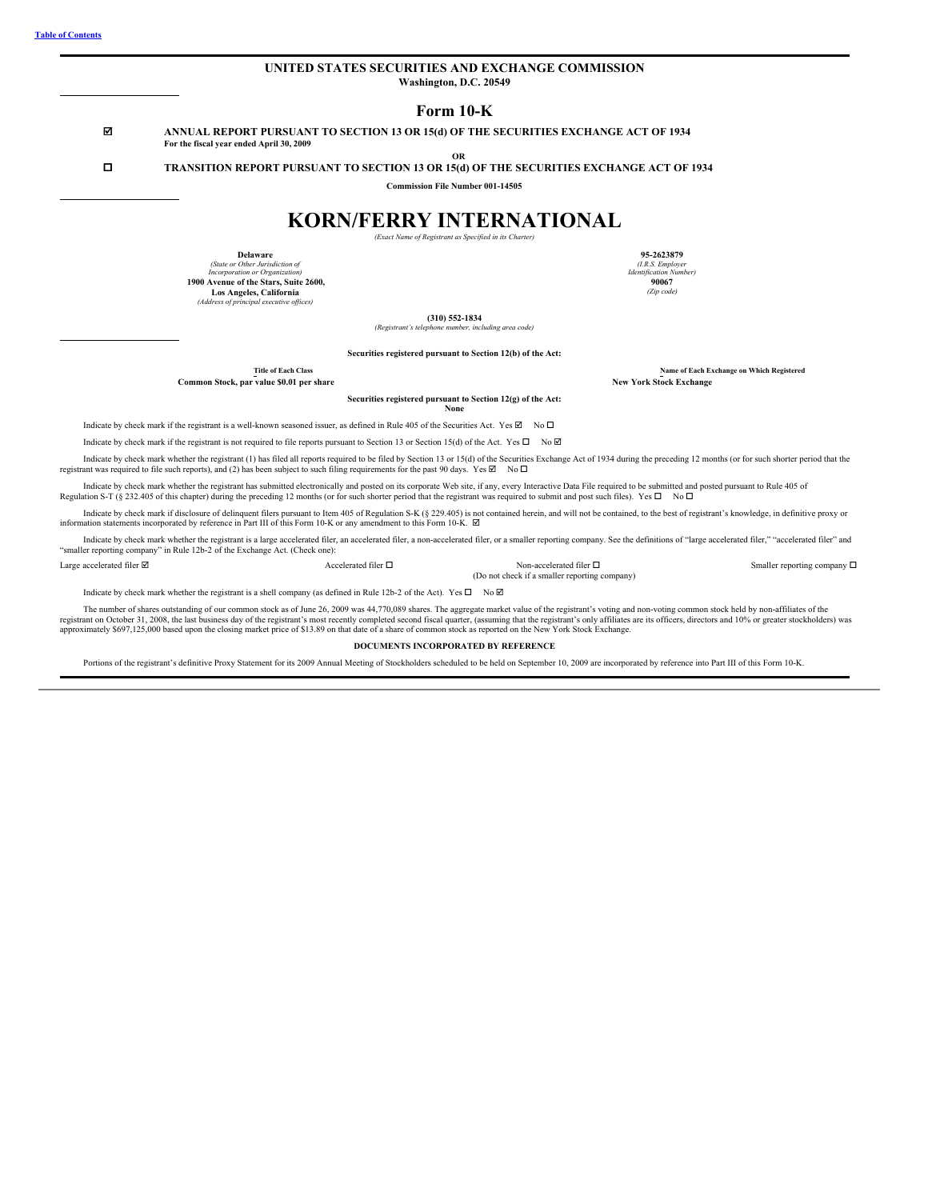[Table of Contents](#)

# UNITED STATES SECURITIES AND EXCHANGE COMMISSION

**Washington, D.C. 20549**

## Form 10-K

☑ **ANNUAL REPORT PURSUANT TO SECTION 13 OR 15(d) OF THE SECURITIES EXCHANGE ACT OF 1934**
**For the fiscal year ended April 30, 2009**

**OR**

☐ **TRANSITION REPORT PURSUANT TO SECTION 13 OR 15(d) OF THE SECURITIES EXCHANGE ACT OF 1934**

**Commission File Number 001-14505**

# KORN/FERRY INTERNATIONAL

*(Exact Name of Registrant as Specified in its Charter)*

| | |
|---|---|
| **Delaware** | **95-2623879** |
| *(State or Other Jurisdiction of Incorporation or Organization)* | *(I.R.S. Employer Identification Number)* |
| **1900 Avenue of the Stars, Suite 2600, Los Angeles, California** | **90067** |
| *(Address of principal executive offices)* | *(Zip code)* |

**(310) 552-1834**
*(Registrant's telephone number, including area code)*

**Securities registered pursuant to Section 12(b) of the Act:**

| Title of Each Class | Name of Each Exchange on Which Registered |
|---|---|
| **Common Stock, par value $0.01 per share** | **New York Stock Exchange** |

**Securities registered pursuant to Section 12(g) of the Act:**
**None**

Indicate by check mark if the registrant is a well-known seasoned issuer, as defined in Rule 405 of the Securities Act. Yes ☑ No ☐

Indicate by check mark if the registrant is not required to file reports pursuant to Section 13 or Section 15(d) of the Act. Yes ☐ No ☑

Indicate by check mark whether the registrant (1) has filed all reports required to be filed by Section 13 or 15(d) of the Securities Exchange Act of 1934 during the preceding 12 months (or for such shorter period that the registrant was required to file such reports), and (2) has been subject to such filing requirements for the past 90 days. Yes ☑ No ☐

Indicate by check mark whether the registrant has submitted electronically and posted on its corporate Web site, if any, every Interactive Data File required to be submitted and posted pursuant to Rule 405 of Regulation S-T (§ 232.405 of this chapter) during the preceding 12 months (or for such shorter period that the registrant was required to submit and post such files). Yes ☐ No ☐

Indicate by check mark if disclosure of delinquent filers pursuant to Item 405 of Regulation S-K (§ 229.405) is not contained herein, and will not be contained, to the best of registrant's knowledge, in definitive proxy or information statements incorporated by reference in Part III of this Form 10-K or any amendment to this Form 10-K. ☑

Indicate by check mark whether the registrant is a large accelerated filer, an accelerated filer, a non-accelerated filer, or a smaller reporting company. See the definitions of "large accelerated filer," "accelerated filer" and "smaller reporting company" in Rule 12b-2 of the Exchange Act. (Check one):

| | | | |
|---|---|---|---|
| Large accelerated filer ☑ | Accelerated filer ☐ | Non-accelerated filer ☐ (Do not check if a smaller reporting company) | Smaller reporting company ☐ |

Indicate by check mark whether the registrant is a shell company (as defined in Rule 12b-2 of the Act). Yes ☐ No ☑

The number of shares outstanding of our common stock as of June 26, 2009 was 44,770,089 shares. The aggregate market value of the registrant's voting and non-voting common stock held by non-affiliates of the registrant on October 31, 2008, the last business day of the registrant's most recently completed second fiscal quarter, (assuming that the registrant's only affiliates are its officers, directors and 10% or greater stockholders) was approximately $697,125,000 based upon the closing market price of $13.89 on that date of a share of common stock as reported on the New York Stock Exchange.

**DOCUMENTS INCORPORATED BY REFERENCE**

Portions of the registrant's definitive Proxy Statement for its 2009 Annual Meeting of Stockholders scheduled to be held on September 10, 2009 are incorporated by reference into Part III of this Form 10-K.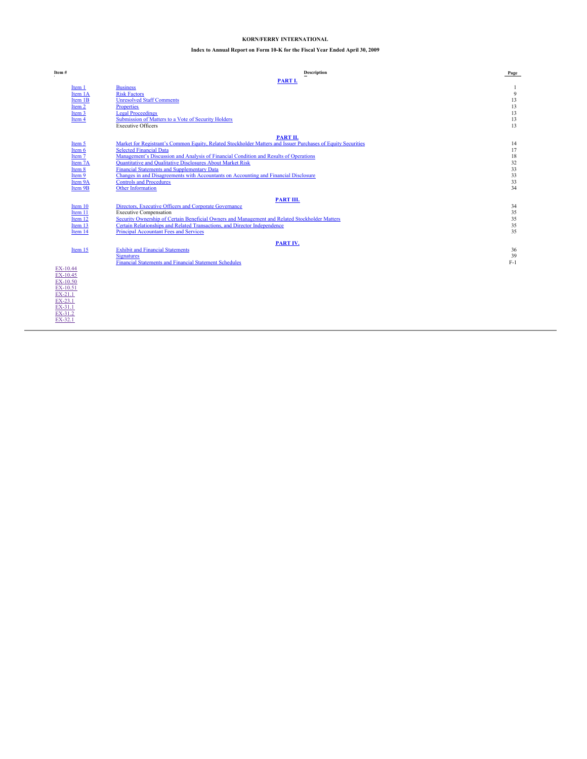**KORN/FERRY INTERNATIONAL**

**Index to Annual Report on Form 10-K for the Fiscal Year Ended April 30, 2009**

| Item # | Description | Page |
|---|---|---|
| | **PART I.** | |
| Item 1 | Business | 1 |
| Item 1A | Risk Factors | 9 |
| Item 1B | Unresolved Staff Comments | 13 |
| Item 2 | Properties | 13 |
| Item 3 | Legal Proceedings | 13 |
| Item 4 | Submission of Matters to a Vote of Security Holders | 13 |
| | Executive Officers | 13 |
| | **PART II.** | |
| Item 5 | Market for Registrant's Common Equity, Related Stockholder Matters and Issuer Purchases of Equity Securities | 14 |
| Item 6 | Selected Financial Data | 17 |
| Item 7 | Management's Discussion and Analysis of Financial Condition and Results of Operations | 18 |
| Item 7A | Quantitative and Qualitative Disclosures About Market Risk | 32 |
| Item 8 | Financial Statements and Supplementary Data | 33 |
| Item 9 | Changes in and Disagreements with Accountants on Accounting and Financial Disclosure | 33 |
| Item 9A | Controls and Procedures | 33 |
| Item 9B | Other Information | 34 |
| | **PART III.** | |
| Item 10 | Directors, Executive Officers and Corporate Governance | 34 |
| Item 11 | Executive Compensation | 35 |
| Item 12 | Security Ownership of Certain Beneficial Owners and Management and Related Stockholder Matters | 35 |
| Item 13 | Certain Relationships and Related Transactions, and Director Independence | 35 |
| Item 14 | Principal Accountant Fees and Services | 35 |
| | **PART IV.** | |
| Item 15 | Exhibit and Financial Statements | 36 |
| | Signatures | 39 |
| | Financial Statements and Financial Statement Schedules | F-1 |

EX-10.44
EX-10.45
EX-10.50
EX-10.51
EX-21.1
EX-23.1
EX-31.1
EX-31.2
EX-32.1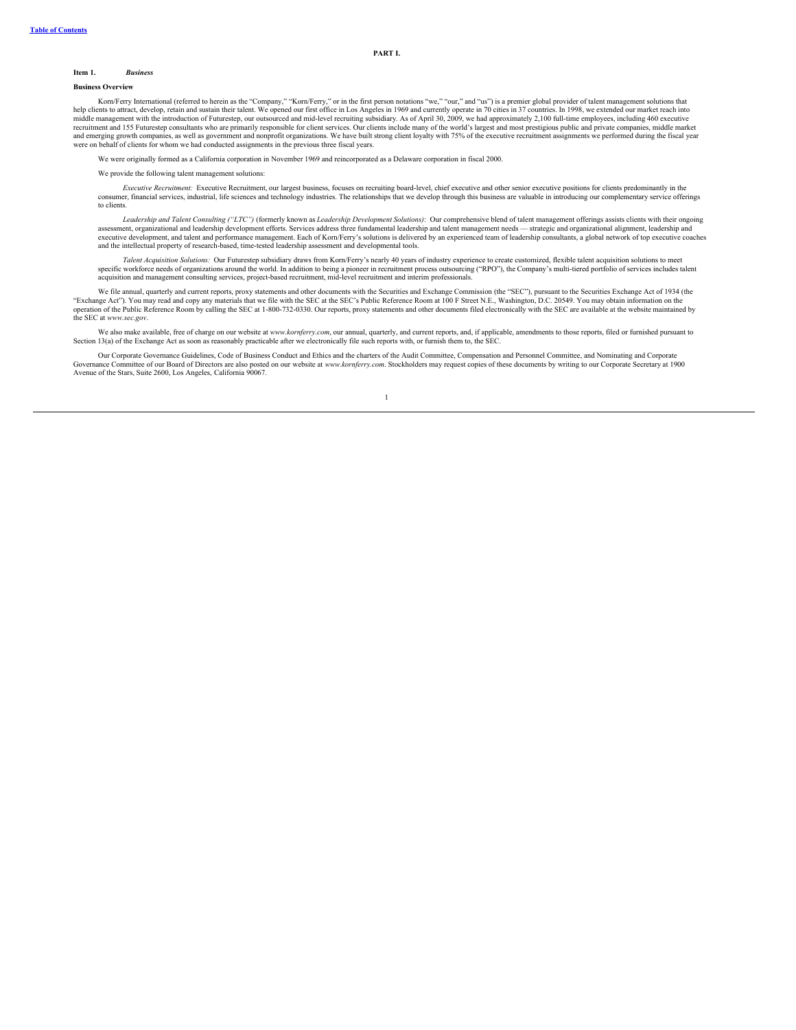# PART I.

## Item 1. *Business*

### Business Overview

Korn/Ferry International (referred to herein as the "Company," "Korn/Ferry," or in the first person notations "we," "our," and "us") is a premier global provider of talent management solutions that help clients to attract, develop, retain and sustain their talent. We opened our first office in Los Angeles in 1969 and currently operate in 70 cities in 37 countries. In 1998, we extended our market reach into middle management with the introduction of Futurestep, our outsourced and mid-level recruiting subsidiary. As of April 30, 2009, we had approximately 2,100 full-time employees, including 460 executive recruitment and 155 Futurestep consultants who are primarily responsible for client services. Our clients include many of the world's largest and most prestigious public and private companies, middle market and emerging growth companies, as well as government and nonprofit organizations. We have built strong client loyalty with 75% of the executive recruitment assignments we performed during the fiscal year were on behalf of clients for whom we had conducted assignments in the previous three fiscal years.

We were originally formed as a California corporation in November 1969 and reincorporated as a Delaware corporation in fiscal 2000.

We provide the following talent management solutions:

*Executive Recruitment:* Executive Recruitment, our largest business, focuses on recruiting board-level, chief executive and other senior executive positions for clients predominantly in the consumer, financial services, industrial, life sciences and technology industries. The relationships that we develop through this business are valuable in introducing our complementary service offerings to clients.

*Leadership and Talent Consulting ("LTC")* (formerly known as *Leadership Development Solutions)*: Our comprehensive blend of talent management offerings assists clients with their ongoing assessment, organizational and leadership development efforts. Services address three fundamental leadership and talent management needs — strategic and organizational alignment, leadership and executive development, and talent and performance management. Each of Korn/Ferry's solutions is delivered by an experienced team of leadership consultants, a global network of top executive coaches and the intellectual property of research-based, time-tested leadership assessment and developmental tools.

*Talent Acquisition Solutions:* Our Futurestep subsidiary draws from Korn/Ferry's nearly 40 years of industry experience to create customized, flexible talent acquisition solutions to meet specific workforce needs of organizations around the world. In addition to being a pioneer in recruitment process outsourcing ("RPO"), the Company's multi-tiered portfolio of services includes talent acquisition and management consulting services, project-based recruitment, mid-level recruitment and interim professionals.

We file annual, quarterly and current reports, proxy statements and other documents with the Securities and Exchange Commission (the "SEC"), pursuant to the Securities Exchange Act of 1934 (the "Exchange Act"). You may read and copy any materials that we file with the SEC at the SEC's Public Reference Room at 100 F Street N.E., Washington, D.C. 20549. You may obtain information on the operation of the Public Reference Room by calling the SEC at 1-800-732-0330. Our reports, proxy statements and other documents filed electronically with the SEC are available at the website maintained by the SEC at *www.sec.gov*.

We also make available, free of charge on our website at *www.kornferry.com*, our annual, quarterly, and current reports, and, if applicable, amendments to those reports, filed or furnished pursuant to Section 13(a) of the Exchange Act as soon as reasonably practicable after we electronically file such reports with, or furnish them to, the SEC.

Our Corporate Governance Guidelines, Code of Business Conduct and Ethics and the charters of the Audit Committee, Compensation and Personnel Committee, and Nominating and Corporate Governance Committee of our Board of Directors are also posted on our website at *www.kornferry.com*. Stockholders may request copies of these documents by writing to our Corporate Secretary at 1900 Avenue of the Stars, Suite 2600, Los Angeles, California 90067.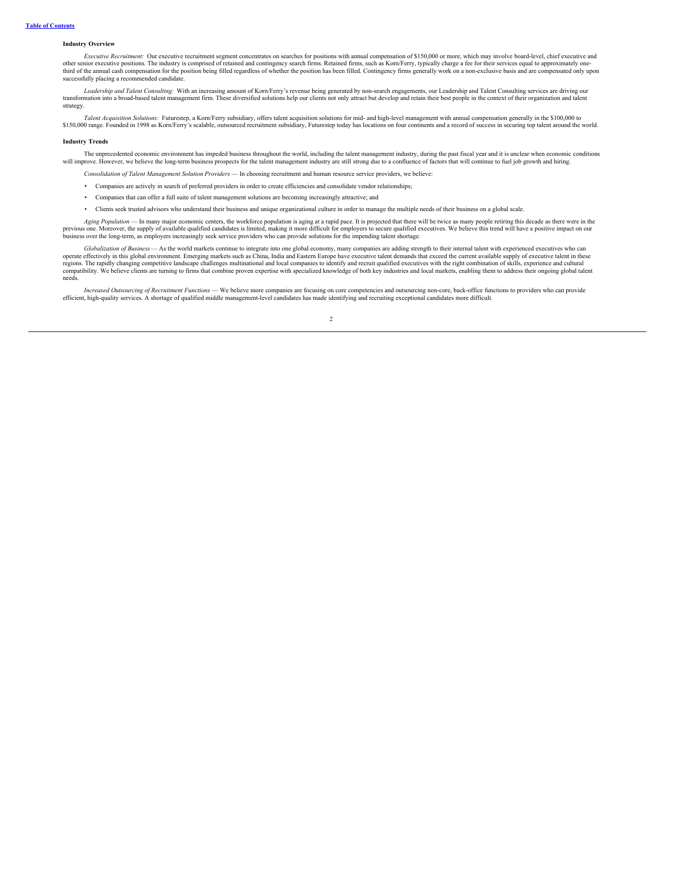**Industry Overview**

*Executive Recruitment:* Our executive recruitment segment concentrates on searches for positions with annual compensation of $150,000 or more, which may involve board-level, chief executive and other senior executive positions. The industry is comprised of retained and contingency search firms. Retained firms, such as Korn/Ferry, typically charge a fee for their services equal to approximately one-third of the annual cash compensation for the position being filled regardless of whether the position has been filled. Contingency firms generally work on a non-exclusive basis and are compensated only upon successfully placing a recommended candidate.

*Leadership and Talent Consulting:* With an increasing amount of Korn/Ferry's revenue being generated by non-search engagements, our Leadership and Talent Consulting services are driving our transformation into a broad-based talent management firm. These diversified solutions help our clients not only attract but develop and retain their best people in the context of their organization and talent strategy.

*Talent Acquisition Solutions:* Futurestep, a Korn/Ferry subsidiary, offers talent acquisition solutions for mid- and high-level management with annual compensation generally in the $100,000 to $150,000 range. Founded in 1998 as Korn/Ferry's scalable, outsourced recruitment subsidiary, Futurestep today has locations on four continents and a record of success in securing top talent around the world.

**Industry Trends**

The unprecedented economic environment has impeded business throughout the world, including the talent management industry, during the past fiscal year and it is unclear when economic conditions will improve. However, we believe the long-term business prospects for the talent management industry are still strong due to a confluence of factors that will continue to fuel job growth and hiring.

*Consolidation of Talent Management Solution Providers* — In choosing recruitment and human resource service providers, we believe:

- Companies are actively in search of preferred providers in order to create efficiencies and consolidate vendor relationships;
- Companies that can offer a full suite of talent management solutions are becoming increasingly attractive; and
- Clients seek trusted advisors who understand their business and unique organizational culture in order to manage the multiple needs of their business on a global scale.

*Aging Population* — In many major economic centers, the workforce population is aging at a rapid pace. It is projected that there will be twice as many people retiring this decade as there were in the previous one. Moreover, the supply of available qualified candidates is limited, making it more difficult for employers to secure qualified executives. We believe this trend will have a positive impact on our business over the long-term, as employers increasingly seek service providers who can provide solutions for the impending talent shortage.

*Globalization of Business* — As the world markets continue to integrate into one global economy, many companies are adding strength to their internal talent with experienced executives who can operate effectively in this global environment. Emerging markets such as China, India and Eastern Europe have executive talent demands that exceed the current available supply of executive talent in these regions. The rapidly changing competitive landscape challenges multinational and local companies to identify and recruit qualified executives with the right combination of skills, experience and cultural compatibility. We believe clients are turning to firms that combine proven expertise with specialized knowledge of both key industries and local markets, enabling them to address their ongoing global talent needs.

*Increased Outsourcing of Recruitment Functions* — We believe more companies are focusing on core competencies and outsourcing non-core, back-office functions to providers who can provide efficient, high-quality services. A shortage of qualified middle management-level candidates has made identifying and recruiting exceptional candidates more difficult.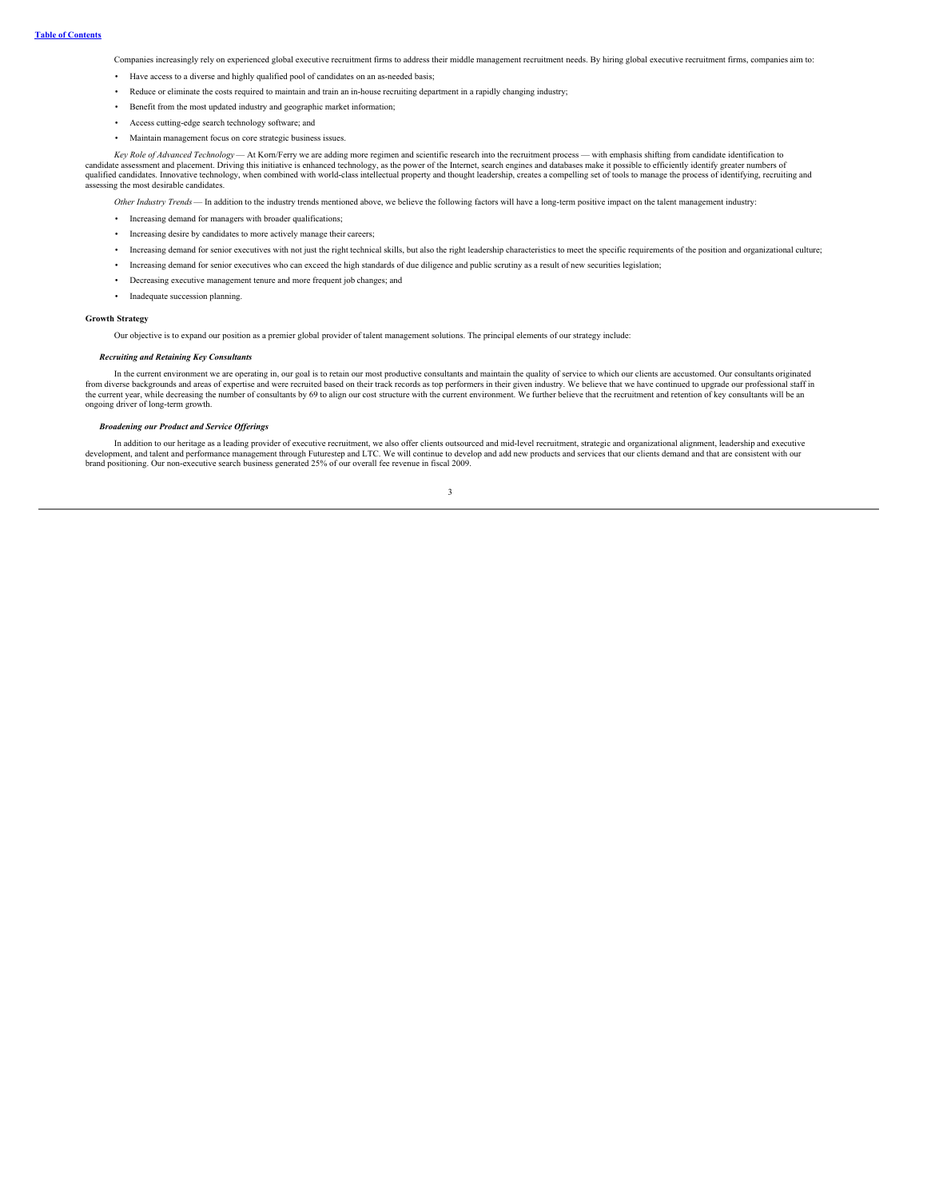Companies increasingly rely on experienced global executive recruitment firms to address their middle management recruitment needs. By hiring global executive recruitment firms, companies aim to:

- Have access to a diverse and highly qualified pool of candidates on an as-needed basis;
- Reduce or eliminate the costs required to maintain and train an in-house recruiting department in a rapidly changing industry;
- Benefit from the most updated industry and geographic market information;
- Access cutting-edge search technology software; and
- Maintain management focus on core strategic business issues.

*Key Role of Advanced Technology* — At Korn/Ferry we are adding more regimen and scientific research into the recruitment process — with emphasis shifting from candidate identification to candidate assessment and placement. Driving this initiative is enhanced technology, as the power of the Internet, search engines and databases make it possible to efficiently identify greater numbers of qualified candidates. Innovative technology, when combined with world-class intellectual property and thought leadership, creates a compelling set of tools to manage the process of identifying, recruiting and assessing the most desirable candidates.

*Other Industry Trends* — In addition to the industry trends mentioned above, we believe the following factors will have a long-term positive impact on the talent management industry:

- Increasing demand for managers with broader qualifications;
- Increasing desire by candidates to more actively manage their careers;
- Increasing demand for senior executives with not just the right technical skills, but also the right leadership characteristics to meet the specific requirements of the position and organizational culture;
- Increasing demand for senior executives who can exceed the high standards of due diligence and public scrutiny as a result of new securities legislation;
- Decreasing executive management tenure and more frequent job changes; and
- Inadequate succession planning.

**Growth Strategy**

Our objective is to expand our position as a premier global provider of talent management solutions. The principal elements of our strategy include:

***Recruiting and Retaining Key Consultants***

In the current environment we are operating in, our goal is to retain our most productive consultants and maintain the quality of service to which our clients are accustomed. Our consultants originated from diverse backgrounds and areas of expertise and were recruited based on their track records as top performers in their given industry. We believe that we have continued to upgrade our professional staff in the current year, while decreasing the number of consultants by 69 to align our cost structure with the current environment. We further believe that the recruitment and retention of key consultants will be an ongoing driver of long-term growth.

***Broadening our Product and Service Offerings***

In addition to our heritage as a leading provider of executive recruitment, we also offer clients outsourced and mid-level recruitment, strategic and organizational alignment, leadership and executive development, and talent and performance management through Futurestep and LTC. We will continue to develop and add new products and services that our clients demand and that are consistent with our brand positioning. Our non-executive search business generated 25% of our overall fee revenue in fiscal 2009.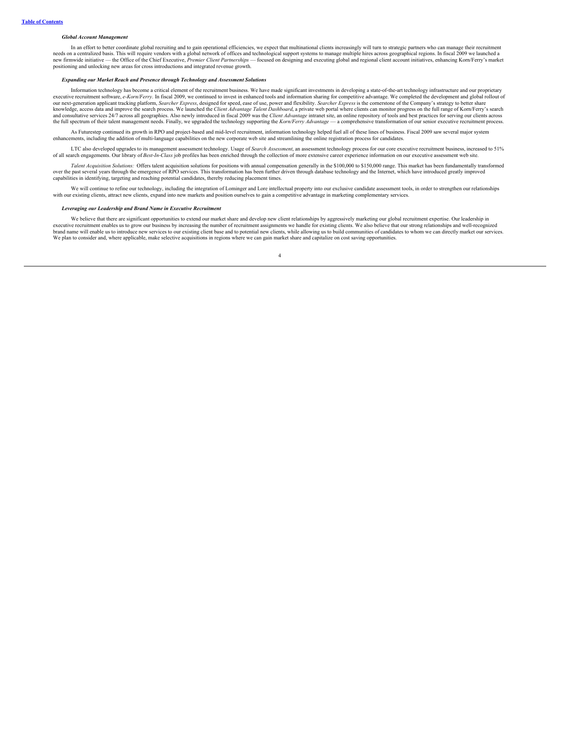### *Global Account Management*

In an effort to better coordinate global recruiting and to gain operational efficiencies, we expect that multinational clients increasingly will turn to strategic partners who can manage their recruitment needs on a centralized basis. This will require vendors with a global network of offices and technological support systems to manage multiple hires across geographical regions. In fiscal 2009 we launched a new firmwide initiative — the Office of the Chief Executive, *Premier Client Partnerships* — focused on designing and executing global and regional client account initiatives, enhancing Korn/Ferry's market positioning and unlocking new areas for cross introductions and integrated revenue growth.

### *Expanding our Market Reach and Presence through Technology and Assessment Solutions*

Information technology has become a critical element of the recruitment business. We have made significant investments in developing a state-of-the-art technology infrastructure and our proprietary executive recruitment software, *e-Korn/Ferry*. In fiscal 2009, we continued to invest in enhanced tools and information sharing for competitive advantage. We completed the development and global rollout of our next-generation applicant tracking platform, *Searcher Express*, designed for speed, ease of use, power and flexibility. *Searcher Express* is the cornerstone of the Company's strategy to better share knowledge, access data and improve the search process. We launched the *Client Advantage Talent Dashboard*, a private web portal where clients can monitor progress on the full range of Korn/Ferry's search and consultative services 24/7 across all geographies. Also newly introduced in fiscal 2009 was the *Client Advantage* intranet site, an online repository of tools and best practices for serving our clients across the full spectrum of their talent management needs. Finally, we upgraded the technology supporting the *Korn/Ferry Advantage* — a comprehensive transformation of our senior executive recruitment process.

As Futurestep continued its growth in RPO and project-based and mid-level recruitment, information technology helped fuel all of these lines of business. Fiscal 2009 saw several major system enhancements, including the addition of multi-language capabilities on the new corporate web site and streamlining the online registration process for candidates.

LTC also developed upgrades to its management assessment technology. Usage of *Search Assessment*, an assessment technology process for our core executive recruitment business, increased to 51% of all search engagements. Our library of *Best-In-Class* job profiles has been enriched through the collection of more extensive career experience information on our executive assessment web site.

*Talent Acquisition Solutions:* Offers talent acquisition solutions for positions with annual compensation generally in the $100,000 to $150,000 range. This market has been fundamentally transformed over the past several years through the emergence of RPO services. This transformation has been further driven through database technology and the Internet, which have introduced greatly improved capabilities in identifying, targeting and reaching potential candidates, thereby reducing placement times.

We will continue to refine our technology, including the integration of Lominger and Lore intellectual property into our exclusive candidate assessment tools, in order to strengthen our relationships with our existing clients, attract new clients, expand into new markets and position ourselves to gain a competitive advantage in marketing complementary services.

### *Leveraging our Leadership and Brand Name in Executive Recruitment*

We believe that there are significant opportunities to extend our market share and develop new client relationships by aggressively marketing our global recruitment expertise. Our leadership in executive recruitment enables us to grow our business by increasing the number of recruitment assignments we handle for existing clients. We also believe that our strong relationships and well-recognized brand name will enable us to introduce new services to our existing client base and to potential new clients, while allowing us to build communities of candidates to whom we can directly market our services. We plan to consider and, where applicable, make selective acquisitions in regions where we can gain market share and capitalize on cost saving opportunities.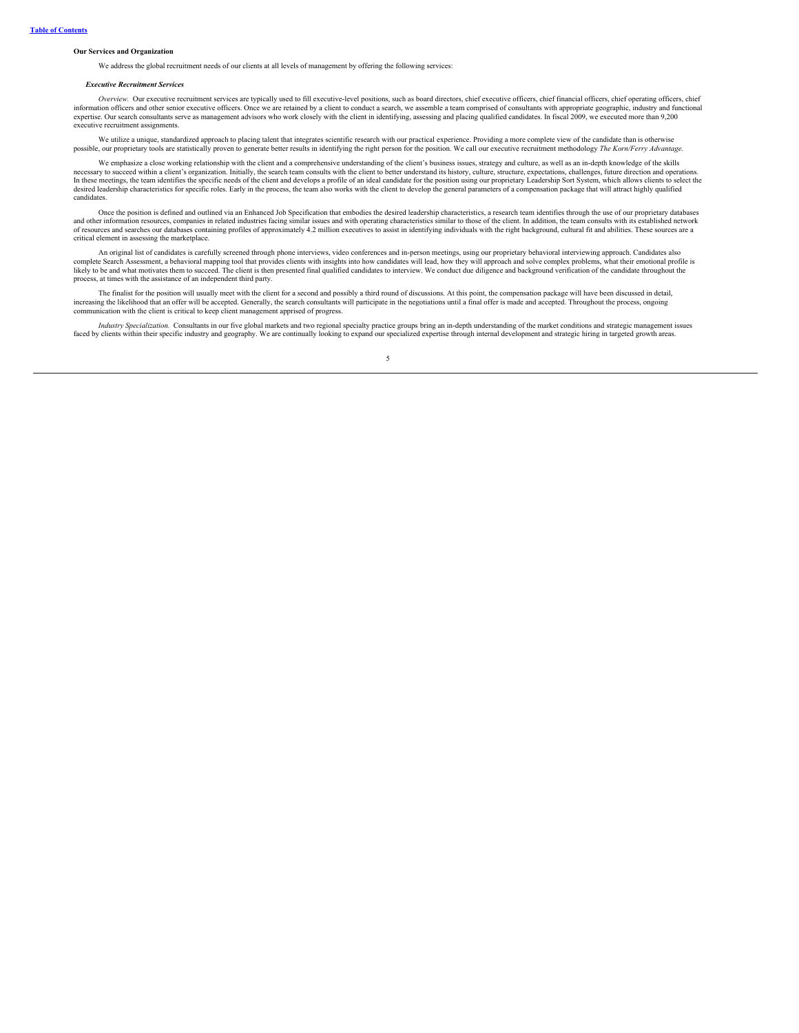### Our Services and Organization

We address the global recruitment needs of our clients at all levels of management by offering the following services:

#### *Executive Recruitment Services*

*Overview.* Our executive recruitment services are typically used to fill executive-level positions, such as board directors, chief executive officers, chief financial officers, chief operating officers, chief information officers and other senior executive officers. Once we are retained by a client to conduct a search, we assemble a team comprised of consultants with appropriate geographic, industry and functional expertise. Our search consultants serve as management advisors who work closely with the client in identifying, assessing and placing qualified candidates. In fiscal 2009, we executed more than 9,200 executive recruitment assignments.

We utilize a unique, standardized approach to placing talent that integrates scientific research with our practical experience. Providing a more complete view of the candidate than is otherwise possible, our proprietary tools are statistically proven to generate better results in identifying the right person for the position. We call our executive recruitment methodology *The Korn/Ferry Advantage*.

We emphasize a close working relationship with the client and a comprehensive understanding of the client's business issues, strategy and culture, as well as an in-depth knowledge of the skills necessary to succeed within a client's organization. Initially, the search team consults with the client to better understand its history, culture, structure, expectations, challenges, future direction and operations. In these meetings, the team identifies the specific needs of the client and develops a profile of an ideal candidate for the position using our proprietary Leadership Sort System, which allows clients to select the desired leadership characteristics for specific roles. Early in the process, the team also works with the client to develop the general parameters of a compensation package that will attract highly qualified candidates.

Once the position is defined and outlined via an Enhanced Job Specification that embodies the desired leadership characteristics, a research team identifies through the use of our proprietary databases and other information resources, companies in related industries facing similar issues and with operating characteristics similar to those of the client. In addition, the team consults with its established network of resources and searches our databases containing profiles of approximately 4.2 million executives to assist in identifying individuals with the right background, cultural fit and abilities. These sources are a critical element in assessing the marketplace.

An original list of candidates is carefully screened through phone interviews, video conferences and in-person meetings, using our proprietary behavioral interviewing approach. Candidates also complete Search Assessment, a behavioral mapping tool that provides clients with insights into how candidates will lead, how they will approach and solve complex problems, what their emotional profile is likely to be and what motivates them to succeed. The client is then presented final qualified candidates to interview. We conduct due diligence and background verification of the candidate throughout the process, at times with the assistance of an independent third party.

The finalist for the position will usually meet with the client for a second and possibly a third round of discussions. At this point, the compensation package will have been discussed in detail, increasing the likelihood that an offer will be accepted. Generally, the search consultants will participate in the negotiations until a final offer is made and accepted. Throughout the process, ongoing communication with the client is critical to keep client management apprised of progress.

*Industry Specialization.* Consultants in our five global markets and two regional specialty practice groups bring an in-depth understanding of the market conditions and strategic management issues faced by clients within their specific industry and geography. We are continually looking to expand our specialized expertise through internal development and strategic hiring in targeted growth areas.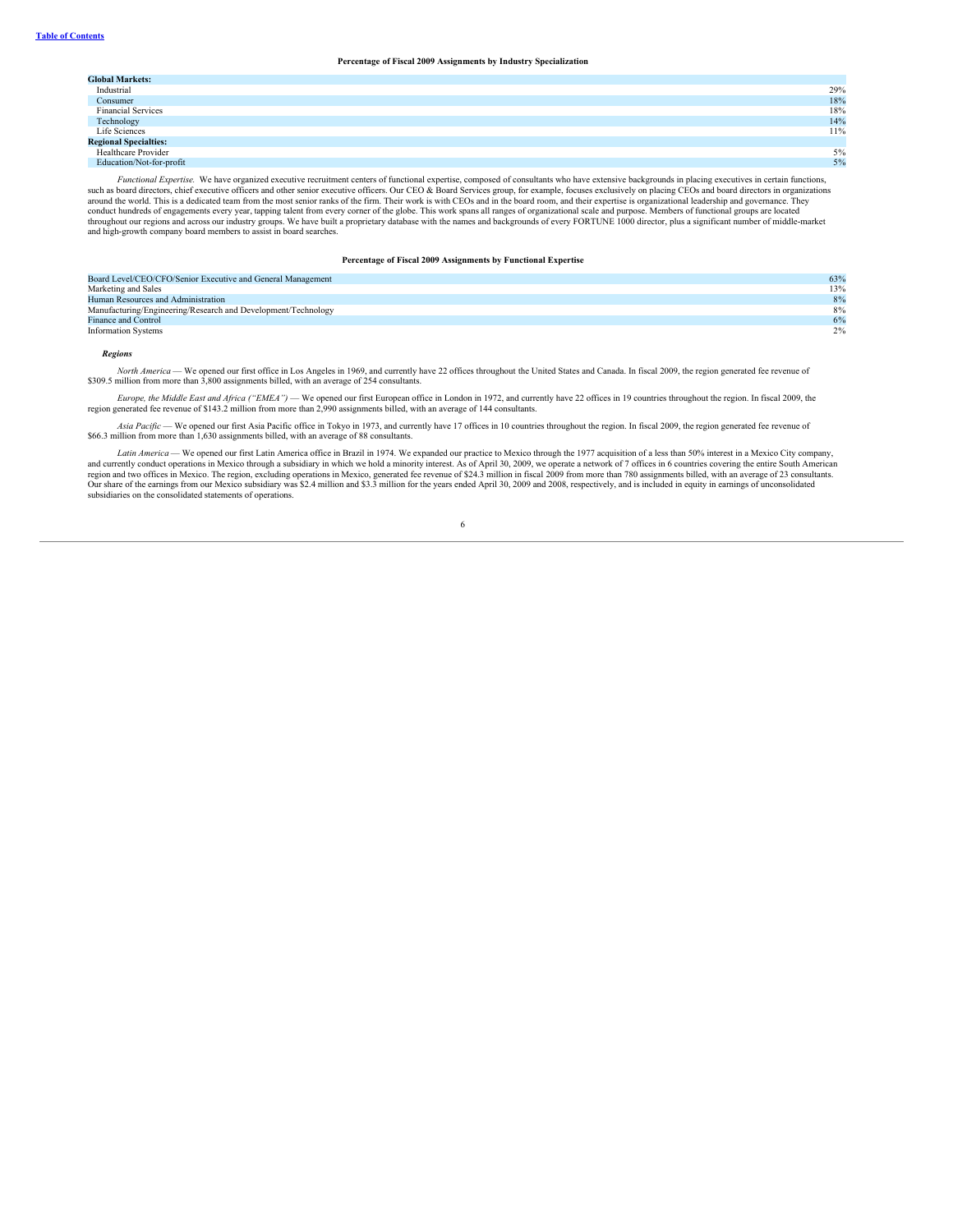**Percentage of Fiscal 2009 Assignments by Industry Specialization**

| | |
|---|---|
| **Global Markets:** | |
| Industrial | 29% |
| Consumer | 18% |
| Financial Services | 18% |
| Technology | 14% |
| Life Sciences | 11% |
| **Regional Specialties:** | |
| Healthcare Provider | 5% |
| Education/Not-for-profit | 5% |

*Functional Expertise.* We have organized executive recruitment centers of functional expertise, composed of consultants who have extensive backgrounds in placing executives in certain functions, such as board directors, chief executive officers and other senior executive officers. Our CEO & Board Services group, for example, focuses exclusively on placing CEOs and board directors in organizations around the world. This is a dedicated team from the most senior ranks of the firm. Their work is with CEOs and in the board room, and their expertise is organizational leadership and governance. They conduct hundreds of engagements every year, tapping talent from every corner of the globe. This work spans all ranges of organizational scale and purpose. Members of functional groups are located throughout our regions and across our industry groups. We have built a proprietary database with the names and backgrounds of every FORTUNE 1000 director, plus a significant number of middle-market and high-growth company board members to assist in board searches.

**Percentage of Fiscal 2009 Assignments by Functional Expertise**

| | |
|---|---|
| Board Level/CEO/CFO/Senior Executive and General Management | 63% |
| Marketing and Sales | 13% |
| Human Resources and Administration | 8% |
| Manufacturing/Engineering/Research and Development/Technology | 8% |
| Finance and Control | 6% |
| Information Systems | 2% |

***Regions***

*North America* — We opened our first office in Los Angeles in 1969, and currently have 22 offices throughout the United States and Canada. In fiscal 2009, the region generated fee revenue of $309.5 million from more than 3,800 assignments billed, with an average of 254 consultants.

*Europe, the Middle East and Africa ("EMEA")* — We opened our first European office in London in 1972, and currently have 22 offices in 19 countries throughout the region. In fiscal 2009, the region generated fee revenue of $143.2 million from more than 2,990 assignments billed, with an average of 144 consultants.

*Asia Pacific* — We opened our first Asia Pacific office in Tokyo in 1973, and currently have 17 offices in 10 countries throughout the region. In fiscal 2009, the region generated fee revenue of $66.3 million from more than 1,630 assignments billed, with an average of 88 consultants.

*Latin America* — We opened our first Latin America office in Brazil in 1974. We expanded our practice to Mexico through the 1977 acquisition of a less than 50% interest in a Mexico City company, and currently conduct operations in Mexico through a subsidiary in which we hold a minority interest. As of April 30, 2009, we operate a network of 7 offices in 6 countries covering the entire South American region and two offices in Mexico. The region, excluding operations in Mexico, generated fee revenue of $24.3 million in fiscal 2009 from more than 780 assignments billed, with an average of 23 consultants. Our share of the earnings from our Mexico subsidiary was $2.4 million and $3.3 million for the years ended April 30, 2009 and 2008, respectively, and is included in equity in earnings of unconsolidated subsidiaries on the consolidated statements of operations.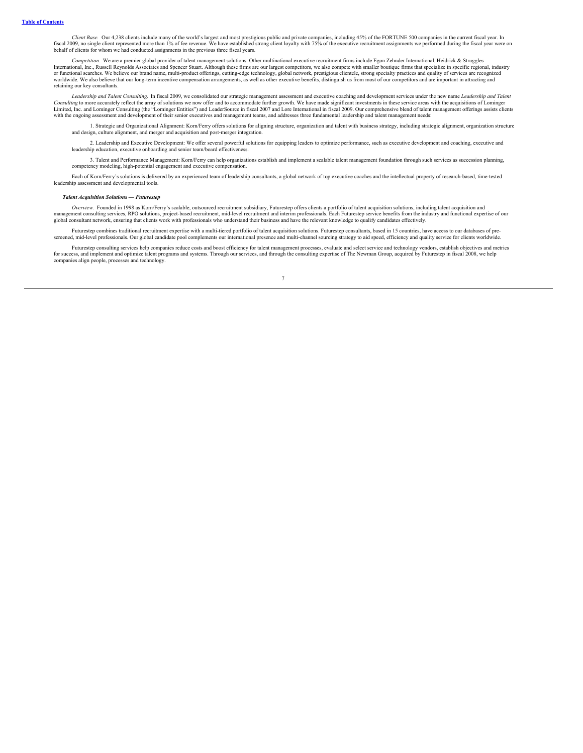*Client Base.* Our 4,238 clients include many of the world's largest and most prestigious public and private companies, including 45% of the FORTUNE 500 companies in the current fiscal year. In fiscal 2009, no single client represented more than 1% of fee revenue. We have established strong client loyalty with 75% of the executive recruitment assignments we performed during the fiscal year were on behalf of clients for whom we had conducted assignments in the previous three fiscal years.

*Competition.* We are a premier global provider of talent management solutions. Other multinational executive recruitment firms include Egon Zehnder International, Heidrick & Struggles International, Inc., Russell Reynolds Associates and Spencer Stuart. Although these firms are our largest competitors, we also compete with smaller boutique firms that specialize in specific regional, industry or functional searches. We believe our brand name, multi-product offerings, cutting-edge technology, global network, prestigious clientele, strong specialty practices and quality of services are recognized worldwide. We also believe that our long-term incentive compensation arrangements, as well as other executive benefits, distinguish us from most of our competitors and are important in attracting and retaining our key consultants.

*Leadership and Talent Consulting.* In fiscal 2009, we consolidated our strategic management assessment and executive coaching and development services under the new name *Leadership and Talent Consulting* to more accurately reflect the array of solutions we now offer and to accommodate further growth. We have made significant investments in these service areas with the acquisitions of Lominger Limited, Inc. and Lominger Consulting (the "Lominger Entities") and LeaderSource in fiscal 2007 and Lore International in fiscal 2009. Our comprehensive blend of talent management offerings assists clients with the ongoing assessment and development of their senior executives and management teams, and addresses three fundamental leadership and talent management needs:

1. Strategic and Organizational Alignment: Korn/Ferry offers solutions for aligning structure, organization and talent with business strategy, including strategic alignment, organization structure and design, culture alignment, and merger and acquisition and post-merger integration.

2. Leadership and Executive Development: We offer several powerful solutions for equipping leaders to optimize performance, such as executive development and coaching, executive and leadership education, executive onboarding and senior team/board effectiveness.

3. Talent and Performance Management: Korn/Ferry can help organizations establish and implement a scalable talent management foundation through such services as succession planning, competency modeling, high-potential engagement and executive compensation.

Each of Korn/Ferry's solutions is delivered by an experienced team of leadership consultants, a global network of top executive coaches and the intellectual property of research-based, time-tested leadership assessment and developmental tools.

***Talent Acquisition Solutions — Futurestep***

*Overview.* Founded in 1998 as Korn/Ferry's scalable, outsourced recruitment subsidiary, Futurestep offers clients a portfolio of talent acquisition solutions, including talent acquisition and management consulting services, RPO solutions, project-based recruitment, mid-level recruitment and interim professionals. Each Futurestep service benefits from the industry and functional expertise of our global consultant network, ensuring that clients work with professionals who understand their business and have the relevant knowledge to qualify candidates effectively.

Futurestep combines traditional recruitment expertise with a multi-tiered portfolio of talent acquisition solutions. Futurestep consultants, based in 15 countries, have access to our databases of pre-screened, mid-level professionals. Our global candidate pool complements our international presence and multi-channel sourcing strategy to aid speed, efficiency and quality service for clients worldwide.

Futurestep consulting services help companies reduce costs and boost efficiency for talent management processes, evaluate and select service and technology vendors, establish objectives and metrics for success, and implement and optimize talent programs and systems. Through our services, and through the consulting expertise of The Newman Group, acquired by Futurestep in fiscal 2008, we help companies align people, processes and technology.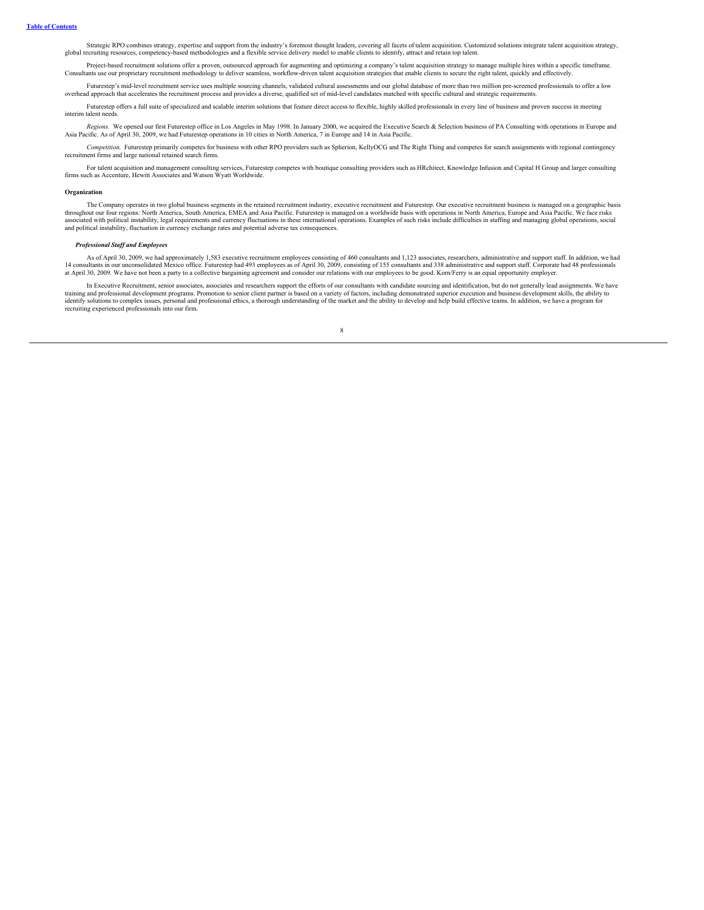Strategic RPO combines strategy, expertise and support from the industry's foremost thought leaders, covering all facets of talent acquisition. Customized solutions integrate talent acquisition strategy, global recruiting resources, competency-based methodologies and a flexible service delivery model to enable clients to identify, attract and retain top talent.

Project-based recruitment solutions offer a proven, outsourced approach for augmenting and optimizing a company's talent acquisition strategy to manage multiple hires within a specific timeframe. Consultants use our proprietary recruitment methodology to deliver seamless, workflow-driven talent acquisition strategies that enable clients to secure the right talent, quickly and effectively.

Futurestep's mid-level recruitment service uses multiple sourcing channels, validated cultural assessments and our global database of more than two million pre-screened professionals to offer a low overhead approach that accelerates the recruitment process and provides a diverse, qualified set of mid-level candidates matched with specific cultural and strategic requirements.

Futurestep offers a full suite of specialized and scalable interim solutions that feature direct access to flexible, highly skilled professionals in every line of business and proven success in meeting interim talent needs.

*Regions.* We opened our first Futurestep office in Los Angeles in May 1998. In January 2000, we acquired the Executive Search & Selection business of PA Consulting with operations in Europe and Asia Pacific. As of April 30, 2009, we had Futurestep operations in 10 cities in North America, 7 in Europe and 14 in Asia Pacific.

*Competition.* Futurestep primarily competes for business with other RPO providers such as Spherion, KellyOCG and The Right Thing and competes for search assignments with regional contingency recruitment firms and large national retained search firms.

For talent acquisition and management consulting services, Futurestep competes with boutique consulting providers such as HRchitect, Knowledge Infusion and Capital H Group and larger consulting firms such as Accenture, Hewitt Associates and Watson Wyatt Worldwide.

**Organization**

The Company operates in two global business segments in the retained recruitment industry, executive recruitment and Futurestep. Our executive recruitment business is managed on a geographic basis throughout our four regions: North America, South America, EMEA and Asia Pacific. Futurestep is managed on a worldwide basis with operations in North America, Europe and Asia Pacific. We face risks associated with political instability, legal requirements and currency fluctuations in these international operations. Examples of such risks include difficulties in staffing and managing global operations, social and political instability, fluctuation in currency exchange rates and potential adverse tax consequences.

***Professional Staff and Employees***

As of April 30, 2009, we had approximately 1,583 executive recruitment employees consisting of 460 consultants and 1,123 associates, researchers, administrative and support staff. In addition, we had 14 consultants in our unconsolidated Mexico office. Futurestep had 493 employees as of April 30, 2009, consisting of 155 consultants and 338 administrative and support staff. Corporate had 48 professionals at April 30, 2009. We have not been a party to a collective bargaining agreement and consider our relations with our employees to be good. Korn/Ferry is an equal opportunity employer.

In Executive Recruitment, senior associates, associates and researchers support the efforts of our consultants with candidate sourcing and identification, but do not generally lead assignments. We have training and professional development programs. Promotion to senior client partner is based on a variety of factors, including demonstrated superior execution and business development skills, the ability to identify solutions to complex issues, personal and professional ethics, a thorough understanding of the market and the ability to develop and help build effective teams. In addition, we have a program for recruiting experienced professionals into our firm.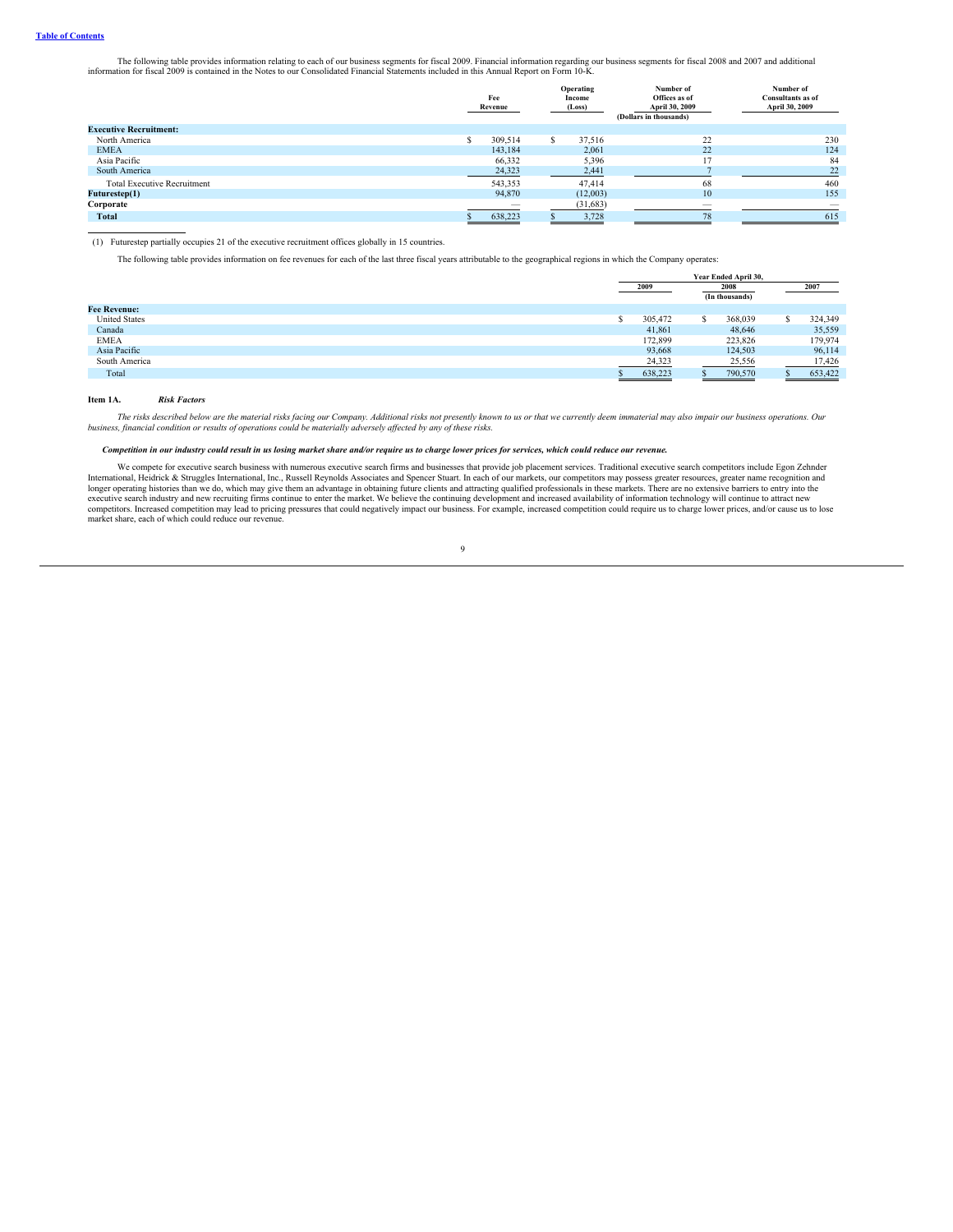The following table provides information relating to each of our business segments for fiscal 2009. Financial information regarding our business segments for fiscal 2008 and 2007 and additional information for fiscal 2009 is contained in the Notes to our Consolidated Financial Statements included in this Annual Report on Form 10-K.

| | Fee Revenue | Operating Income (Loss) | Number of Offices as of April 30, 2009 | Number of Consultants as of April 30, 2009 |
|---|---|---|---|---|
| | (Dollars in thousands) | | | |
| **Executive Recruitment:** | | | | |
| North America | $ 309,514 | $ 37,516 | 22 | 230 |
| EMEA | 143,184 | 2,061 | 22 | 124 |
| Asia Pacific | 66,332 | 5,396 | 17 | 84 |
| South America | 24,323 | 2,441 | 7 | 22 |
| Total Executive Recruitment | 543,353 | 47,414 | 68 | 460 |
| **Futurestep(1)** | 94,870 | (12,003) | 10 | 155 |
| **Corporate** | — | (31,683) | — | — |
| **Total** | $ 638,223 | $ 3,728 | 78 | 615 |

(1) Futurestep partially occupies 21 of the executive recruitment offices globally in 15 countries.

The following table provides information on fee revenues for each of the last three fiscal years attributable to the geographical regions in which the Company operates:

| | Year Ended April 30, | | |
|---|---|---|---|
| | 2009 | 2008 | 2007 |
| | (In thousands) | | |
| **Fee Revenue:** | | | |
| United States | $ 305,472 | $ 368,039 | $ 324,349 |
| Canada | 41,861 | 48,646 | 35,559 |
| EMEA | 172,899 | 223,826 | 179,974 |
| Asia Pacific | 93,668 | 124,503 | 96,114 |
| South America | 24,323 | 25,556 | 17,426 |
| Total | $ 638,223 | $ 790,570 | $ 653,422 |

## Item 1A. *Risk Factors*

*The risks described below are the material risks facing our Company. Additional risks not presently known to us or that we currently deem immaterial may also impair our business operations. Our business, financial condition or results of operations could be materially adversely affected by any of these risks.*

***Competition in our industry could result in us losing market share and/or require us to charge lower prices for services, which could reduce our revenue.***

We compete for executive search business with numerous executive search firms and businesses that provide job placement services. Traditional executive search competitors include Egon Zehnder International, Heidrick & Struggles International, Inc., Russell Reynolds Associates and Spencer Stuart. In each of our markets, our competitors may possess greater resources, greater name recognition and longer operating histories than we do, which may give them an advantage in obtaining future clients and attracting qualified professionals in these markets. There are no extensive barriers to entry into the executive search industry and new recruiting firms continue to enter the market. We believe the continuing development and increased availability of information technology will continue to attract new competitors. Increased competition may lead to pricing pressures that could negatively impact our business. For example, increased competition could require us to charge lower prices, and/or cause us to lose market share, each of which could reduce our revenue.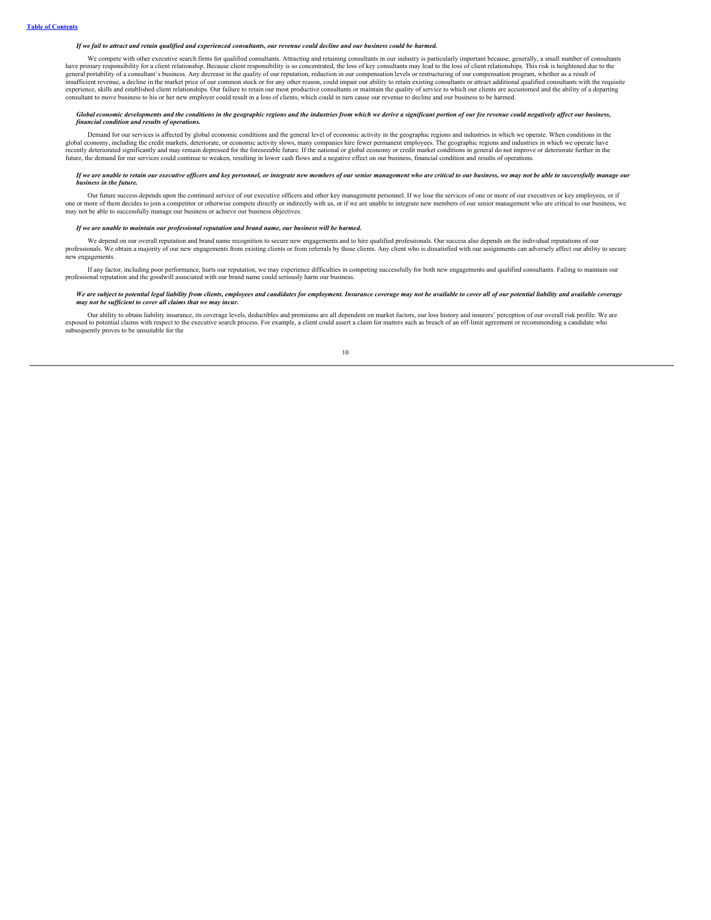***If we fail to attract and retain qualified and experienced consultants, our revenue could decline and our business could be harmed.***

We compete with other executive search firms for qualified consultants. Attracting and retaining consultants in our industry is particularly important because, generally, a small number of consultants have primary responsibility for a client relationship. Because client responsibility is so concentrated, the loss of key consultants may lead to the loss of client relationships. This risk is heightened due to the general portability of a consultant's business. Any decrease in the quality of our reputation, reduction in our compensation levels or restructuring of our compensation program, whether as a result of insufficient revenue, a decline in the market price of our common stock or for any other reason, could impair our ability to retain existing consultants or attract additional qualified consultants with the requisite experience, skills and established client relationships. Our failure to retain our most productive consultants or maintain the quality of service to which our clients are accustomed and the ability of a departing consultant to move business to his or her new employer could result in a loss of clients, which could in turn cause our revenue to decline and our business to be harmed.

***Global economic developments and the conditions in the geographic regions and the industries from which we derive a significant portion of our fee revenue could negatively affect our business, financial condition and results of operations.***

Demand for our services is affected by global economic conditions and the general level of economic activity in the geographic regions and industries in which we operate. When conditions in the global economy, including the credit markets, deteriorate, or economic activity slows, many companies hire fewer permanent employees. The geographic regions and industries in which we operate have recently deteriorated significantly and may remain depressed for the foreseeable future. If the national or global economy or credit market conditions in general do not improve or deteriorate further in the future, the demand for our services could continue to weaken, resulting in lower cash flows and a negative effect on our business, financial condition and results of operations.

***If we are unable to retain our executive officers and key personnel, or integrate new members of our senior management who are critical to our business, we may not be able to successfully manage our business in the future.***

Our future success depends upon the continued service of our executive officers and other key management personnel. If we lose the services of one or more of our executives or key employees, or if one or more of them decides to join a competitor or otherwise compete directly or indirectly with us, or if we are unable to integrate new members of our senior management who are critical to our business, we may not be able to successfully manage our business or achieve our business objectives.

***If we are unable to maintain our professional reputation and brand name, our business will be harmed.***

We depend on our overall reputation and brand name recognition to secure new engagements and to hire qualified professionals. Our success also depends on the individual reputations of our professionals. We obtain a majority of our new engagements from existing clients or from referrals by those clients. Any client who is dissatisfied with our assignments can adversely affect our ability to secure new engagements.

If any factor, including poor performance, hurts our reputation, we may experience difficulties in competing successfully for both new engagements and qualified consultants. Failing to maintain our professional reputation and the goodwill associated with our brand name could seriously harm our business.

***We are subject to potential legal liability from clients, employees and candidates for employment. Insurance coverage may not be available to cover all of our potential liability and available coverage may not be sufficient to cover all claims that we may incur.***

Our ability to obtain liability insurance, its coverage levels, deductibles and premiums are all dependent on market factors, our loss history and insurers' perception of our overall risk profile. We are exposed to potential claims with respect to the executive search process. For example, a client could assert a claim for matters such as breach of an off-limit agreement or recommending a candidate who subsequently proves to be unsuitable for the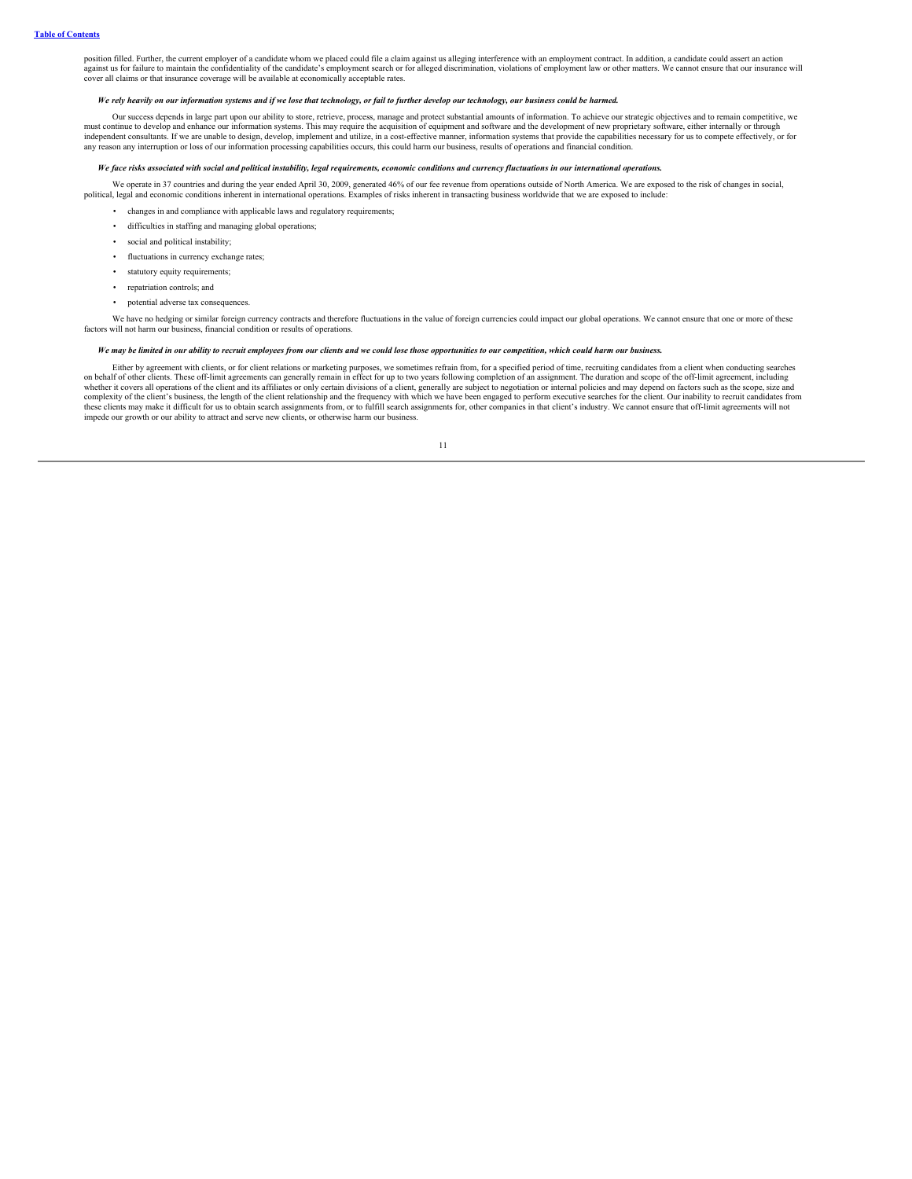position filled. Further, the current employer of a candidate whom we placed could file a claim against us alleging interference with an employment contract. In addition, a candidate could assert an action against us for failure to maintain the confidentiality of the candidate's employment search or for alleged discrimination, violations of employment law or other matters. We cannot ensure that our insurance will cover all claims or that insurance coverage will be available at economically acceptable rates.

***We rely heavily on our information systems and if we lose that technology, or fail to further develop our technology, our business could be harmed.***

Our success depends in large part upon our ability to store, retrieve, process, manage and protect substantial amounts of information. To achieve our strategic objectives and to remain competitive, we must continue to develop and enhance our information systems. This may require the acquisition of equipment and software and the development of new proprietary software, either internally or through independent consultants. If we are unable to design, develop, implement and utilize, in a cost-effective manner, information systems that provide the capabilities necessary for us to compete effectively, or for any reason any interruption or loss of our information processing capabilities occurs, this could harm our business, results of operations and financial condition.

***We face risks associated with social and political instability, legal requirements, economic conditions and currency fluctuations in our international operations.***

We operate in 37 countries and during the year ended April 30, 2009, generated 46% of our fee revenue from operations outside of North America. We are exposed to the risk of changes in social, political, legal and economic conditions inherent in international operations. Examples of risks inherent in transacting business worldwide that we are exposed to include:

- changes in and compliance with applicable laws and regulatory requirements;
- difficulties in staffing and managing global operations;
- social and political instability;
- fluctuations in currency exchange rates;
- statutory equity requirements;
- repatriation controls; and
- potential adverse tax consequences.

We have no hedging or similar foreign currency contracts and therefore fluctuations in the value of foreign currencies could impact our global operations. We cannot ensure that one or more of these factors will not harm our business, financial condition or results of operations.

***We may be limited in our ability to recruit employees from our clients and we could lose those opportunities to our competition, which could harm our business.***

Either by agreement with clients, or for client relations or marketing purposes, we sometimes refrain from, for a specified period of time, recruiting candidates from a client when conducting searches on behalf of other clients. These off-limit agreements can generally remain in effect for up to two years following completion of an assignment. The duration and scope of the off-limit agreement, including whether it covers all operations of the client and its affiliates or only certain divisions of a client, generally are subject to negotiation or internal policies and may depend on factors such as the scope, size and complexity of the client's business, the length of the client relationship and the frequency with which we have been engaged to perform executive searches for the client. Our inability to recruit candidates from these clients may make it difficult for us to obtain search assignments from, or to fulfill search assignments for, other companies in that client's industry. We cannot ensure that off-limit agreements will not impede our growth or our ability to attract and serve new clients, or otherwise harm our business.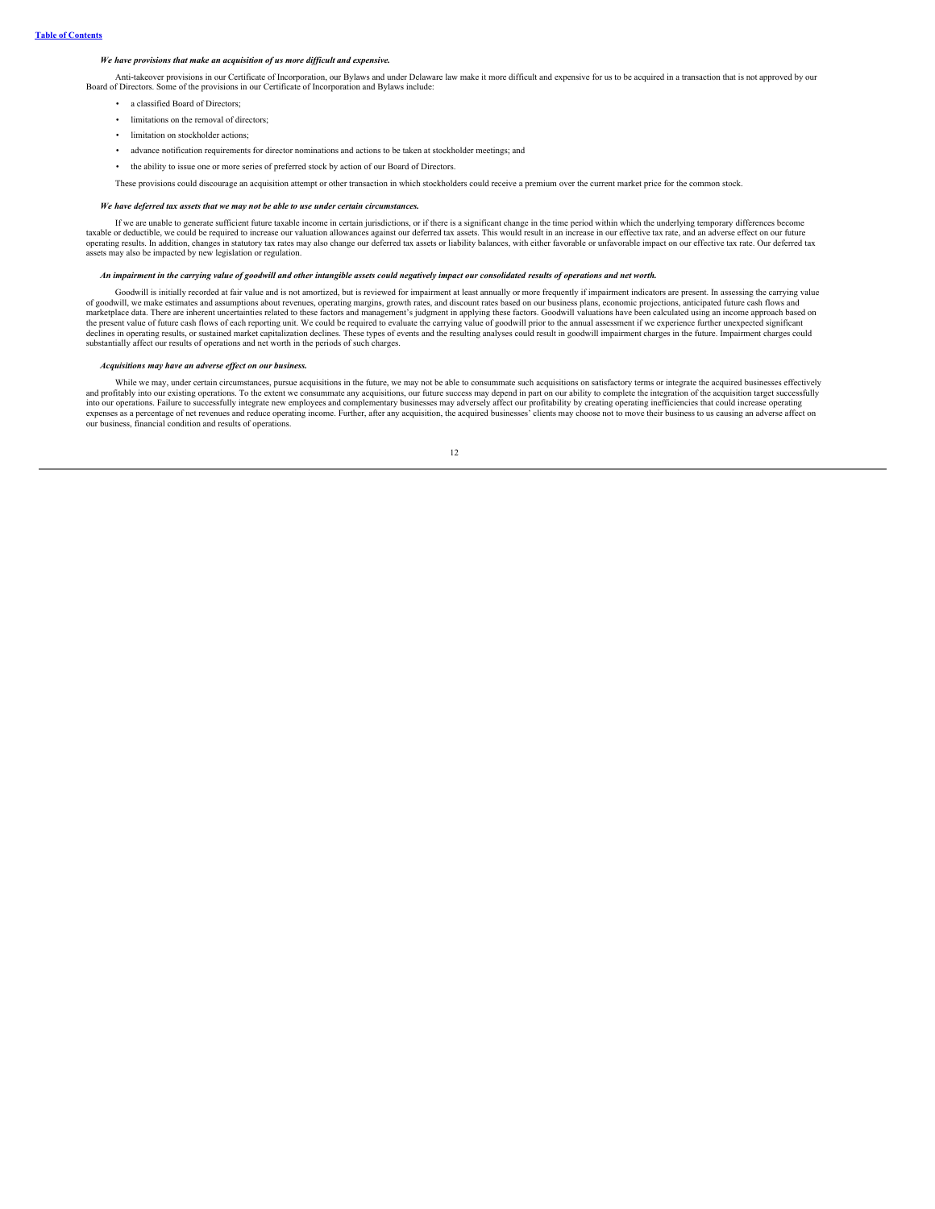***We have provisions that make an acquisition of us more difficult and expensive.***

Anti-takeover provisions in our Certificate of Incorporation, our Bylaws and under Delaware law make it more difficult and expensive for us to be acquired in a transaction that is not approved by our Board of Directors. Some of the provisions in our Certificate of Incorporation and Bylaws include:

- a classified Board of Directors;
- limitations on the removal of directors;
- limitation on stockholder actions;
- advance notification requirements for director nominations and actions to be taken at stockholder meetings; and
- the ability to issue one or more series of preferred stock by action of our Board of Directors.

These provisions could discourage an acquisition attempt or other transaction in which stockholders could receive a premium over the current market price for the common stock.

***We have deferred tax assets that we may not be able to use under certain circumstances.***

If we are unable to generate sufficient future taxable income in certain jurisdictions, or if there is a significant change in the time period within which the underlying temporary differences become taxable or deductible, we could be required to increase our valuation allowances against our deferred tax assets. This would result in an increase in our effective tax rate, and an adverse effect on our future operating results. In addition, changes in statutory tax rates may also change our deferred tax assets or liability balances, with either favorable or unfavorable impact on our effective tax rate. Our deferred tax assets may also be impacted by new legislation or regulation.

***An impairment in the carrying value of goodwill and other intangible assets could negatively impact our consolidated results of operations and net worth.***

Goodwill is initially recorded at fair value and is not amortized, but is reviewed for impairment at least annually or more frequently if impairment indicators are present. In assessing the carrying value of goodwill, we make estimates and assumptions about revenues, operating margins, growth rates, and discount rates based on our business plans, economic projections, anticipated future cash flows and marketplace data. There are inherent uncertainties related to these factors and management's judgment in applying these factors. Goodwill valuations have been calculated using an income approach based on the present value of future cash flows of each reporting unit. We could be required to evaluate the carrying value of goodwill prior to the annual assessment if we experience further unexpected significant declines in operating results, or sustained market capitalization declines. These types of events and the resulting analyses could result in goodwill impairment charges in the future. Impairment charges could substantially affect our results of operations and net worth in the periods of such charges.

***Acquisitions may have an adverse effect on our business.***

While we may, under certain circumstances, pursue acquisitions in the future, we may not be able to consummate such acquisitions on satisfactory terms or integrate the acquired businesses effectively and profitably into our existing operations. To the extent we consummate any acquisitions, our future success may depend in part on our ability to complete the integration of the acquisition target successfully into our operations. Failure to successfully integrate new employees and complementary businesses may adversely affect our profitability by creating operating inefficiencies that could increase operating expenses as a percentage of net revenues and reduce operating income. Further, after any acquisition, the acquired businesses' clients may choose not to move their business to us causing an adverse affect on our business, financial condition and results of operations.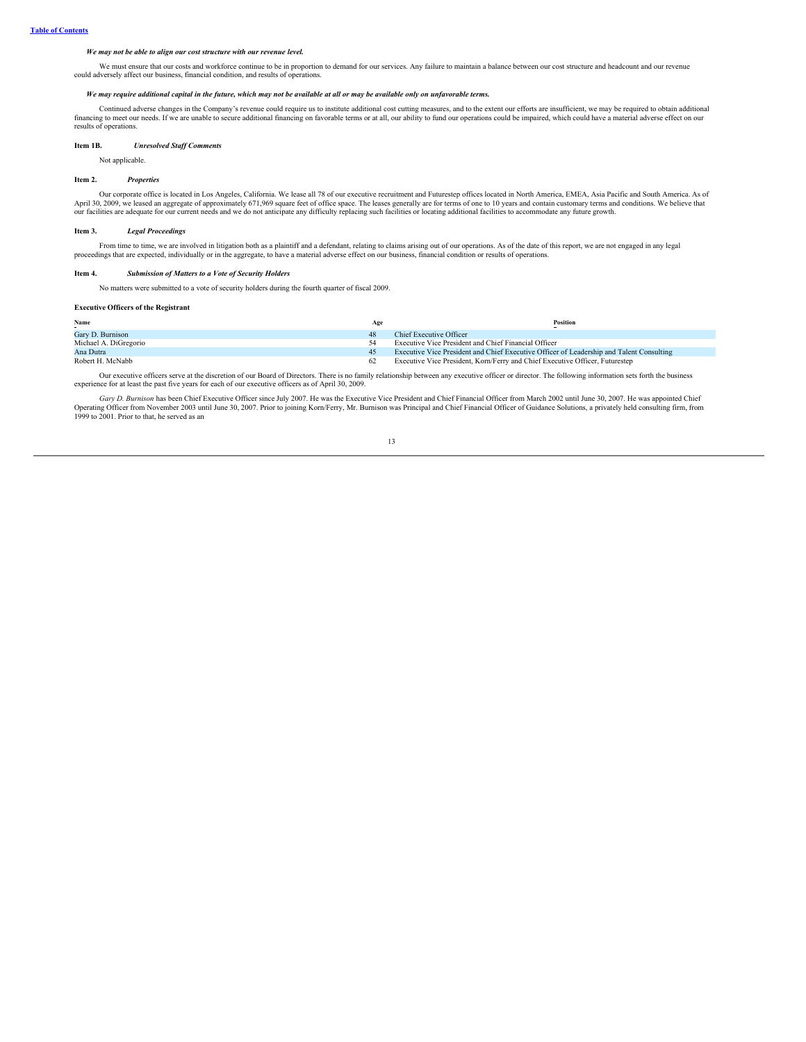*We may not be able to align our cost structure with our revenue level.*

We must ensure that our costs and workforce continue to be in proportion to demand for our services. Any failure to maintain a balance between our cost structure and headcount and our revenue could adversely affect our business, financial condition, and results of operations.

*We may require additional capital in the future, which may not be available at all or may be available only on unfavorable terms.*

Continued adverse changes in the Company's revenue could require us to institute additional cost cutting measures, and to the extent our efforts are insufficient, we may be required to obtain additional financing to meet our needs. If we are unable to secure additional financing on favorable terms or at all, our ability to fund our operations could be impaired, which could have a material adverse effect on our results of operations.

### Item 1B. *Unresolved Staff Comments*

Not applicable.

### Item 2. *Properties*

Our corporate office is located in Los Angeles, California. We lease all 78 of our executive recruitment and Futurestep offices located in North America, EMEA, Asia Pacific and South America. As of April 30, 2009, we leased an aggregate of approximately 671,969 square feet of office space. The leases generally are for terms of one to 10 years and contain customary terms and conditions. We believe that our facilities are adequate for our current needs and we do not anticipate any difficulty replacing such facilities or locating additional facilities to accommodate any future growth.

### Item 3. *Legal Proceedings*

From time to time, we are involved in litigation both as a plaintiff and a defendant, relating to claims arising out of our operations. As of the date of this report, we are not engaged in any legal proceedings that are expected, individually or in the aggregate, to have a material adverse effect on our business, financial condition or results of operations.

### Item 4. *Submission of Matters to a Vote of Security Holders*

No matters were submitted to a vote of security holders during the fourth quarter of fiscal 2009.

### Executive Officers of the Registrant

| Name | Age | Position |
|---|---|---|
| Gary D. Burnison | 48 | Chief Executive Officer |
| Michael A. DiGregorio | 54 | Executive Vice President and Chief Financial Officer |
| Ana Dutra | 45 | Executive Vice President and Chief Executive Officer of Leadership and Talent Consulting |
| Robert H. McNabb | 62 | Executive Vice President, Korn/Ferry and Chief Executive Officer, Futurestep |

Our executive officers serve at the discretion of our Board of Directors. There is no family relationship between any executive officer or director. The following information sets forth the business experience for at least the past five years for each of our executive officers as of April 30, 2009.

*Gary D. Burnison* has been Chief Executive Officer since July 2007. He was the Executive Vice President and Chief Financial Officer from March 2002 until June 30, 2007. He was appointed Chief Operating Officer from November 2003 until June 30, 2007. Prior to joining Korn/Ferry, Mr. Burnison was Principal and Chief Financial Officer of Guidance Solutions, a privately held consulting firm, from 1999 to 2001. Prior to that, he served as an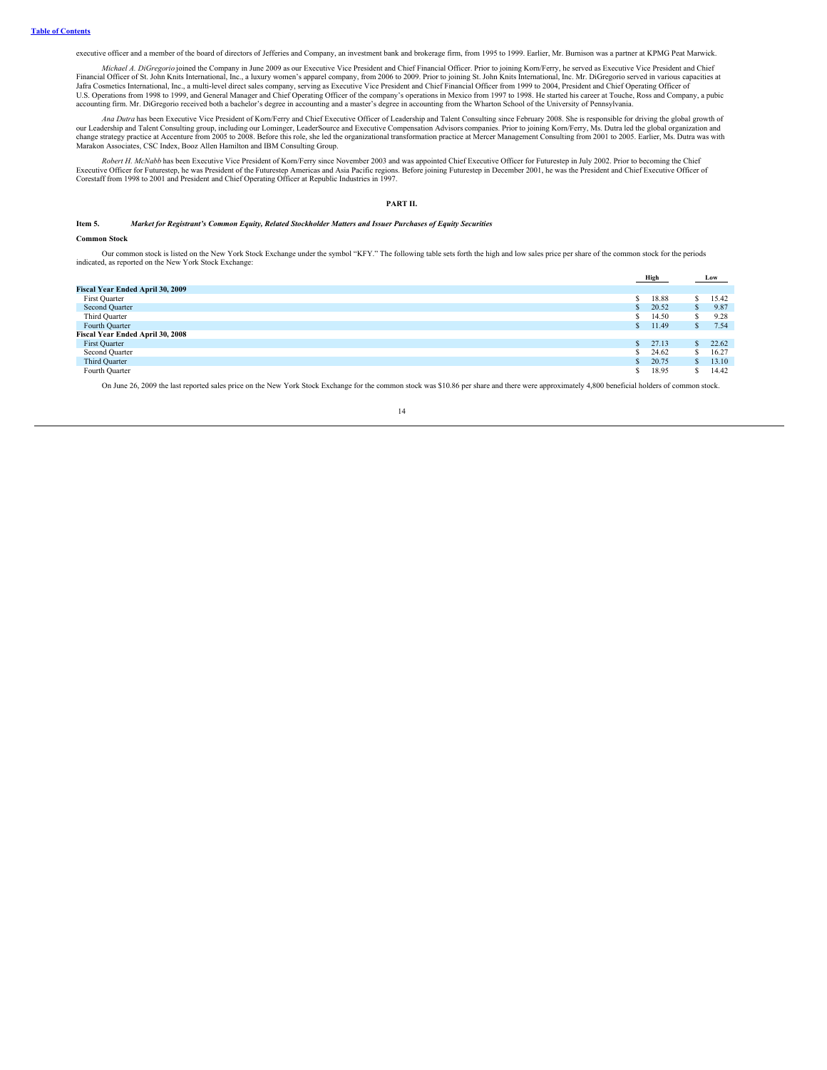executive officer and a member of the board of directors of Jefferies and Company, an investment bank and brokerage firm, from 1995 to 1999. Earlier, Mr. Burnison was a partner at KPMG Peat Marwick.

*Michael A. DiGregorio* joined the Company in June 2009 as our Executive Vice President and Chief Financial Officer. Prior to joining Korn/Ferry, he served as Executive Vice President and Chief Financial Officer of St. John Knits International, Inc., a luxury women's apparel company, from 2006 to 2009. Prior to joining St. John Knits International, Inc. Mr. DiGregorio served in various capacities at Jafra Cosmetics International, Inc., a multi-level direct sales company, serving as Executive Vice President and Chief Financial Officer from 1999 to 2004, President and Chief Operating Officer of U.S. Operations from 1998 to 1999, and General Manager and Chief Operating Officer of the company's operations in Mexico from 1997 to 1998. He started his career at Touche, Ross and Company, a pubic accounting firm. Mr. DiGregorio received both a bachelor's degree in accounting and a master's degree in accounting from the Wharton School of the University of Pennsylvania.

*Ana Dutra* has been Executive Vice President of Korn/Ferry and Chief Executive Officer of Leadership and Talent Consulting since February 2008. She is responsible for driving the global growth of our Leadership and Talent Consulting group, including our Lominger, LeaderSource and Executive Compensation Advisors companies. Prior to joining Korn/Ferry, Ms. Dutra led the global organization and change strategy practice at Accenture from 2005 to 2008. Before this role, she led the organizational transformation practice at Mercer Management Consulting from 2001 to 2005. Earlier, Ms. Dutra was with Marakon Associates, CSC Index, Booz Allen Hamilton and IBM Consulting Group.

*Robert H. McNabb* has been Executive Vice President of Korn/Ferry since November 2003 and was appointed Chief Executive Officer for Futurestep in July 2002. Prior to becoming the Chief Executive Officer for Futurestep, he was President of the Futurestep Americas and Asia Pacific regions. Before joining Futurestep in December 2001, he was the President and Chief Executive Officer of Corestaff from 1998 to 2001 and President and Chief Operating Officer at Republic Industries in 1997.

## PART II.

### Item 5. *Market for Registrant's Common Equity, Related Stockholder Matters and Issuer Purchases of Equity Securities*

**Common Stock**

Our common stock is listed on the New York Stock Exchange under the symbol "KFY." The following table sets forth the high and low sales price per share of the common stock for the periods indicated, as reported on the New York Stock Exchange:

| | High | Low |
|---|---|---|
| **Fiscal Year Ended April 30, 2009** | | |
| First Quarter | $ 18.88 | $ 15.42 |
| Second Quarter | $ 20.52 | $ 9.87 |
| Third Quarter | $ 14.50 | $ 9.28 |
| Fourth Quarter | $ 11.49 | $ 7.54 |
| **Fiscal Year Ended April 30, 2008** | | |
| First Quarter | $ 27.13 | $ 22.62 |
| Second Quarter | $ 24.62 | $ 16.27 |
| Third Quarter | $ 20.75 | $ 13.10 |
| Fourth Quarter | $ 18.95 | $ 14.42 |

On June 26, 2009 the last reported sales price on the New York Stock Exchange for the common stock was $10.86 per share and there were approximately 4,800 beneficial holders of common stock.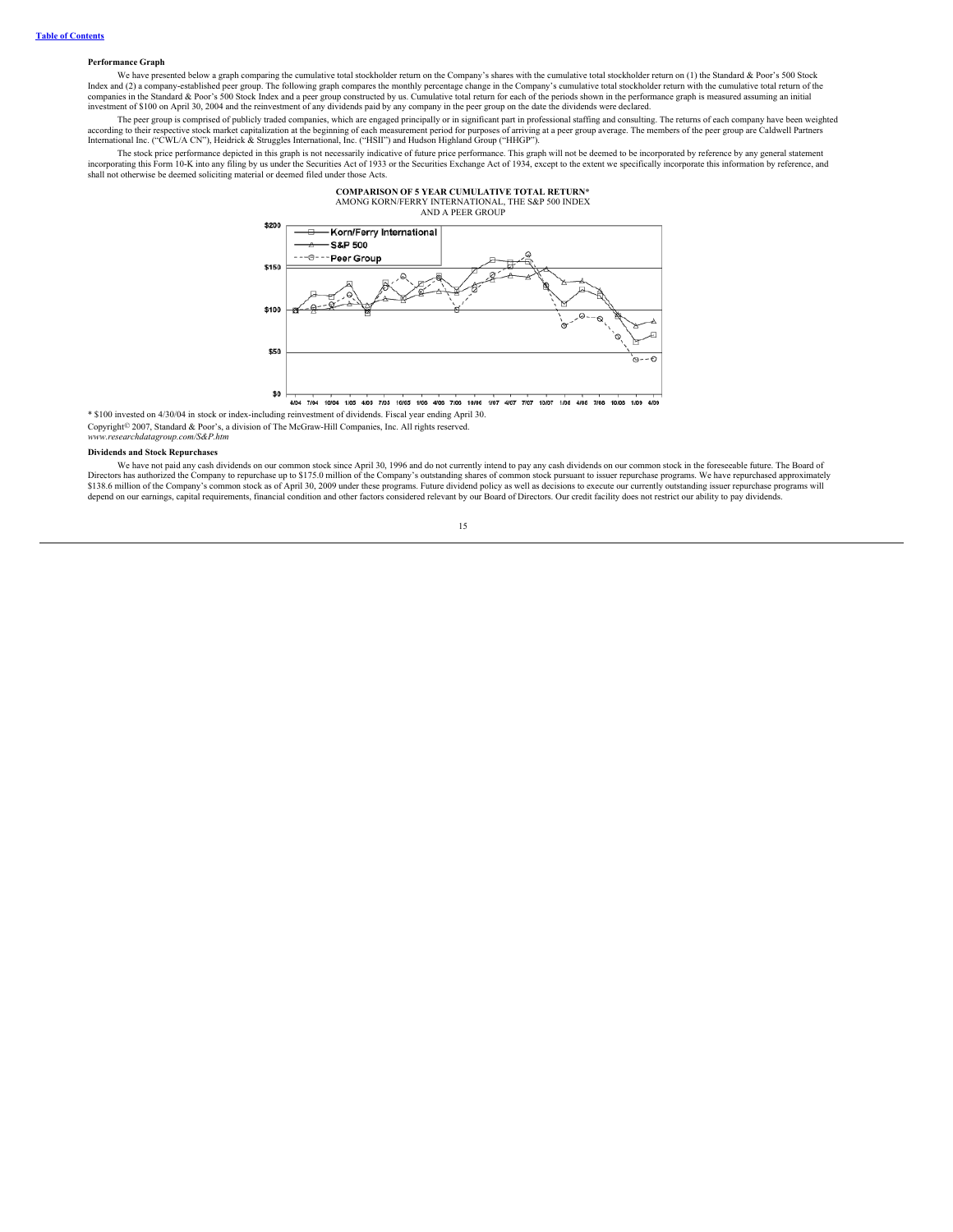**Performance Graph**

We have presented below a graph comparing the cumulative total stockholder return on the Company's shares with the cumulative total stockholder return on (1) the Standard & Poor's 500 Stock Index and (2) a company-established peer group. The following graph compares the monthly percentage change in the Company's cumulative total stockholder return with the cumulative total return of the companies in the Standard & Poor's 500 Stock Index and a peer group constructed by us. Cumulative total return for each of the periods shown in the performance graph is measured assuming an initial investment of $100 on April 30, 2004 and the reinvestment of any dividends paid by any company in the peer group on the date the dividends were declared.

The peer group is comprised of publicly traded companies, which are engaged principally or in significant part in professional staffing and consulting. The returns of each company have been weighted according to their respective stock market capitalization at the beginning of each measurement period for purposes of arriving at a peer group average. The members of the peer group are Caldwell Partners International Inc. ("CWL/A CN"), Heidrick & Struggles International, Inc. ("HSII") and Hudson Highland Group ("HHGP").

The stock price performance depicted in this graph is not necessarily indicative of future price performance. This graph will not be deemed to be incorporated by reference by any general statement incorporating this Form 10-K into any filing by us under the Securities Act of 1933 or the Securities Exchange Act of 1934, except to the extent we specifically incorporate this information by reference, and shall not otherwise be deemed soliciting material or deemed filed under those Acts.

**COMPARISON OF 5 YEAR CUMULATIVE TOTAL RETURN***
AMONG KORN/FERRY INTERNATIONAL, THE S&P 500 INDEX
AND A PEER GROUP

\* $100 invested on 4/30/04 in stock or index-including reinvestment of dividends. Fiscal year ending April 30.

Copyright© 2007, Standard & Poor's, a division of The McGraw-Hill Companies, Inc. All rights reserved.
*www.researchdatagroup.com/S&P.htm*

**Dividends and Stock Repurchases**

We have not paid any cash dividends on our common stock since April 30, 1996 and do not currently intend to pay any cash dividends on our common stock in the foreseeable future. The Board of Directors has authorized the Company to repurchase up to $175.0 million of the Company's outstanding shares of common stock pursuant to issuer repurchase programs. We have repurchased approximately $138.6 million of the Company's common stock as of April 30, 2009 under these programs. Future dividend policy as well as decisions to execute our currently outstanding issuer repurchase programs will depend on our earnings, capital requirements, financial condition and other factors considered relevant by our Board of Directors. Our credit facility does not restrict our ability to pay dividends.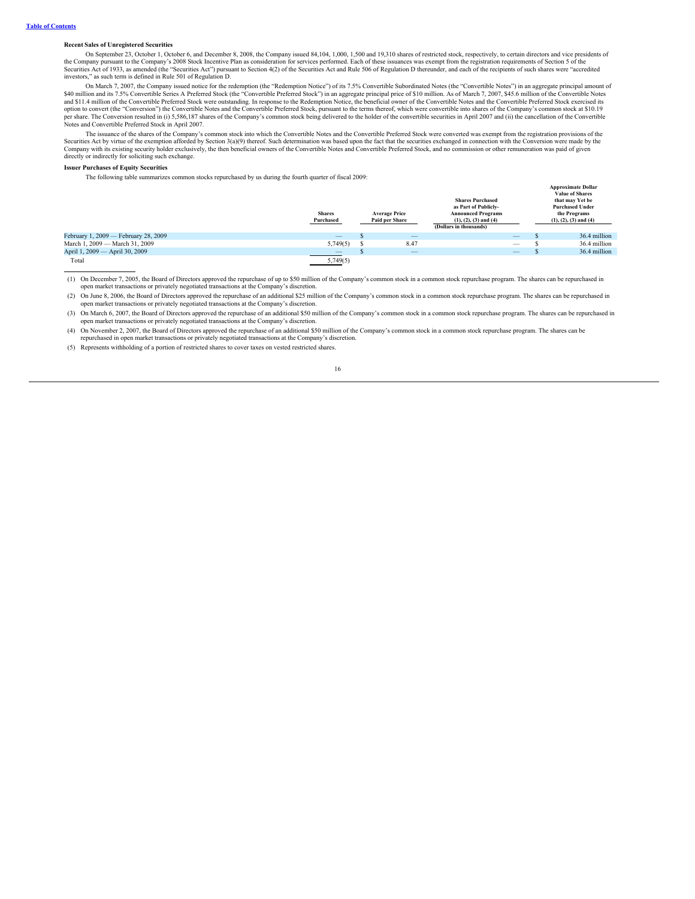### Recent Sales of Unregistered Securities

On September 23, October 1, October 6, and December 8, 2008, the Company issued 84,104, 1,000, 1,500 and 19,310 shares of restricted stock, respectively, to certain directors and vice presidents of the Company pursuant to the Company's 2008 Stock Incentive Plan as consideration for services performed. Each of these issuances was exempt from the registration requirements of Section 5 of the Securities Act of 1933, as amended (the "Securities Act") pursuant to Section 4(2) of the Securities Act and Rule 506 of Regulation D thereunder, and each of the recipients of such shares were "accredited investors," as such term is defined in Rule 501 of Regulation D.

On March 7, 2007, the Company issued notice for the redemption (the "Redemption Notice") of its 7.5% Convertible Subordinated Notes (the "Convertible Notes") in an aggregate principal amount of $40 million and its 7.5% Convertible Series A Preferred Stock (the "Convertible Preferred Stock") in an aggregate principal price of $10 million. As of March 7, 2007, $45.6 million of the Convertible Notes and $11.4 million of the Convertible Preferred Stock were outstanding. In response to the Redemption Notice, the beneficial owner of the Convertible Notes and the Convertible Preferred Stock exercised its option to convert (the "Conversion") the Convertible Notes and the Convertible Preferred Stock, pursuant to the terms thereof, which were convertible into shares of the Company's common stock at $10.19 per share. The Conversion resulted in (i) 5,586,187 shares of the Company's common stock being delivered to the holder of the convertible securities in April 2007 and (ii) the cancellation of the Convertible Notes and Convertible Preferred Stock in April 2007.

The issuance of the shares of the Company's common stock into which the Convertible Notes and the Convertible Preferred Stock were converted was exempt from the registration provisions of the Securities Act by virtue of the exemption afforded by Section 3(a)(9) thereof. Such determination was based upon the fact that the securities exchanged in connection with the Conversion were made by the Company with its existing security holder exclusively, the then beneficial owners of the Convertible Notes and Convertible Preferred Stock, and no commission or other remuneration was paid of given directly or indirectly for soliciting such exchange.

### Issuer Purchases of Equity Securities

The following table summarizes common stocks repurchased by us during the fourth quarter of fiscal 2009:

| | Shares Purchased | Average Price Paid per Share | Shares Purchased as Part of Publicly-Announced Programs (1), (2), (3) and (4) | Approximate Dollar Value of Shares that may Yet be Purchased Under the Programs (1), (2), (3) and (4) |
|---|---|---|---|---|
| | | | (Dollars in thousands) | |
| February 1, 2009 — February 28, 2009 | — | $ — | — | $ 36.4 million |
| March 1, 2009 — March 31, 2009 | 5,749(5) | $ 8.47 | — | $ 36.4 million |
| April 1, 2009 — April 30, 2009 | — | $ — | — | $ 36.4 million |
| Total | 5,749(5) | | | |

(1) On December 7, 2005, the Board of Directors approved the repurchase of up to $50 million of the Company's common stock in a common stock repurchase program. The shares can be repurchased in open market transactions or privately negotiated transactions at the Company's discretion.

(2) On June 8, 2006, the Board of Directors approved the repurchase of an additional $25 million of the Company's common stock in a common stock repurchase program. The shares can be repurchased in open market transactions or privately negotiated transactions at the Company's discretion.

(3) On March 6, 2007, the Board of Directors approved the repurchase of an additional $50 million of the Company's common stock in a common stock repurchase program. The shares can be repurchased in open market transactions or privately negotiated transactions at the Company's discretion.

(4) On November 2, 2007, the Board of Directors approved the repurchase of an additional $50 million of the Company's common stock in a common stock repurchase program. The shares can be repurchased in open market transactions or privately negotiated transactions at the Company's discretion.

(5) Represents withholding of a portion of restricted shares to cover taxes on vested restricted shares.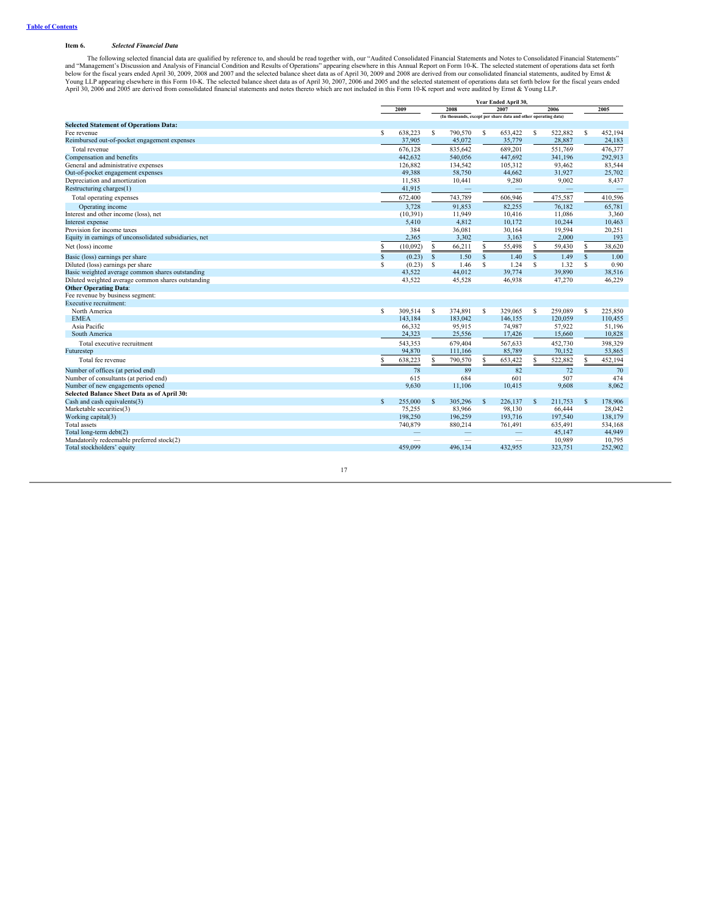[Table of Contents](#)

**Item 6.** ***Selected Financial Data***

The following selected financial data are qualified by reference to, and should be read together with, our "Audited Consolidated Financial Statements and Notes to Consolidated Financial Statements" and "Management's Discussion and Analysis of Financial Condition and Results of Operations" appearing elsewhere in this Annual Report on Form 10-K. The selected statement of operations data set forth below for the fiscal years ended April 30, 2009, 2008 and 2007 and the selected balance sheet data as of April 30, 2009 and 2008 are derived from our consolidated financial statements, audited by Ernst & Young LLP appearing elsewhere in this Form 10-K. The selected balance sheet data as of April 30, 2007, 2006 and 2005 and the selected statement of operations data set forth below for the fiscal years ended April 30, 2006 and 2005 are derived from consolidated financial statements and notes thereto which are not included in this Form 10-K report and were audited by Ernst & Young LLP.

| | Year Ended April 30, | | | | |
|---|---|---|---|---|---|
| | 2009 | 2008 | 2007 | 2006 | 2005 |
| | (In thousands, except per share data and other operating data) | | | | |
| **Selected Statement of Operations Data:** | | | | | |
| Fee revenue | $ 638,223 | $ 790,570 | $ 653,422 | $ 522,882 | $ 452,194 |
| Reimbursed out-of-pocket engagement expenses | 37,905 | 45,072 | 35,779 | 28,887 | 24,183 |
| Total revenue | 676,128 | 835,642 | 689,201 | 551,769 | 476,377 |
| Compensation and benefits | 442,632 | 540,056 | 447,692 | 341,196 | 292,913 |
| General and administrative expenses | 126,882 | 134,542 | 105,312 | 93,462 | 83,544 |
| Out-of-pocket engagement expenses | 49,388 | 58,750 | 44,662 | 31,927 | 25,702 |
| Depreciation and amortization | 11,583 | 10,441 | 9,280 | 9,002 | 8,437 |
| Restructuring charges(1) | 41,915 | — | — | — | — |
| Total operating expenses | 672,400 | 743,789 | 606,946 | 475,587 | 410,596 |
| Operating income | 3,728 | 91,853 | 82,255 | 76,182 | 65,781 |
| Interest and other income (loss), net | (10,391) | 11,949 | 10,416 | 11,086 | 3,360 |
| Interest expense | 5,410 | 4,812 | 10,172 | 10,244 | 10,463 |
| Provision for income taxes | 384 | 36,081 | 30,164 | 19,594 | 20,251 |
| Equity in earnings of unconsolidated subsidiaries, net | 2,365 | 3,302 | 3,163 | 2,000 | 193 |
| Net (loss) income | $ (10,092) | $ 66,211 | $ 55,498 | $ 59,430 | $ 38,620 |
| Basic (loss) earnings per share | $ (0.23) | $ 1.50 | $ 1.40 | $ 1.49 | $ 1.00 |
| Diluted (loss) earnings per share | $ (0.23) | $ 1.46 | $ 1.24 | $ 1.32 | $ 0.90 |
| Basic weighted average common shares outstanding | 43,522 | 44,012 | 39,774 | 39,890 | 38,516 |
| Diluted weighted average common shares outstanding | 43,522 | 45,528 | 46,938 | 47,270 | 46,229 |
| **Other Operating Data**: | | | | | |
| Fee revenue by business segment: | | | | | |
| Executive recruitment: | | | | | |
| North America | $ 309,514 | $ 374,891 | $ 329,065 | $ 259,089 | $ 225,850 |
| EMEA | 143,184 | 183,042 | 146,155 | 120,059 | 110,455 |
| Asia Pacific | 66,332 | 95,915 | 74,987 | 57,922 | 51,196 |
| South America | 24,323 | 25,556 | 17,426 | 15,660 | 10,828 |
| Total executive recruitment | 543,353 | 679,404 | 567,633 | 452,730 | 398,329 |
| Futurestep | 94,870 | 111,166 | 85,789 | 70,152 | 53,865 |
| Total fee revenue | $ 638,223 | $ 790,570 | $ 653,422 | $ 522,882 | $ 452,194 |
| Number of offices (at period end) | 78 | 89 | 82 | 72 | 70 |
| Number of consultants (at period end) | 615 | 684 | 601 | 507 | 474 |
| Number of new engagements opened | 9,630 | 11,106 | 10,415 | 9,608 | 8,062 |
| **Selected Balance Sheet Data as of April 30:** | | | | | |
| Cash and cash equivalents(3) | $ 255,000 | $ 305,296 | $ 226,137 | $ 211,753 | $ 178,906 |
| Marketable securities(3) | 75,255 | 83,966 | 98,130 | 66,444 | 28,042 |
| Working capital(3) | 198,250 | 196,259 | 193,716 | 197,540 | 138,179 |
| Total assets | 740,879 | 880,214 | 761,491 | 635,491 | 534,168 |
| Total long-term debt(2) | — | — | — | 45,147 | 44,949 |
| Mandatorily redeemable preferred stock(2) | — | — | — | 10,989 | 10,795 |
| Total stockholders' equity | 459,099 | 496,134 | 432,955 | 323,751 | 252,902 |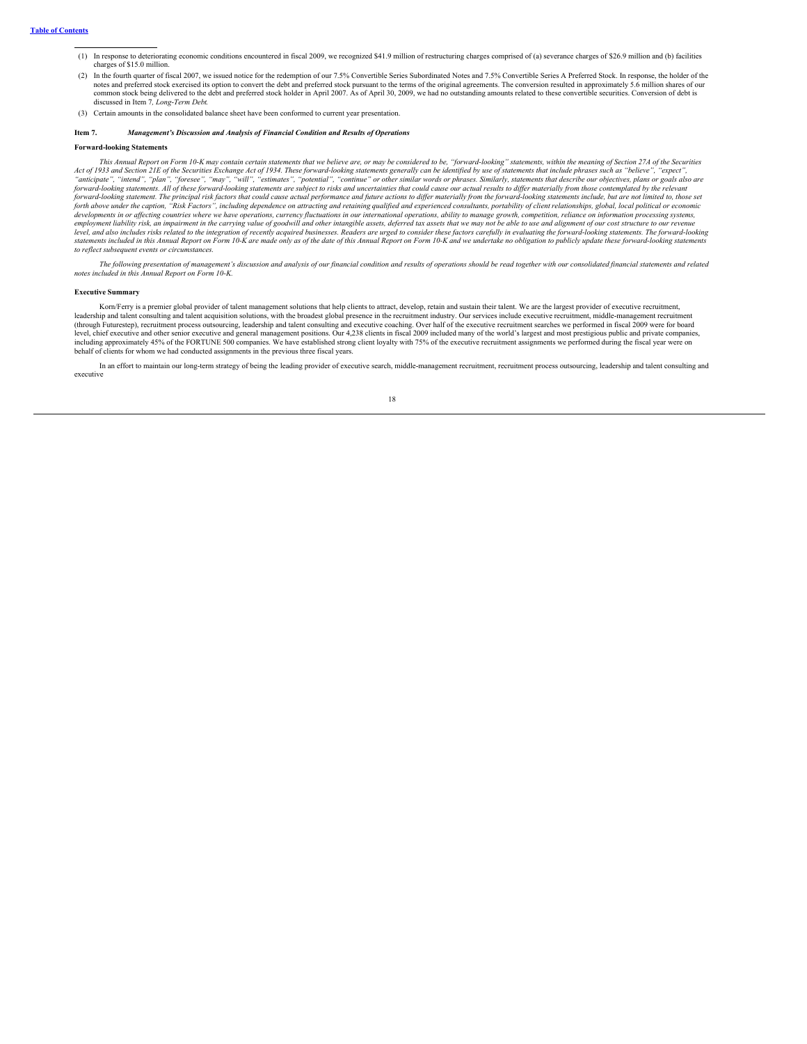(1) In response to deteriorating economic conditions encountered in fiscal 2009, we recognized $41.9 million of restructuring charges comprised of (a) severance charges of $26.9 million and (b) facilities charges of $15.0 million.

(2) In the fourth quarter of fiscal 2007, we issued notice for the redemption of our 7.5% Convertible Series Subordinated Notes and 7.5% Convertible Series A Preferred Stock. In response, the holder of the notes and preferred stock exercised its option to convert the debt and preferred stock pursuant to the terms of the original agreements. The conversion resulted in approximately 5.6 million shares of our common stock being delivered to the debt and preferred stock holder in April 2007. As of April 30, 2009, we had no outstanding amounts related to these convertible securities. Conversion of debt is discussed in Item 7, *Long-Term Debt*.

(3) Certain amounts in the consolidated balance sheet have been conformed to current year presentation.

## Item 7. *Management's Discussion and Analysis of Financial Condition and Results of Operations*

### Forward-looking Statements

*This Annual Report on Form 10-K may contain certain statements that we believe are, or may be considered to be, "forward-looking" statements, within the meaning of Section 27A of the Securities Act of 1933 and Section 21E of the Securities Exchange Act of 1934. These forward-looking statements generally can be identified by use of statements that include phrases such as "believe", "expect", "anticipate", "intend", "plan", "foresee", "may", "will", "estimates", "potential", "continue" or other similar words or phrases. Similarly, statements that describe our objectives, plans or goals also are forward-looking statements. All of these forward-looking statements are subject to risks and uncertainties that could cause our actual results to differ materially from those contemplated by the relevant forward-looking statement. The principal risk factors that could cause actual performance and future actions to differ materially from the forward-looking statements include, but are not limited to, those set forth above under the caption, "Risk Factors", including dependence on attracting and retaining qualified and experienced consultants, portability of client relationships, global, local political or economic developments in or affecting countries where we have operations, currency fluctuations in our international operations, ability to manage growth, competition, reliance on information processing systems, employment liability risk, an impairment in the carrying value of goodwill and other intangible assets, deferred tax assets that we may not be able to use and alignment of our cost structure to our revenue level, and also includes risks related to the integration of recently acquired businesses. Readers are urged to consider these factors carefully in evaluating the forward-looking statements. The forward-looking statements included in this Annual Report on Form 10-K are made only as of the date of this Annual Report on Form 10-K and we undertake no obligation to publicly update these forward-looking statements to reflect subsequent events or circumstances.*

*The following presentation of management's discussion and analysis of our financial condition and results of operations should be read together with our consolidated financial statements and related notes included in this Annual Report on Form 10-K.*

### Executive Summary

Korn/Ferry is a premier global provider of talent management solutions that help clients to attract, develop, retain and sustain their talent. We are the largest provider of executive recruitment, leadership and talent consulting and talent acquisition solutions, with the broadest global presence in the recruitment industry. Our services include executive recruitment, middle-management recruitment (through Futurestep), recruitment process outsourcing, leadership and talent consulting and executive coaching. Over half of the executive recruitment searches we performed in fiscal 2009 were for board level, chief executive and other senior executive and general management positions. Our 4,238 clients in fiscal 2009 included many of the world's largest and most prestigious public and private companies, including approximately 45% of the FORTUNE 500 companies. We have established strong client loyalty with 75% of the executive recruitment assignments we performed during the fiscal year were on behalf of clients for whom we had conducted assignments in the previous three fiscal years.

In an effort to maintain our long-term strategy of being the leading provider of executive search, middle-management recruitment, recruitment process outsourcing, leadership and talent consulting and executive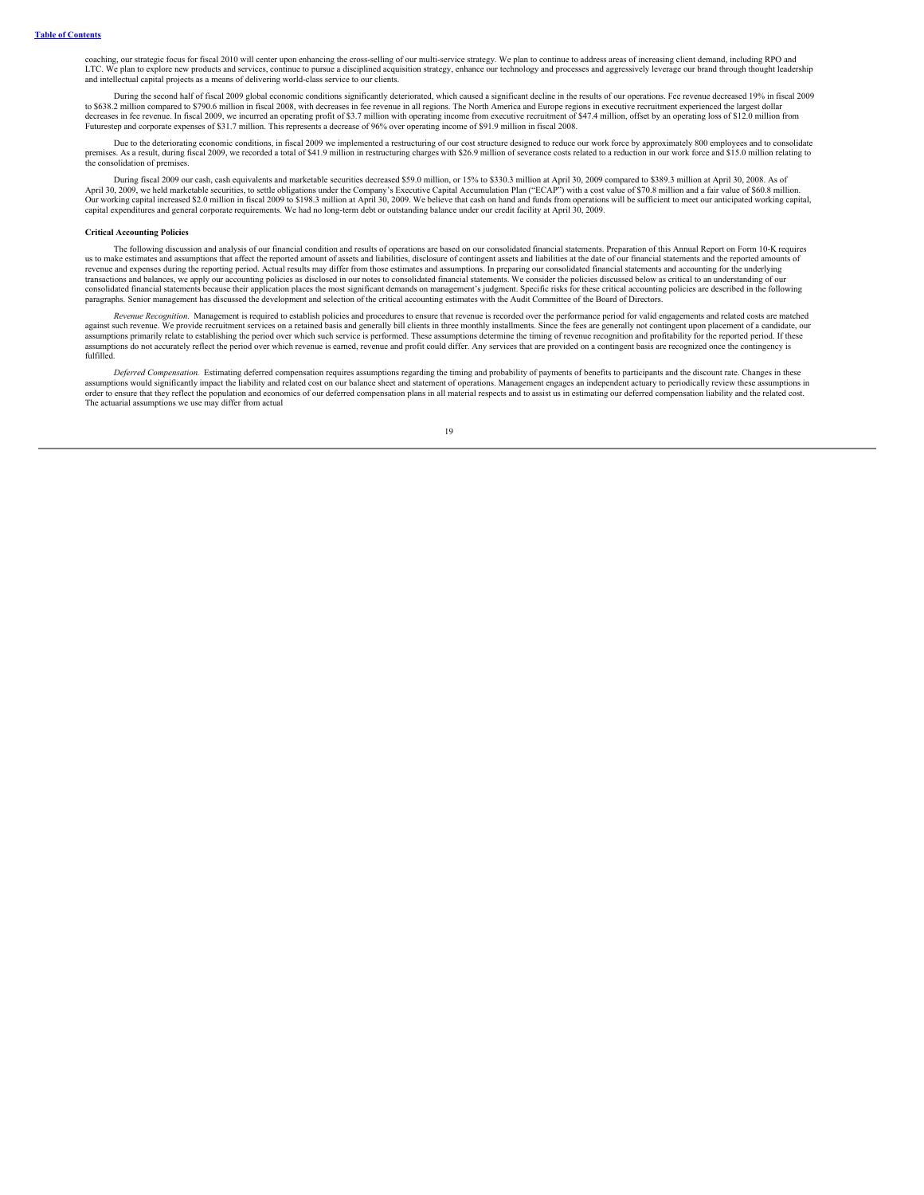coaching, our strategic focus for fiscal 2010 will center upon enhancing the cross-selling of our multi-service strategy. We plan to continue to address areas of increasing client demand, including RPO and LTC. We plan to explore new products and services, continue to pursue a disciplined acquisition strategy, enhance our technology and processes and aggressively leverage our brand through thought leadership and intellectual capital projects as a means of delivering world-class service to our clients.

During the second half of fiscal 2009 global economic conditions significantly deteriorated, which caused a significant decline in the results of our operations. Fee revenue decreased 19% in fiscal 2009 to $638.2 million compared to $790.6 million in fiscal 2008, with decreases in fee revenue in all regions. The North America and Europe regions in executive recruitment experienced the largest dollar decreases in fee revenue. In fiscal 2009, we incurred an operating profit of $3.7 million with operating income from executive recruitment of $47.4 million, offset by an operating loss of $12.0 million from Futurestep and corporate expenses of $31.7 million. This represents a decrease of 96% over operating income of $91.9 million in fiscal 2008.

Due to the deteriorating economic conditions, in fiscal 2009 we implemented a restructuring of our cost structure designed to reduce our work force by approximately 800 employees and to consolidate premises. As a result, during fiscal 2009, we recorded a total of $41.9 million in restructuring charges with $26.9 million of severance costs related to a reduction in our work force and $15.0 million relating to the consolidation of premises.

During fiscal 2009 our cash, cash equivalents and marketable securities decreased $59.0 million, or 15% to $330.3 million at April 30, 2009 compared to $389.3 million at April 30, 2008. As of April 30, 2009, we held marketable securities, to settle obligations under the Company's Executive Capital Accumulation Plan ("ECAP") with a cost value of $70.8 million and a fair value of $60.8 million. Our working capital increased $2.0 million in fiscal 2009 to $198.3 million at April 30, 2009. We believe that cash on hand and funds from operations will be sufficient to meet our anticipated working capital, capital expenditures and general corporate requirements. We had no long-term debt or outstanding balance under our credit facility at April 30, 2009.

**Critical Accounting Policies**

The following discussion and analysis of our financial condition and results of operations are based on our consolidated financial statements. Preparation of this Annual Report on Form 10-K requires us to make estimates and assumptions that affect the reported amount of assets and liabilities, disclosure of contingent assets and liabilities at the date of our financial statements and the reported amounts of revenue and expenses during the reporting period. Actual results may differ from those estimates and assumptions. In preparing our consolidated financial statements and accounting for the underlying transactions and balances, we apply our accounting policies as disclosed in our notes to consolidated financial statements. We consider the policies discussed below as critical to an understanding of our consolidated financial statements because their application places the most significant demands on management's judgment. Specific risks for these critical accounting policies are described in the following paragraphs. Senior management has discussed the development and selection of the critical accounting estimates with the Audit Committee of the Board of Directors.

*Revenue Recognition.* Management is required to establish policies and procedures to ensure that revenue is recorded over the performance period for valid engagements and related costs are matched against such revenue. We provide recruitment services on a retained basis and generally bill clients in three monthly installments. Since the fees are generally not contingent upon placement of a candidate, our assumptions primarily relate to establishing the period over which such service is performed. These assumptions determine the timing of revenue recognition and profitability for the reported period. If these assumptions do not accurately reflect the period over which revenue is earned, revenue and profit could differ. Any services that are provided on a contingent basis are recognized once the contingency is fulfilled.

*Deferred Compensation.* Estimating deferred compensation requires assumptions regarding the timing and probability of payments of benefits to participants and the discount rate. Changes in these assumptions would significantly impact the liability and related cost on our balance sheet and statement of operations. Management engages an independent actuary to periodically review these assumptions in order to ensure that they reflect the population and economics of our deferred compensation plans in all material respects and to assist us in estimating our deferred compensation liability and the related cost. The actuarial assumptions we use may differ from actual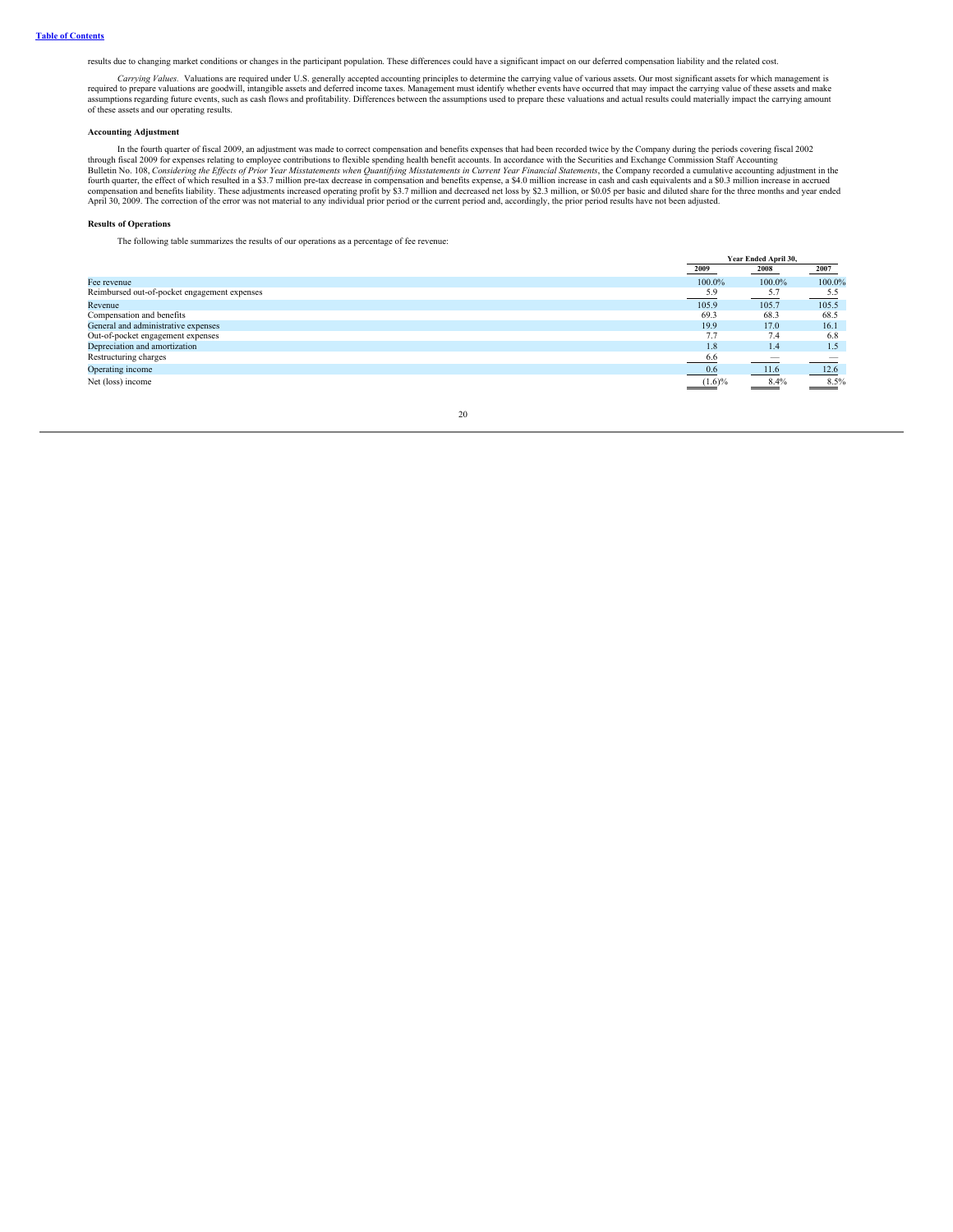results due to changing market conditions or changes in the participant population. These differences could have a significant impact on our deferred compensation liability and the related cost.

*Carrying Values.* Valuations are required under U.S. generally accepted accounting principles to determine the carrying value of various assets. Our most significant assets for which management is required to prepare valuations are goodwill, intangible assets and deferred income taxes. Management must identify whether events have occurred that may impact the carrying value of these assets and make assumptions regarding future events, such as cash flows and profitability. Differences between the assumptions used to prepare these valuations and actual results could materially impact the carrying amount of these assets and our operating results.

**Accounting Adjustment**

In the fourth quarter of fiscal 2009, an adjustment was made to correct compensation and benefits expenses that had been recorded twice by the Company during the periods covering fiscal 2002 through fiscal 2009 for expenses relating to employee contributions to flexible spending health benefit accounts. In accordance with the Securities and Exchange Commission Staff Accounting Bulletin No. 108, *Considering the Effects of Prior Year Misstatements when Quantifying Misstatements in Current Year Financial Statements*, the Company recorded a cumulative accounting adjustment in the fourth quarter, the effect of which resulted in a $3.7 million pre-tax decrease in compensation and benefits expense, a $4.0 million increase in cash and cash equivalents and a $0.3 million increase in accrued compensation and benefits liability. These adjustments increased operating profit by $3.7 million and decreased net loss by $2.3 million, or $0.05 per basic and diluted share for the three months and year ended April 30, 2009. The correction of the error was not material to any individual prior period or the current period and, accordingly, the prior period results have not been adjusted.

**Results of Operations**

The following table summarizes the results of our operations as a percentage of fee revenue:

| | Year Ended April 30, | | |
|---|---|---|---|
| | 2009 | 2008 | 2007 |
| Fee revenue | 100.0% | 100.0% | 100.0% |
| Reimbursed out-of-pocket engagement expenses | 5.9 | 5.7 | 5.5 |
| Revenue | 105.9 | 105.7 | 105.5 |
| Compensation and benefits | 69.3 | 68.3 | 68.5 |
| General and administrative expenses | 19.9 | 17.0 | 16.1 |
| Out-of-pocket engagement expenses | 7.7 | 7.4 | 6.8 |
| Depreciation and amortization | 1.8 | 1.4 | 1.5 |
| Restructuring charges | 6.6 | — | — |
| Operating income | 0.6 | 11.6 | 12.6 |
| Net (loss) income | (1.6)% | 8.4% | 8.5% |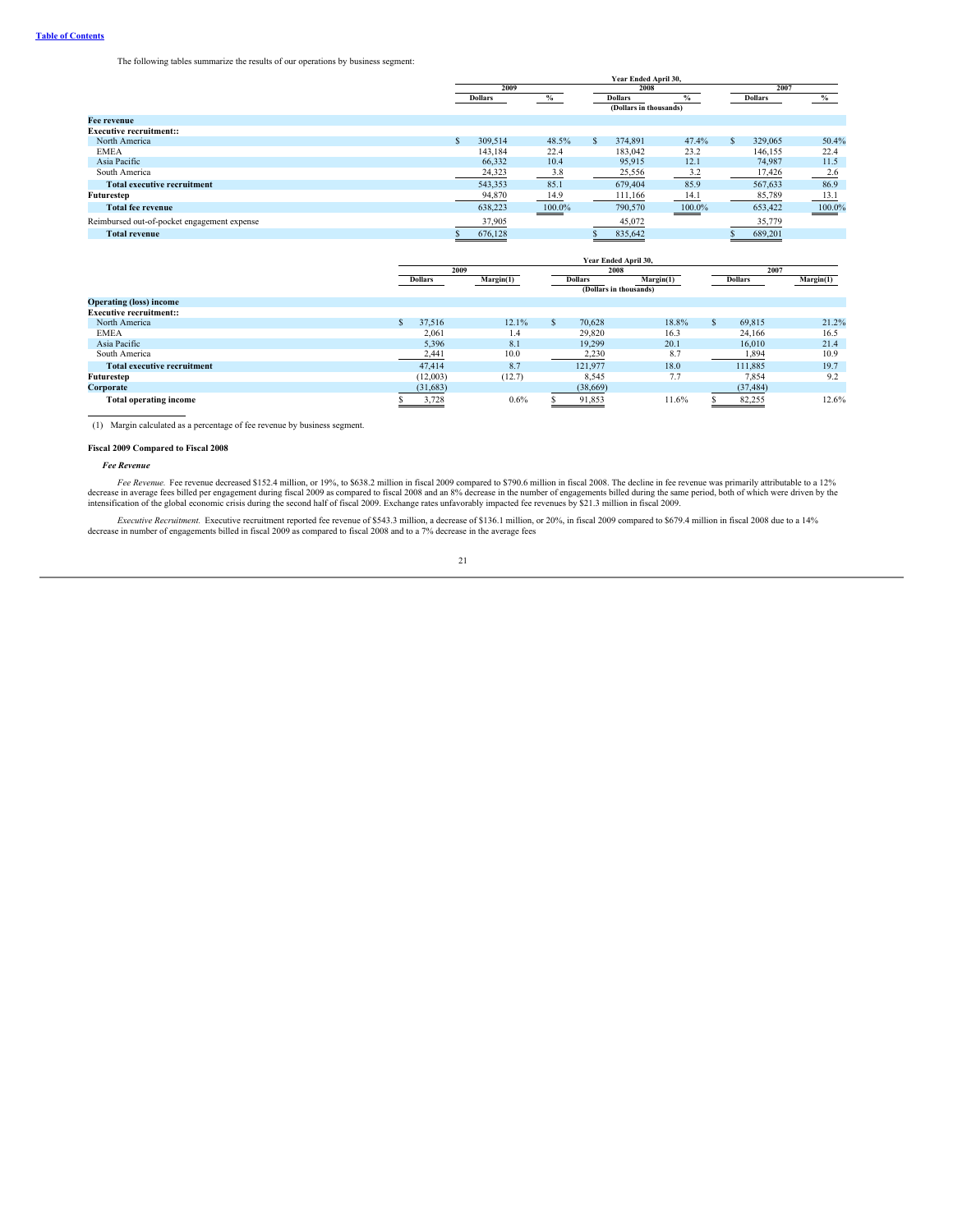The following tables summarize the results of our operations by business segment:

| | Year Ended April 30, | | | | | |
|---|---|---|---|---|---|---|
| | 2009 | | 2008 | | 2007 | |
| | Dollars | % | Dollars | % | Dollars | % |
| | | | (Dollars in thousands) | | | |
| **Fee revenue** | | | | | | |
| **Executive recruitment::** | | | | | | |
| North America | $ 309,514 | 48.5% | $ 374,891 | 47.4% | $ 329,065 | 50.4% |
| EMEA | 143,184 | 22.4 | 183,042 | 23.2 | 146,155 | 22.4 |
| Asia Pacific | 66,332 | 10.4 | 95,915 | 12.1 | 74,987 | 11.5 |
| South America | 24,323 | 3.8 | 25,556 | 3.2 | 17,426 | 2.6 |
| **Total executive recruitment** | 543,353 | 85.1 | 679,404 | 85.9 | 567,633 | 86.9 |
| **Futurestep** | 94,870 | 14.9 | 111,166 | 14.1 | 85,789 | 13.1 |
| **Total fee revenue** | 638,223 | 100.0% | 790,570 | 100.0% | 653,422 | 100.0% |
| Reimbursed out-of-pocket engagement expense | 37,905 | | 45,072 | | 35,779 | |
| **Total revenue** | $ 676,128 | | $ 835,642 | | $ 689,201 | |

| | Year Ended April 30, | | | | | |
|---|---|---|---|---|---|---|
| | 2009 | | 2008 | | 2007 | |
| | Dollars | Margin(1) | Dollars | Margin(1) | Dollars | Margin(1) |
| | | | (Dollars in thousands) | | | |
| **Operating (loss) income** | | | | | | |
| **Executive recruitment::** | | | | | | |
| North America | $ 37,516 | 12.1% | $ 70,628 | 18.8% | $ 69,815 | 21.2% |
| EMEA | 2,061 | 1.4 | 29,820 | 16.3 | 24,166 | 16.5 |
| Asia Pacific | 5,396 | 8.1 | 19,299 | 20.1 | 16,010 | 21.4 |
| South America | 2,441 | 10.0 | 2,230 | 8.7 | 1,894 | 10.9 |
| **Total executive recruitment** | 47,414 | 8.7 | 121,977 | 18.0 | 111,885 | 19.7 |
| **Futurestep** | (12,003) | (12.7) | 8,545 | 7.7 | 7,854 | 9.2 |
| **Corporate** | (31,683) | | (38,669) | | (37,484) | |
| **Total operating income** | $ 3,728 | 0.6% | $ 91,853 | 11.6% | $ 82,255 | 12.6% |

(1) Margin calculated as a percentage of fee revenue by business segment.

**Fiscal 2009 Compared to Fiscal 2008**

***Fee Revenue***

*Fee Revenue.* Fee revenue decreased $152.4 million, or 19%, to $638.2 million in fiscal 2009 compared to $790.6 million in fiscal 2008. The decline in fee revenue was primarily attributable to a 12% decrease in average fees billed per engagement during fiscal 2009 as compared to fiscal 2008 and an 8% decrease in the number of engagements billed during the same period, both of which were driven by the intensification of the global economic crisis during the second half of fiscal 2009. Exchange rates unfavorably impacted fee revenues by $21.3 million in fiscal 2009.

*Executive Recruitment.* Executive recruitment reported fee revenue of $543.3 million, a decrease of $136.1 million, or 20%, in fiscal 2009 compared to $679.4 million in fiscal 2008 due to a 14% decrease in number of engagements billed in fiscal 2009 as compared to fiscal 2008 and to a 7% decrease in the average fees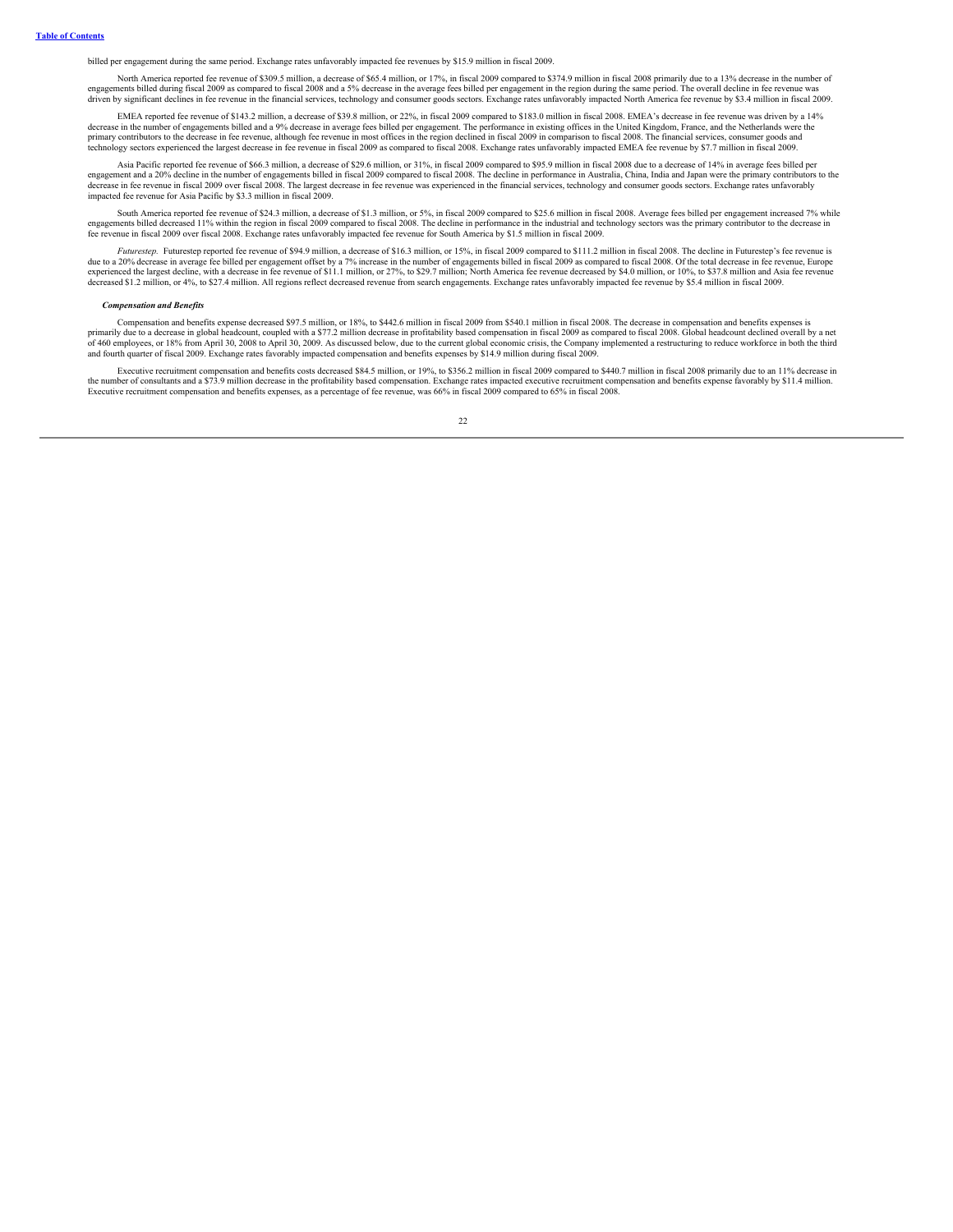billed per engagement during the same period. Exchange rates unfavorably impacted fee revenues by $15.9 million in fiscal 2009.

North America reported fee revenue of $309.5 million, a decrease of $65.4 million, or 17%, in fiscal 2009 compared to $374.9 million in fiscal 2008 primarily due to a 13% decrease in the number of engagements billed during fiscal 2009 as compared to fiscal 2008 and a 5% decrease in the average fees billed per engagement in the region during the same period. The overall decline in fee revenue was driven by significant declines in fee revenue in the financial services, technology and consumer goods sectors. Exchange rates unfavorably impacted North America fee revenue by $3.4 million in fiscal 2009.

EMEA reported fee revenue of $143.2 million, a decrease of $39.8 million, or 22%, in fiscal 2009 compared to $183.0 million in fiscal 2008. EMEA's decrease in fee revenue was driven by a 14% decrease in the number of engagements billed and a 9% decrease in average fees billed per engagement. The performance in existing offices in the United Kingdom, France, and the Netherlands were the primary contributors to the decrease in fee revenue, although fee revenue in most offices in the region declined in fiscal 2009 in comparison to fiscal 2008. The financial services, consumer goods and technology sectors experienced the largest decrease in fee revenue in fiscal 2009 as compared to fiscal 2008. Exchange rates unfavorably impacted EMEA fee revenue by $7.7 million in fiscal 2009.

Asia Pacific reported fee revenue of $66.3 million, a decrease of $29.6 million, or 31%, in fiscal 2009 compared to $95.9 million in fiscal 2008 due to a decrease of 14% in average fees billed per engagement and a 20% decline in the number of engagements billed in fiscal 2009 compared to fiscal 2008. The decline in performance in Australia, China, India and Japan were the primary contributors to the decrease in fee revenue in fiscal 2009 over fiscal 2008. The largest decrease in fee revenue was experienced in the financial services, technology and consumer goods sectors. Exchange rates unfavorably impacted fee revenue for Asia Pacific by $3.3 million in fiscal 2009.

South America reported fee revenue of $24.3 million, a decrease of $1.3 million, or 5%, in fiscal 2009 compared to $25.6 million in fiscal 2008. Average fees billed per engagement increased 7% while engagements billed decreased 11% within the region in fiscal 2009 compared to fiscal 2008. The decline in performance in the industrial and technology sectors was the primary contributor to the decrease in fee revenue in fiscal 2009 over fiscal 2008. Exchange rates unfavorably impacted fee revenue for South America by $1.5 million in fiscal 2009.

*Futurestep.* Futurestep reported fee revenue of $94.9 million, a decrease of $16.3 million, or 15%, in fiscal 2009 compared to $111.2 million in fiscal 2008. The decline in Futurestep's fee revenue is due to a 20% decrease in average fee billed per engagement offset by a 7% increase in the number of engagements billed in fiscal 2009 as compared to fiscal 2008. Of the total decrease in fee revenue, Europe experienced the largest decline, with a decrease in fee revenue of $11.1 million, or 27%, to $29.7 million; North America fee revenue decreased by $4.0 million, or 10%, to $37.8 million and Asia fee revenue decreased $1.2 million, or 4%, to $27.4 million. All regions reflect decreased revenue from search engagements. Exchange rates unfavorably impacted fee revenue by $5.4 million in fiscal 2009.

***Compensation and Benefits***

Compensation and benefits expense decreased $97.5 million, or 18%, to $442.6 million in fiscal 2009 from $540.1 million in fiscal 2008. The decrease in compensation and benefits expenses is primarily due to a decrease in global headcount, coupled with a $77.2 million decrease in profitability based compensation in fiscal 2009 as compared to fiscal 2008. Global headcount declined overall by a net of 460 employees, or 18% from April 30, 2008 to April 30, 2009. As discussed below, due to the current global economic crisis, the Company implemented a restructuring to reduce workforce in both the third and fourth quarter of fiscal 2009. Exchange rates favorably impacted compensation and benefits expenses by $14.9 million during fiscal 2009.

Executive recruitment compensation and benefits costs decreased $84.5 million, or 19%, to $356.2 million in fiscal 2009 compared to $440.7 million in fiscal 2008 primarily due to an 11% decrease in the number of consultants and a $73.9 million decrease in the profitability based compensation. Exchange rates impacted executive recruitment compensation and benefits expense favorably by $11.4 million. Executive recruitment compensation and benefits expenses, as a percentage of fee revenue, was 66% in fiscal 2009 compared to 65% in fiscal 2008.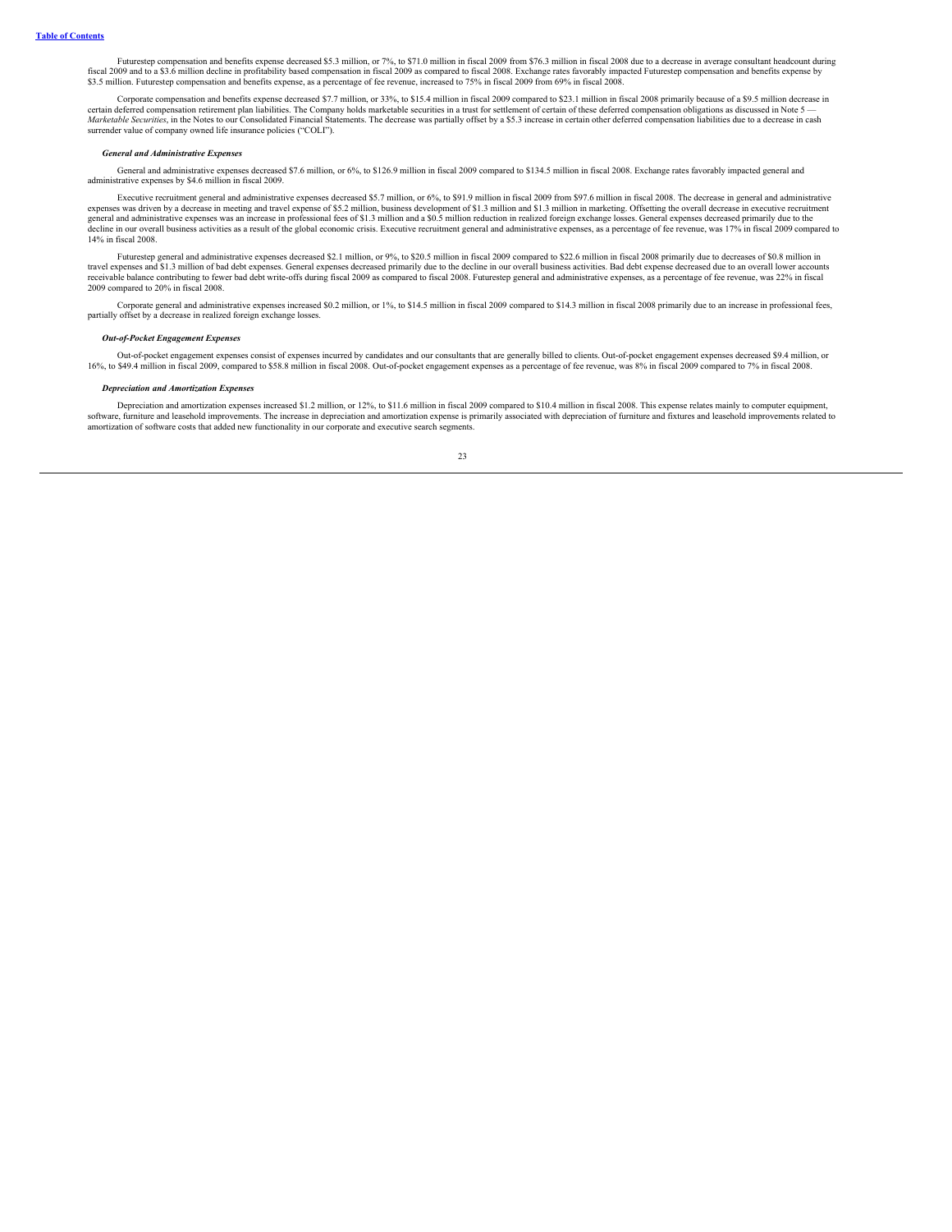Futurestep compensation and benefits expense decreased $5.3 million, or 7%, to $71.0 million in fiscal 2009 from $76.3 million in fiscal 2008 due to a decrease in average consultant headcount during fiscal 2009 and to a $3.6 million decline in profitability based compensation in fiscal 2009 as compared to fiscal 2008. Exchange rates favorably impacted Futurestep compensation and benefits expense by $3.5 million. Futurestep compensation and benefits expense, as a percentage of fee revenue, increased to 75% in fiscal 2009 from 69% in fiscal 2008.

Corporate compensation and benefits expense decreased $7.7 million, or 33%, to $15.4 million in fiscal 2009 compared to $23.1 million in fiscal 2008 primarily because of a $9.5 million decrease in certain deferred compensation retirement plan liabilities. The Company holds marketable securities in a trust for settlement of certain of these deferred compensation obligations as discussed in Note 5 — *Marketable Securities*, in the Notes to our Consolidated Financial Statements. The decrease was partially offset by a $5.3 increase in certain other deferred compensation liabilities due to a decrease in cash surrender value of company owned life insurance policies ("COLI").

***General and Administrative Expenses***

General and administrative expenses decreased $7.6 million, or 6%, to $126.9 million in fiscal 2009 compared to $134.5 million in fiscal 2008. Exchange rates favorably impacted general and administrative expenses by $4.6 million in fiscal 2009.

Executive recruitment general and administrative expenses decreased $5.7 million, or 6%, to $91.9 million in fiscal 2009 from $97.6 million in fiscal 2008. The decrease in general and administrative expenses was driven by a decrease in meeting and travel expense of $5.2 million, business development of $1.3 million and $1.3 million in marketing. Offsetting the overall decrease in executive recruitment general and administrative expenses was an increase in professional fees of $1.3 million and a $0.5 million reduction in realized foreign exchange losses. General expenses decreased primarily due to the decline in our overall business activities as a result of the global economic crisis. Executive recruitment general and administrative expenses, as a percentage of fee revenue, was 17% in fiscal 2009 compared to 14% in fiscal 2008.

Futurestep general and administrative expenses decreased $2.1 million, or 9%, to $20.5 million in fiscal 2009 compared to $22.6 million in fiscal 2008 primarily due to decreases of $0.8 million in travel expenses and $1.3 million of bad debt expenses. General expenses decreased primarily due to the decline in our overall business activities. Bad debt expense decreased due to an overall lower accounts receivable balance contributing to fewer bad debt write-offs during fiscal 2009 as compared to fiscal 2008. Futurestep general and administrative expenses, as a percentage of fee revenue, was 22% in fiscal 2009 compared to 20% in fiscal 2008.

Corporate general and administrative expenses increased $0.2 million, or 1%, to $14.5 million in fiscal 2009 compared to $14.3 million in fiscal 2008 primarily due to an increase in professional fees, partially offset by a decrease in realized foreign exchange losses.

***Out-of-Pocket Engagement Expenses***

Out-of-pocket engagement expenses consist of expenses incurred by candidates and our consultants that are generally billed to clients. Out-of-pocket engagement expenses decreased $9.4 million, or 16%, to $49.4 million in fiscal 2009, compared to $58.8 million in fiscal 2008. Out-of-pocket engagement expenses as a percentage of fee revenue, was 8% in fiscal 2009 compared to 7% in fiscal 2008.

***Depreciation and Amortization Expenses***

Depreciation and amortization expenses increased $1.2 million, or 12%, to $11.6 million in fiscal 2009 compared to $10.4 million in fiscal 2008. This expense relates mainly to computer equipment, software, furniture and leasehold improvements. The increase in depreciation and amortization expense is primarily associated with depreciation of furniture and fixtures and leasehold improvements related to amortization of software costs that added new functionality in our corporate and executive search segments.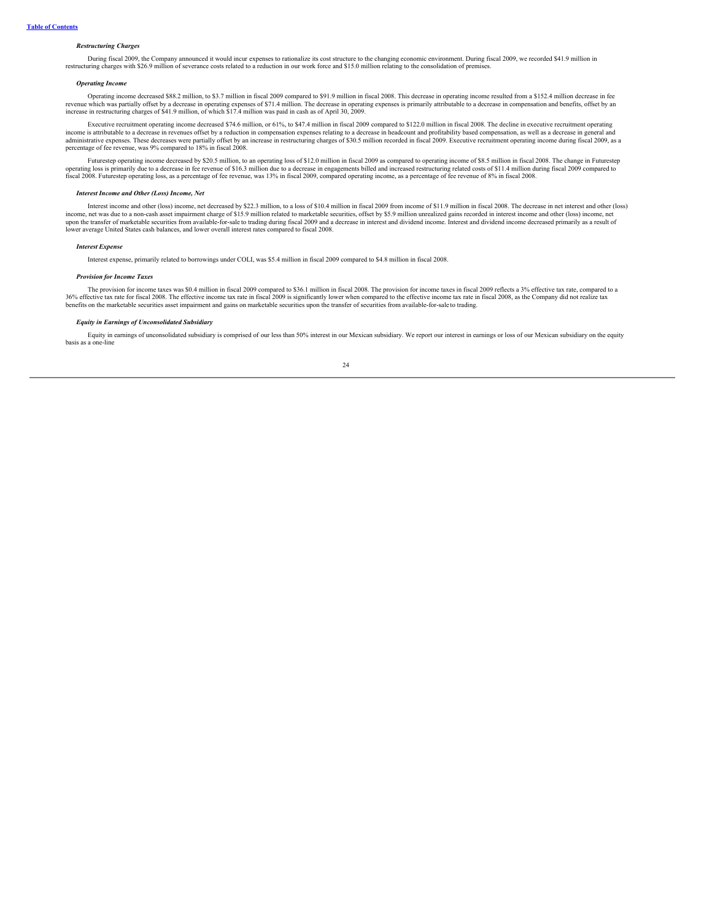***Restructuring Charges***

During fiscal 2009, the Company announced it would incur expenses to rationalize its cost structure to the changing economic environment. During fiscal 2009, we recorded $41.9 million in restructuring charges with $26.9 million of severance costs related to a reduction in our work force and $15.0 million relating to the consolidation of premises.

***Operating Income***

Operating income decreased $88.2 million, to $3.7 million in fiscal 2009 compared to $91.9 million in fiscal 2008. This decrease in operating income resulted from a $152.4 million decrease in fee revenue which was partially offset by a decrease in operating expenses of $71.4 million. The decrease in operating expenses is primarily attributable to a decrease in compensation and benefits, offset by an increase in restructuring charges of $41.9 million, of which $17.4 million was paid in cash as of April 30, 2009.

Executive recruitment operating income decreased $74.6 million, or 61%, to $47.4 million in fiscal 2009 compared to $122.0 million in fiscal 2008. The decline in executive recruitment operating income is attributable to a decrease in revenues offset by a reduction in compensation expenses relating to a decrease in headcount and profitability based compensation, as well as a decrease in general and administrative expenses. These decreases were partially offset by an increase in restructuring charges of $30.5 million recorded in fiscal 2009. Executive recruitment operating income during fiscal 2009, as a percentage of fee revenue, was 9% compared to 18% in fiscal 2008.

Futurestep operating income decreased by $20.5 million, to an operating loss of $12.0 million in fiscal 2009 as compared to operating income of $8.5 million in fiscal 2008. The change in Futurestep operating loss is primarily due to a decrease in fee revenue of $16.3 million due to a decrease in engagements billed and increased restructuring related costs of $11.4 million during fiscal 2009 compared to fiscal 2008. Futurestep operating loss, as a percentage of fee revenue, was 13% in fiscal 2009, compared operating income, as a percentage of fee revenue of 8% in fiscal 2008.

***Interest Income and Other (Loss) Income, Net***

Interest income and other (loss) income, net decreased by $22.3 million, to a loss of $10.4 million in fiscal 2009 from income of $11.9 million in fiscal 2008. The decrease in net interest and other (loss) income, net was due to a non-cash asset impairment charge of $15.9 million related to marketable securities, offset by $5.9 million unrealized gains recorded in interest income and other (loss) income, net upon the transfer of marketable securities from available-for-sale to trading during fiscal 2009 and a decrease in interest and dividend income. Interest and dividend income decreased primarily as a result of lower average United States cash balances, and lower overall interest rates compared to fiscal 2008.

***Interest Expense***

Interest expense, primarily related to borrowings under COLI, was $5.4 million in fiscal 2009 compared to $4.8 million in fiscal 2008.

***Provision for Income Taxes***

The provision for income taxes was $0.4 million in fiscal 2009 compared to $36.1 million in fiscal 2008. The provision for income taxes in fiscal 2009 reflects a 3% effective tax rate, compared to a 36% effective tax rate for fiscal 2008. The effective income tax rate in fiscal 2009 is significantly lower when compared to the effective income tax rate in fiscal 2008, as the Company did not realize tax benefits on the marketable securities asset impairment and gains on marketable securities upon the transfer of securities from available-for-sale to trading.

***Equity in Earnings of Unconsolidated Subsidiary***

Equity in earnings of unconsolidated subsidiary is comprised of our less than 50% interest in our Mexican subsidiary. We report our interest in earnings or loss of our Mexican subsidiary on the equity basis as a one-line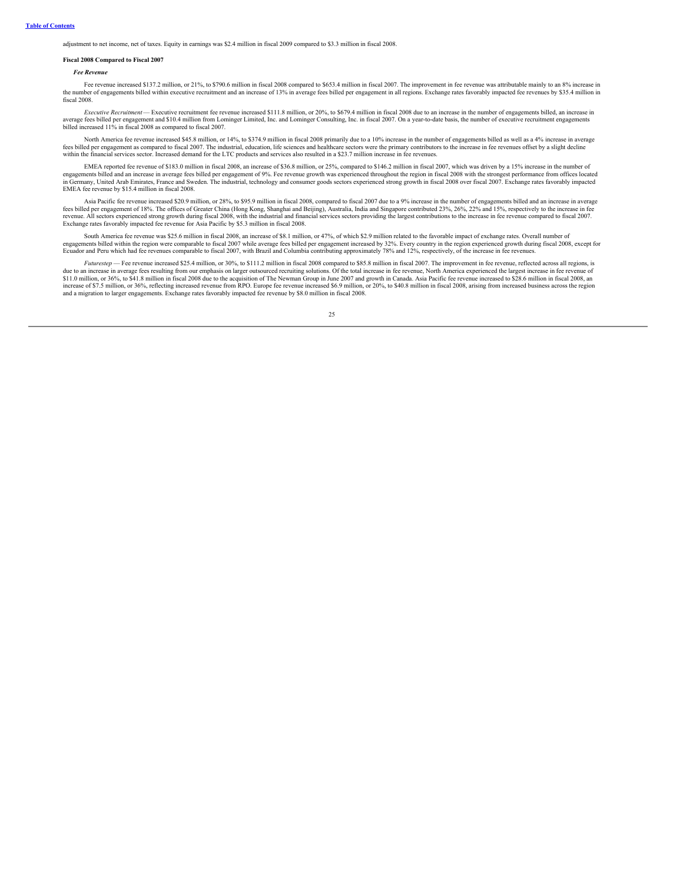adjustment to net income, net of taxes. Equity in earnings was $2.4 million in fiscal 2009 compared to $3.3 million in fiscal 2008.

**Fiscal 2008 Compared to Fiscal 2007**

***Fee Revenue***

Fee revenue increased $137.2 million, or 21%, to $790.6 million in fiscal 2008 compared to $653.4 million in fiscal 2007. The improvement in fee revenue was attributable mainly to an 8% increase in the number of engagements billed within executive recruitment and an increase of 13% in average fees billed per engagement in all regions. Exchange rates favorably impacted fee revenues by $35.4 million in fiscal 2008.

*Executive Recruitment* — Executive recruitment fee revenue increased $111.8 million, or 20%, to $679.4 million in fiscal 2008 due to an increase in the number of engagements billed, an increase in average fees billed per engagement and $10.4 million from Lominger Limited, Inc. and Lominger Consulting, Inc. in fiscal 2007. On a year-to-date basis, the number of executive recruitment engagements billed increased 11% in fiscal 2008 as compared to fiscal 2007.

North America fee revenue increased $45.8 million, or 14%, to $374.9 million in fiscal 2008 primarily due to a 10% increase in the number of engagements billed as well as a 4% increase in average fees billed per engagement as compared to fiscal 2007. The industrial, education, life sciences and healthcare sectors were the primary contributors to the increase in fee revenues offset by a slight decline within the financial services sector. Increased demand for the LTC products and services also resulted in a $23.7 million increase in fee revenues.

EMEA reported fee revenue of $183.0 million in fiscal 2008, an increase of $36.8 million, or 25%, compared to $146.2 million in fiscal 2007, which was driven by a 15% increase in the number of engagements billed and an increase in average fees billed per engagement of 9%. Fee revenue growth was experienced throughout the region in fiscal 2008 with the strongest performance from offices located in Germany, United Arab Emirates, France and Sweden. The industrial, technology and consumer goods sectors experienced strong growth in fiscal 2008 over fiscal 2007. Exchange rates favorably impacted EMEA fee revenue by $15.4 million in fiscal 2008.

Asia Pacific fee revenue increased $20.9 million, or 28%, to $95.9 million in fiscal 2008, compared to fiscal 2007 due to a 9% increase in the number of engagements billed and an increase in average fees billed per engagement of 18%. The offices of Greater China (Hong Kong, Shanghai and Beijing), Australia, India and Singapore contributed 23%, 26%, 22% and 15%, respectively to the increase in fee revenue. All sectors experienced strong growth during fiscal 2008, with the industrial and financial services sectors providing the largest contributions to the increase in fee revenue compared to fiscal 2007. Exchange rates favorably impacted fee revenue for Asia Pacific by $5.3 million in fiscal 2008.

South America fee revenue was $25.6 million in fiscal 2008, an increase of $8.1 million, or 47%, of which $2.9 million related to the favorable impact of exchange rates. Overall number of engagements billed within the region were comparable to fiscal 2007 while average fees billed per engagement increased by 32%. Every country in the region experienced growth during fiscal 2008, except for Ecuador and Peru which had fee revenues comparable to fiscal 2007, with Brazil and Columbia contributing approximately 78% and 12%, respectively, of the increase in fee revenues.

*Futurestep* — Fee revenue increased $25.4 million, or 30%, to $111.2 million in fiscal 2008 compared to $85.8 million in fiscal 2007. The improvement in fee revenue, reflected across all regions, is due to an increase in average fees resulting from our emphasis on larger outsourced recruiting solutions. Of the total increase in fee revenue, North America experienced the largest increase in fee revenue of $11.0 million, or 36%, to $41.8 million in fiscal 2008 due to the acquisition of The Newman Group in June 2007 and growth in Canada. Asia Pacific fee revenue increased to $28.6 million in fiscal 2008, an increase of $7.5 million, or 36%, reflecting increased revenue from RPO. Europe fee revenue increased $6.9 million, or 20%, to $40.8 million in fiscal 2008, arising from increased business across the region and a migration to larger engagements. Exchange rates favorably impacted fee revenue by $8.0 million in fiscal 2008.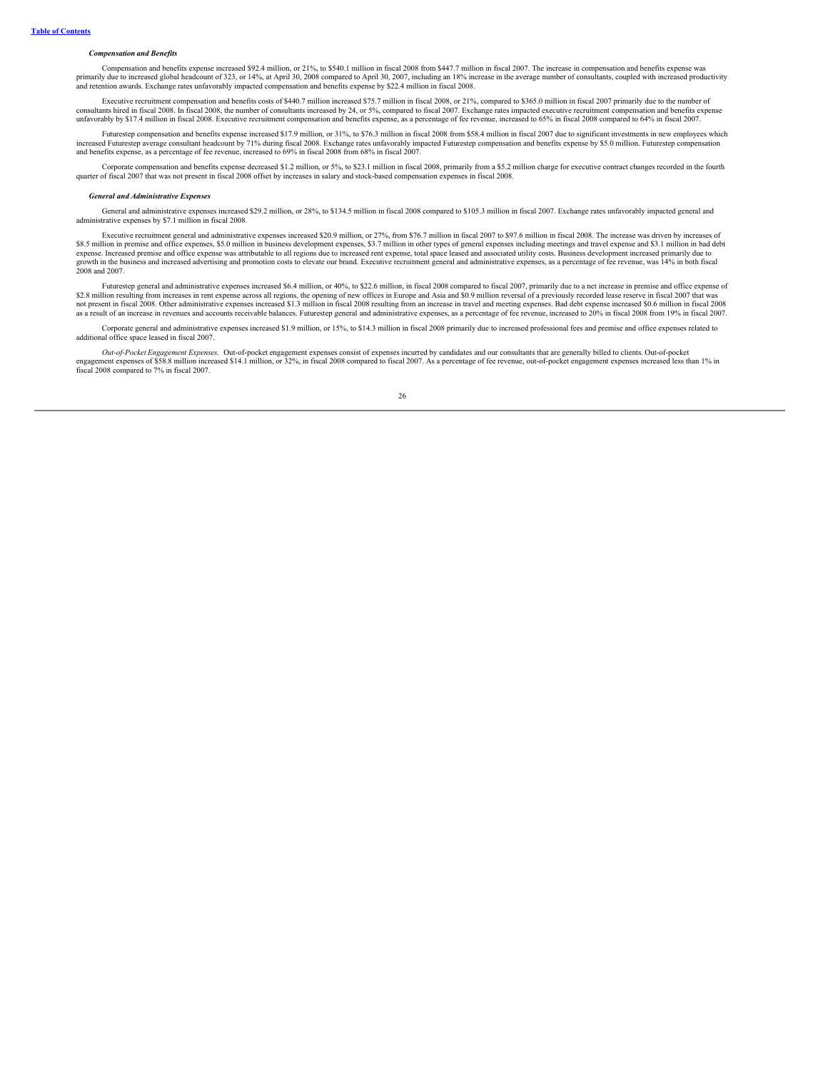***Compensation and Benefits***

Compensation and benefits expense increased $92.4 million, or 21%, to $540.1 million in fiscal 2008 from $447.7 million in fiscal 2007. The increase in compensation and benefits expense was primarily due to increased global headcount of 323, or 14%, at April 30, 2008 compared to April 30, 2007, including an 18% increase in the average number of consultants, coupled with increased productivity and retention awards. Exchange rates unfavorably impacted compensation and benefits expense by $22.4 million in fiscal 2008.

Executive recruitment compensation and benefits costs of $440.7 million increased $75.7 million in fiscal 2008, or 21%, compared to $365.0 million in fiscal 2007 primarily due to the number of consultants hired in fiscal 2008. In fiscal 2008, the number of consultants increased by 24, or 5%, compared to fiscal 2007. Exchange rates impacted executive recruitment compensation and benefits expense unfavorably by $17.4 million in fiscal 2008. Executive recruitment compensation and benefits expense, as a percentage of fee revenue, increased to 65% in fiscal 2008 compared to 64% in fiscal 2007.

Futurestep compensation and benefits expense increased $17.9 million, or 31%, to $76.3 million in fiscal 2008 from $58.4 million in fiscal 2007 due to significant investments in new employees which increased Futurestep average consultant headcount by 71% during fiscal 2008. Exchange rates unfavorably impacted Futurestep compensation and benefits expense by $5.0 million. Futurestep compensation and benefits expense, as a percentage of fee revenue, increased to 69% in fiscal 2008 from 68% in fiscal 2007.

Corporate compensation and benefits expense decreased $1.2 million, or 5%, to $23.1 million in fiscal 2008, primarily from a $5.2 million charge for executive contract changes recorded in the fourth quarter of fiscal 2007 that was not present in fiscal 2008 offset by increases in salary and stock-based compensation expenses in fiscal 2008.

***General and Administrative Expenses***

General and administrative expenses increased $29.2 million, or 28%, to $134.5 million in fiscal 2008 compared to $105.3 million in fiscal 2007. Exchange rates unfavorably impacted general and administrative expenses by $7.1 million in fiscal 2008.

Executive recruitment general and administrative expenses increased $20.9 million, or 27%, from $76.7 million in fiscal 2007 to $97.6 million in fiscal 2008. The increase was driven by increases of $8.5 million in premise and office expenses, $5.0 million in business development expenses, $3.7 million in other types of general expenses including meetings and travel expense and $3.1 million in bad debt expense. Increased premise and office expense was attributable to all regions due to increased rent expense, total space leased and associated utility costs. Business development increased primarily due to growth in the business and increased advertising and promotion costs to elevate our brand. Executive recruitment general and administrative expenses, as a percentage of fee revenue, was 14% in both fiscal 2008 and 2007.

Futurestep general and administrative expenses increased $6.4 million, or 40%, to $22.6 million, in fiscal 2008 compared to fiscal 2007, primarily due to a net increase in premise and office expense of $2.8 million resulting from increases in rent expense across all regions, the opening of new offices in Europe and Asia and $0.9 million reversal of a previously recorded lease reserve in fiscal 2007 that was not present in fiscal 2008. Other administrative expenses increased $1.3 million in fiscal 2008 resulting from an increase in travel and meeting expenses. Bad debt expense increased $0.6 million in fiscal 2008 as a result of an increase in revenues and accounts receivable balances. Futurestep general and administrative expenses, as a percentage of fee revenue, increased to 20% in fiscal 2008 from 19% in fiscal 2007.

Corporate general and administrative expenses increased $1.9 million, or 15%, to $14.3 million in fiscal 2008 primarily due to increased professional fees and premise and office expenses related to additional office space leased in fiscal 2007.

*Out-of-Pocket Engagement Expenses*. Out-of-pocket engagement expenses consist of expenses incurred by candidates and our consultants that are generally billed to clients. Out-of-pocket engagement expenses of $58.8 million increased $14.1 million, or 32%, in fiscal 2008 compared to fiscal 2007. As a percentage of fee revenue, out-of-pocket engagement expenses increased less than 1% in fiscal 2008 compared to 7% in fiscal 2007.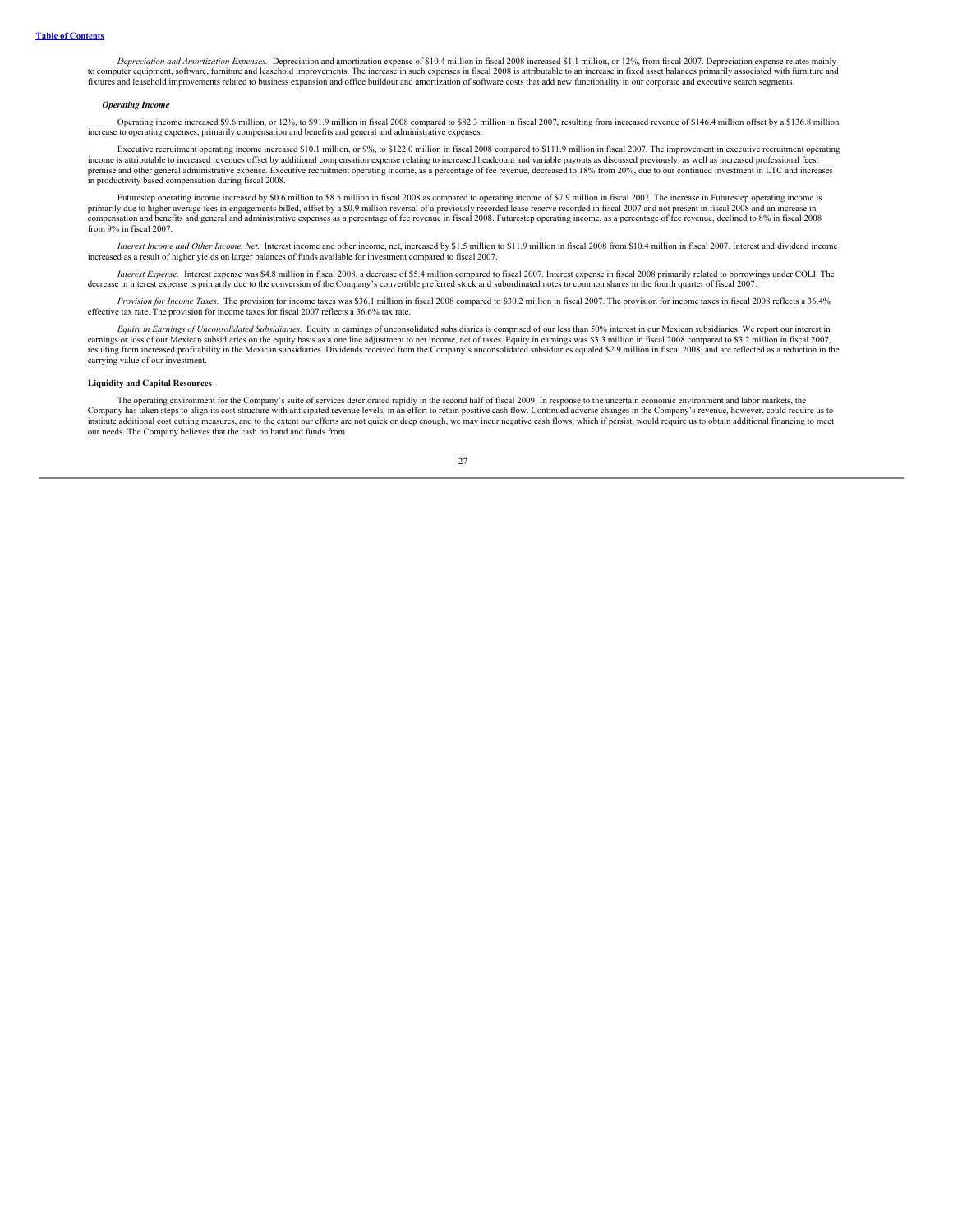*Depreciation and Amortization Expenses.* Depreciation and amortization expense of $10.4 million in fiscal 2008 increased $1.1 million, or 12%, from fiscal 2007. Depreciation expense relates mainly to computer equipment, software, furniture and leasehold improvements. The increase in such expenses in fiscal 2008 is attributable to an increase in fixed asset balances primarily associated with furniture and fixtures and leasehold improvements related to business expansion and office buildout and amortization of software costs that add new functionality in our corporate and executive search segments.

***Operating Income***

Operating income increased $9.6 million, or 12%, to $91.9 million in fiscal 2008 compared to $82.3 million in fiscal 2007, resulting from increased revenue of $146.4 million offset by a $136.8 million increase to operating expenses, primarily compensation and benefits and general and administrative expenses.

Executive recruitment operating income increased $10.1 million, or 9%, to $122.0 million in fiscal 2008 compared to $111.9 million in fiscal 2007. The improvement in executive recruitment operating income is attributable to increased revenues offset by additional compensation expense relating to increased headcount and variable payouts as discussed previously, as well as increased professional fees, premise and other general administrative expense. Executive recruitment operating income, as a percentage of fee revenue, decreased to 18% from 20%, due to our continued investment in LTC and increases in productivity based compensation during fiscal 2008.

Futurestep operating income increased by $0.6 million to $8.5 million in fiscal 2008 as compared to operating income of $7.9 million in fiscal 2007. The increase in Futurestep operating income is primarily due to higher average fees in engagements billed, offset by a $0.9 million reversal of a previously recorded lease reserve recorded in fiscal 2007 and not present in fiscal 2008 and an increase in compensation and benefits and general and administrative expenses as a percentage of fee revenue in fiscal 2008. Futurestep operating income, as a percentage of fee revenue, declined to 8% in fiscal 2008 from 9% in fiscal 2007.

*Interest Income and Other Income, Net.* Interest income and other income, net, increased by $1.5 million to $11.9 million in fiscal 2008 from $10.4 million in fiscal 2007. Interest and dividend income increased as a result of higher yields on larger balances of funds available for investment compared to fiscal 2007.

*Interest Expense.* Interest expense was $4.8 million in fiscal 2008, a decrease of $5.4 million compared to fiscal 2007. Interest expense in fiscal 2008 primarily related to borrowings under COLI. The decrease in interest expense is primarily due to the conversion of the Company's convertible preferred stock and subordinated notes to common shares in the fourth quarter of fiscal 2007.

*Provision for Income Taxes.* The provision for income taxes was $36.1 million in fiscal 2008 compared to $30.2 million in fiscal 2007. The provision for income taxes in fiscal 2008 reflects a 36.4% effective tax rate. The provision for income taxes for fiscal 2007 reflects a 36.6% tax rate.

*Equity in Earnings of Unconsolidated Subsidiaries.* Equity in earnings of unconsolidated subsidiaries is comprised of our less than 50% interest in our Mexican subsidiaries. We report our interest in earnings or loss of our Mexican subsidiaries on the equity basis as a one line adjustment to net income, net of taxes. Equity in earnings was $3.3 million in fiscal 2008 compared to $3.2 million in fiscal 2007, resulting from increased profitability in the Mexican subsidiaries. Dividends received from the Company's unconsolidated subsidiaries equaled $2.9 million in fiscal 2008, and are reflected as a reduction in the carrying value of our investment.

**Liquidity and Capital Resources**

The operating environment for the Company's suite of services deteriorated rapidly in the second half of fiscal 2009. In response to the uncertain economic environment and labor markets, the Company has taken steps to align its cost structure with anticipated revenue levels, in an effort to retain positive cash flow. Continued adverse changes in the Company's revenue, however, could require us to institute additional cost cutting measures, and to the extent our efforts are not quick or deep enough, we may incur negative cash flows, which if persist, would require us to obtain additional financing to meet our needs. The Company believes that the cash on hand and funds from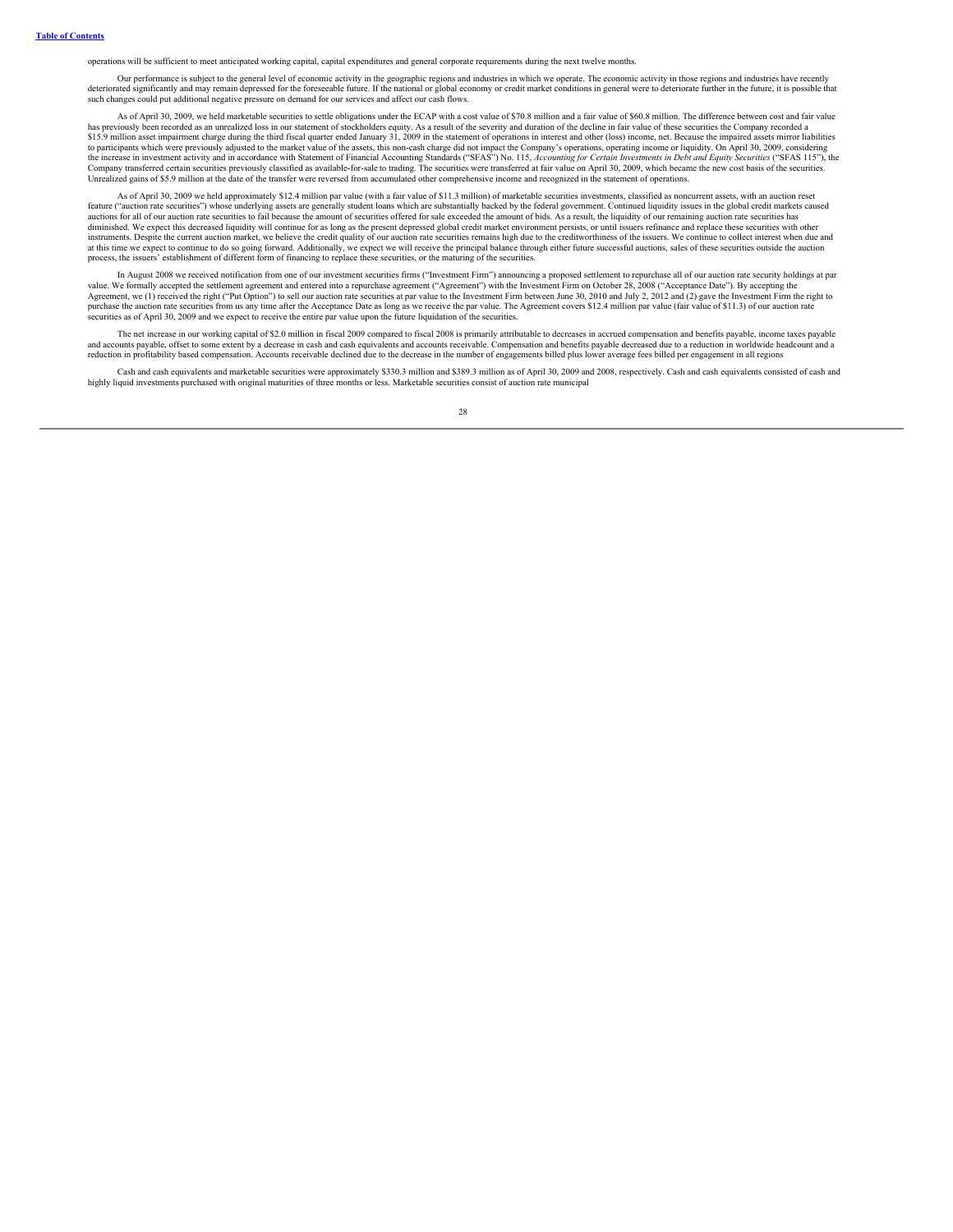operations will be sufficient to meet anticipated working capital, capital expenditures and general corporate requirements during the next twelve months.

Our performance is subject to the general level of economic activity in the geographic regions and industries in which we operate. The economic activity in those regions and industries have recently deteriorated significantly and may remain depressed for the foreseeable future. If the national or global economy or credit market conditions in general were to deteriorate further in the future, it is possible that such changes could put additional negative pressure on demand for our services and affect our cash flows.

As of April 30, 2009, we held marketable securities to settle obligations under the ECAP with a cost value of $70.8 million and a fair value of $60.8 million. The difference between cost and fair value has previously been recorded as an unrealized loss in our statement of stockholders equity. As a result of the severity and duration of the decline in fair value of these securities the Company recorded a $15.9 million asset impairment charge during the third fiscal quarter ended January 31, 2009 in the statement of operations in interest and other (loss) income, net. Because the impaired assets mirror liabilities to participants which were previously adjusted to the market value of the assets, this non-cash charge did not impact the Company's operations, operating income or liquidity. On April 30, 2009, considering the increase in investment activity and in accordance with Statement of Financial Accounting Standards ("SFAS") No. 115, *Accounting for Certain Investments in Debt and Equity Securities* ("SFAS 115"), the Company transferred certain securities previously classified as available-for-sale to trading. The securities were transferred at fair value on April 30, 2009, which became the new cost basis of the securities. Unrealized gains of $5.9 million at the date of the transfer were reversed from accumulated other comprehensive income and recognized in the statement of operations.

As of April 30, 2009 we held approximately $12.4 million par value (with a fair value of $11.3 million) of marketable securities investments, classified as noncurrent assets, with an auction reset feature ("auction rate securities") whose underlying assets are generally student loans which are substantially backed by the federal government. Continued liquidity issues in the global credit markets caused auctions for all of our auction rate securities to fail because the amount of securities offered for sale exceeded the amount of bids. As a result, the liquidity of our remaining auction rate securities has diminished. We expect this decreased liquidity will continue for as long as the present depressed global credit market environment persists, or until issuers refinance and replace these securities with other instruments. Despite the current auction market, we believe the credit quality of our auction rate securities remains high due to the creditworthiness of the issuers. We continue to collect interest when due and at this time we expect to continue to do so going forward. Additionally, we expect we will receive the principal balance through either future successful auctions, sales of these securities outside the auction process, the issuers' establishment of different form of financing to replace these securities, or the maturing of the securities.

In August 2008 we received notification from one of our investment securities firms ("Investment Firm") announcing a proposed settlement to repurchase all of our auction rate security holdings at par value. We formally accepted the settlement agreement and entered into a repurchase agreement ("Agreement") with the Investment Firm on October 28, 2008 ("Acceptance Date"). By accepting the Agreement, we (1) received the right ("Put Option") to sell our auction rate securities at par value to the Investment Firm between June 30, 2010 and July 2, 2012 and (2) gave the Investment Firm the right to purchase the auction rate securities from us any time after the Acceptance Date as long as we receive the par value. The Agreement covers $12.4 million par value (fair value of $11.3) of our auction rate securities as of April 30, 2009 and we expect to receive the entire par value upon the future liquidation of the securities.

The net increase in our working capital of $2.0 million in fiscal 2009 compared to fiscal 2008 is primarily attributable to decreases in accrued compensation and benefits payable, income taxes payable and accounts payable, offset to some extent by a decrease in cash and cash equivalents and accounts receivable. Compensation and benefits payable decreased due to a reduction in worldwide headcount and a reduction in profitability based compensation. Accounts receivable declined due to the decrease in the number of engagements billed plus lower average fees billed per engagement in all regions

Cash and cash equivalents and marketable securities were approximately $330.3 million and $389.3 million as of April 30, 2009 and 2008, respectively. Cash and cash equivalents consisted of cash and highly liquid investments purchased with original maturities of three months or less. Marketable securities consist of auction rate municipal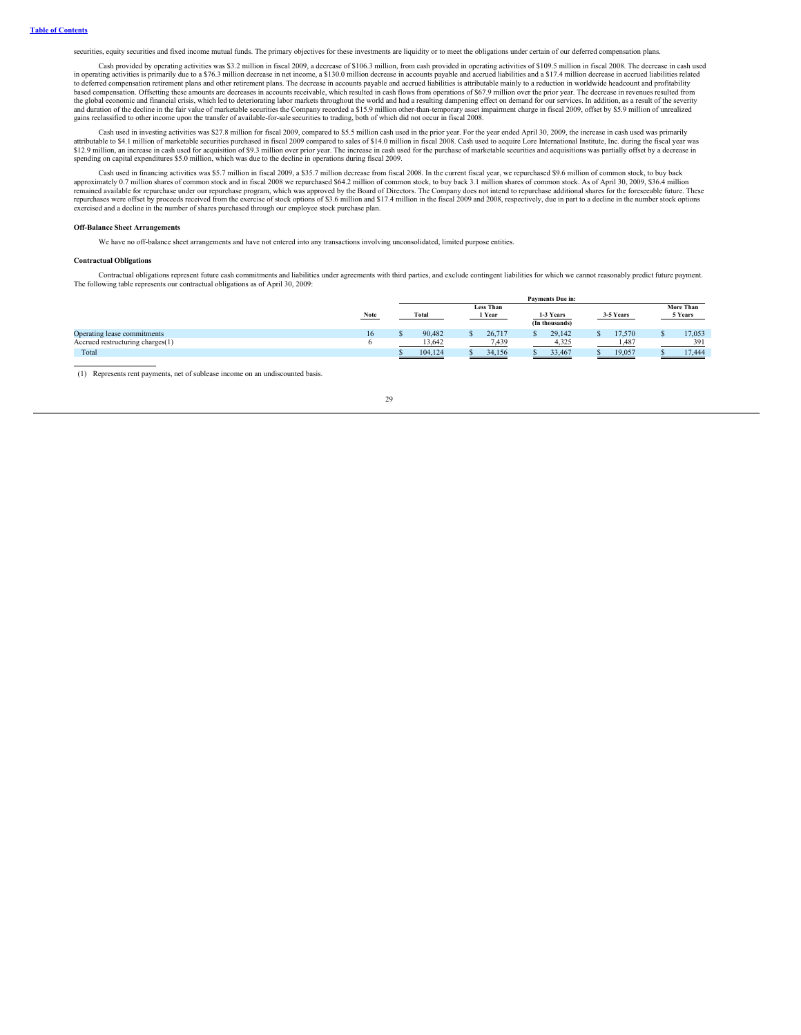securities, equity securities and fixed income mutual funds. The primary objectives for these investments are liquidity or to meet the obligations under certain of our deferred compensation plans.

Cash provided by operating activities was $3.2 million in fiscal 2009, a decrease of $106.3 million, from cash provided in operating activities of $109.5 million in fiscal 2008. The decrease in cash used in operating activities is primarily due to a $76.3 million decrease in net income, a $130.0 million decrease in accounts payable and accrued liabilities and a $17.4 million decrease in accrued liabilities related to deferred compensation retirement plans and other retirement plans. The decrease in accounts payable and accrued liabilities is attributable mainly to a reduction in worldwide headcount and profitability based compensation. Offsetting these amounts are decreases in accounts receivable, which resulted in cash flows from operations of $67.9 million over the prior year. The decrease in revenues resulted from the global economic and financial crisis, which led to deteriorating labor markets throughout the world and had a resulting dampening effect on demand for our services. In addition, as a result of the severity and duration of the decline in the fair value of marketable securities the Company recorded a $15.9 million other-than-temporary asset impairment charge in fiscal 2009, offset by $5.9 million of unrealized gains reclassified to other income upon the transfer of available-for-sale securities to trading, both of which did not occur in fiscal 2008.

Cash used in investing activities was $27.8 million for fiscal 2009, compared to $5.5 million cash used in the prior year. For the year ended April 30, 2009, the increase in cash used was primarily attributable to $4.1 million of marketable securities purchased in fiscal 2009 compared to sales of $14.0 million in fiscal 2008. Cash used to acquire Lore International Institute, Inc. during the fiscal year was $12.9 million, an increase in cash used for acquisition of $9.3 million over prior year. The increase in cash used for the purchase of marketable securities and acquisitions was partially offset by a decrease in spending on capital expenditures $5.0 million, which was due to the decline in operations during fiscal 2009.

Cash used in financing activities was $5.7 million in fiscal 2009, a $35.7 million decrease from fiscal 2008. In the current fiscal year, we repurchased $9.6 million of common stock, to buy back approximately 0.7 million shares of common stock and in fiscal 2008 we repurchased $64.2 million of common stock, to buy back 3.1 million shares of common stock. As of April 30, 2009, $36.4 million remained available for repurchase under our repurchase program, which was approved by the Board of Directors. The Company does not intend to repurchase additional shares for the foreseeable future. These repurchases were offset by proceeds received from the exercise of stock options of $3.6 million and $17.4 million in the fiscal 2009 and 2008, respectively, due in part to a decline in the number stock options exercised and a decline in the number of shares purchased through our employee stock purchase plan.

**Off-Balance Sheet Arrangements**

We have no off-balance sheet arrangements and have not entered into any transactions involving unconsolidated, limited purpose entities.

**Contractual Obligations**

Contractual obligations represent future cash commitments and liabilities under agreements with third parties, and exclude contingent liabilities for which we cannot reasonably predict future payment. The following table represents our contractual obligations as of April 30, 2009:

| | Note | Payments Due in: | | | | |
|---|---|---|---|---|---|---|
| | | Total | Less Than 1 Year | 1-3 Years | 3-5 Years | More Than 5 Years |
| | | | | (In thousands) | | |
| Operating lease commitments | 16 | $ 90,482 | $ 26,717 | $ 29,142 | $ 17,570 | $ 17,053 |
| Accrued restructuring charges(1) | 6 | 13,642 | 7,439 | 4,325 | 1,487 | 391 |
| Total | | $ 104,124 | $ 34,156 | $ 33,467 | $ 19,057 | $ 17,444 |

(1) Represents rent payments, net of sublease income on an undiscounted basis.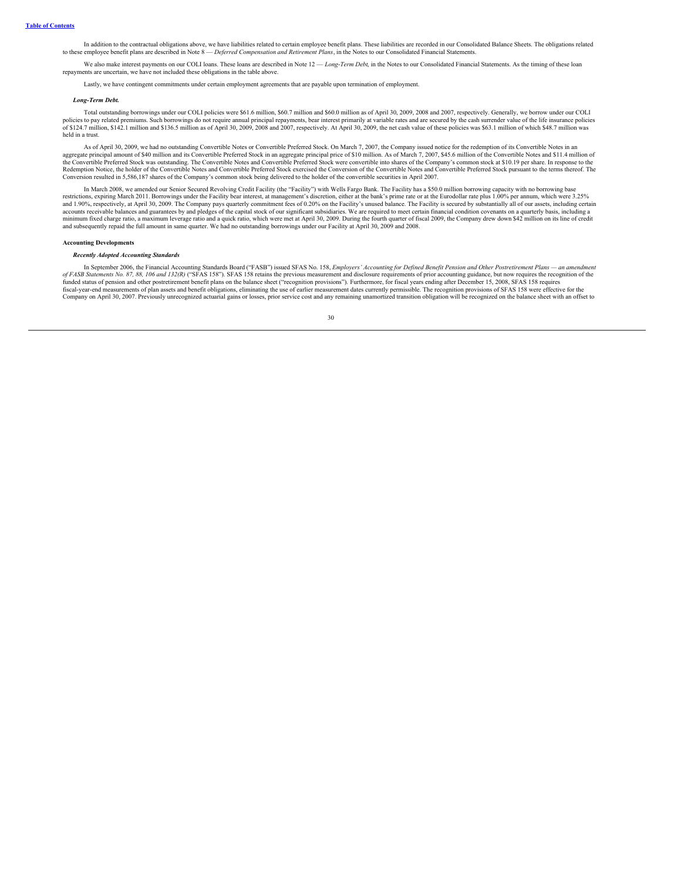In addition to the contractual obligations above, we have liabilities related to certain employee benefit plans. These liabilities are recorded in our Consolidated Balance Sheets. The obligations related to these employee benefit plans are described in Note 8 — *Deferred Compensation and Retirement Plans*, in the Notes to our Consolidated Financial Statements.

We also make interest payments on our COLI loans. These loans are described in Note 12 — *Long-Term Debt*, in the Notes to our Consolidated Financial Statements. As the timing of these loan repayments are uncertain, we have not included these obligations in the table above.

Lastly, we have contingent commitments under certain employment agreements that are payable upon termination of employment.

***Long-Term Debt.***

Total outstanding borrowings under our COLI policies were $61.6 million, $60.7 million and $60.0 million as of April 30, 2009, 2008 and 2007, respectively. Generally, we borrow under our COLI policies to pay related premiums. Such borrowings do not require annual principal repayments, bear interest primarily at variable rates and are secured by the cash surrender value of the life insurance policies of $124.7 million, $142.1 million and $136.5 million as of April 30, 2009, 2008 and 2007, respectively. At April 30, 2009, the net cash value of these policies was $63.1 million of which $48.7 million was held in a trust.

As of April 30, 2009, we had no outstanding Convertible Notes or Convertible Preferred Stock. On March 7, 2007, the Company issued notice for the redemption of its Convertible Notes in an aggregate principal amount of $40 million and its Convertible Preferred Stock in an aggregate principal price of $10 million. As of March 7, 2007, $45.6 million of the Convertible Notes and $11.4 million of the Convertible Preferred Stock was outstanding. The Convertible Notes and Convertible Preferred Stock were convertible into shares of the Company's common stock at $10.19 per share. In response to the Redemption Notice, the holder of the Convertible Notes and Convertible Preferred Stock exercised the Conversion of the Convertible Notes and Convertible Preferred Stock pursuant to the terms thereof. The Conversion resulted in 5,586,187 shares of the Company's common stock being delivered to the holder of the convertible securities in April 2007.

In March 2008, we amended our Senior Secured Revolving Credit Facility (the "Facility") with Wells Fargo Bank. The Facility has a $50.0 million borrowing capacity with no borrowing base restrictions, expiring March 2011. Borrowings under the Facility bear interest, at management's discretion, either at the bank's prime rate or at the Eurodollar rate plus 1.00% per annum, which were 3.25% and 1.90%, respectively, at April 30, 2009. The Company pays quarterly commitment fees of 0.20% on the Facility's unused balance. The Facility is secured by substantially all of our assets, including certain accounts receivable balances and guarantees by and pledges of the capital stock of our significant subsidiaries. We are required to meet certain financial condition covenants on a quarterly basis, including a minimum fixed charge ratio, a maximum leverage ratio and a quick ratio, which were met at April 30, 2009. During the fourth quarter of fiscal 2009, the Company drew down $42 million on its line of credit and subsequently repaid the full amount in same quarter. We had no outstanding borrowings under our Facility at April 30, 2009 and 2008.

**Accounting Developments**

***Recently Adopted Accounting Standards***

In September 2006, the Financial Accounting Standards Board ("FASB") issued SFAS No. 158, *Employers' Accounting for Defined Benefit Pension and Other Postretirement Plans — an amendment of FASB Statements No. 87, 88, 106 and 132(R)* ("SFAS 158"). SFAS 158 retains the previous measurement and disclosure requirements of prior accounting guidance, but now requires the recognition of the funded status of pension and other postretirement benefit plans on the balance sheet ("recognition provisions"). Furthermore, for fiscal years ending after December 15, 2008, SFAS 158 requires fiscal-year-end measurements of plan assets and benefit obligations, eliminating the use of earlier measurement dates currently permissible. The recognition provisions of SFAS 158 were effective for the Company on April 30, 2007. Previously unrecognized actuarial gains or losses, prior service cost and any remaining unamortized transition obligation will be recognized on the balance sheet with an offset to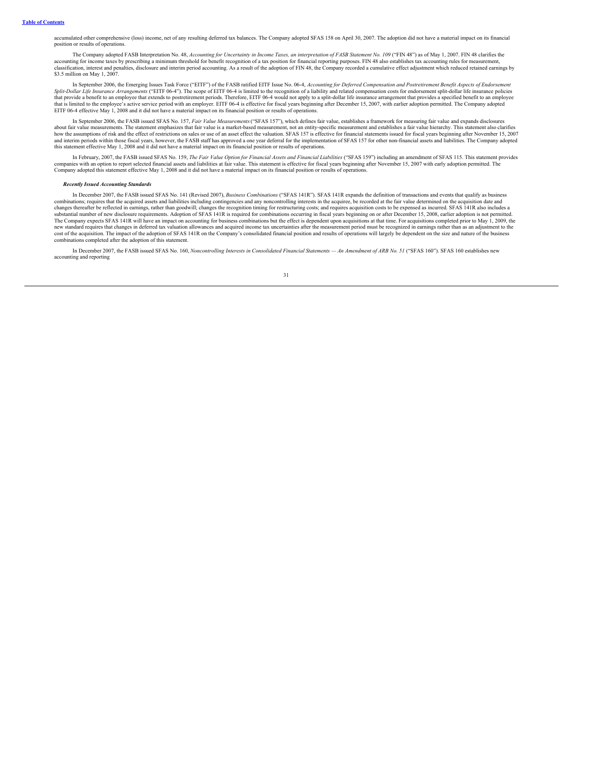accumulated other comprehensive (loss) income, net of any resulting deferred tax balances. The Company adopted SFAS 158 on April 30, 2007. The adoption did not have a material impact on its financial position or results of operations.

The Company adopted FASB Interpretation No. 48, *Accounting for Uncertainty in Income Taxes, an interpretation of FASB Statement No. 109* ("FIN 48") as of May 1, 2007. FIN 48 clarifies the accounting for income taxes by prescribing a minimum threshold for benefit recognition of a tax position for financial reporting purposes. FIN 48 also establishes tax accounting rules for measurement, classification, interest and penalties, disclosure and interim period accounting. As a result of the adoption of FIN 48, the Company recorded a cumulative effect adjustment which reduced retained earnings by $3.5 million on May 1, 2007.

In September 2006, the Emerging Issues Task Force ("EITF") of the FASB ratified EITF Issue No. 06-4, *Accounting for Deferred Compensation and Postretirement Benefit Aspects of Endorsement Split-Dollar Life Insurance Arrangements* ("EITF 06-4"). The scope of EITF 06-4 is limited to the recognition of a liability and related compensation costs for endorsement split-dollar life insurance policies that provide a benefit to an employee that extends to postretirement periods. Therefore, EITF 06-4 would not apply to a split-dollar life insurance arrangement that provides a specified benefit to an employee that is limited to the employee's active service period with an employer. EITF 06-4 is effective for fiscal years beginning after December 15, 2007, with earlier adoption permitted. The Company adopted EITF 06-4 effective May 1, 2008 and it did not have a material impact on its financial position or results of operations.

In September 2006, the FASB issued SFAS No. 157, *Fair Value Measurements* ("SFAS 157"), which defines fair value, establishes a framework for measuring fair value and expands disclosures about fair value measurements. The statement emphasizes that fair value is a market-based measurement, not an entity-specific measurement and establishes a fair value hierarchy. This statement also clarifies how the assumptions of risk and the effect of restrictions on sales or use of an asset effect the valuation. SFAS 157 is effective for financial statements issued for fiscal years beginning after November 15, 2007 and interim periods within those fiscal years, however, the FASB staff has approved a one year deferral for the implementation of SFAS 157 for other non-financial assets and liabilities. The Company adopted this statement effective May 1, 2008 and it did not have a material impact on its financial position or results of operations.

In February, 2007, the FASB issued SFAS No. 159, *The Fair Value Option for Financial Assets and Financial Liabilities* ("SFAS 159") including an amendment of SFAS 115. This statement provides companies with an option to report selected financial assets and liabilities at fair value. This statement is effective for fiscal years beginning after November 15, 2007 with early adoption permitted. The Company adopted this statement effective May 1, 2008 and it did not have a material impact on its financial position or results of operations.

***Recently Issued Accounting Standards***

In December 2007, the FASB issued SFAS No. 141 (Revised 2007), *Business Combinations* ("SFAS 141R"). SFAS 141R expands the definition of transactions and events that qualify as business combinations; requires that the acquired assets and liabilities including contingencies and any noncontrolling interests in the acquiree, be recorded at the fair value determined on the acquisition date and changes thereafter be reflected in earnings, rather than goodwill; changes the recognition timing for restructuring costs; and requires acquisition costs to be expensed as incurred. SFAS 141R also includes a substantial number of new disclosure requirements. Adoption of SFAS 141R is required for combinations occurring in fiscal years beginning on or after December 15, 2008, earlier adoption is not permitted. The Company expects SFAS 141R will have an impact on accounting for business combinations but the effect is dependent upon acquisitions at that time. For acquisitions completed prior to May 1, 2009, the new standard requires that changes in deferred tax valuation allowances and acquired income tax uncertainties after the measurement period must be recognized in earnings rather than as an adjustment to the cost of the acquisition. The impact of the adoption of SFAS 141R on the Company's consolidated financial position and results of operations will largely be dependent on the size and nature of the business combinations completed after the adoption of this statement.

In December 2007, the FASB issued SFAS No. 160, *Noncontrolling Interests in Consolidated Financial Statements — An Amendment of ARB No. 51* ("SFAS 160"). SFAS 160 establishes new accounting and reporting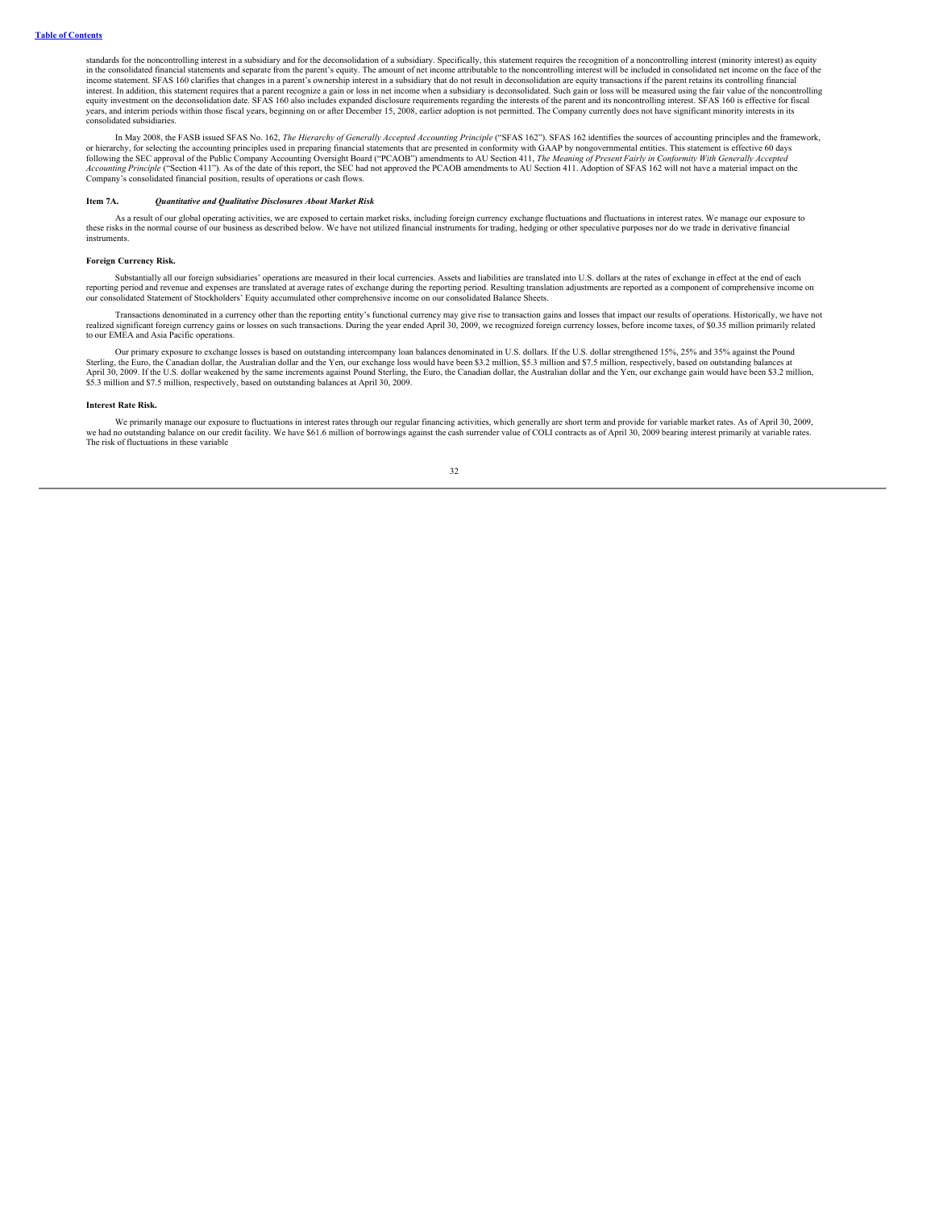standards for the noncontrolling interest in a subsidiary and for the deconsolidation of a subsidiary. Specifically, this statement requires the recognition of a noncontrolling interest (minority interest) as equity in the consolidated financial statements and separate from the parent's equity. The amount of net income attributable to the noncontrolling interest will be included in consolidated net income on the face of the income statement. SFAS 160 clarifies that changes in a parent's ownership interest in a subsidiary that do not result in deconsolidation are equity transactions if the parent retains its controlling financial interest. In addition, this statement requires that a parent recognize a gain or loss in net income when a subsidiary is deconsolidated. Such gain or loss will be measured using the fair value of the noncontrolling equity investment on the deconsolidation date. SFAS 160 also includes expanded disclosure requirements regarding the interests of the parent and its noncontrolling interest. SFAS 160 is effective for fiscal years, and interim periods within those fiscal years, beginning on or after December 15, 2008, earlier adoption is not permitted. The Company currently does not have significant minority interests in its consolidated subsidiaries.

In May 2008, the FASB issued SFAS No. 162, *The Hierarchy of Generally Accepted Accounting Principle* ("SFAS 162"). SFAS 162 identifies the sources of accounting principles and the framework, or hierarchy, for selecting the accounting principles used in preparing financial statements that are presented in conformity with GAAP by nongovernmental entities. This statement is effective 60 days following the SEC approval of the Public Company Accounting Oversight Board ("PCAOB") amendments to AU Section 411, *The Meaning of Present Fairly in Conformity With Generally Accepted Accounting Principle* ("Section 411"). As of the date of this report, the SEC had not approved the PCAOB amendments to AU Section 411. Adoption of SFAS 162 will not have a material impact on the Company's consolidated financial position, results of operations or cash flows.

## Item 7A. *Quantitative and Qualitative Disclosures About Market Risk*

As a result of our global operating activities, we are exposed to certain market risks, including foreign currency exchange fluctuations and fluctuations in interest rates. We manage our exposure to these risks in the normal course of our business as described below. We have not utilized financial instruments for trading, hedging or other speculative purposes nor do we trade in derivative financial instruments.

### Foreign Currency Risk.

Substantially all our foreign subsidiaries' operations are measured in their local currencies. Assets and liabilities are translated into U.S. dollars at the rates of exchange in effect at the end of each reporting period and revenue and expenses are translated at average rates of exchange during the reporting period. Resulting translation adjustments are reported as a component of comprehensive income on our consolidated Statement of Stockholders' Equity accumulated other comprehensive income on our consolidated Balance Sheets.

Transactions denominated in a currency other than the reporting entity's functional currency may give rise to transaction gains and losses that impact our results of operations. Historically, we have not realized significant foreign currency gains or losses on such transactions. During the year ended April 30, 2009, we recognized foreign currency losses, before income taxes, of $0.35 million primarily related to our EMEA and Asia Pacific operations.

Our primary exposure to exchange losses is based on outstanding intercompany loan balances denominated in U.S. dollars. If the U.S. dollar strengthened 15%, 25% and 35% against the Pound Sterling, the Euro, the Canadian dollar, the Australian dollar and the Yen, our exchange loss would have been $3.2 million, $5.3 million and $7.5 million, respectively, based on outstanding balances at April 30, 2009. If the U.S. dollar weakened by the same increments against Pound Sterling, the Euro, the Canadian dollar, the Australian dollar and the Yen, our exchange gain would have been $3.2 million, $5.3 million and $7.5 million, respectively, based on outstanding balances at April 30, 2009.

### Interest Rate Risk.

We primarily manage our exposure to fluctuations in interest rates through our regular financing activities, which generally are short term and provide for variable market rates. As of April 30, 2009, we had no outstanding balance on our credit facility. We have $61.6 million of borrowings against the cash surrender value of COLI contracts as of April 30, 2009 bearing interest primarily at variable rates. The risk of fluctuations in these variable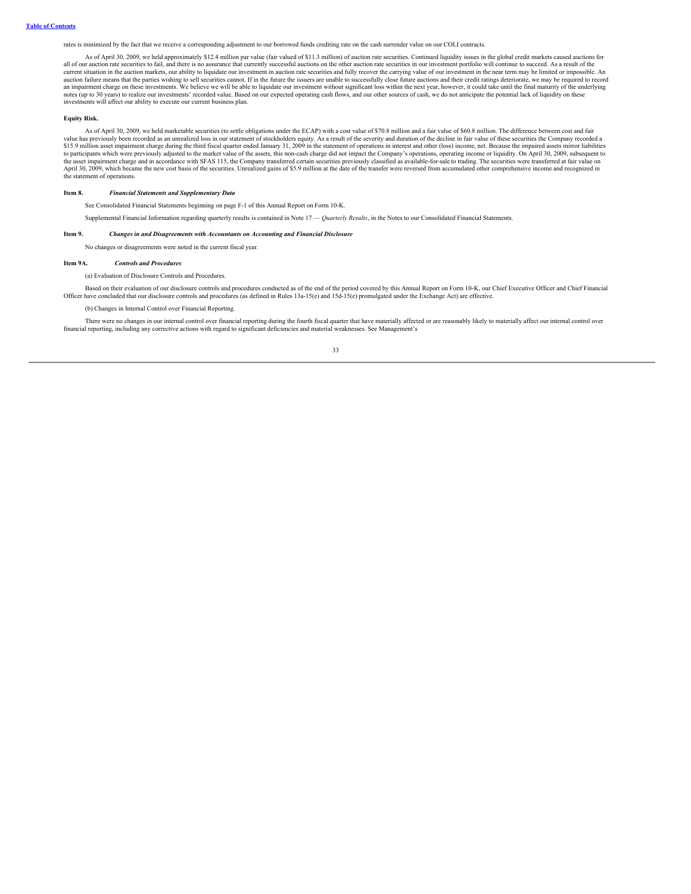rates is minimized by the fact that we receive a corresponding adjustment to our borrowed funds crediting rate on the cash surrender value on our COLI contracts.

As of April 30, 2009, we held approximately $12.4 million par value (fair valued of $11.3 million) of auction rate securities. Continued liquidity issues in the global credit markets caused auctions for all of our auction rate securities to fail, and there is no assurance that currently successful auctions on the other auction rate securities in our investment portfolio will continue to succeed. As a result of the current situation in the auction markets, our ability to liquidate our investment in auction rate securities and fully recover the carrying value of our investment in the near term may be limited or impossible. An auction failure means that the parties wishing to sell securities cannot. If in the future the issuers are unable to successfully close future auctions and their credit ratings deteriorate, we may be required to record an impairment charge on these investments. We believe we will be able to liquidate our investment without significant loss within the next year, however, it could take until the final maturity of the underlying notes (up to 30 years) to realize our investments' recorded value. Based on our expected operating cash flows, and our other sources of cash, we do not anticipate the potential lack of liquidity on these investments will affect our ability to execute our current business plan.

**Equity Risk.**

As of April 30, 2009, we held marketable securities (to settle obligations under the ECAP) with a cost value of $70.8 million and a fair value of $60.8 million. The difference between cost and fair value has previously been recorded as an unrealized loss in our statement of stockholders equity. As a result of the severity and duration of the decline in fair value of these securities the Company recorded a $15.9 million asset impairment charge during the third fiscal quarter ended January 31, 2009 in the statement of operations in interest and other (loss) income, net. Because the impaired assets mirror liabilities to participants which were previously adjusted to the market value of the assets, this non-cash charge did not impact the Company's operations, operating income or liquidity. On April 30, 2009, subsequent to the asset impairment charge and in accordance with SFAS 115, the Company transferred certain securities previously classified as available-for-sale to trading. The securities were transferred at fair value on April 30, 2009, which became the new cost basis of the securities. Unrealized gains of $5.9 million at the date of the transfer were reversed from accumulated other comprehensive income and recognized in the statement of operations.

**Item 8.** ***Financial Statements and Supplementary Data***

See Consolidated Financial Statements beginning on page F-1 of this Annual Report on Form 10-K.

Supplemental Financial Information regarding quarterly results is contained in Note 17 — *Quarterly Results*, in the Notes to our Consolidated Financial Statements.

**Item 9.** ***Changes in and Disagreements with Accountants on Accounting and Financial Disclosure***

No changes or disagreements were noted in the current fiscal year.

**Item 9A.** ***Controls and Procedures***

(a) Evaluation of Disclosure Controls and Procedures.

Based on their evaluation of our disclosure controls and procedures conducted as of the end of the period covered by this Annual Report on Form 10-K, our Chief Executive Officer and Chief Financial Officer have concluded that our disclosure controls and procedures (as defined in Rules 13a-15(e) and 15d-15(e) promulgated under the Exchange Act) are effective.

(b) Changes in Internal Control over Financial Reporting.

There were no changes in our internal control over financial reporting during the fourth fiscal quarter that have materially affected or are reasonably likely to materially affect our internal control over financial reporting, including any corrective actions with regard to significant deficiencies and material weaknesses. See Management's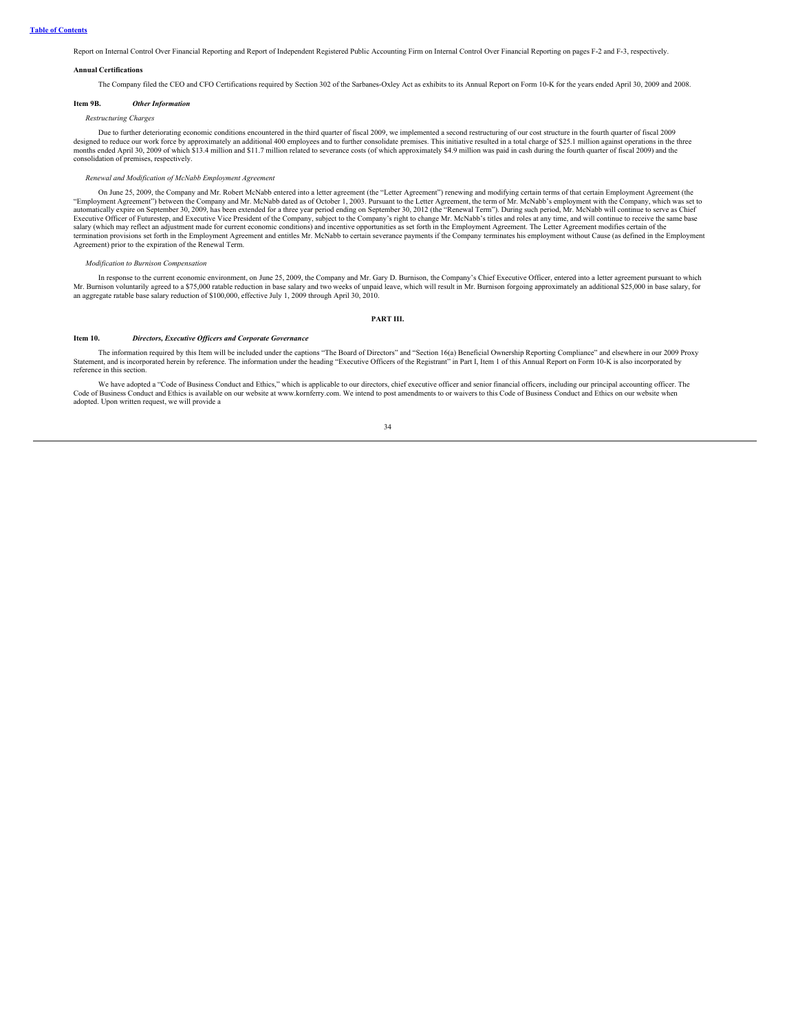Report on Internal Control Over Financial Reporting and Report of Independent Registered Public Accounting Firm on Internal Control Over Financial Reporting on pages F-2 and F-3, respectively.

**Annual Certifications**

The Company filed the CEO and CFO Certifications required by Section 302 of the Sarbanes-Oxley Act as exhibits to its Annual Report on Form 10-K for the years ended April 30, 2009 and 2008.

**Item 9B.** ***Other Information***

*Restructuring Charges*

Due to further deteriorating economic conditions encountered in the third quarter of fiscal 2009, we implemented a second restructuring of our cost structure in the fourth quarter of fiscal 2009 designed to reduce our work force by approximately an additional 400 employees and to further consolidate premises. This initiative resulted in a total charge of $25.1 million against operations in the three months ended April 30, 2009 of which $13.4 million and $11.7 million related to severance costs (of which approximately $4.9 million was paid in cash during the fourth quarter of fiscal 2009) and the consolidation of premises, respectively.

*Renewal and Modification of McNabb Employment Agreement*

On June 25, 2009, the Company and Mr. Robert McNabb entered into a letter agreement (the "Letter Agreement") renewing and modifying certain terms of that certain Employment Agreement (the "Employment Agreement") between the Company and Mr. McNabb dated as of October 1, 2003. Pursuant to the Letter Agreement, the term of Mr. McNabb's employment with the Company, which was set to automatically expire on September 30, 2009, has been extended for a three year period ending on September 30, 2012 (the "Renewal Term"). During such period, Mr. McNabb will continue to serve as Chief Executive Officer of Futurestep, and Executive Vice President of the Company, subject to the Company's right to change Mr. McNabb's titles and roles at any time, and will continue to receive the same base salary (which may reflect an adjustment made for current economic conditions) and incentive opportunities as set forth in the Employment Agreement. The Letter Agreement modifies certain of the termination provisions set forth in the Employment Agreement and entitles Mr. McNabb to certain severance payments if the Company terminates his employment without Cause (as defined in the Employment Agreement) prior to the expiration of the Renewal Term.

*Modification to Burnison Compensation*

In response to the current economic environment, on June 25, 2009, the Company and Mr. Gary D. Burnison, the Company's Chief Executive Officer, entered into a letter agreement pursuant to which Mr. Burnison voluntarily agreed to a $75,000 ratable reduction in base salary and two weeks of unpaid leave, which will result in Mr. Burnison forgoing approximately an additional $25,000 in base salary, for an aggregate ratable base salary reduction of $100,000, effective July 1, 2009 through April 30, 2010.

## PART III.

**Item 10.** ***Directors, Executive Officers and Corporate Governance***

The information required by this Item will be included under the captions "The Board of Directors" and "Section 16(a) Beneficial Ownership Reporting Compliance" and elsewhere in our 2009 Proxy Statement, and is incorporated herein by reference. The information under the heading "Executive Officers of the Registrant" in Part I, Item 1 of this Annual Report on Form 10-K is also incorporated by reference in this section.

We have adopted a "Code of Business Conduct and Ethics," which is applicable to our directors, chief executive officer and senior financial officers, including our principal accounting officer. The Code of Business Conduct and Ethics is available on our website at www.kornferry.com. We intend to post amendments to or waivers to this Code of Business Conduct and Ethics on our website when adopted. Upon written request, we will provide a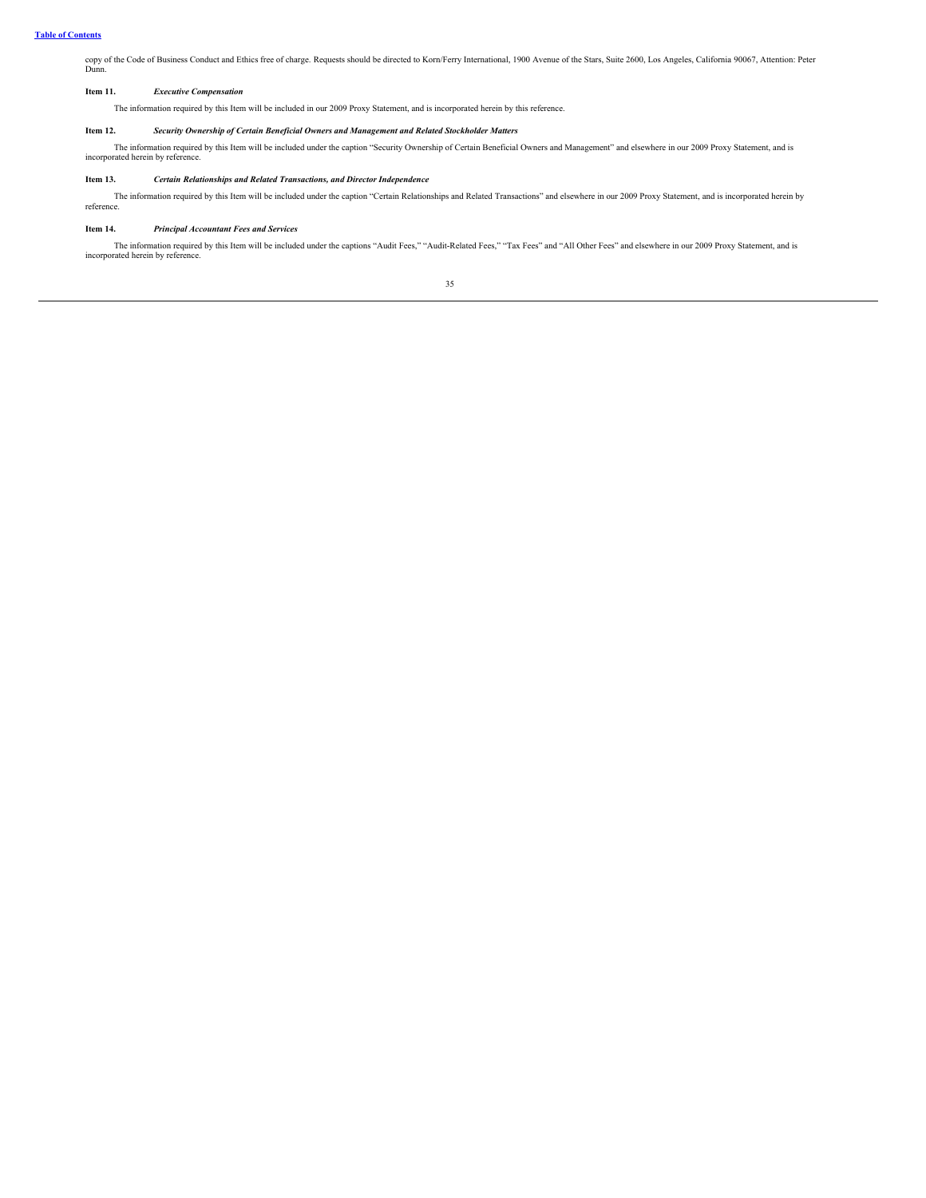copy of the Code of Business Conduct and Ethics free of charge. Requests should be directed to Korn/Ferry International, 1900 Avenue of the Stars, Suite 2600, Los Angeles, California 90067, Attention: Peter Dunn.

### Item 11. *Executive Compensation*

The information required by this Item will be included in our 2009 Proxy Statement, and is incorporated herein by this reference.

### Item 12. *Security Ownership of Certain Beneficial Owners and Management and Related Stockholder Matters*

The information required by this Item will be included under the caption "Security Ownership of Certain Beneficial Owners and Management" and elsewhere in our 2009 Proxy Statement, and is incorporated herein by reference.

### Item 13. *Certain Relationships and Related Transactions, and Director Independence*

The information required by this Item will be included under the caption "Certain Relationships and Related Transactions" and elsewhere in our 2009 Proxy Statement, and is incorporated herein by reference.

### Item 14. *Principal Accountant Fees and Services*

The information required by this Item will be included under the captions "Audit Fees," "Audit-Related Fees," "Tax Fees" and "All Other Fees" and elsewhere in our 2009 Proxy Statement, and is incorporated herein by reference.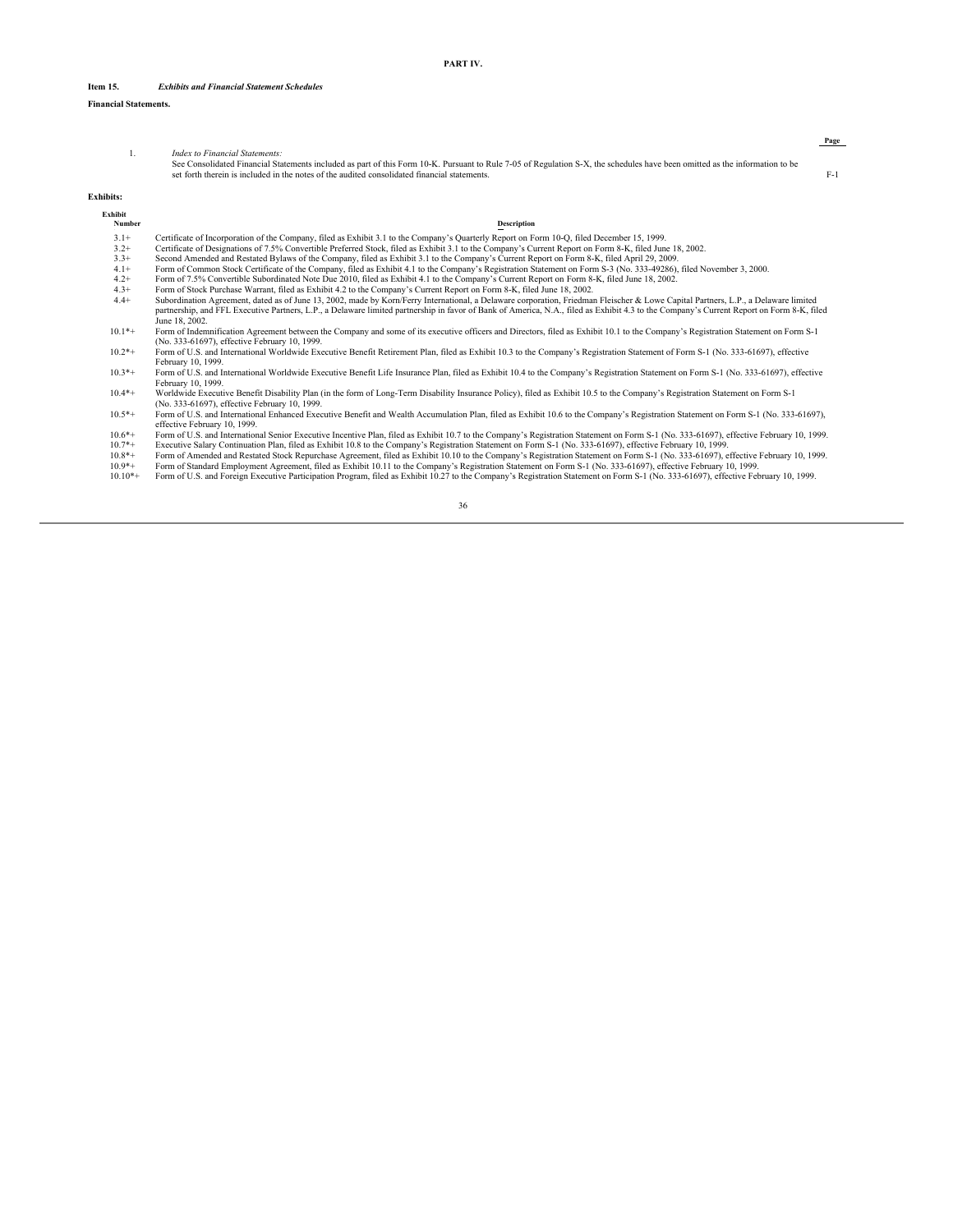# PART IV.

**Item 15.** ***Exhibits and Financial Statement Schedules***

**Financial Statements.**

| | | Page |
|---|---|---|
| 1. | *Index to Financial Statements:* See Consolidated Financial Statements included as part of this Form 10-K. Pursuant to Rule 7-05 of Regulation S-X, the schedules have been omitted as the information to be set forth therein is included in the notes of the audited consolidated financial statements. | F-1 |

**Exhibits:**

| Exhibit Number | Description |
|---|---|
| 3.1+ | Certificate of Incorporation of the Company, filed as Exhibit 3.1 to the Company's Quarterly Report on Form 10-Q, filed December 15, 1999. |
| 3.2+ | Certificate of Designations of 7.5% Convertible Preferred Stock, filed as Exhibit 3.1 to the Company's Current Report on Form 8-K, filed June 18, 2002. |
| 3.3+ | Second Amended and Restated Bylaws of the Company, filed as Exhibit 3.1 to the Company's Current Report on Form 8-K, filed April 29, 2009. |
| 4.1+ | Form of Common Stock Certificate of the Company, filed as Exhibit 4.1 to the Company's Registration Statement on Form S-3 (No. 333-49286), filed November 3, 2000. |
| 4.2+ | Form of 7.5% Convertible Subordinated Note Due 2010, filed as Exhibit 4.1 to the Company's Current Report on Form 8-K, filed June 18, 2002. |
| 4.3+ | Form of Stock Purchase Warrant, filed as Exhibit 4.2 to the Company's Current Report on Form 8-K, filed June 18, 2002. |
| 4.4+ | Subordination Agreement, dated as of June 13, 2002, made by Korn/Ferry International, a Delaware corporation, Friedman Fleischer & Lowe Capital Partners, L.P., a Delaware limited partnership, and FFL Executive Partners, L.P., a Delaware limited partnership in favor of Bank of America, N.A., filed as Exhibit 4.3 to the Company's Current Report on Form 8-K, filed June 18, 2002. |
| 10.1*+ | Form of Indemnification Agreement between the Company and some of its executive officers and Directors, filed as Exhibit 10.1 to the Company's Registration Statement on Form S-1 (No. 333-61697), effective February 10, 1999. |
| 10.2*+ | Form of U.S. and International Worldwide Executive Benefit Retirement Plan, filed as Exhibit 10.3 to the Company's Registration Statement of Form S-1 (No. 333-61697), effective February 10, 1999. |
| 10.3*+ | Form of U.S. and International Worldwide Executive Benefit Life Insurance Plan, filed as Exhibit 10.4 to the Company's Registration Statement on Form S-1 (No. 333-61697), effective February 10, 1999. |
| 10.4*+ | Worldwide Executive Benefit Disability Plan (in the form of Long-Term Disability Insurance Policy), filed as Exhibit 10.5 to the Company's Registration Statement on Form S-1 (No. 333-61697), effective February 10, 1999. |
| 10.5*+ | Form of U.S. and International Enhanced Executive Benefit and Wealth Accumulation Plan, filed as Exhibit 10.6 to the Company's Registration Statement on Form S-1 (No. 333-61697), effective February 10, 1999. |
| 10.6*+ | Form of U.S. and International Senior Executive Incentive Plan, filed as Exhibit 10.7 to the Company's Registration Statement on Form S-1 (No. 333-61697), effective February 10, 1999. |
| 10.7*+ | Executive Salary Continuation Plan, filed as Exhibit 10.8 to the Company's Registration Statement on Form S-1 (No. 333-61697), effective February 10, 1999. |
| 10.8*+ | Form of Amended and Restated Stock Repurchase Agreement, filed as Exhibit 10.10 to the Company's Registration Statement on Form S-1 (No. 333-61697), effective February 10, 1999. |
| 10.9*+ | Form of Standard Employment Agreement, filed as Exhibit 10.11 to the Company's Registration Statement on Form S-1 (No. 333-61697), effective February 10, 1999. |
| 10.10*+ | Form of U.S. and Foreign Executive Participation Program, filed as Exhibit 10.27 to the Company's Registration Statement on Form S-1 (No. 333-61697), effective February 10, 1999. |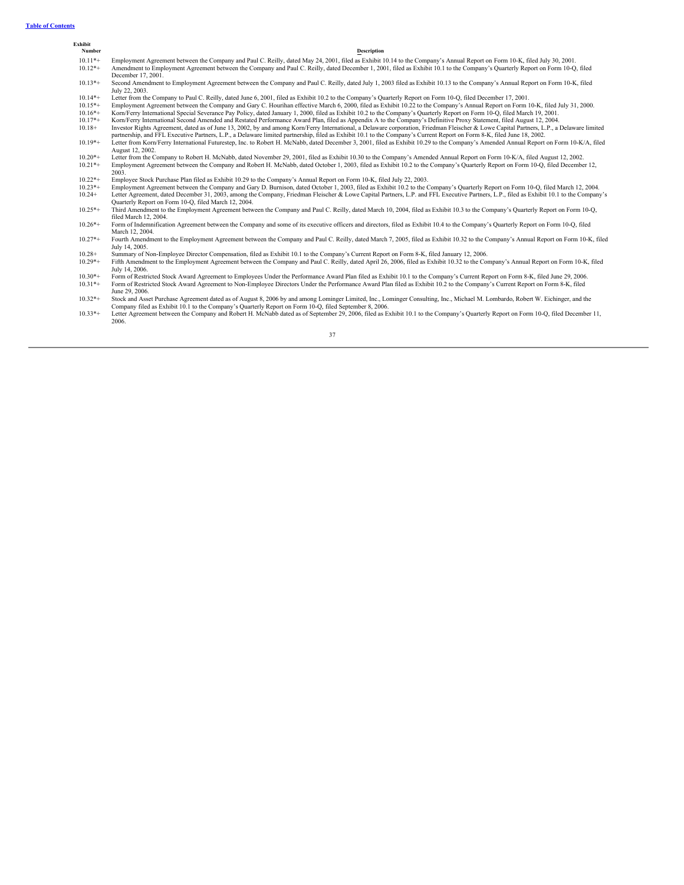| Exhibit Number | Description |
| --- | --- |
| 10.11*+ | Employment Agreement between the Company and Paul C. Reilly, dated May 24, 2001, filed as Exhibit 10.14 to the Company's Annual Report on Form 10-K, filed July 30, 2001. |
| 10.12*+ | Amendment to Employment Agreement between the Company and Paul C. Reilly, dated December 1, 2001, filed as Exhibit 10.1 to the Company's Quarterly Report on Form 10-Q, filed December 17, 2001. |
| 10.13*+ | Second Amendment to Employment Agreement between the Company and Paul C. Reilly, dated July 1, 2003 filed as Exhibit 10.13 to the Company's Annual Report on Form 10-K, filed July 22, 2003. |
| 10.14*+ | Letter from the Company to Paul C. Reilly, dated June 6, 2001, filed as Exhibit 10.2 to the Company's Quarterly Report on Form 10-Q, filed December 17, 2001. |
| 10.15*+ | Employment Agreement between the Company and Gary C. Hourihan effective March 6, 2000, filed as Exhibit 10.22 to the Company's Annual Report on Form 10-K, filed July 31, 2000. |
| 10.16*+ | Korn/Ferry International Special Severance Pay Policy, dated January 1, 2000, filed as Exhibit 10.2 to the Company's Quarterly Report on Form 10-Q, filed March 19, 2001. |
| 10.17*+ | Korn/Ferry International Second Amended and Restated Performance Award Plan, filed as Appendix A to the Company's Definitive Proxy Statement, filed August 12, 2004. |
| 10.18+ | Investor Rights Agreement, dated as of June 13, 2002, by and among Korn/Ferry International, a Delaware corporation, Friedman Fleischer & Lowe Capital Partners, L.P., a Delaware limited partnership, and FFL Executive Partners, L.P., a Delaware limited partnership, filed as Exhibit 10.1 to the Company's Current Report on Form 8-K, filed June 18, 2002. |
| 10.19*+ | Letter from Korn/Ferry International Futurestep, Inc. to Robert H. McNabb, dated December 3, 2001, filed as Exhibit 10.29 to the Company's Amended Annual Report on Form 10-K/A, filed August 12, 2002. |
| 10.20*+ | Letter from the Company to Robert H. McNabb, dated November 29, 2001, filed as Exhibit 10.30 to the Company's Amended Annual Report on Form 10-K/A, filed August 12, 2002. |
| 10.21*+ | Employment Agreement between the Company and Robert H. McNabb, dated October 1, 2003, filed as Exhibit 10.2 to the Company's Quarterly Report on Form 10-Q, filed December 12, 2003. |
| 10.22*+ | Employee Stock Purchase Plan filed as Exhibit 10.29 to the Company's Annual Report on Form 10-K, filed July 22, 2003. |
| 10.23*+ | Employment Agreement between the Company and Gary D. Burnison, dated October 1, 2003, filed as Exhibit 10.2 to the Company's Quarterly Report on Form 10-Q, filed March 12, 2004. |
| 10.24+ | Letter Agreement, dated December 31, 2003, among the Company, Friedman Fleischer & Lowe Capital Partners, L.P. and FFL Executive Partners, L.P., filed as Exhibit 10.1 to the Company's Quarterly Report on Form 10-Q, filed March 12, 2004. |
| 10.25*+ | Third Amendment to the Employment Agreement between the Company and Paul C. Reilly, dated March 10, 2004, filed as Exhibit 10.3 to the Company's Quarterly Report on Form 10-Q, filed March 12, 2004. |
| 10.26*+ | Form of Indemnification Agreement between the Company and some of its executive officers and directors, filed as Exhibit 10.4 to the Company's Quarterly Report on Form 10-Q, filed March 12, 2004. |
| 10.27*+ | Fourth Amendment to the Employment Agreement between the Company and Paul C. Reilly, dated March 7, 2005, filed as Exhibit 10.32 to the Company's Annual Report on Form 10-K, filed July 14, 2005. |
| 10.28+ | Summary of Non-Employee Director Compensation, filed as Exhibit 10.1 to the Company's Current Report on Form 8-K, filed January 12, 2006. |
| 10.29*+ | Fifth Amendment to the Employment Agreement between the Company and Paul C. Reilly, dated April 26, 2006, filed as Exhibit 10.32 to the Company's Annual Report on Form 10-K, filed July 14, 2006. |
| 10.30*+ | Form of Restricted Stock Award Agreement to Employees Under the Performance Award Plan filed as Exhibit 10.1 to the Company's Current Report on Form 8-K, filed June 29, 2006. |
| 10.31*+ | Form of Restricted Stock Award Agreement to Non-Employee Directors Under the Performance Award Plan filed as Exhibit 10.2 to the Company's Current Report on Form 8-K, filed June 29, 2006. |
| 10.32*+ | Stock and Asset Purchase Agreement dated as of August 8, 2006 by and among Lominger Limited, Inc., Lominger Consulting, Inc., Michael M. Lombardo, Robert W. Eichinger, and the Company filed as Exhibit 10.1 to the Company's Quarterly Report on Form 10-Q, filed September 8, 2006. |
| 10.33*+ | Letter Agreement between the Company and Robert H. McNabb dated as of September 29, 2006, filed as Exhibit 10.1 to the Company's Quarterly Report on Form 10-Q, filed December 11, 2006. |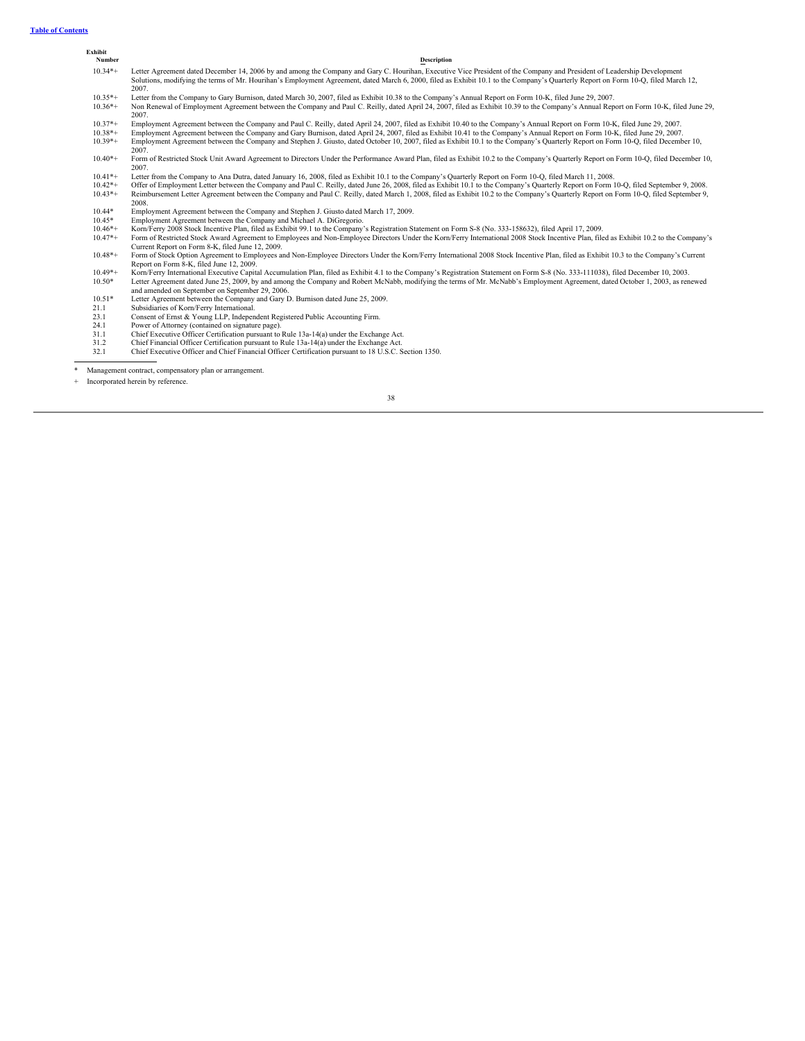[Table of Contents](#)

| Exhibit Number | Description |
|---|---|
| 10.34*+ | Letter Agreement dated December 14, 2006 by and among the Company and Gary C. Hourihan, Executive Vice President of the Company and President of Leadership Development Solutions, modifying the terms of Mr. Hourihan's Employment Agreement, dated March 6, 2000, filed as Exhibit 10.1 to the Company's Quarterly Report on Form 10-Q, filed March 12, 2007. |
| 10.35*+ | Letter from the Company to Gary Burnison, dated March 30, 2007, filed as Exhibit 10.38 to the Company's Annual Report on Form 10-K, filed June 29, 2007. |
| 10.36*+ | Non Renewal of Employment Agreement between the Company and Paul C. Reilly, dated April 24, 2007, filed as Exhibit 10.39 to the Company's Annual Report on Form 10-K, filed June 29, 2007. |
| 10.37*+ | Employment Agreement between the Company and Paul C. Reilly, dated April 24, 2007, filed as Exhibit 10.40 to the Company's Annual Report on Form 10-K, filed June 29, 2007. |
| 10.38*+ | Employment Agreement between the Company and Gary Burnison, dated April 24, 2007, filed as Exhibit 10.41 to the Company's Annual Report on Form 10-K, filed June 29, 2007. |
| 10.39*+ | Employment Agreement between the Company and Stephen J. Giusto, dated October 10, 2007, filed as Exhibit 10.1 to the Company's Quarterly Report on Form 10-Q, filed December 10, 2007. |
| 10.40*+ | Form of Restricted Stock Unit Award Agreement to Directors Under the Performance Award Plan, filed as Exhibit 10.2 to the Company's Quarterly Report on Form 10-Q, filed December 10, 2007. |
| 10.41*+ | Letter from the Company to Ana Dutra, dated January 16, 2008, filed as Exhibit 10.1 to the Company's Quarterly Report on Form 10-Q, filed March 11, 2008. |
| 10.42*+ | Offer of Employment Letter between the Company and Paul C. Reilly, dated June 26, 2008, filed as Exhibit 10.1 to the Company's Quarterly Report on Form 10-Q, filed September 9, 2008. |
| 10.43*+ | Reimbursement Letter Agreement between the Company and Paul C. Reilly, dated March 1, 2008, filed as Exhibit 10.2 to the Company's Quarterly Report on Form 10-Q, filed September 9, 2008. |
| 10.44* | Employment Agreement between the Company and Stephen J. Giusto dated March 17, 2009. |
| 10.45* | Employment Agreement between the Company and Michael A. DiGregorio. |
| 10.46*+ | Korn/Ferry 2008 Stock Incentive Plan, filed as Exhibit 99.1 to the Company's Registration Statement on Form S-8 (No. 333-158632), filed April 17, 2009. |
| 10.47*+ | Form of Restricted Stock Award Agreement to Employees and Non-Employee Directors Under the Korn/Ferry International 2008 Stock Incentive Plan, filed as Exhibit 10.2 to the Company's Current Report on Form 8-K, filed June 12, 2009. |
| 10.48*+ | Form of Stock Option Agreement to Employees and Non-Employee Directors Under the Korn/Ferry International 2008 Stock Incentive Plan, filed as Exhibit 10.3 to the Company's Current Report on Form 8-K, filed June 12, 2009. |
| 10.49*+ | Korn/Ferry International Executive Capital Accumulation Plan, filed as Exhibit 4.1 to the Company's Registration Statement on Form S-8 (No. 333-111038), filed December 10, 2003. |
| 10.50* | Letter Agreement dated June 25, 2009, by and among the Company and Robert McNabb, modifying the terms of Mr. McNabb's Employment Agreement, dated October 1, 2003, as renewed and amended on September 29, 2006. |
| 10.51* | Letter Agreement between the Company and Gary D. Burnison dated June 25, 2009. |
| 21.1 | Subsidiaries of Korn/Ferry International. |
| 23.1 | Consent of Ernst & Young LLP, Independent Registered Public Accounting Firm. |
| 24.1 | Power of Attorney (contained on signature page). |
| 31.1 | Chief Executive Officer Certification pursuant to Rule 13a-14(a) under the Exchange Act. |
| 31.2 | Chief Financial Officer Certification pursuant to Rule 13a-14(a) under the Exchange Act. |
| 32.1 | Chief Executive Officer and Chief Financial Officer Certification pursuant to 18 U.S.C. Section 1350. |

\* Management contract, compensatory plan or arrangement.

\+ Incorporated herein by reference.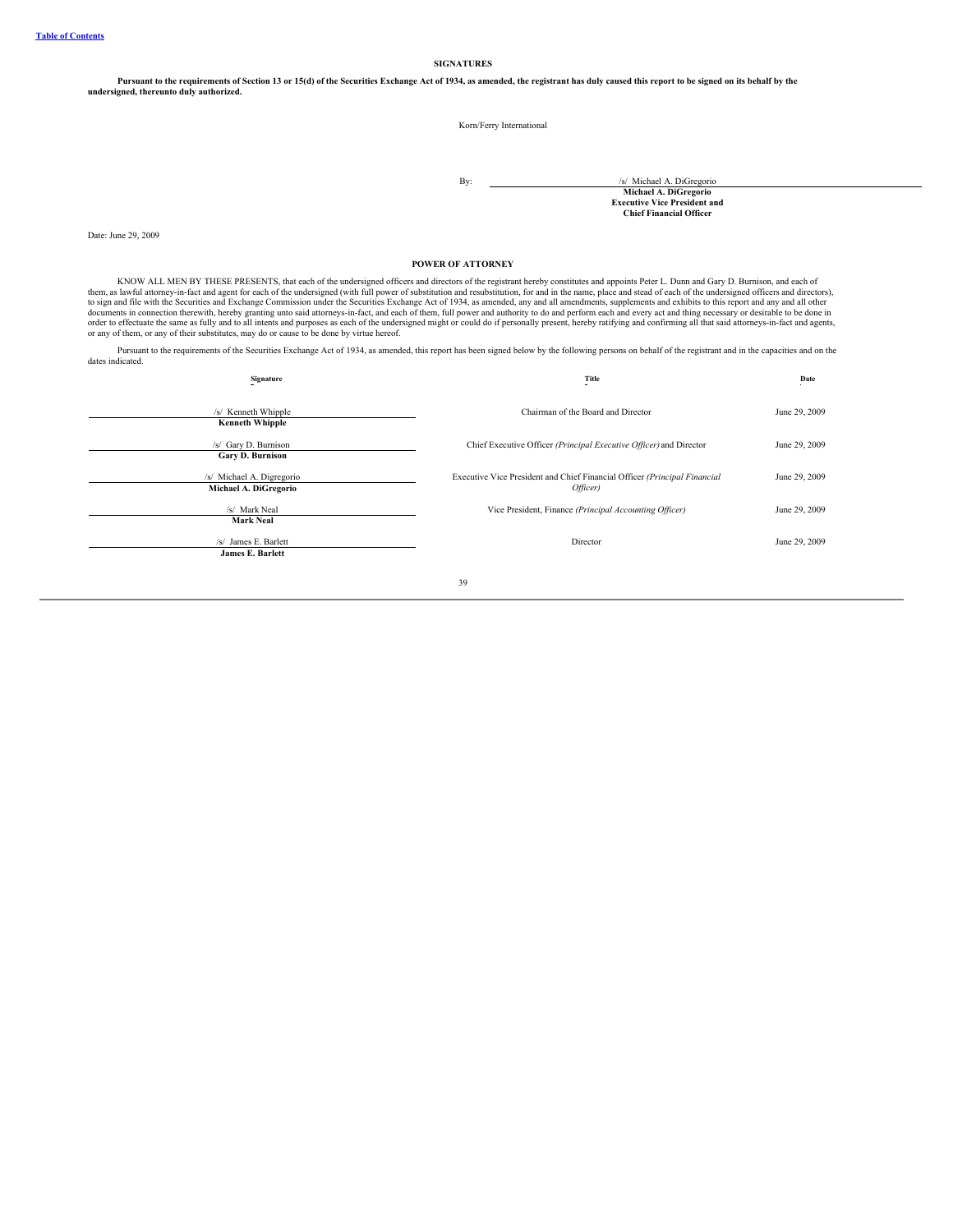[Table of Contents](#)

## SIGNATURES

**Pursuant to the requirements of Section 13 or 15(d) of the Securities Exchange Act of 1934, as amended, the registrant has duly caused this report to be signed on its behalf by the undersigned, thereunto duly authorized.**

Korn/Ferry International

By: /s/ Michael A. DiGregorio
**Michael A. DiGregorio**
**Executive Vice President and**
**Chief Financial Officer**

Date: June 29, 2009

## POWER OF ATTORNEY

KNOW ALL MEN BY THESE PRESENTS, that each of the undersigned officers and directors of the registrant hereby constitutes and appoints Peter L. Dunn and Gary D. Burnison, and each of them, as lawful attorney-in-fact and agent for each of the undersigned (with full power of substitution and resubstitution, for and in the name, place and stead of each of the undersigned officers and directors), to sign and file with the Securities and Exchange Commission under the Securities Exchange Act of 1934, as amended, any and all amendments, supplements and exhibits to this report and any and all other documents in connection therewith, hereby granting unto said attorneys-in-fact, and each of them, full power and authority to do and perform each and every act and thing necessary or desirable to be done in order to effectuate the same as fully and to all intents and purposes as each of the undersigned might or could do if personally present, hereby ratifying and confirming all that said attorneys-in-fact and agents, or any of them, or any of their substitutes, may do or cause to be done by virtue hereof.

Pursuant to the requirements of the Securities Exchange Act of 1934, as amended, this report has been signed below by the following persons on behalf of the registrant and in the capacities and on the dates indicated.

| Signature | Title | Date |
|---|---|---|
| /s/ Kenneth Whipple<br>**Kenneth Whipple** | Chairman of the Board and Director | June 29, 2009 |
| /s/ Gary D. Burnison<br>**Gary D. Burnison** | Chief Executive Officer *(Principal Executive Officer)* and Director | June 29, 2009 |
| /s/ Michael A. Digregorio<br>**Michael A. DiGregorio** | Executive Vice President and Chief Financial Officer *(Principal Financial Officer)* | June 29, 2009 |
| /s/ Mark Neal<br>**Mark Neal** | Vice President, Finance *(Principal Accounting Officer)* | June 29, 2009 |
| /s/ James E. Barlett<br>**James E. Barlett** | Director | June 29, 2009 |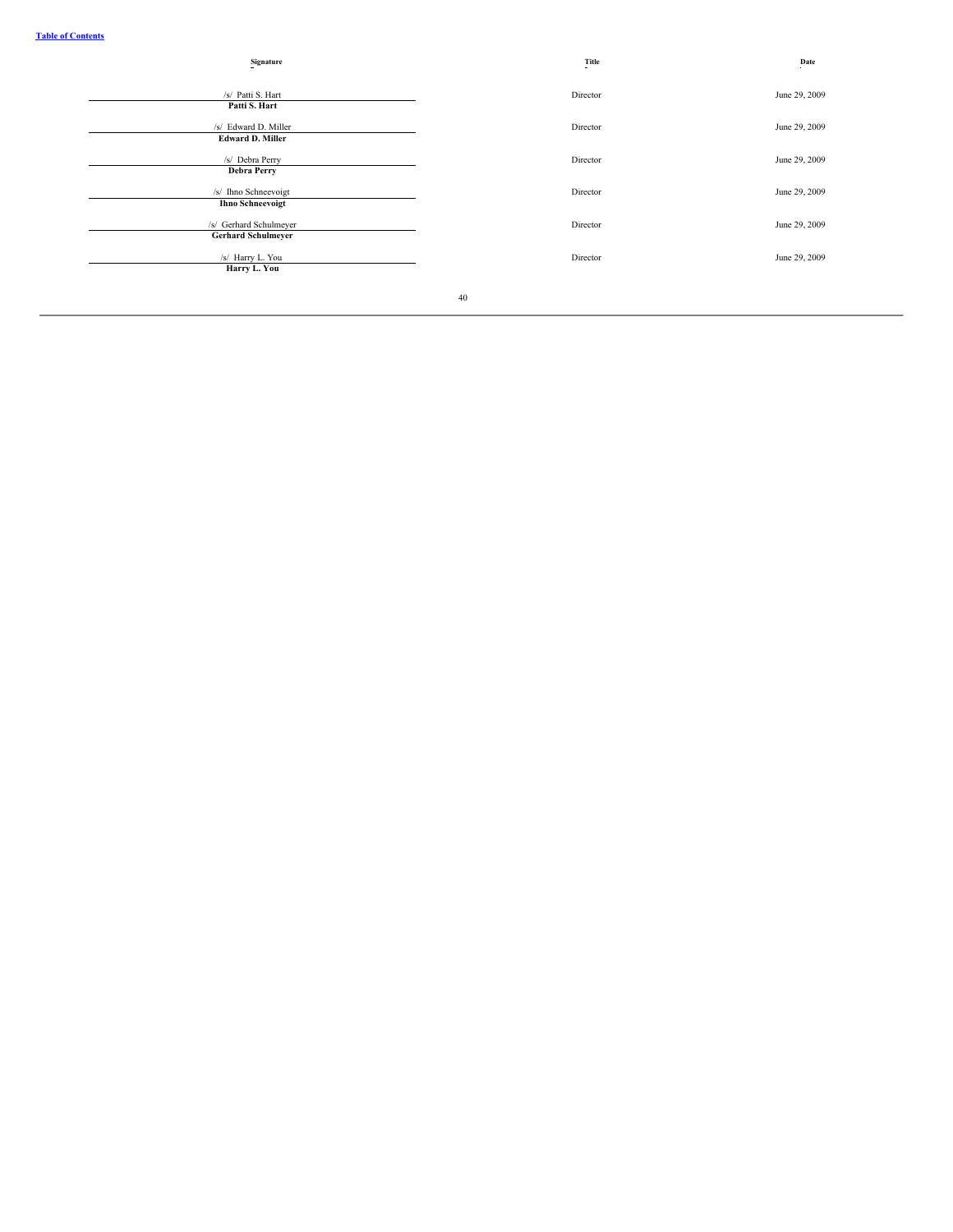| Signature | Title | Date |
| --- | --- | --- |
| /s/ Patti S. Hart<br>**Patti S. Hart** | Director | June 29, 2009 |
| /s/ Edward D. Miller<br>**Edward D. Miller** | Director | June 29, 2009 |
| /s/ Debra Perry<br>**Debra Perry** | Director | June 29, 2009 |
| /s/ Ihno Schneevoigt<br>**Ihno Schneevoigt** | Director | June 29, 2009 |
| /s/ Gerhard Schulmeyer<br>**Gerhard Schulmeyer** | Director | June 29, 2009 |
| /s/ Harry L. You<br>**Harry L. You** | Director | June 29, 2009 |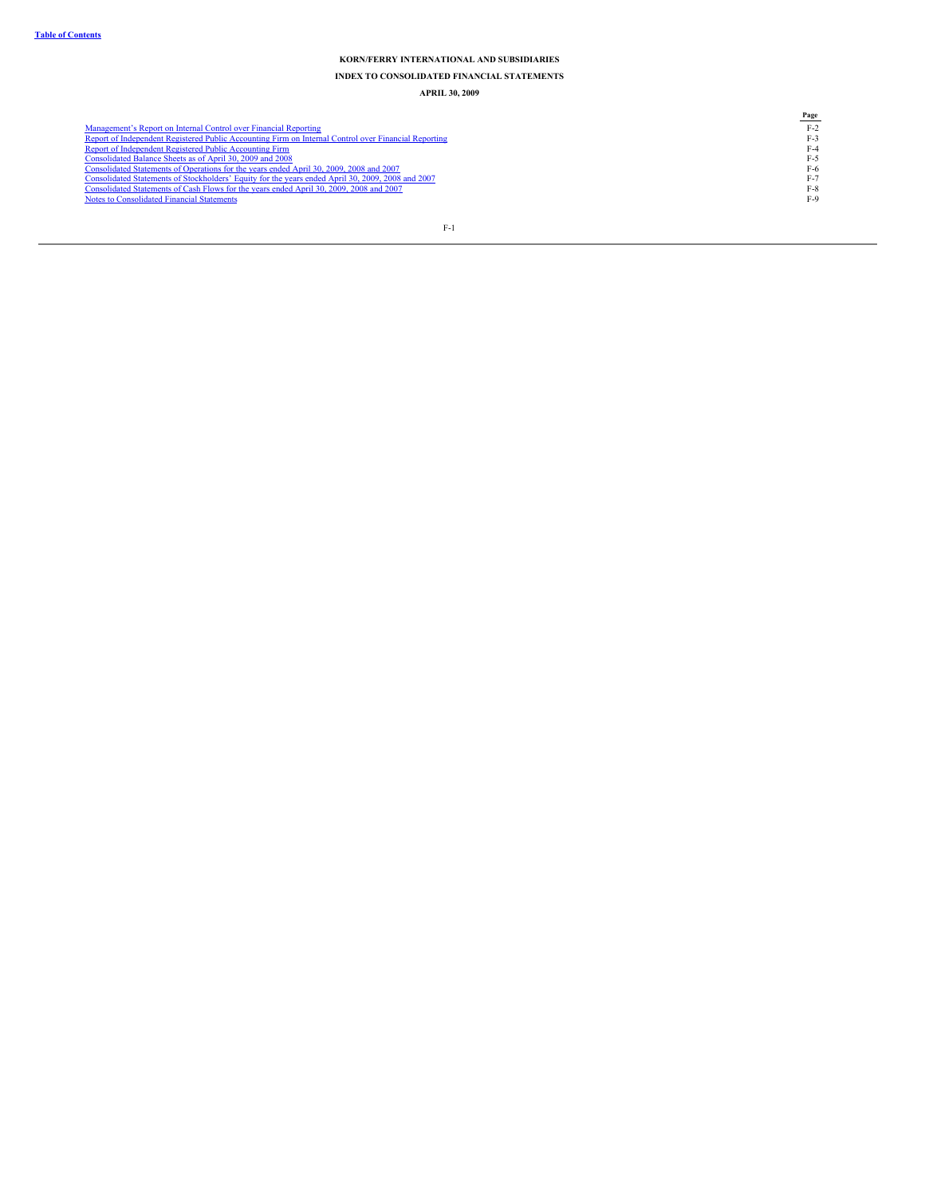**KORN/FERRY INTERNATIONAL AND SUBSIDIARIES**

**INDEX TO CONSOLIDATED FINANCIAL STATEMENTS**

**APRIL 30, 2009**

| | Page |
|---|---|
| Management's Report on Internal Control over Financial Reporting | F-2 |
| Report of Independent Registered Public Accounting Firm on Internal Control over Financial Reporting | F-3 |
| Report of Independent Registered Public Accounting Firm | F-4 |
| Consolidated Balance Sheets as of April 30, 2009 and 2008 | F-5 |
| Consolidated Statements of Operations for the years ended April 30, 2009, 2008 and 2007 | F-6 |
| Consolidated Statements of Stockholders' Equity for the years ended April 30, 2009, 2008 and 2007 | F-7 |
| Consolidated Statements of Cash Flows for the years ended April 30, 2009, 2008 and 2007 | F-8 |
| Notes to Consolidated Financial Statements | F-9 |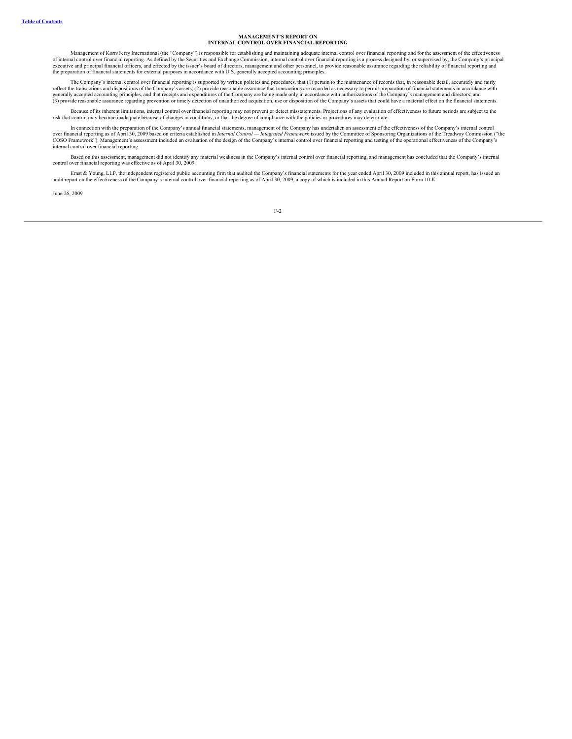# MANAGEMENT'S REPORT ON INTERNAL CONTROL OVER FINANCIAL REPORTING

Management of Korn/Ferry International (the "Company") is responsible for establishing and maintaining adequate internal control over financial reporting and for the assessment of the effectiveness of internal control over financial reporting. As defined by the Securities and Exchange Commission, internal control over financial reporting is a process designed by, or supervised by, the Company's principal executive and principal financial officers, and effected by the issuer's board of directors, management and other personnel, to provide reasonable assurance regarding the reliability of financial reporting and the preparation of financial statements for external purposes in accordance with U.S. generally accepted accounting principles.

The Company's internal control over financial reporting is supported by written policies and procedures, that (1) pertain to the maintenance of records that, in reasonable detail, accurately and fairly reflect the transactions and dispositions of the Company's assets; (2) provide reasonable assurance that transactions are recorded as necessary to permit preparation of financial statements in accordance with generally accepted accounting principles, and that receipts and expenditures of the Company are being made only in accordance with authorizations of the Company's management and directors; and (3) provide reasonable assurance regarding prevention or timely detection of unauthorized acquisition, use or disposition of the Company's assets that could have a material effect on the financial statements.

Because of its inherent limitations, internal control over financial reporting may not prevent or detect misstatements. Projections of any evaluation of effectiveness to future periods are subject to the risk that control may become inadequate because of changes in conditions, or that the degree of compliance with the policies or procedures may deteriorate.

In connection with the preparation of the Company's annual financial statements, management of the Company has undertaken an assessment of the effectiveness of the Company's internal control over financial reporting as of April 30, 2009 based on criteria established in *Internal Control — Integrated Framework* issued by the Committee of Sponsoring Organizations of the Treadway Commission ("the COSO Framework"). Management's assessment included an evaluation of the design of the Company's internal control over financial reporting and testing of the operational effectiveness of the Company's internal control over financial reporting.

Based on this assessment, management did not identify any material weakness in the Company's internal control over financial reporting, and management has concluded that the Company's internal control over financial reporting was effective as of April 30, 2009.

Ernst & Young, LLP, the independent registered public accounting firm that audited the Company's financial statements for the year ended April 30, 2009 included in this annual report, has issued an audit report on the effectiveness of the Company's internal control over financial reporting as of April 30, 2009, a copy of which is included in this Annual Report on Form 10-K.

June 26, 2009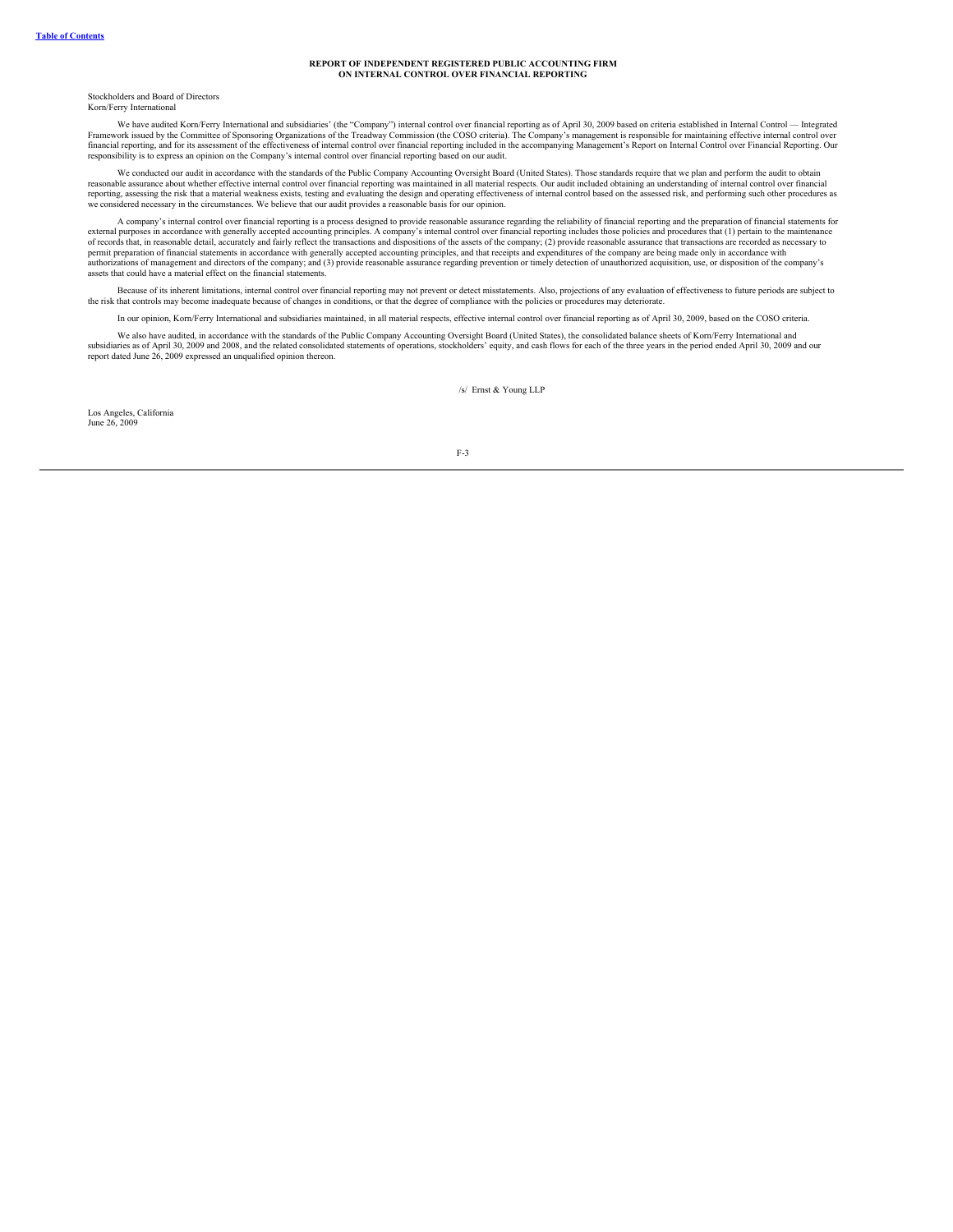## REPORT OF INDEPENDENT REGISTERED PUBLIC ACCOUNTING FIRM ON INTERNAL CONTROL OVER FINANCIAL REPORTING

Stockholders and Board of Directors
Korn/Ferry International

We have audited Korn/Ferry International and subsidiaries' (the "Company") internal control over financial reporting as of April 30, 2009 based on criteria established in Internal Control — Integrated Framework issued by the Committee of Sponsoring Organizations of the Treadway Commission (the COSO criteria). The Company's management is responsible for maintaining effective internal control over financial reporting, and for its assessment of the effectiveness of internal control over financial reporting included in the accompanying Management's Report on Internal Control over Financial Reporting. Our responsibility is to express an opinion on the Company's internal control over financial reporting based on our audit.

We conducted our audit in accordance with the standards of the Public Company Accounting Oversight Board (United States). Those standards require that we plan and perform the audit to obtain reasonable assurance about whether effective internal control over financial reporting was maintained in all material respects. Our audit included obtaining an understanding of internal control over financial reporting, assessing the risk that a material weakness exists, testing and evaluating the design and operating effectiveness of internal control based on the assessed risk, and performing such other procedures as we considered necessary in the circumstances. We believe that our audit provides a reasonable basis for our opinion.

A company's internal control over financial reporting is a process designed to provide reasonable assurance regarding the reliability of financial reporting and the preparation of financial statements for external purposes in accordance with generally accepted accounting principles. A company's internal control over financial reporting includes those policies and procedures that (1) pertain to the maintenance of records that, in reasonable detail, accurately and fairly reflect the transactions and dispositions of the assets of the company; (2) provide reasonable assurance that transactions are recorded as necessary to permit preparation of financial statements in accordance with generally accepted accounting principles, and that receipts and expenditures of the company are being made only in accordance with authorizations of management and directors of the company; and (3) provide reasonable assurance regarding prevention or timely detection of unauthorized acquisition, use, or disposition of the company's assets that could have a material effect on the financial statements.

Because of its inherent limitations, internal control over financial reporting may not prevent or detect misstatements. Also, projections of any evaluation of effectiveness to future periods are subject to the risk that controls may become inadequate because of changes in conditions, or that the degree of compliance with the policies or procedures may deteriorate.

In our opinion, Korn/Ferry International and subsidiaries maintained, in all material respects, effective internal control over financial reporting as of April 30, 2009, based on the COSO criteria.

We also have audited, in accordance with the standards of the Public Company Accounting Oversight Board (United States), the consolidated balance sheets of Korn/Ferry International and subsidiaries as of April 30, 2009 and 2008, and the related consolidated statements of operations, stockholders' equity, and cash flows for each of the three years in the period ended April 30, 2009 and our report dated June 26, 2009 expressed an unqualified opinion thereon.

/s/ Ernst & Young LLP

Los Angeles, California
June 26, 2009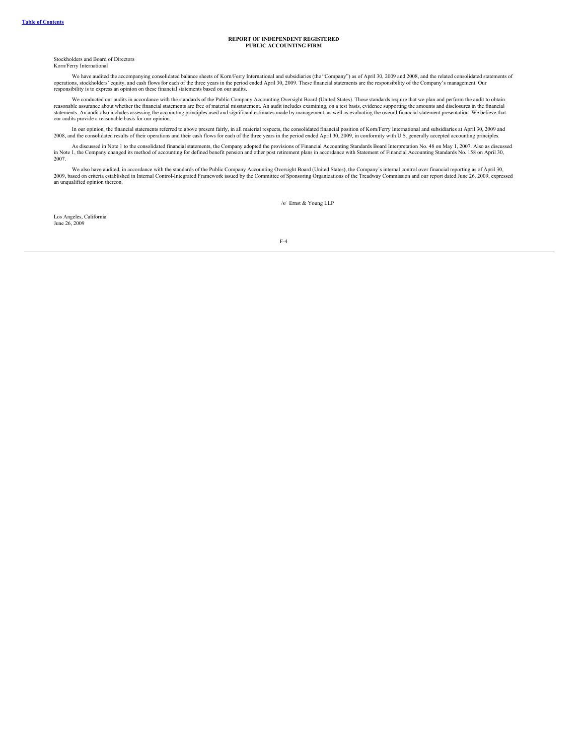# REPORT OF INDEPENDENT REGISTERED PUBLIC ACCOUNTING FIRM

Stockholders and Board of Directors
Korn/Ferry International

We have audited the accompanying consolidated balance sheets of Korn/Ferry International and subsidiaries (the "Company") as of April 30, 2009 and 2008, and the related consolidated statements of operations, stockholders' equity, and cash flows for each of the three years in the period ended April 30, 2009. These financial statements are the responsibility of the Company's management. Our responsibility is to express an opinion on these financial statements based on our audits.

We conducted our audits in accordance with the standards of the Public Company Accounting Oversight Board (United States). Those standards require that we plan and perform the audit to obtain reasonable assurance about whether the financial statements are free of material misstatement. An audit includes examining, on a test basis, evidence supporting the amounts and disclosures in the financial statements. An audit also includes assessing the accounting principles used and significant estimates made by management, as well as evaluating the overall financial statement presentation. We believe that our audits provide a reasonable basis for our opinion.

In our opinion, the financial statements referred to above present fairly, in all material respects, the consolidated financial position of Korn/Ferry International and subsidiaries at April 30, 2009 and 2008, and the consolidated results of their operations and their cash flows for each of the three years in the period ended April 30, 2009, in conformity with U.S. generally accepted accounting principles.

As discussed in Note 1 to the consolidated financial statements, the Company adopted the provisions of Financial Accounting Standards Board Interpretation No. 48 on May 1, 2007. Also as discussed in Note 1, the Company changed its method of accounting for defined benefit pension and other post retirement plans in accordance with Statement of Financial Accounting Standards No. 158 on April 30, 2007.

We also have audited, in accordance with the standards of the Public Company Accounting Oversight Board (United States), the Company's internal control over financial reporting as of April 30, 2009, based on criteria established in Internal Control-Integrated Framework issued by the Committee of Sponsoring Organizations of the Treadway Commission and our report dated June 26, 2009, expressed an unqualified opinion thereon.

/s/ Ernst & Young LLP

Los Angeles, California
June 26, 2009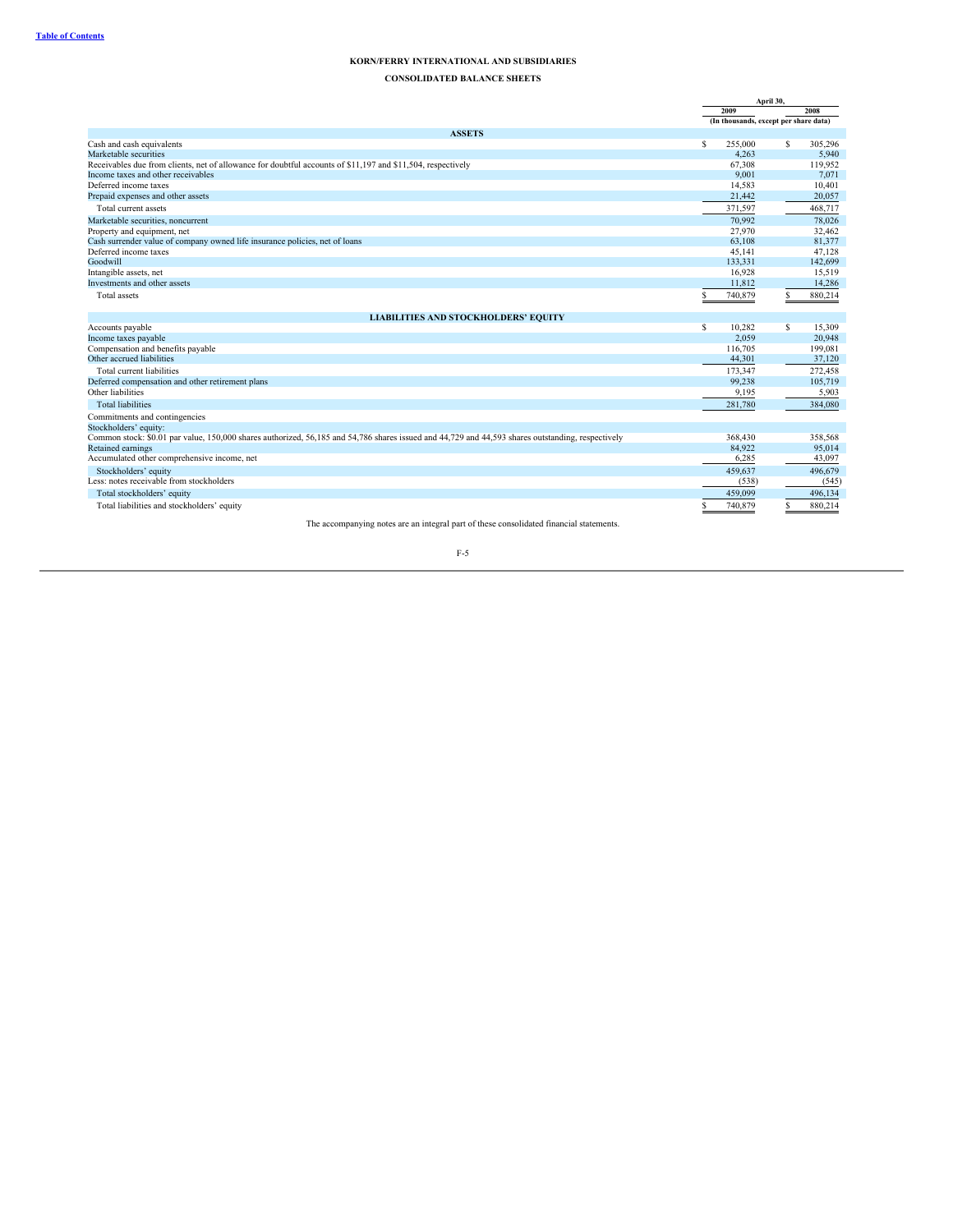**KORN/FERRY INTERNATIONAL AND SUBSIDIARIES**

**CONSOLIDATED BALANCE SHEETS**

| | April 30, | |
|---|---|---|
| | 2009 | 2008 |
| | (In thousands, except per share data) | |
| **ASSETS** | | |
| Cash and cash equivalents | $ 255,000 | $ 305,296 |
| Marketable securities | 4,263 | 5,940 |
| Receivables due from clients, net of allowance for doubtful accounts of $11,197 and $11,504, respectively | 67,308 | 119,952 |
| Income taxes and other receivables | 9,001 | 7,071 |
| Deferred income taxes | 14,583 | 10,401 |
| Prepaid expenses and other assets | 21,442 | 20,057 |
| Total current assets | 371,597 | 468,717 |
| Marketable securities, noncurrent | 70,992 | 78,026 |
| Property and equipment, net | 27,970 | 32,462 |
| Cash surrender value of company owned life insurance policies, net of loans | 63,108 | 81,377 |
| Deferred income taxes | 45,141 | 47,128 |
| Goodwill | 133,331 | 142,699 |
| Intangible assets, net | 16,928 | 15,519 |
| Investments and other assets | 11,812 | 14,286 |
| Total assets | $ 740,879 | $ 880,214 |
| **LIABILITIES AND STOCKHOLDERS' EQUITY** | | |
| Accounts payable | $ 10,282 | $ 15,309 |
| Income taxes payable | 2,059 | 20,948 |
| Compensation and benefits payable | 116,705 | 199,081 |
| Other accrued liabilities | 44,301 | 37,120 |
| Total current liabilities | 173,347 | 272,458 |
| Deferred compensation and other retirement plans | 99,238 | 105,719 |
| Other liabilities | 9,195 | 5,903 |
| Total liabilities | 281,780 | 384,080 |
| Commitments and contingencies | | |
| Stockholders' equity: | | |
| Common stock: $0.01 par value, 150,000 shares authorized, 56,185 and 54,786 shares issued and 44,729 and 44,593 shares outstanding, respectively | 368,430 | 358,568 |
| Retained earnings | 84,922 | 95,014 |
| Accumulated other comprehensive income, net | 6,285 | 43,097 |
| Stockholders' equity | 459,637 | 496,679 |
| Less: notes receivable from stockholders | (538) | (545) |
| Total stockholders' equity | 459,099 | 496,134 |
| Total liabilities and stockholders' equity | $ 740,879 | $ 880,214 |

The accompanying notes are an integral part of these consolidated financial statements.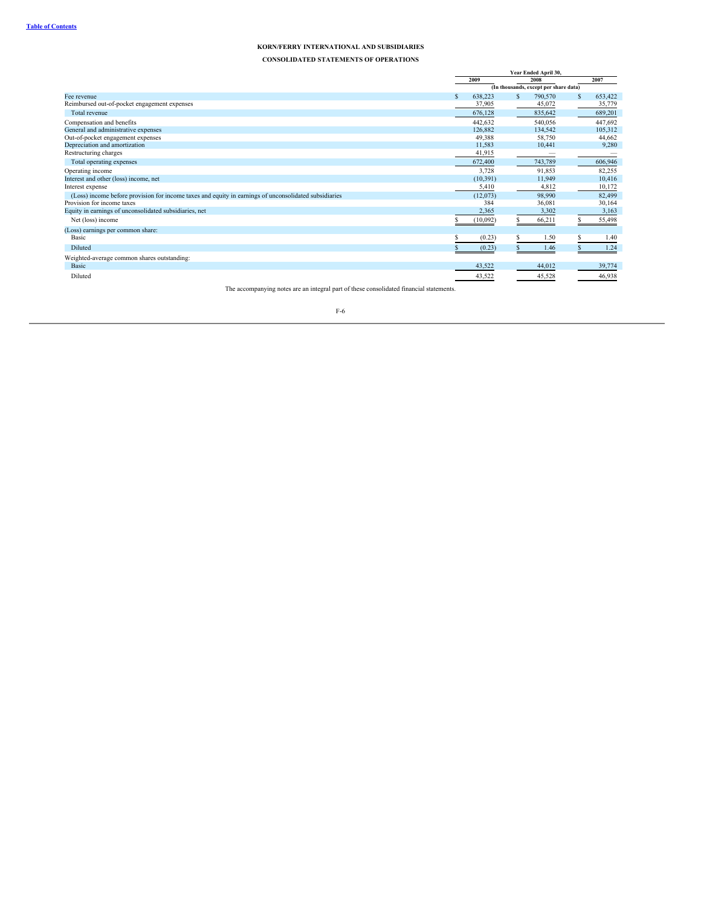**KORN/FERRY INTERNATIONAL AND SUBSIDIARIES**

**CONSOLIDATED STATEMENTS OF OPERATIONS**

| | Year Ended April 30, | | |
|---|---|---|---|
| | 2009 | 2008 | 2007 |
| | (In thousands, except per share data) | | |
| Fee revenue | $ 638,223 | $ 790,570 | $ 653,422 |
| Reimbursed out-of-pocket engagement expenses | 37,905 | 45,072 | 35,779 |
| Total revenue | 676,128 | 835,642 | 689,201 |
| Compensation and benefits | 442,632 | 540,056 | 447,692 |
| General and administrative expenses | 126,882 | 134,542 | 105,312 |
| Out-of-pocket engagement expenses | 49,388 | 58,750 | 44,662 |
| Depreciation and amortization | 11,583 | 10,441 | 9,280 |
| Restructuring charges | 41,915 | — | — |
| Total operating expenses | 672,400 | 743,789 | 606,946 |
| Operating income | 3,728 | 91,853 | 82,255 |
| Interest and other (loss) income, net | (10,391) | 11,949 | 10,416 |
| Interest expense | 5,410 | 4,812 | 10,172 |
| (Loss) income before provision for income taxes and equity in earnings of unconsolidated subsidiaries | (12,073) | 98,990 | 82,499 |
| Provision for income taxes | 384 | 36,081 | 30,164 |
| Equity in earnings of unconsolidated subsidiaries, net | 2,365 | 3,302 | 3,163 |
| Net (loss) income | $ (10,092) | $ 66,211 | $ 55,498 |
| (Loss) earnings per common share: | | | |
| Basic | $ (0.23) | $ 1.50 | $ 1.40 |
| Diluted | $ (0.23) | $ 1.46 | $ 1.24 |
| Weighted-average common shares outstanding: | | | |
| Basic | 43,522 | 44,012 | 39,774 |
| Diluted | 43,522 | 45,528 | 46,938 |

The accompanying notes are an integral part of these consolidated financial statements.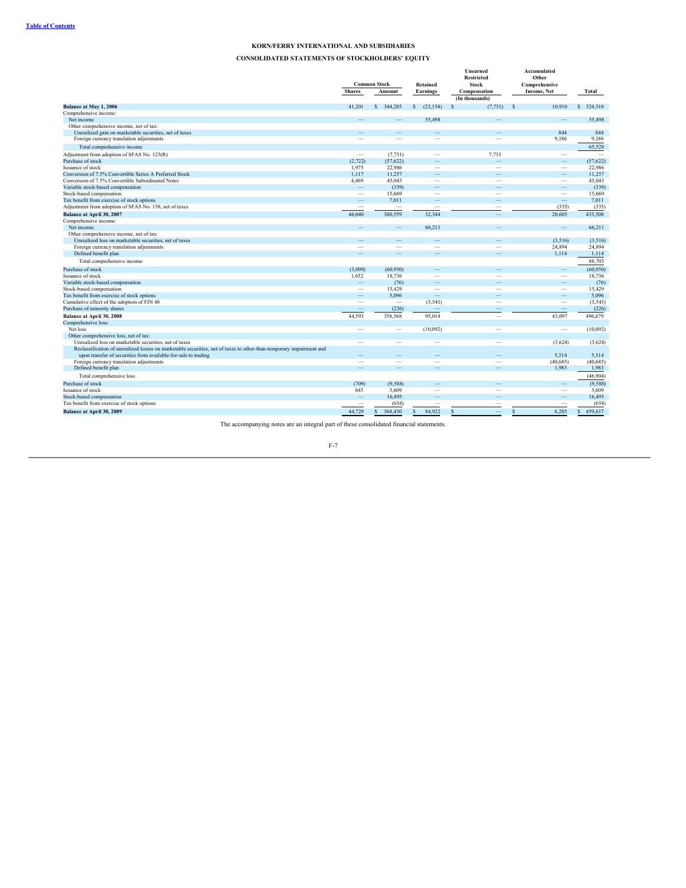# KORN/FERRY INTERNATIONAL AND SUBSIDIARIES

## CONSOLIDATED STATEMENTS OF STOCKHOLDERS' EQUITY

| | Common Stock | | Retained Earnings | Unearned Restricted Stock Compensation | Accumulated Other Comprehensive Income, Net | Total |
|---|---|---|---|---|---|---|
| | Shares | Amount | | | | |
| | | | | (In thousands) | | |
| **Balance at May 1, 2006** | 41,201 | $ 344,285 | $ (23,154) | $ (7,731) | $ 10,910 | $ 324,310 |
| Comprehensive income: | | | | | | |
| Net income | — | — | 55,498 | — | — | 55,498 |
| Other comprehensive income, net of tax: | | | | | | |
| Unrealized gain on marketable securities, net of taxes | — | — | — | — | 844 | 844 |
| Foreign currency translation adjustments | — | — | — | — | 9,186 | 9,186 |
| Total comprehensive income | | | | | | 65,528 |
| Adjustment from adoption of SFAS No. 123(R) | — | (7,731) | — | 7,731 | — | — |
| Purchase of stock | (2,722) | (57,622) | — | — | — | (57,622) |
| Issuance of stock | 1,975 | 22,986 | — | — | — | 22,986 |
| Conversion of 7.5% Convertible Series A Preferred Stock | 1,117 | 11,257 | — | — | — | 11,257 |
| Conversion of 7.5% Convertible Subordinated Notes | 4,469 | 45,043 | — | — | — | 45,043 |
| Variable stock-based compensation | — | (339) | — | — | — | (339) |
| Stock-based compensation | — | 15,669 | — | — | — | 15,669 |
| Tax benefit from exercise of stock options | — | 7,011 | — | — | — | 7,011 |
| Adjustment from adoption of SFAS No. 158, net of taxes | — | — | — | — | (335) | (335) |
| **Balance at April 30, 2007** | 46,040 | 380,559 | 32,344 | — | 20,605 | 433,508 |
| Comprehensive income: | | | | | | |
| Net income | — | — | 66,211 | — | — | 66,211 |
| Other comprehensive income, net of tax: | | | | | | |
| Unrealized loss on marketable securities, net of taxes | — | — | — | — | (3,516) | (3,516) |
| Foreign currency translation adjustments | — | — | — | — | 24,894 | 24,894 |
| Defined benefit plan | — | — | — | — | 1,114 | 1,114 |
| Total comprehensive income | | | | | | 88,703 |
| Purchase of stock | (3,099) | (60,950) | — | — | — | (60,950) |
| Issuance of stock | 1,652 | 18,736 | — | — | — | 18,736 |
| Variable stock-based compensation | — | (76) | — | — | — | (76) |
| Stock-based compensation | — | 15,429 | — | — | — | 15,429 |
| Tax benefit from exercise of stock options | — | 5,096 | — | — | — | 5,096 |
| Cumulative effect of the adoption of FIN 48 | — | — | (3,541) | — | — | (3,541) |
| Purchase of minority shares | — | (226) | — | — | — | (226) |
| **Balance at April 30, 2008** | 44,593 | 358,568 | 95,014 | — | 43,097 | 496,679 |
| Comprehensive loss: | | | | | | |
| Net loss | — | — | (10,092) | — | — | (10,092) |
| Other comprehensive loss, net of tax: | | | | | | |
| Unrealized loss on marketable securities, net of taxes | — | — | — | — | (3,624) | (3,624) |
| Reclassification of unrealized losses on marketable securities, net of taxes to other-than-temporary impairment and upon transfer of securities from available-for-sale to trading | — | — | — | — | 5,514 | 5,514 |
| Foreign currency translation adjustments | — | — | — | — | (40,685) | (40,685) |
| Defined benefit plan | — | — | — | — | 1,983 | 1,983 |
| Total comprehensive loss | | | | | | (46,904) |
| Purchase of stock | (709) | (9,588) | — | — | — | (9,588) |
| Issuance of stock | 845 | 3,609 | — | — | — | 3,609 |
| Stock-based compensation | — | 16,495 | — | — | — | 16,495 |
| Tax benefit from exercise of stock options | — | (654) | — | — | — | (654) |
| **Balance at April 30, 2009** | 44,729 | $ 368,430 | $ 84,922 | $ — | $ 6,285 | $ 459,637 |

The accompanying notes are an integral part of these consolidated financial statements.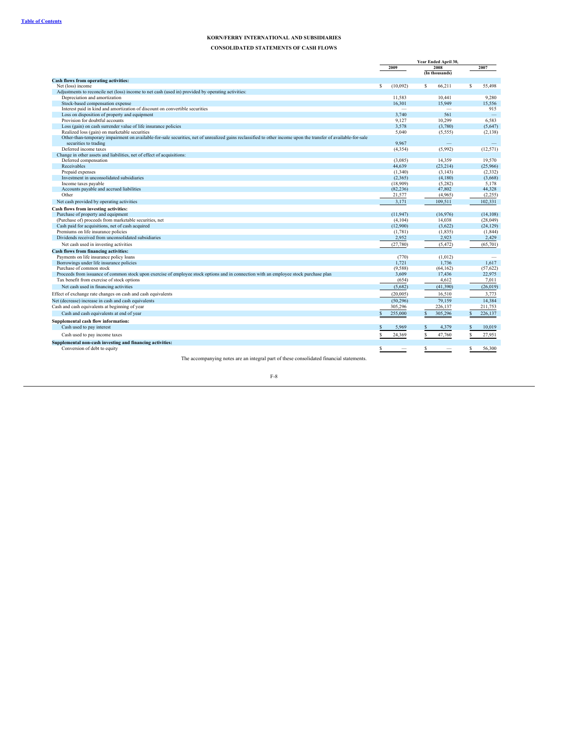**KORN/FERRY INTERNATIONAL AND SUBSIDIARIES**

**CONSOLIDATED STATEMENTS OF CASH FLOWS**

| | Year Ended April 30, | | |
|---|---|---|---|
| | 2009 | 2008 | 2007 |
| | | (In thousands) | |
| **Cash flows from operating activities:** | | | |
| Net (loss) income | $ (10,092) | $ 66,211 | $ 55,498 |
| Adjustments to reconcile net (loss) income to net cash (used in) provided by operating activities: | | | |
| Depreciation and amortization | 11,583 | 10,441 | 9,280 |
| Stock-based compensation expense | 16,301 | 15,949 | 15,556 |
| Interest paid in kind and amortization of discount on convertible securities | — | — | 915 |
| Loss on disposition of property and equipment | 3,740 | 561 | — |
| Provision for doubtful accounts | 9,127 | 10,299 | 6,583 |
| Loss (gain) on cash surrender value of life insurance policies | 3,578 | (3,780) | (5,647) |
| Realized loss (gain) on marketable securities | 5,040 | (5,555) | (2,138) |
| Other-than-temporary impairment on available-for-sale securities, net of unrealized gains reclassified to other income upon the transfer of available-for-sale securities to trading | 9,967 | — | — |
| Deferred income taxes | (4,354) | (5,992) | (12,571) |
| Change in other assets and liabilities, net of effect of acquisitions: | | | |
| Deferred compensation | (3,085) | 14,359 | 19,570 |
| Receivables | 44,639 | (23,214) | (25,966) |
| Prepaid expenses | (1,340) | (3,143) | (2,332) |
| Investment in unconsolidated subsidiaries | (2,365) | (4,180) | (3,668) |
| Income taxes payable | (18,909) | (5,282) | 5,178 |
| Accounts payable and accrued liabilities | (82,236) | 47,802 | 44,328 |
| Other | 21,577 | (4,965) | (2,255) |
| Net cash provided by operating activities | 3,171 | 109,511 | 102,331 |
| **Cash flows from investing activities:** | | | |
| Purchase of property and equipment | (11,947) | (16,976) | (14,108) |
| (Purchase of) proceeds from marketable securities, net | (4,104) | 14,038 | (28,049) |
| Cash paid for acquisitions, net of cash acquired | (12,900) | (3,622) | (24,129) |
| Premiums on life insurance policies | (1,781) | (1,835) | (1,844) |
| Dividends received from unconsolidated subsidiaries | 2,952 | 2,923 | 2,429 |
| Net cash used in investing activities | (27,780) | (5,472) | (65,701) |
| **Cash flows from financing activities:** | | | |
| Payments on life insurance policy loans | (770) | (1,012) | — |
| Borrowings under life insurance policies | 1,721 | 1,736 | 1,617 |
| Purchase of common stock | (9,588) | (64,162) | (57,622) |
| Proceeds from issuance of common stock upon exercise of employee stock options and in connection with an employee stock purchase plan | 3,609 | 17,436 | 22,975 |
| Tax benefit from exercise of stock options | (654) | 4,612 | 7,011 |
| Net cash used in financing activities | (5,682) | (41,390) | (26,019) |
| Effect of exchange rate changes on cash and cash equivalents | (20,005) | 16,510 | 3,773 |
| Net (decrease) increase in cash and cash equivalents | (50,296) | 79,159 | 14,384 |
| Cash and cash equivalents at beginning of year | 305,296 | 226,137 | 211,753 |
| Cash and cash equivalents at end of year | $ 255,000 | $ 305,296 | $ 226,137 |
| **Supplemental cash flow information:** | | | |
| Cash used to pay interest | $ 5,969 | $ 4,379 | $ 10,019 |
| Cash used to pay income taxes | $ 24,369 | $ 47,760 | $ 27,951 |
| **Supplemental non-cash investing and financing activities:** | | | |
| Conversion of debt to equity | $ — | $ — | $ 56,300 |

The accompanying notes are an integral part of these consolidated financial statements.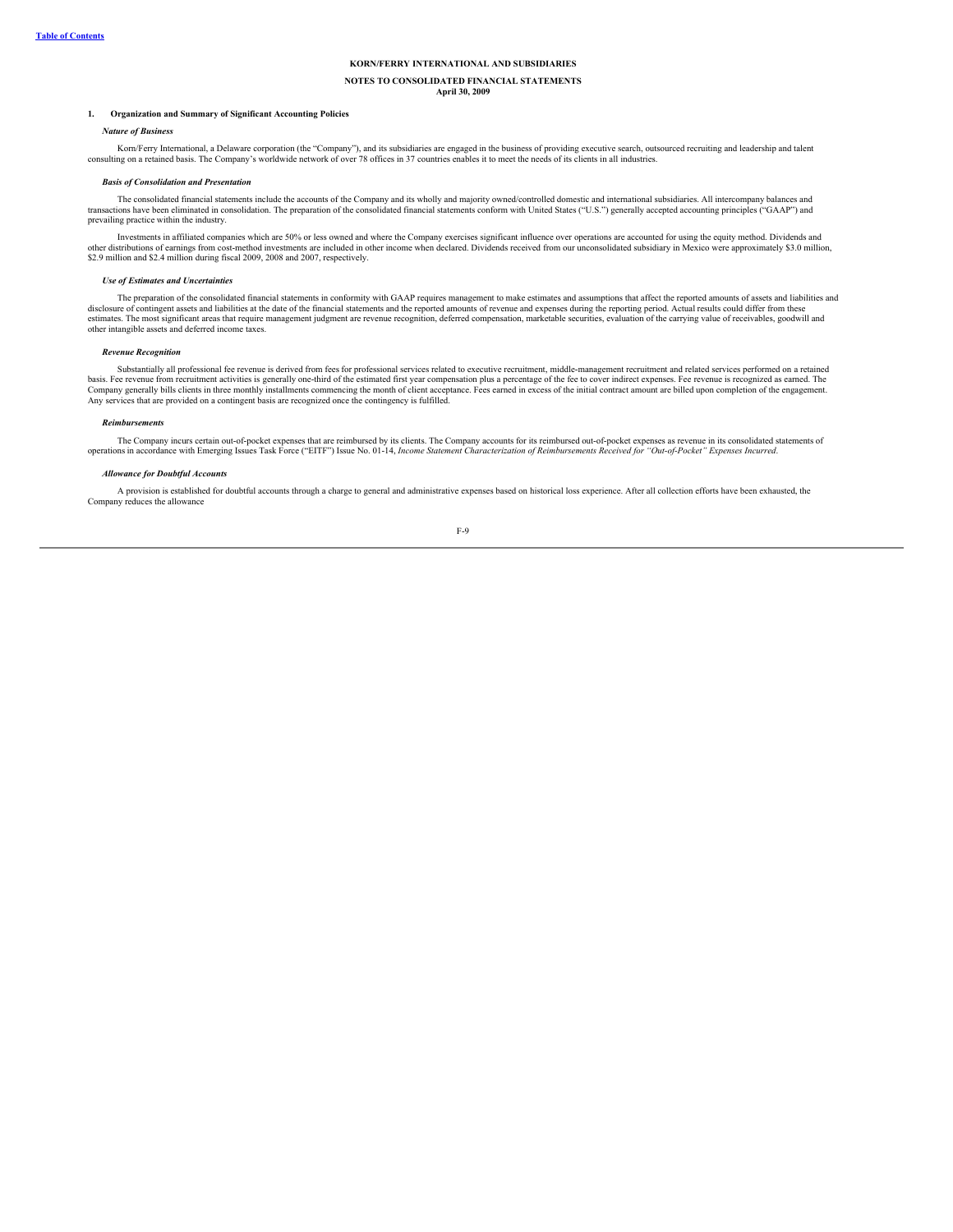**KORN/FERRY INTERNATIONAL AND SUBSIDIARIES**

**NOTES TO CONSOLIDATED FINANCIAL STATEMENTS**
**April 30, 2009**

## 1. Organization and Summary of Significant Accounting Policies

### *Nature of Business*

Korn/Ferry International, a Delaware corporation (the "Company"), and its subsidiaries are engaged in the business of providing executive search, outsourced recruiting and leadership and talent consulting on a retained basis. The Company's worldwide network of over 78 offices in 37 countries enables it to meet the needs of its clients in all industries.

### *Basis of Consolidation and Presentation*

The consolidated financial statements include the accounts of the Company and its wholly and majority owned/controlled domestic and international subsidiaries. All intercompany balances and transactions have been eliminated in consolidation. The preparation of the consolidated financial statements conform with United States ("U.S.") generally accepted accounting principles ("GAAP") and prevailing practice within the industry.

Investments in affiliated companies which are 50% or less owned and where the Company exercises significant influence over operations are accounted for using the equity method. Dividends and other distributions of earnings from cost-method investments are included in other income when declared. Dividends received from our unconsolidated subsidiary in Mexico were approximately $3.0 million, $2.9 million and $2.4 million during fiscal 2009, 2008 and 2007, respectively.

### *Use of Estimates and Uncertainties*

The preparation of the consolidated financial statements in conformity with GAAP requires management to make estimates and assumptions that affect the reported amounts of assets and liabilities and disclosure of contingent assets and liabilities at the date of the financial statements and the reported amounts of revenue and expenses during the reporting period. Actual results could differ from these estimates. The most significant areas that require management judgment are revenue recognition, deferred compensation, marketable securities, evaluation of the carrying value of receivables, goodwill and other intangible assets and deferred income taxes.

### *Revenue Recognition*

Substantially all professional fee revenue is derived from fees for professional services related to executive recruitment, middle-management recruitment and related services performed on a retained basis. Fee revenue from recruitment activities is generally one-third of the estimated first year compensation plus a percentage of the fee to cover indirect expenses. Fee revenue is recognized as earned. The Company generally bills clients in three monthly installments commencing the month of client acceptance. Fees earned in excess of the initial contract amount are billed upon completion of the engagement. Any services that are provided on a contingent basis are recognized once the contingency is fulfilled.

### *Reimbursements*

The Company incurs certain out-of-pocket expenses that are reimbursed by its clients. The Company accounts for its reimbursed out-of-pocket expenses as revenue in its consolidated statements of operations in accordance with Emerging Issues Task Force ("EITF") Issue No. 01-14, *Income Statement Characterization of Reimbursements Received for "Out-of-Pocket" Expenses Incurred*.

### *Allowance for Doubtful Accounts*

A provision is established for doubtful accounts through a charge to general and administrative expenses based on historical loss experience. After all collection efforts have been exhausted, the Company reduces the allowance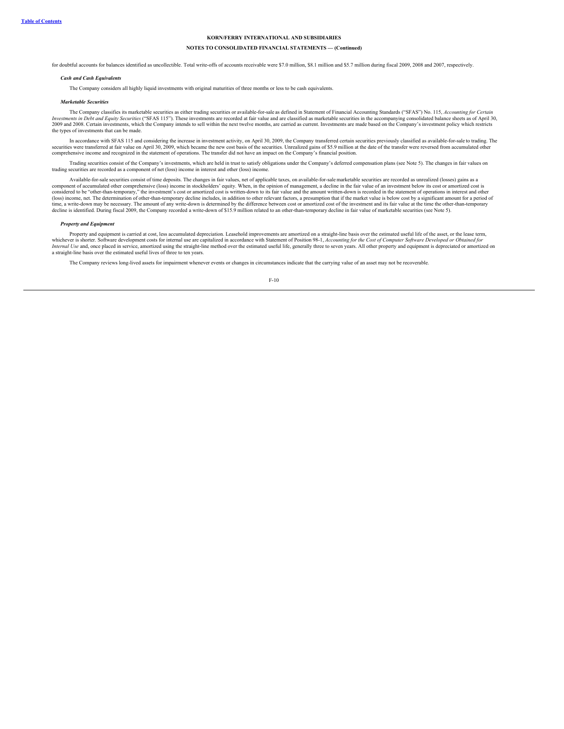for doubtful accounts for balances identified as uncollectible. Total write-offs of accounts receivable were $7.0 million, $8.1 million and $5.7 million during fiscal 2009, 2008 and 2007, respectively.

***Cash and Cash Equivalents***

The Company considers all highly liquid investments with original maturities of three months or less to be cash equivalents.

***Marketable Securities***

The Company classifies its marketable securities as either trading securities or available-for-sale as defined in Statement of Financial Accounting Standards ("SFAS") No. 115, *Accounting for Certain Investments in Debt and Equity Securities* ("SFAS 115"). These investments are recorded at fair value and are classified as marketable securities in the accompanying consolidated balance sheets as of April 30, 2009 and 2008. Certain investments, which the Company intends to sell within the next twelve months, are carried as current. Investments are made based on the Company's investment policy which restricts the types of investments that can be made.

In accordance with SFAS 115 and considering the increase in investment activity, on April 30, 2009, the Company transferred certain securities previously classified as available-for-sale to trading. The securities were transferred at fair value on April 30, 2009, which became the new cost basis of the securities. Unrealized gains of $5.9 million at the date of the transfer were reversed from accumulated other comprehensive income and recognized in the statement of operations. The transfer did not have an impact on the Company's financial position.

Trading securities consist of the Company's investments, which are held in trust to satisfy obligations under the Company's deferred compensation plans (see Note 5). The changes in fair values on trading securities are recorded as a component of net (loss) income in interest and other (loss) income.

Available-for-sale securities consist of time deposits. The changes in fair values, net of applicable taxes, on available-for-sale marketable securities are recorded as unrealized (losses) gains as a component of accumulated other comprehensive (loss) income in stockholders' equity. When, in the opinion of management, a decline in the fair value of an investment below its cost or amortized cost is considered to be "other-than-temporary," the investment's cost or amortized cost is written-down to its fair value and the amount written-down is recorded in the statement of operations in interest and other (loss) income, net. The determination of other-than-temporary decline includes, in addition to other relevant factors, a presumption that if the market value is below cost by a significant amount for a period of time, a write-down may be necessary. The amount of any write-down is determined by the difference between cost or amortized cost of the investment and its fair value at the time the other-than-temporary decline is identified. During fiscal 2009, the Company recorded a write-down of $15.9 million related to an other-than-temporary decline in fair value of marketable securities (see Note 5).

***Property and Equipment***

Property and equipment is carried at cost, less accumulated depreciation. Leasehold improvements are amortized on a straight-line basis over the estimated useful life of the asset, or the lease term, whichever is shorter. Software development costs for internal use are capitalized in accordance with Statement of Position 98-1, *Accounting for the Cost of Computer Software Developed or Obtained for Internal Use* and, once placed in service, amortized using the straight-line method over the estimated useful life, generally three to seven years. All other property and equipment is depreciated or amortized on a straight-line basis over the estimated useful lives of three to ten years.

The Company reviews long-lived assets for impairment whenever events or changes in circumstances indicate that the carrying value of an asset may not be recoverable.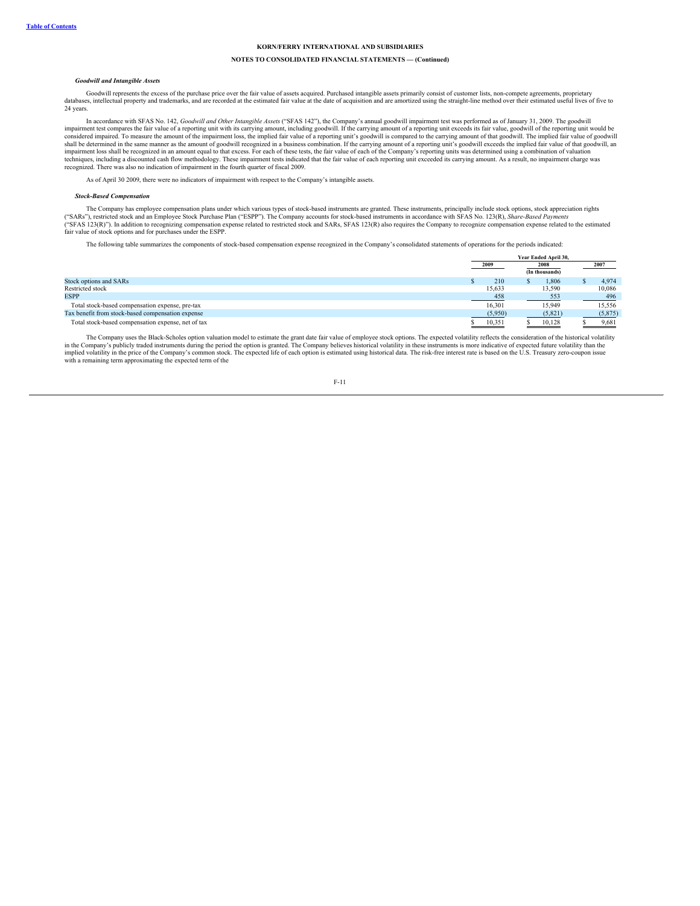KORN/FERRY INTERNATIONAL AND SUBSIDIARIES

NOTES TO CONSOLIDATED FINANCIAL STATEMENTS — (Continued)

***Goodwill and Intangible Assets***

Goodwill represents the excess of the purchase price over the fair value of assets acquired. Purchased intangible assets primarily consist of customer lists, non-compete agreements, proprietary databases, intellectual property and trademarks, and are recorded at the estimated fair value at the date of acquisition and are amortized using the straight-line method over their estimated useful lives of five to 24 years.

In accordance with SFAS No. 142, *Goodwill and Other Intangible Assets* ("SFAS 142"), the Company's annual goodwill impairment test was performed as of January 31, 2009. The goodwill impairment test compares the fair value of a reporting unit with its carrying amount, including goodwill. If the carrying amount of a reporting unit exceeds its fair value, goodwill of the reporting unit would be considered impaired. To measure the amount of the impairment loss, the implied fair value of a reporting unit's goodwill is compared to the carrying amount of that goodwill. The implied fair value of goodwill shall be determined in the same manner as the amount of goodwill recognized in a business combination. If the carrying amount of a reporting unit's goodwill exceeds the implied fair value of that goodwill, an impairment loss shall be recognized in an amount equal to that excess. For each of these tests, the fair value of each of the Company's reporting units was determined using a combination of valuation techniques, including a discounted cash flow methodology. These impairment tests indicated that the fair value of each reporting unit exceeded its carrying amount. As a result, no impairment charge was recognized. There was also no indication of impairment in the fourth quarter of fiscal 2009.

As of April 30 2009, there were no indicators of impairment with respect to the Company's intangible assets.

***Stock-Based Compensation***

The Company has employee compensation plans under which various types of stock-based instruments are granted. These instruments, principally include stock options, stock appreciation rights ("SARs"), restricted stock and an Employee Stock Purchase Plan ("ESPP"). The Company accounts for stock-based instruments in accordance with SFAS No. 123(R), *Share-Based Payments* ("SFAS 123(R)"). In addition to recognizing compensation expense related to restricted stock and SARs, SFAS 123(R) also requires the Company to recognize compensation expense related to the estimated fair value of stock options and for purchases under the ESPP.

The following table summarizes the components of stock-based compensation expense recognized in the Company's consolidated statements of operations for the periods indicated:

| | Year Ended April 30, | | |
|---|---|---|---|
| | 2009 | 2008 | 2007 |
| | | (In thousands) | |
| Stock options and SARs | $ 210 | $ 1,806 | $ 4,974 |
| Restricted stock | 15,633 | 13,590 | 10,086 |
| ESPP | 458 | 553 | 496 |
| Total stock-based compensation expense, pre-tax | 16,301 | 15,949 | 15,556 |
| Tax benefit from stock-based compensation expense | (5,950) | (5,821) | (5,875) |
| Total stock-based compensation expense, net of tax | $ 10,351 | $ 10,128 | $ 9,681 |

The Company uses the Black-Scholes option valuation model to estimate the grant date fair value of employee stock options. The expected volatility reflects the consideration of the historical volatility in the Company's publicly traded instruments during the period the option is granted. The Company believes historical volatility in these instruments is more indicative of expected future volatility than the implied volatility in the price of the Company's common stock. The expected life of each option is estimated using historical data. The risk-free interest rate is based on the U.S. Treasury zero-coupon issue with a remaining term approximating the expected term of the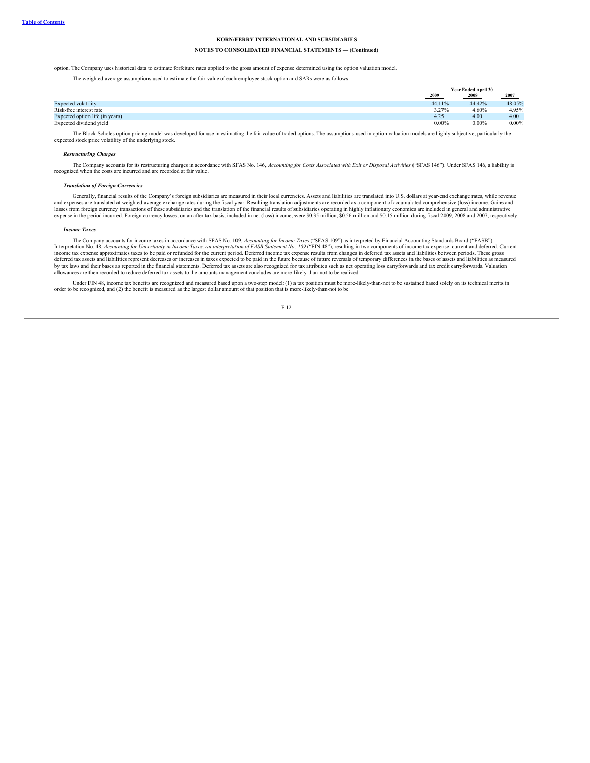option. The Company uses historical data to estimate forfeiture rates applied to the gross amount of expense determined using the option valuation model.

The weighted-average assumptions used to estimate the fair value of each employee stock option and SARs were as follows:

| | Year Ended April 30 | | |
|---|---|---|---|
| | 2009 | 2008 | 2007 |
| Expected volatility | 44.11% | 44.42% | 48.05% |
| Risk-free interest rate | 3.27% | 4.60% | 4.95% |
| Expected option life (in years) | 4.25 | 4.00 | 4.00 |
| Expected dividend yield | 0.00% | 0.00% | 0.00% |

The Black-Scholes option pricing model was developed for use in estimating the fair value of traded options. The assumptions used in option valuation models are highly subjective, particularly the expected stock price volatility of the underlying stock.

***Restructuring Charges***

The Company accounts for its restructuring charges in accordance with SFAS No. 146, *Accounting for Costs Associated with Exit or Disposal Activities* ("SFAS 146"). Under SFAS 146, a liability is recognized when the costs are incurred and are recorded at fair value.

***Translation of Foreign Currencies***

Generally, financial results of the Company's foreign subsidiaries are measured in their local currencies. Assets and liabilities are translated into U.S. dollars at year-end exchange rates, while revenue and expenses are translated at weighted-average exchange rates during the fiscal year. Resulting translation adjustments are recorded as a component of accumulated comprehensive (loss) income. Gains and losses from foreign currency transactions of these subsidiaries and the translation of the financial results of subsidiaries operating in highly inflationary economies are included in general and administrative expense in the period incurred. Foreign currency losses, on an after tax basis, included in net (loss) income, were $0.35 million, $0.56 million and $0.15 million during fiscal 2009, 2008 and 2007, respectively.

***Income Taxes***

The Company accounts for income taxes in accordance with SFAS No. 109, *Accounting for Income Taxes* ("SFAS 109") as interpreted by Financial Accounting Standards Board ("FASB") Interpretation No. 48, *Accounting for Uncertainty in Income Taxes, an interpretation of FASB Statement No. 109* ("FIN 48"), resulting in two components of income tax expense: current and deferred. Current income tax expense approximates taxes to be paid or refunded for the current period. Deferred income tax expense results from changes in deferred tax assets and liabilities between periods. These gross deferred tax assets and liabilities represent decreases or increases in taxes expected to be paid in the future because of future reversals of temporary differences in the bases of assets and liabilities as measured by tax laws and their bases as reported in the financial statements. Deferred tax assets are also recognized for tax attributes such as net operating loss carryforwards and tax credit carryforwards. Valuation allowances are then recorded to reduce deferred tax assets to the amounts management concludes are more-likely-than-not to be realized.

Under FIN 48, income tax benefits are recognized and measured based upon a two-step model: (1) a tax position must be more-likely-than-not to be sustained based solely on its technical merits in order to be recognized, and (2) the benefit is measured as the largest dollar amount of that position that is more-likely-than-not to be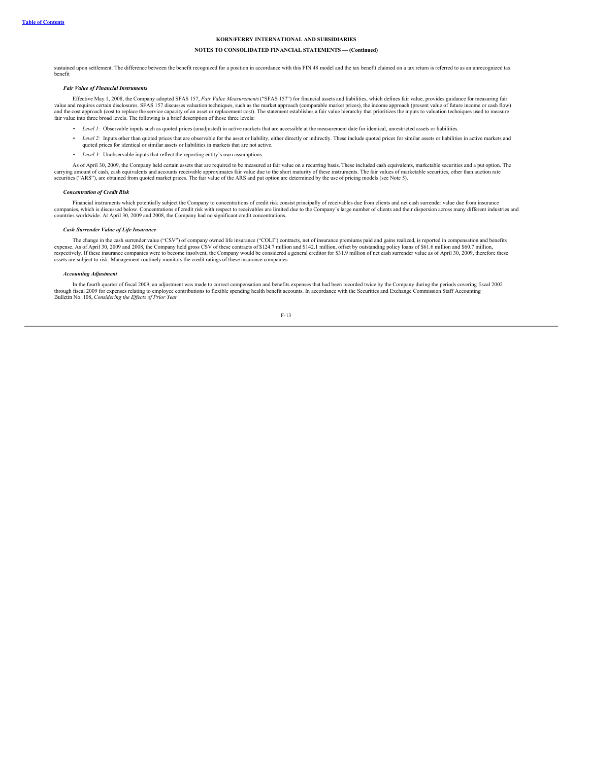sustained upon settlement. The difference between the benefit recognized for a position in accordance with this FIN 48 model and the tax benefit claimed on a tax return is referred to as an unrecognized tax benefit

***Fair Value of Financial Instruments***

Effective May 1, 2008, the Company adopted SFAS 157, *Fair Value Measurements* ("SFAS 157") for financial assets and liabilities, which defines fair value, provides guidance for measuring fair value and requires certain disclosures. SFAS 157 discusses valuation techniques, such as the market approach (comparable market prices), the income approach (present value of future income or cash flow) and the cost approach (cost to replace the service capacity of an asset or replacement cost). The statement establishes a fair value hierarchy that prioritizes the inputs to valuation techniques used to measure fair value into three broad levels. The following is a brief description of those three levels:

- *Level 1:* Observable inputs such as quoted prices (unadjusted) in active markets that are accessible at the measurement date for identical, unrestricted assets or liabilities.
- *Level 2:* Inputs other than quoted prices that are observable for the asset or liability, either directly or indirectly. These include quoted prices for similar assets or liabilities in active markets and quoted prices for identical or similar assets or liabilities in markets that are not active.
- *Level 3:* Unobservable inputs that reflect the reporting entity's own assumptions.

As of April 30, 2009, the Company held certain assets that are required to be measured at fair value on a recurring basis. These included cash equivalents, marketable securities and a put option. The carrying amount of cash, cash equivalents and accounts receivable approximates fair value due to the short maturity of these instruments. The fair values of marketable securities, other than auction rate securities ("ARS"), are obtained from quoted market prices. The fair value of the ARS and put option are determined by the use of pricing models (see Note 5).

***Concentration of Credit Risk***

Financial instruments which potentially subject the Company to concentrations of credit risk consist principally of receivables due from clients and net cash surrender value due from insurance companies, which is discussed below. Concentrations of credit risk with respect to receivables are limited due to the Company's large number of clients and their dispersion across many different industries and countries worldwide. At April 30, 2009 and 2008, the Company had no significant credit concentrations.

***Cash Surrender Value of Life Insurance***

The change in the cash surrender value ("CSV") of company owned life insurance ("COLI") contracts, net of insurance premiums paid and gains realized, is reported in compensation and benefits expense. As of April 30, 2009 and 2008, the Company held gross CSV of these contracts of $124.7 million and $142.1 million, offset by outstanding policy loans of $61.6 million and $60.7 million, respectively. If these insurance companies were to become insolvent, the Company would be considered a general creditor for $31.9 million of net cash surrender value as of April 30, 2009, therefore these assets are subject to risk. Management routinely monitors the credit ratings of these insurance companies.

***Accounting Adjustment***

In the fourth quarter of fiscal 2009, an adjustment was made to correct compensation and benefits expenses that had been recorded twice by the Company during the periods covering fiscal 2002 through fiscal 2009 for expenses relating to employee contributions to flexible spending health benefit accounts. In accordance with the Securities and Exchange Commission Staff Accounting Bulletin No. 108, *Considering the Effects of Prior Year*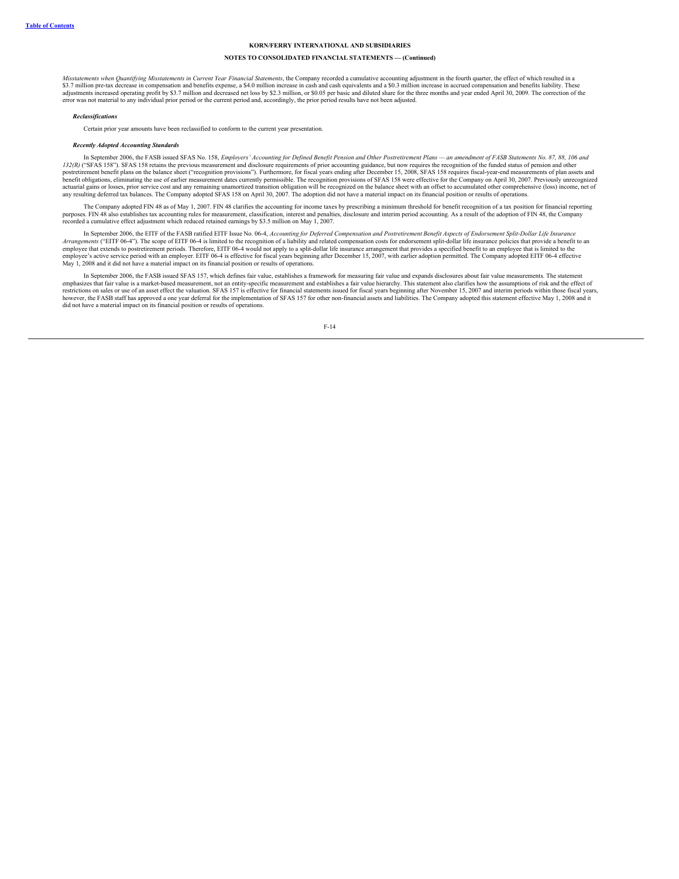*Misstatements when Quantifying Misstatements in Current Year Financial Statements*, the Company recorded a cumulative accounting adjustment in the fourth quarter, the effect of which resulted in a $3.7 million pre-tax decrease in compensation and benefits expense, a $4.0 million increase in cash and cash equivalents and a $0.3 million increase in accrued compensation and benefits liability. These adjustments increased operating profit by $3.7 million and decreased net loss by $2.3 million, or $0.05 per basic and diluted share for the three months and year ended April 30, 2009. The correction of the error was not material to any individual prior period or the current period and, accordingly, the prior period results have not been adjusted.

***Reclassifications***

Certain prior year amounts have been reclassified to conform to the current year presentation.

***Recently Adopted Accounting Standards***

In September 2006, the FASB issued SFAS No. 158, *Employers' Accounting for Defined Benefit Pension and Other Postretirement Plans — an amendment of FASB Statements No. 87, 88, 106 and 132(R)* ("SFAS 158"). SFAS 158 retains the previous measurement and disclosure requirements of prior accounting guidance, but now requires the recognition of the funded status of pension and other postretirement benefit plans on the balance sheet ("recognition provisions"). Furthermore, for fiscal years ending after December 15, 2008, SFAS 158 requires fiscal-year-end measurements of plan assets and benefit obligations, eliminating the use of earlier measurement dates currently permissible. The recognition provisions of SFAS 158 were effective for the Company on April 30, 2007. Previously unrecognized actuarial gains or losses, prior service cost and any remaining unamortized transition obligation will be recognized on the balance sheet with an offset to accumulated other comprehensive (loss) income, net of any resulting deferred tax balances. The Company adopted SFAS 158 on April 30, 2007. The adoption did not have a material impact on its financial position or results of operations.

The Company adopted FIN 48 as of May 1, 2007. FIN 48 clarifies the accounting for income taxes by prescribing a minimum threshold for benefit recognition of a tax position for financial reporting purposes. FIN 48 also establishes tax accounting rules for measurement, classification, interest and penalties, disclosure and interim period accounting. As a result of the adoption of FIN 48, the Company recorded a cumulative effect adjustment which reduced retained earnings by $3.5 million on May 1, 2007.

In September 2006, the EITF of the FASB ratified EITF Issue No. 06-4, *Accounting for Deferred Compensation and Postretirement Benefit Aspects of Endorsement Split-Dollar Life Insurance Arrangements* ("EITF 06-4"). The scope of EITF 06-4 is limited to the recognition of a liability and related compensation costs for endorsement split-dollar life insurance policies that provide a benefit to an employee that extends to postretirement periods. Therefore, EITF 06-4 would not apply to a split-dollar life insurance arrangement that provides a specified benefit to an employee that is limited to the employee's active service period with an employer. EITF 06-4 is effective for fiscal years beginning after December 15, 2007, with earlier adoption permitted. The Company adopted EITF 06-4 effective May 1, 2008 and it did not have a material impact on its financial position or results of operations.

In September 2006, the FASB issued SFAS 157, which defines fair value, establishes a framework for measuring fair value and expands disclosures about fair value measurements. The statement emphasizes that fair value is a market-based measurement, not an entity-specific measurement and establishes a fair value hierarchy. This statement also clarifies how the assumptions of risk and the effect of restrictions on sales or use of an asset effect the valuation. SFAS 157 is effective for financial statements issued for fiscal years beginning after November 15, 2007 and interim periods within those fiscal years, however, the FASB staff has approved a one year deferral for the implementation of SFAS 157 for other non-financial assets and liabilities. The Company adopted this statement effective May 1, 2008 and it did not have a material impact on its financial position or results of operations.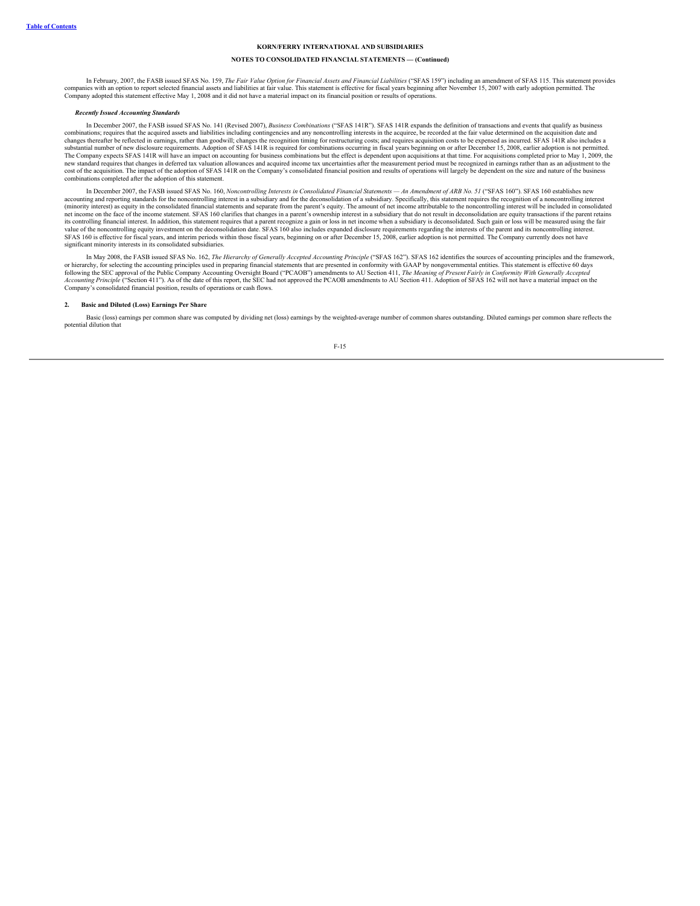**KORN/FERRY INTERNATIONAL AND SUBSIDIARIES**

**NOTES TO CONSOLIDATED FINANCIAL STATEMENTS — (Continued)**

In February, 2007, the FASB issued SFAS No. 159, *The Fair Value Option for Financial Assets and Financial Liabilities* ("SFAS 159") including an amendment of SFAS 115. This statement provides companies with an option to report selected financial assets and liabilities at fair value. This statement is effective for fiscal years beginning after November 15, 2007 with early adoption permitted. The Company adopted this statement effective May 1, 2008 and it did not have a material impact on its financial position or results of operations.

***Recently Issued Accounting Standards***

In December 2007, the FASB issued SFAS No. 141 (Revised 2007), *Business Combinations* ("SFAS 141R"). SFAS 141R expands the definition of transactions and events that qualify as business combinations; requires that the acquired assets and liabilities including contingencies and any noncontrolling interests in the acquiree, be recorded at the fair value determined on the acquisition date and changes thereafter be reflected in earnings, rather than goodwill; changes the recognition timing for restructuring costs; and requires acquisition costs to be expensed as incurred. SFAS 141R also includes a substantial number of new disclosure requirements. Adoption of SFAS 141R is required for combinations occurring in fiscal years beginning on or after December 15, 2008, earlier adoption is not permitted. The Company expects SFAS 141R will have an impact on accounting for business combinations but the effect is dependent upon acquisitions at that time. For acquisitions completed prior to May 1, 2009, the new standard requires that changes in deferred tax valuation allowances and acquired income tax uncertainties after the measurement period must be recognized in earnings rather than as an adjustment to the cost of the acquisition. The impact of the adoption of SFAS 141R on the Company's consolidated financial position and results of operations will largely be dependent on the size and nature of the business combinations completed after the adoption of this statement.

In December 2007, the FASB issued SFAS No. 160, *Noncontrolling Interests in Consolidated Financial Statements — An Amendment of ARB No. 51* ("SFAS 160"). SFAS 160 establishes new accounting and reporting standards for the noncontrolling interest in a subsidiary and for the deconsolidation of a subsidiary. Specifically, this statement requires the recognition of a noncontrolling interest (minority interest) as equity in the consolidated financial statements and separate from the parent's equity. The amount of net income attributable to the noncontrolling interest will be included in consolidated net income on the face of the income statement. SFAS 160 clarifies that changes in a parent's ownership interest in a subsidiary that do not result in deconsolidation are equity transactions if the parent retains its controlling financial interest. In addition, this statement requires that a parent recognize a gain or loss in net income when a subsidiary is deconsolidated. Such gain or loss will be measured using the fair value of the noncontrolling equity investment on the deconsolidation date. SFAS 160 also includes expanded disclosure requirements regarding the interests of the parent and its noncontrolling interest. SFAS 160 is effective for fiscal years, and interim periods within those fiscal years, beginning on or after December 15, 2008, earlier adoption is not permitted. The Company currently does not have significant minority interests in its consolidated subsidiaries.

In May 2008, the FASB issued SFAS No. 162, *The Hierarchy of Generally Accepted Accounting Principle* ("SFAS 162"). SFAS 162 identifies the sources of accounting principles and the framework, or hierarchy, for selecting the accounting principles used in preparing financial statements that are presented in conformity with GAAP by nongovernmental entities. This statement is effective 60 days following the SEC approval of the Public Company Accounting Oversight Board ("PCAOB") amendments to AU Section 411, *The Meaning of Present Fairly in Conformity With Generally Accepted Accounting Principle* ("Section 411"). As of the date of this report, the SEC had not approved the PCAOB amendments to AU Section 411. Adoption of SFAS 162 will not have a material impact on the Company's consolidated financial position, results of operations or cash flows.

## 2. Basic and Diluted (Loss) Earnings Per Share

Basic (loss) earnings per common share was computed by dividing net (loss) earnings by the weighted-average number of common shares outstanding. Diluted earnings per common share reflects the potential dilution that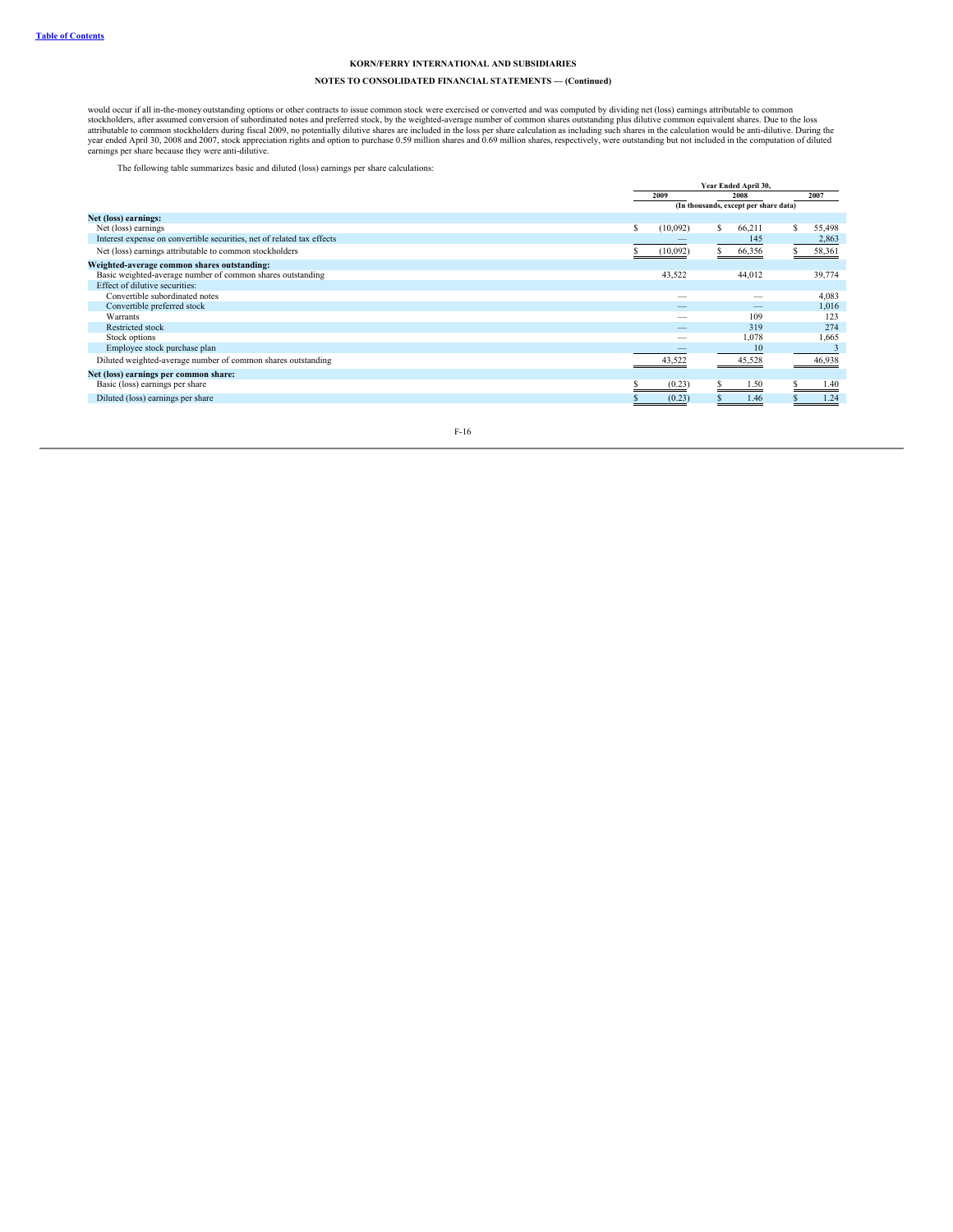**KORN/FERRY INTERNATIONAL AND SUBSIDIARIES**

**NOTES TO CONSOLIDATED FINANCIAL STATEMENTS — (Continued)**

would occur if all in-the-money outstanding options or other contracts to issue common stock were exercised or converted and was computed by dividing net (loss) earnings attributable to common stockholders, after assumed conversion of subordinated notes and preferred stock, by the weighted-average number of common shares outstanding plus dilutive common equivalent shares. Due to the loss attributable to common stockholders during fiscal 2009, no potentially dilutive shares are included in the loss per share calculation as including such shares in the calculation would be anti-dilutive. During the year ended April 30, 2008 and 2007, stock appreciation rights and option to purchase 0.59 million shares and 0.69 million shares, respectively, were outstanding but not included in the computation of diluted earnings per share because they were anti-dilutive.

The following table summarizes basic and diluted (loss) earnings per share calculations:

| | Year Ended April 30, | | |
|---|---|---|---|
| | 2009 | 2008 | 2007 |
| | (In thousands, except per share data) | | |
| **Net (loss) earnings:** | | | |
| Net (loss) earnings | $ (10,092) | $ 66,211 | $ 55,498 |
| Interest expense on convertible securities, net of related tax effects | — | 145 | 2,863 |
| Net (loss) earnings attributable to common stockholders | $ (10,092) | $ 66,356 | $ 58,361 |
| **Weighted-average common shares outstanding:** | | | |
| Basic weighted-average number of common shares outstanding | 43,522 | 44,012 | 39,774 |
| Effect of dilutive securities: | | | |
| Convertible subordinated notes | — | — | 4,083 |
| Convertible preferred stock | — | — | 1,016 |
| Warrants | — | 109 | 123 |
| Restricted stock | — | 319 | 274 |
| Stock options | — | 1,078 | 1,665 |
| Employee stock purchase plan | — | 10 | 3 |
| Diluted weighted-average number of common shares outstanding | 43,522 | 45,528 | 46,938 |
| **Net (loss) earnings per common share:** | | | |
| Basic (loss) earnings per share | $ (0.23) | $ 1.50 | $ 1.40 |
| Diluted (loss) earnings per share | $ (0.23) | $ 1.46 | $ 1.24 |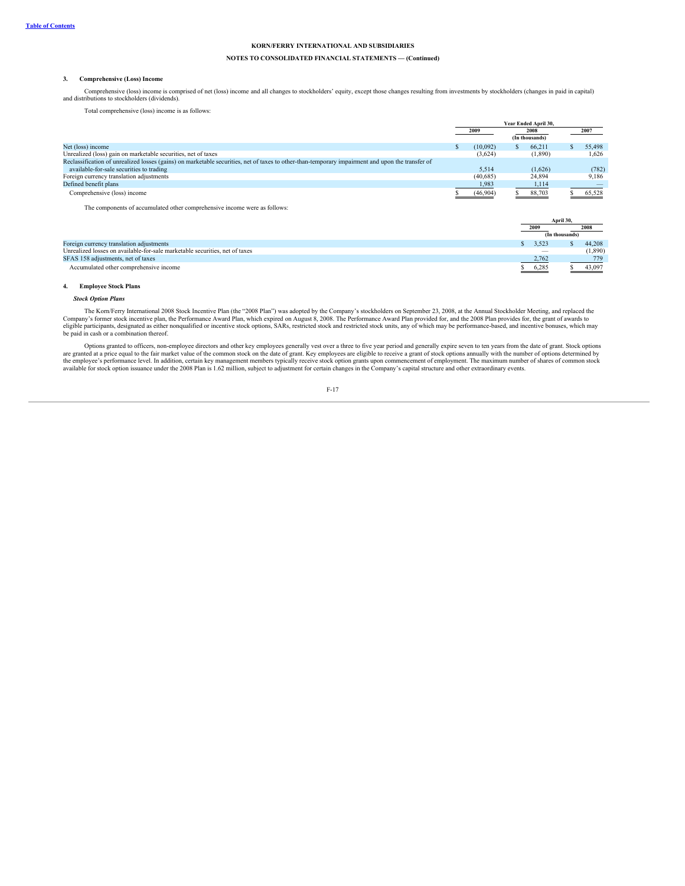KORN/FERRY INTERNATIONAL AND SUBSIDIARIES

NOTES TO CONSOLIDATED FINANCIAL STATEMENTS — (Continued)

## 3. Comprehensive (Loss) Income

Comprehensive (loss) income is comprised of net (loss) income and all changes to stockholders' equity, except those changes resulting from investments by stockholders (changes in paid in capital) and distributions to stockholders (dividends).

Total comprehensive (loss) income is as follows:

| | Year Ended April 30, | | |
|---|---|---|---|
| | 2009 | 2008 | 2007 |
| | | (In thousands) | |
| Net (loss) income | $ (10,092) | $ 66,211 | $ 55,498 |
| Unrealized (loss) gain on marketable securities, net of taxes | (3,624) | (1,890) | 1,626 |
| Reclassification of unrealized losses (gains) on marketable securities, net of taxes to other-than-temporary impairment and upon the transfer of available-for-sale securities to trading | 5,514 | (1,626) | (782) |
| Foreign currency translation adjustments | (40,685) | 24,894 | 9,186 |
| Defined benefit plans | 1,983 | 1,114 | — |
| Comprehensive (loss) income | $ (46,904) | $ 88,703 | $ 65,528 |

The components of accumulated other comprehensive income were as follows:

| | April 30, | |
|---|---|---|
| | 2009 | 2008 |
| | (In thousands) | |
| Foreign currency translation adjustments | $ 3,523 | $ 44,208 |
| Unrealized losses on available-for-sale marketable securities, net of taxes | — | (1,890) |
| SFAS 158 adjustments, net of taxes | 2,762 | 779 |
| Accumulated other comprehensive income | $ 6,285 | $ 43,097 |

## 4. Employee Stock Plans

### *Stock Option Plans*

The Korn/Ferry International 2008 Stock Incentive Plan (the "2008 Plan") was adopted by the Company's stockholders on September 23, 2008, at the Annual Stockholder Meeting, and replaced the Company's former stock incentive plan, the Performance Award Plan, which expired on August 8, 2008. The Performance Award Plan provided for, and the 2008 Plan provides for, the grant of awards to eligible participants, designated as either nonqualified or incentive stock options, SARs, restricted stock and restricted stock units, any of which may be performance-based, and incentive bonuses, which may be paid in cash or a combination thereof.

Options granted to officers, non-employee directors and other key employees generally vest over a three to five year period and generally expire seven to ten years from the date of grant. Stock options are granted at a price equal to the fair market value of the common stock on the date of grant. Key employees are eligible to receive a grant of stock options annually with the number of options determined by the employee's performance level. In addition, certain key management members typically receive stock option grants upon commencement of employment. The maximum number of shares of common stock available for stock option issuance under the 2008 Plan is 1.62 million, subject to adjustment for certain changes in the Company's capital structure and other extraordinary events.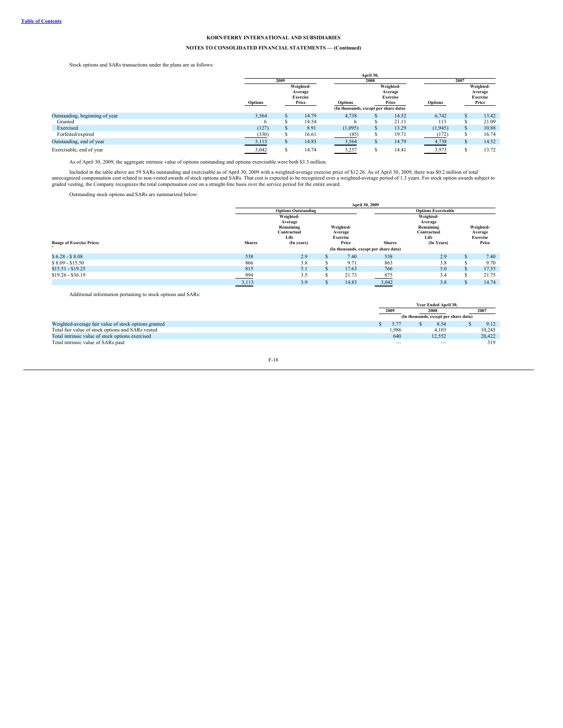Stock options and SARs transactions under the plans are as follows:

| | April 30, | | | | | |
|---|---|---|---|---|---|---|
| | 2009 | | 2008 | | 2007 | |
| | Options | Weighted-Average Exercise Price | Options | Weighted-Average Exercise Price | Options | Weighted-Average Exercise Price |
| | (In thousands, except per share data) | | | | | |
| Outstanding, beginning of year | 3,564 | $ 14.79 | 4,738 | $ 14.52 | 6,742 | $ 13.42 |
| Granted | 6 | $ 14.54 | 6 | $ 21.11 | 113 | $ 21.09 |
| Exercised | (127) | $ 8.91 | (1,095) | $ 13.29 | (1,945) | $ 10.88 |
| Forfeited/expired | (330) | $ 16.61 | (85) | $ 19.71 | (172) | $ 16.74 |
| Outstanding, end of year | 3,113 | $ 14.83 | 3,564 | $ 14.79 | 4,738 | $ 14.52 |
| Exercisable, end of year | 3,042 | $ 14.74 | 3,257 | $ 14.41 | 3,973 | $ 13.72 |

As of April 30, 2009, the aggregate intrinsic value of options outstanding and options exercisable were both $3.3 million.

Included in the table above are 59 SARs outstanding and exercisable as of April 30, 2009 with a weighted-average exercise price of $12.26. As of April 30, 2009, there was $0.2 million of total unrecognized compensation cost related to non-vested awards of stock options and SARs. That cost is expected to be recognized over a weighted-average period of 1.3 years. For stock option awards subject to graded vesting, the Company recognizes the total compensation cost on a straight-line basis over the service period for the entire award.

Outstanding stock options and SARs are summarized below:

| | April 30, 2009 | | | | | |
|---|---|---|---|---|---|---|
| | Options Outstanding | | | Options Exercisable | | |
| Range of Exercise Prices | Shares | Weighted-Average Remaining Contractual Life (In years) | Weighted-Average Exercise Price | Shares | Weighted-Average Remaining Contractual Life (In Years) | Weighted-Average Exercise Price |
| | (In thousands, except per share data) | | | | | |
| $ 6.28 - $ 8.08 | 538 | 2.9 | $ 7.40 | 538 | 2.9 | $ 7.40 |
| $ 8.09 - $15.50 | 866 | 3.8 | $ 9.71 | 863 | 3.8 | $ 9.70 |
| $15.51 - $19.25 | 815 | 5.1 | $ 17.63 | 766 | 5.0 | $ 17.55 |
| $19.26 - $36.19 | 894 | 3.5 | $ 21.73 | 875 | 3.4 | $ 21.75 |
| | 3,113 | 3.9 | $ 14.83 | 3,042 | 3.8 | $ 14.74 |

Additional information pertaining to stock options and SARs:

| | Year Ended April 30, | | |
|---|---|---|---|
| | 2009 | 2008 | 2007 |
| | (In thousands, except per share data) | | |
| Weighted-average fair value of stock options granted | $ 5.77 | $ 8.54 | $ 9.12 |
| Total fair value of stock options and SARs vested | 1,986 | 4,103 | 10,245 |
| Total intrinsic value of stock options exercised | 640 | 12,552 | 20,422 |
| Total intrinsic value of SARs paid | — | — | 319 |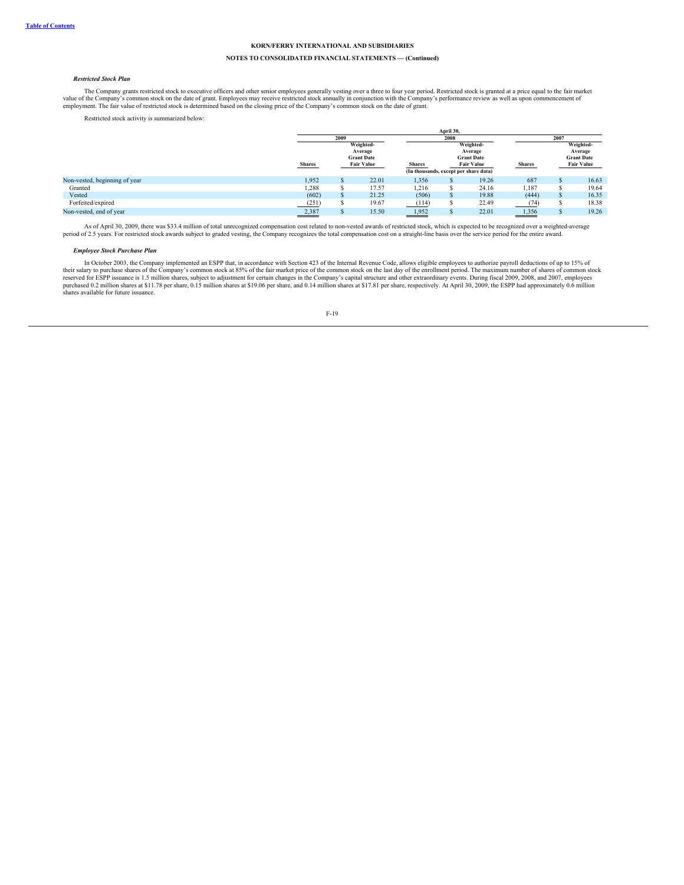**KORN/FERRY INTERNATIONAL AND SUBSIDIARIES**

**NOTES TO CONSOLIDATED FINANCIAL STATEMENTS — (Continued)**

***Restricted Stock Plan***

The Company grants restricted stock to executive officers and other senior employees generally vesting over a three to four year period. Restricted stock is granted at a price equal to the fair market value of the Company's common stock on the date of grant. Employees may receive restricted stock annually in conjunction with the Company's performance review as well as upon commencement of employment. The fair value of restricted stock is determined based on the closing price of the Company's common stock on the date of grant.

Restricted stock activity is summarized below:

| | April 30, | | | | | |
|---|---|---|---|---|---|---|
| | 2009 | | 2008 | | 2007 | |
| | Shares | Weighted-Average Grant Date Fair Value | Shares | Weighted-Average Grant Date Fair Value | Shares | Weighted-Average Grant Date Fair Value |
| | (In thousands, except per share data) | | | | | |
| Non-vested, beginning of year | 1,952 | $ 22.01 | 1,356 | $ 19.26 | 687 | $ 16.63 |
| Granted | 1,288 | $ 17.57 | 1,216 | $ 24.16 | 1,187 | $ 19.64 |
| Vested | (602) | $ 21.25 | (506) | $ 19.88 | (444) | $ 16.35 |
| Forfeited/expired | (251) | $ 19.67 | (114) | $ 22.49 | (74) | $ 18.38 |
| Non-vested, end of year | 2,387 | $ 15.50 | 1,952 | $ 22.01 | 1,356 | $ 19.26 |

As of April 30, 2009, there was $33.4 million of total unrecognized compensation cost related to non-vested awards of restricted stock, which is expected to be recognized over a weighted-average period of 2.5 years. For restricted stock awards subject to graded vesting, the Company recognizes the total compensation cost on a straight-line basis over the service period for the entire award.

***Employee Stock Purchase Plan***

In October 2003, the Company implemented an ESPP that, in accordance with Section 423 of the Internal Revenue Code, allows eligible employees to authorize payroll deductions of up to 15% of their salary to purchase shares of the Company's common stock at 85% of the fair market price of the common stock on the last day of the enrollment period. The maximum number of shares of common stock reserved for ESPP issuance is 1.5 million shares, subject to adjustment for certain changes in the Company's capital structure and other extraordinary events. During fiscal 2009, 2008, and 2007, employees purchased 0.2 million shares at $11.78 per share, 0.15 million shares at $19.06 per share, and 0.14 million shares at $17.81 per share, respectively. At April 30, 2009, the ESPP had approximately 0.6 million shares available for future issuance.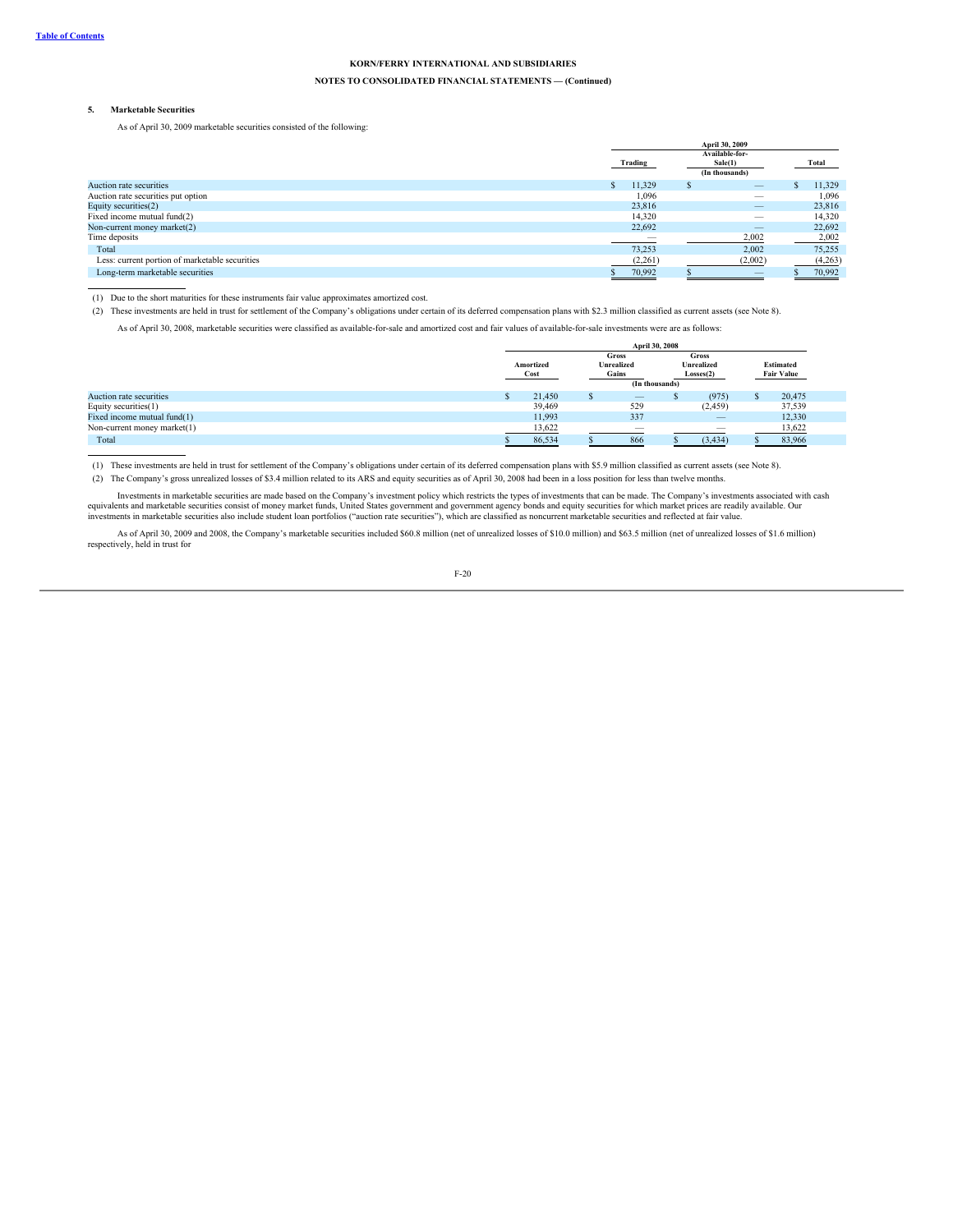KORN/FERRY INTERNATIONAL AND SUBSIDIARIES

NOTES TO CONSOLIDATED FINANCIAL STATEMENTS — (Continued)

### 5. Marketable Securities

As of April 30, 2009 marketable securities consisted of the following:

| | April 30, 2009 | | |
|---|---|---|---|
| | Trading | Available-for-Sale(1) | Total |
| | (In thousands) | | |
| Auction rate securities | $ 11,329 | $ — | $ 11,329 |
| Auction rate securities put option | 1,096 | — | 1,096 |
| Equity securities(2) | 23,816 | — | 23,816 |
| Fixed income mutual fund(2) | 14,320 | — | 14,320 |
| Non-current money market(2) | 22,692 | — | 22,692 |
| Time deposits | — | 2,002 | 2,002 |
| Total | 73,253 | 2,002 | 75,255 |
| Less: current portion of marketable securities | (2,261) | (2,002) | (4,263) |
| Long-term marketable securities | $ 70,992 | $ — | $ 70,992 |

(1) Due to the short maturities for these instruments fair value approximates amortized cost.

(2) These investments are held in trust for settlement of the Company's obligations under certain of its deferred compensation plans with $2.3 million classified as current assets (see Note 8).

As of April 30, 2008, marketable securities were classified as available-for-sale and amortized cost and fair values of available-for-sale investments were are as follows:

| | April 30, 2008 | | | |
|---|---|---|---|---|
| | Amortized Cost | Gross Unrealized Gains | Gross Unrealized Losses(2) | Estimated Fair Value |
| | (In thousands) | | | |
| Auction rate securities | $ 21,450 | $ — | $ (975) | $ 20,475 |
| Equity securities(1) | 39,469 | 529 | (2,459) | 37,539 |
| Fixed income mutual fund(1) | 11,993 | 337 | — | 12,330 |
| Non-current money market(1) | 13,622 | — | — | 13,622 |
| Total | $ 86,534 | $ 866 | $ (3,434) | $ 83,966 |

(1) These investments are held in trust for settlement of the Company's obligations under certain of its deferred compensation plans with $5.9 million classified as current assets (see Note 8).

(2) The Company's gross unrealized losses of $3.4 million related to its ARS and equity securities as of April 30, 2008 had been in a loss position for less than twelve months.

Investments in marketable securities are made based on the Company's investment policy which restricts the types of investments that can be made. The Company's investments associated with cash equivalents and marketable securities consist of money market funds, United States government and government agency bonds and equity securities for which market prices are readily available. Our investments in marketable securities also include student loan portfolios ("auction rate securities"), which are classified as noncurrent marketable securities and reflected at fair value.

As of April 30, 2009 and 2008, the Company's marketable securities included $60.8 million (net of unrealized losses of $10.0 million) and $63.5 million (net of unrealized losses of $1.6 million) respectively, held in trust for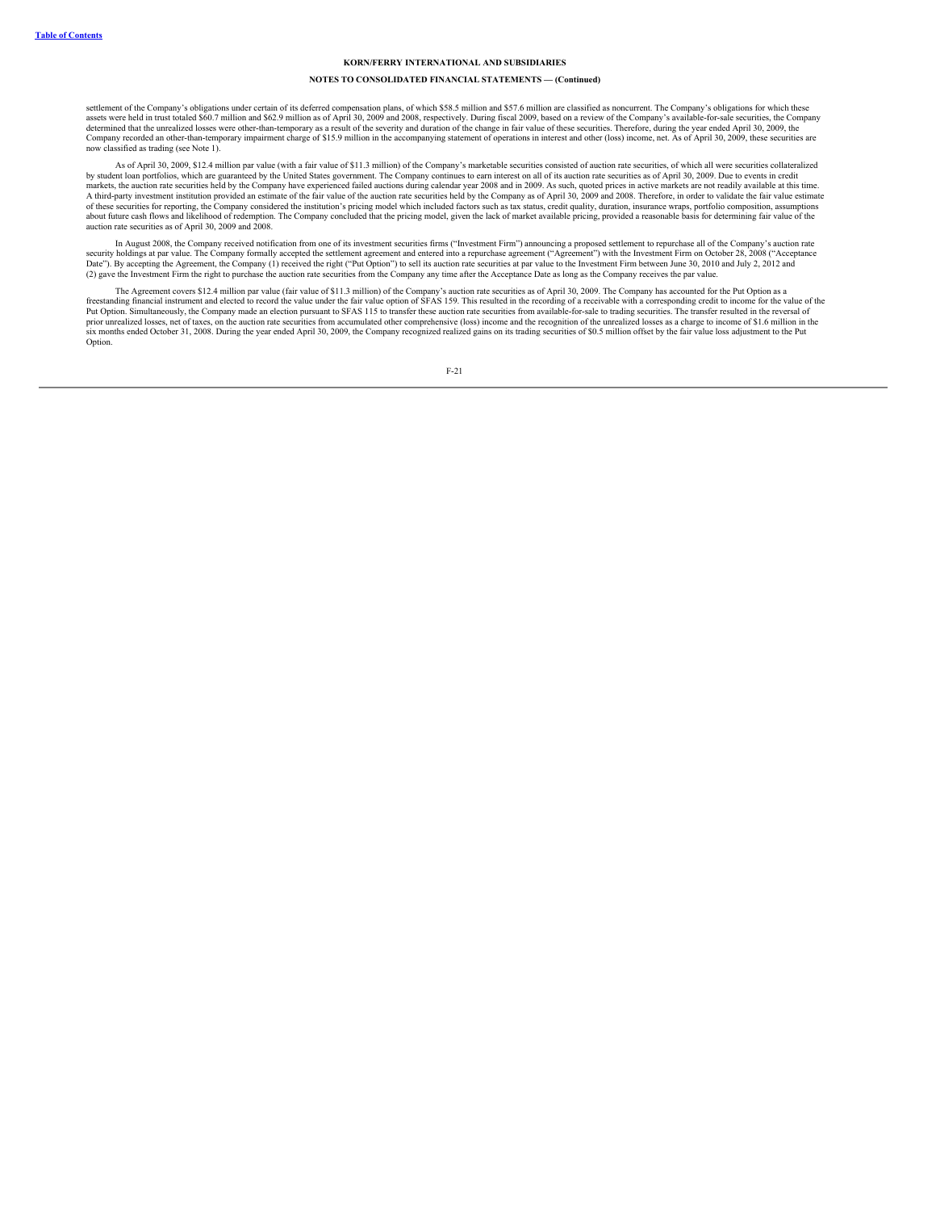settlement of the Company's obligations under certain of its deferred compensation plans, of which $58.5 million and $57.6 million are classified as noncurrent. The Company's obligations for which these assets were held in trust totaled $60.7 million and $62.9 million as of April 30, 2009 and 2008, respectively. During fiscal 2009, based on a review of the Company's available-for-sale securities, the Company determined that the unrealized losses were other-than-temporary as a result of the severity and duration of the change in fair value of these securities. Therefore, during the year ended April 30, 2009, the Company recorded an other-than-temporary impairment charge of $15.9 million in the accompanying statement of operations in interest and other (loss) income, net. As of April 30, 2009, these securities are now classified as trading (see Note 1).

As of April 30, 2009, $12.4 million par value (with a fair value of $11.3 million) of the Company's marketable securities consisted of auction rate securities, of which all were securities collateralized by student loan portfolios, which are guaranteed by the United States government. The Company continues to earn interest on all of its auction rate securities as of April 30, 2009. Due to events in credit markets, the auction rate securities held by the Company have experienced failed auctions during calendar year 2008 and in 2009. As such, quoted prices in active markets are not readily available at this time. A third-party investment institution provided an estimate of the fair value of the auction rate securities held by the Company as of April 30, 2009 and 2008. Therefore, in order to validate the fair value estimate of these securities for reporting, the Company considered the institution's pricing model which included factors such as tax status, credit quality, duration, insurance wraps, portfolio composition, assumptions about future cash flows and likelihood of redemption. The Company concluded that the pricing model, given the lack of market available pricing, provided a reasonable basis for determining fair value of the auction rate securities as of April 30, 2009 and 2008.

In August 2008, the Company received notification from one of its investment securities firms ("Investment Firm") announcing a proposed settlement to repurchase all of the Company's auction rate security holdings at par value. The Company formally accepted the settlement agreement and entered into a repurchase agreement ("Agreement") with the Investment Firm on October 28, 2008 ("Acceptance Date"). By accepting the Agreement, the Company (1) received the right ("Put Option") to sell its auction rate securities at par value to the Investment Firm between June 30, 2010 and July 2, 2012 and (2) gave the Investment Firm the right to purchase the auction rate securities from the Company any time after the Acceptance Date as long as the Company receives the par value.

The Agreement covers $12.4 million par value (fair value of $11.3 million) of the Company's auction rate securities as of April 30, 2009. The Company has accounted for the Put Option as a freestanding financial instrument and elected to record the value under the fair value option of SFAS 159. This resulted in the recording of a receivable with a corresponding credit to income for the value of the Put Option. Simultaneously, the Company made an election pursuant to SFAS 115 to transfer these auction rate securities from available-for-sale to trading securities. The transfer resulted in the reversal of prior unrealized losses, net of taxes, on the auction rate securities from accumulated other comprehensive (loss) income and the recognition of the unrealized losses as a charge to income of $1.6 million in the six months ended October 31, 2008. During the year ended April 30, 2009, the Company recognized realized gains on its trading securities of $0.5 million offset by the fair value loss adjustment to the Put Option.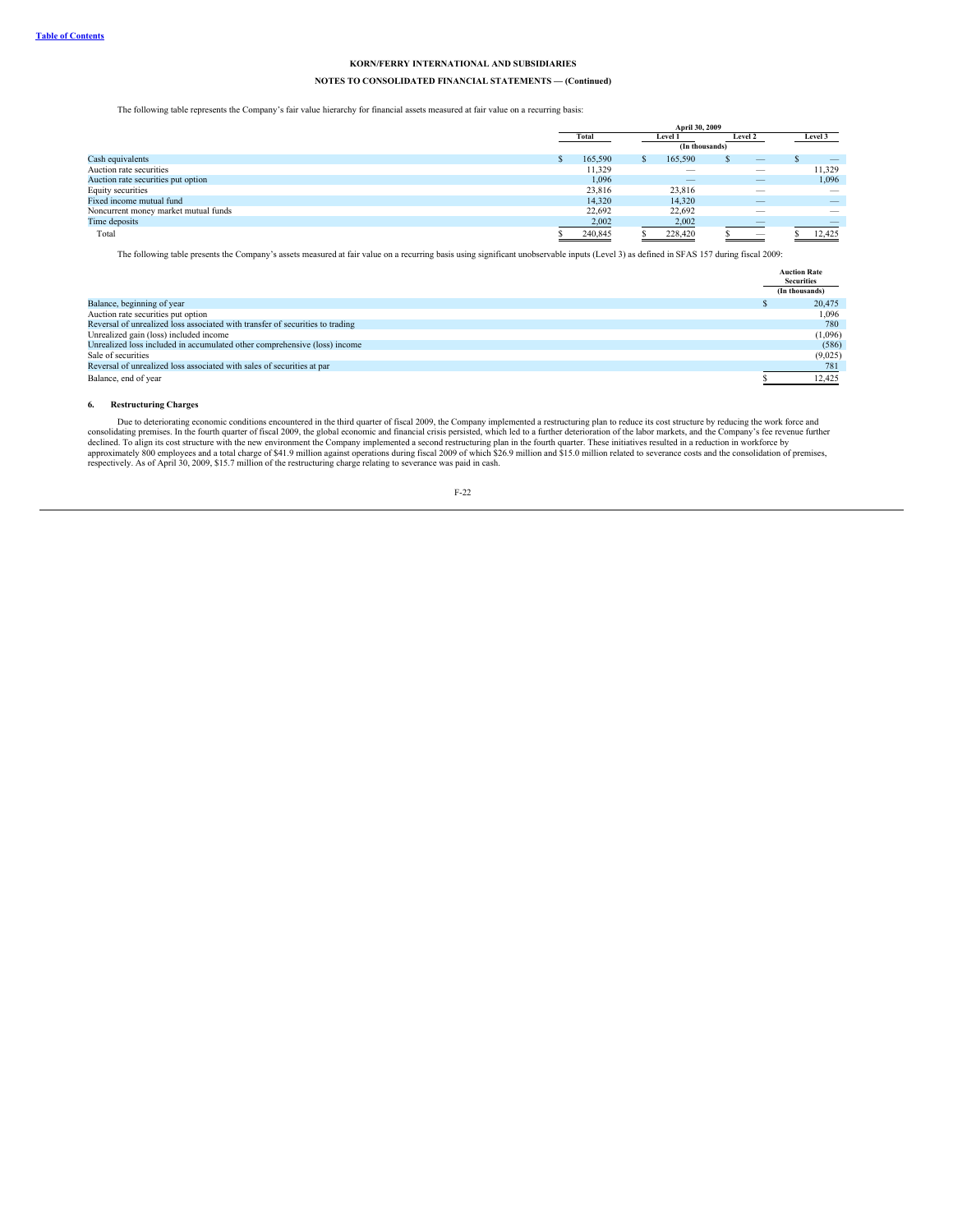The following table represents the Company's fair value hierarchy for financial assets measured at fair value on a recurring basis:

| | April 30, 2009 | | | |
|---|---|---|---|---|
| | Total | Level 1 | Level 2 | Level 3 |
| | (In thousands) | | | |
| Cash equivalents | $ 165,590 | $ 165,590 | $ — | $ — |
| Auction rate securities | 11,329 | — | — | 11,329 |
| Auction rate securities put option | 1,096 | — | — | 1,096 |
| Equity securities | 23,816 | 23,816 | — | — |
| Fixed income mutual fund | 14,320 | 14,320 | — | — |
| Noncurrent money market mutual funds | 22,692 | 22,692 | — | — |
| Time deposits | 2,002 | 2,002 | — | — |
| Total | $ 240,845 | $ 228,420 | $ — | $ 12,425 |

The following table presents the Company's assets measured at fair value on a recurring basis using significant unobservable inputs (Level 3) as defined in SFAS 157 during fiscal 2009:

| | Auction Rate Securities |
|---|---|
| | (In thousands) |
| Balance, beginning of year | $ 20,475 |
| Auction rate securities put option | 1,096 |
| Reversal of unrealized loss associated with transfer of securities to trading | 780 |
| Unrealized gain (loss) included income | (1,096) |
| Unrealized loss included in accumulated other comprehensive (loss) income | (586) |
| Sale of securities | (9,025) |
| Reversal of unrealized loss associated with sales of securities at par | 781 |
| Balance, end of year | $ 12,425 |

## 6. Restructuring Charges

Due to deteriorating economic conditions encountered in the third quarter of fiscal 2009, the Company implemented a restructuring plan to reduce its cost structure by reducing the work force and consolidating premises. In the fourth quarter of fiscal 2009, the global economic and financial crisis persisted, which led to a further deterioration of the labor markets, and the Company's fee revenue further declined. To align its cost structure with the new environment the Company implemented a second restructuring plan in the fourth quarter. These initiatives resulted in a reduction in workforce by approximately 800 employees and a total charge of $41.9 million against operations during fiscal 2009 of which $26.9 million and $15.0 million related to severance costs and the consolidation of premises, respectively. As of April 30, 2009, $15.7 million of the restructuring charge relating to severance was paid in cash.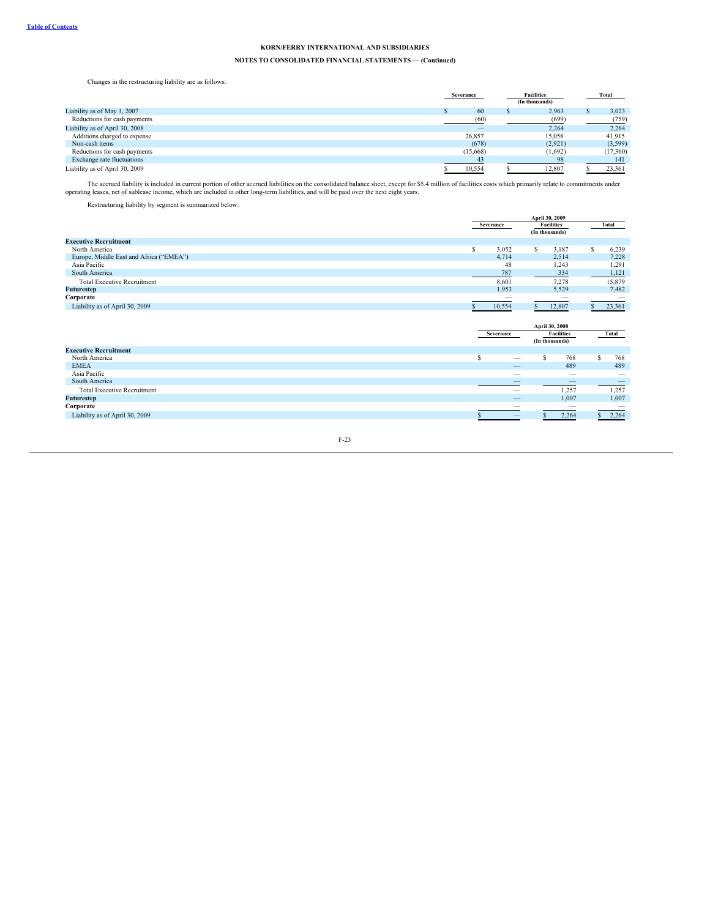KORN/FERRY INTERNATIONAL AND SUBSIDIARIES

NOTES TO CONSOLIDATED FINANCIAL STATEMENTS — (Continued)

Changes in the restructuring liability are as follows:

| | Severance | Facilities | Total |
|---|---|---|---|
| | | (In thousands) | |
| Liability as of May 1, 2007 | $ 60 | $ 2,963 | $ 3,023 |
| Reductions for cash payments | (60) | (699) | (759) |
| Liability as of April 30, 2008 | — | 2,264 | 2,264 |
| Additions charged to expense | 26,857 | 15,058 | 41,915 |
| Non-cash items | (678) | (2,921) | (3,599) |
| Reductions for cash payments | (15,668) | (1,692) | (17,360) |
| Exchange rate fluctuations | 43 | 98 | 141 |
| Liability as of April 30, 2009 | $ 10,554 | $ 12,807 | $ 23,361 |

The accrued liability is included in current portion of other accrued liabilities on the consolidated balance sheet, except for $5.4 million of facilities costs which primarily relate to commitments under operating leases, net of sublease income, which are included in other long-term liabilities, and will be paid over the next eight years.

Restructuring liability by segment is summarized below:

| | April 30, 2009 | | |
|---|---|---|---|
| | Severance | Facilities | Total |
| | | (In thousands) | |
| **Executive Recruitment** | | | |
| North America | $ 3,052 | $ 3,187 | $ 6,239 |
| Europe, Middle East and Africa ("EMEA") | 4,714 | 2,514 | 7,228 |
| Asia Pacific | 48 | 1,243 | 1,291 |
| South America | 787 | 334 | 1,121 |
| Total Executive Recruitment | 8,601 | 7,278 | 15,879 |
| **Futurestep** | 1,953 | 5,529 | 7,482 |
| **Corporate** | — | — | — |
| Liability as of April 30, 2009 | $ 10,554 | $ 12,807 | $ 23,361 |

| | April 30, 2008 | | |
|---|---|---|---|
| | Severance | Facilities | Total |
| | | (In thousands) | |
| **Executive Recruitment** | | | |
| North America | $ — | $ 768 | $ 768 |
| EMEA | — | 489 | 489 |
| Asia Pacific | — | — | — |
| South America | — | — | — |
| Total Executive Recruitment | — | 1,257 | 1,257 |
| **Futurestep** | — | 1,007 | 1,007 |
| **Corporate** | — | — | — |
| Liability as of April 30, 2009 | $ — | $ 2,264 | $ 2,264 |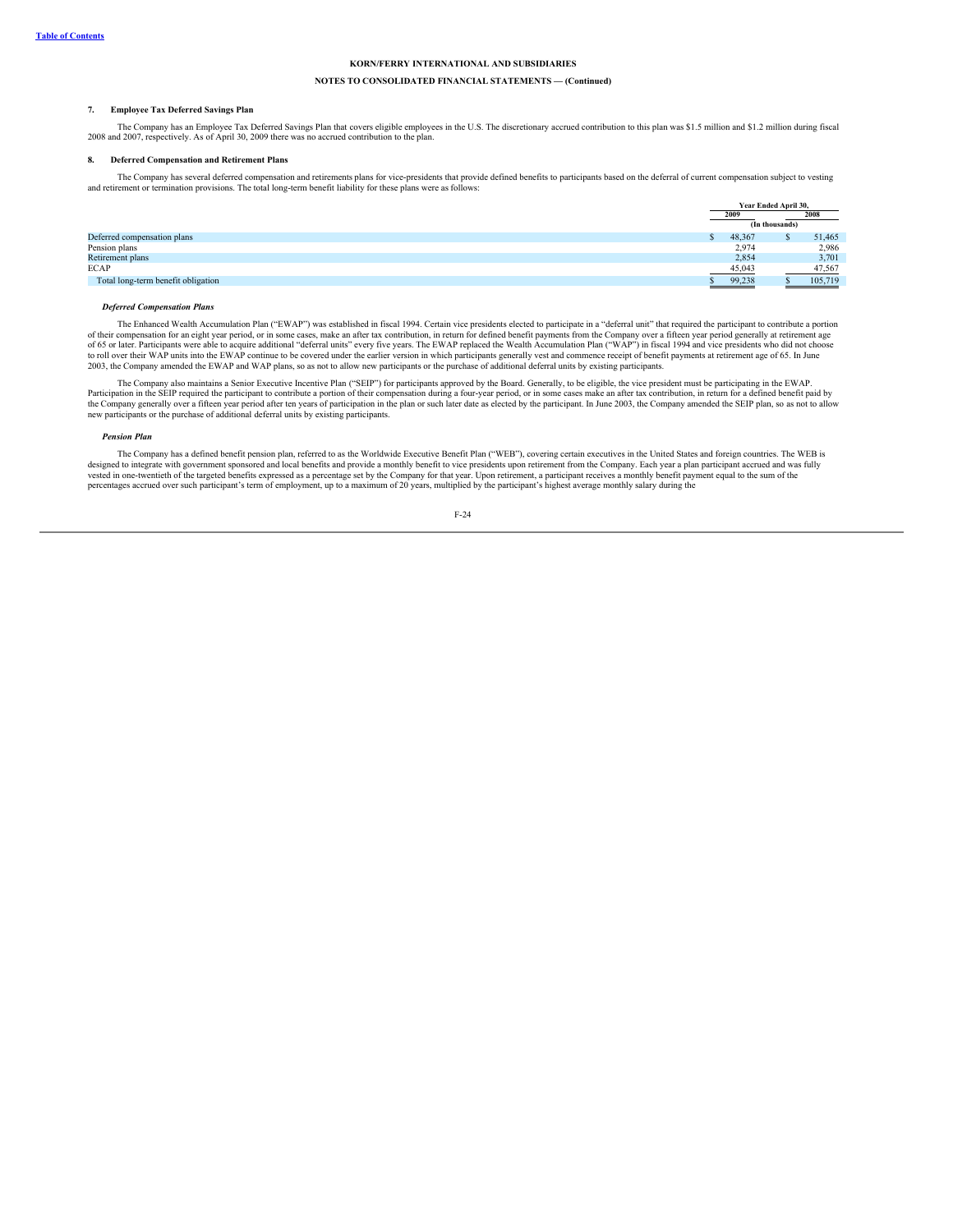**Table of Contents**

**KORN/FERRY INTERNATIONAL AND SUBSIDIARIES**

**NOTES TO CONSOLIDATED FINANCIAL STATEMENTS — (Continued)**

**7. Employee Tax Deferred Savings Plan**

The Company has an Employee Tax Deferred Savings Plan that covers eligible employees in the U.S. The discretionary accrued contribution to this plan was $1.5 million and $1.2 million during fiscal 2008 and 2007, respectively. As of April 30, 2009 there was no accrued contribution to the plan.

**8. Deferred Compensation and Retirement Plans**

The Company has several deferred compensation and retirements plans for vice-presidents that provide defined benefits to participants based on the deferral of current compensation subject to vesting and retirement or termination provisions. The total long-term benefit liability for these plans were as follows:

| | Year Ended April 30, | |
|---|---|---|
| | 2009 | 2008 |
| | (In thousands) | |
| Deferred compensation plans | $ 48,367 | $ 51,465 |
| Pension plans | 2,974 | 2,986 |
| Retirement plans | 2,854 | 3,701 |
| ECAP | 45,043 | 47,567 |
| Total long-term benefit obligation | $ 99,238 | $ 105,719 |

***Deferred Compensation Plans***

The Enhanced Wealth Accumulation Plan ("EWAP") was established in fiscal 1994. Certain vice presidents elected to participate in a "deferral unit" that required the participant to contribute a portion of their compensation for an eight year period, or in some cases, make an after tax contribution, in return for defined benefit payments from the Company over a fifteen year period generally at retirement age of 65 or later. Participants were able to acquire additional "deferral units" every five years. The EWAP replaced the Wealth Accumulation Plan ("WAP") in fiscal 1994 and vice presidents who did not choose to roll over their WAP units into the EWAP continue to be covered under the earlier version in which participants generally vest and commence receipt of benefit payments at retirement age of 65. In June 2003, the Company amended the EWAP and WAP plans, so as not to allow new participants or the purchase of additional deferral units by existing participants.

The Company also maintains a Senior Executive Incentive Plan ("SEIP") for participants approved by the Board. Generally, to be eligible, the vice president must be participating in the EWAP. Participation in the SEIP required the participant to contribute a portion of their compensation during a four-year period, or in some cases make an after tax contribution, in return for a defined benefit paid by the Company generally over a fifteen year period after ten years of participation in the plan or such later date as elected by the participant. In June 2003, the Company amended the SEIP plan, so as not to allow new participants or the purchase of additional deferral units by existing participants.

***Pension Plan***

The Company has a defined benefit pension plan, referred to as the Worldwide Executive Benefit Plan ("WEB"), covering certain executives in the United States and foreign countries. The WEB is designed to integrate with government sponsored and local benefits and provide a monthly benefit to vice presidents upon retirement from the Company. Each year a plan participant accrued and was fully vested in one-twentieth of the targeted benefits expressed as a percentage set by the Company for that year. Upon retirement, a participant receives a monthly benefit payment equal to the sum of the percentages accrued over such participant's term of employment, up to a maximum of 20 years, multiplied by the participant's highest average monthly salary during the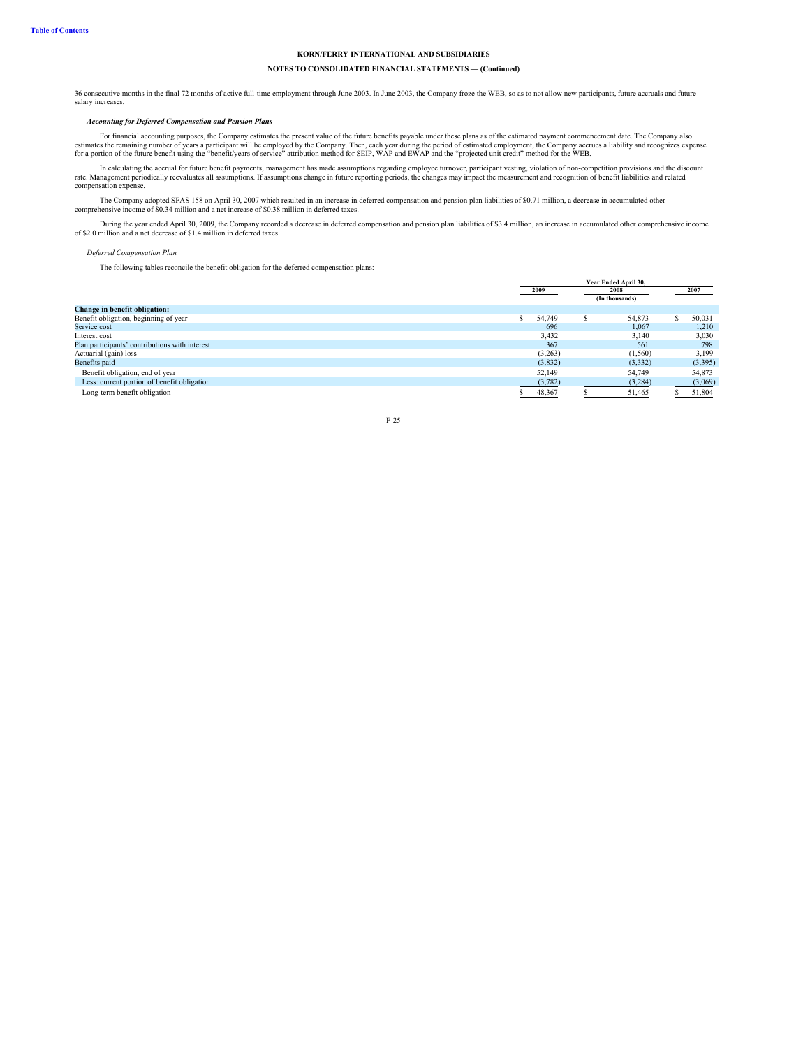**KORN/FERRY INTERNATIONAL AND SUBSIDIARIES**

**NOTES TO CONSOLIDATED FINANCIAL STATEMENTS — (Continued)**

36 consecutive months in the final 72 months of active full-time employment through June 2003. In June 2003, the Company froze the WEB, so as to not allow new participants, future accruals and future salary increases.

***Accounting for Deferred Compensation and Pension Plans***

For financial accounting purposes, the Company estimates the present value of the future benefits payable under these plans as of the estimated payment commencement date. The Company also estimates the remaining number of years a participant will be employed by the Company. Then, each year during the period of estimated employment, the Company accrues a liability and recognizes expense for a portion of the future benefit using the "benefit/years of service" attribution method for SEIP, WAP and EWAP and the "projected unit credit" method for the WEB.

In calculating the accrual for future benefit payments, management has made assumptions regarding employee turnover, participant vesting, violation of non-competition provisions and the discount rate. Management periodically reevaluates all assumptions. If assumptions change in future reporting periods, the changes may impact the measurement and recognition of benefit liabilities and related compensation expense.

The Company adopted SFAS 158 on April 30, 2007 which resulted in an increase in deferred compensation and pension plan liabilities of $0.71 million, a decrease in accumulated other comprehensive income of $0.34 million and a net increase of $0.38 million in deferred taxes.

During the year ended April 30, 2009, the Company recorded a decrease in deferred compensation and pension plan liabilities of $3.4 million, an increase in accumulated other comprehensive income of $2.0 million and a net decrease of $1.4 million in deferred taxes.

*Deferred Compensation Plan*

The following tables reconcile the benefit obligation for the deferred compensation plans:

| | Year Ended April 30, | | |
|---|---|---|---|
| | 2009 | 2008 | 2007 |
| | | (In thousands) | |
| **Change in benefit obligation:** | | | |
| Benefit obligation, beginning of year | $ 54,749 | $ 54,873 | $ 50,031 |
| Service cost | 696 | 1,067 | 1,210 |
| Interest cost | 3,432 | 3,140 | 3,030 |
| Plan participants' contributions with interest | 367 | 561 | 798 |
| Actuarial (gain) loss | (3,263) | (1,560) | 3,199 |
| Benefits paid | (3,832) | (3,332) | (3,395) |
| Benefit obligation, end of year | 52,149 | 54,749 | 54,873 |
| Less: current portion of benefit obligation | (3,782) | (3,284) | (3,069) |
| Long-term benefit obligation | $ 48,367 | $ 51,465 | $ 51,804 |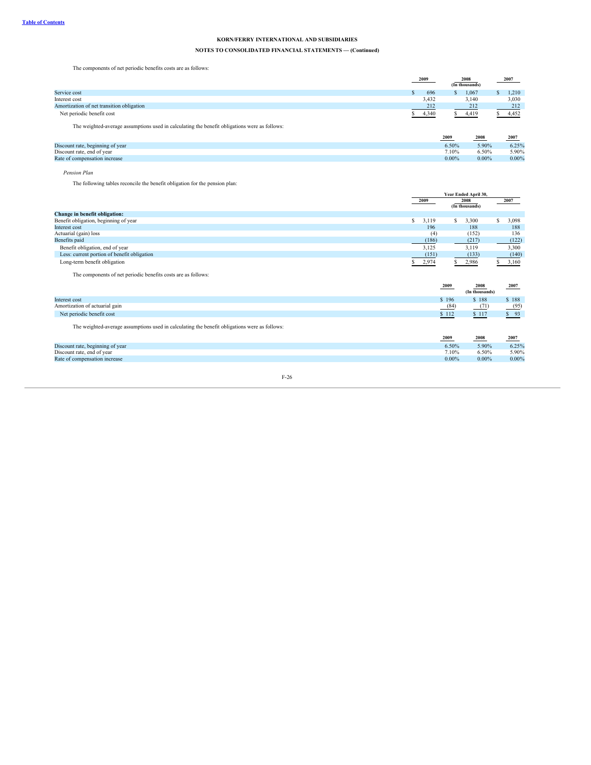**KORN/FERRY INTERNATIONAL AND SUBSIDIARIES**

**NOTES TO CONSOLIDATED FINANCIAL STATEMENTS — (Continued)**

The components of net periodic benefits costs are as follows:

| | 2009 | 2008 | 2007 |
|---|---|---|---|
| | | (In thousands) | |
| Service cost | $ 696 | $ 1,067 | $ 1,210 |
| Interest cost | 3,432 | 3,140 | 3,030 |
| Amortization of net transition obligation | 212 | 212 | 212 |
| Net periodic benefit cost | $ 4,340 | $ 4,419 | $ 4,452 |

The weighted-average assumptions used in calculating the benefit obligations were as follows:

| | 2009 | 2008 | 2007 |
|---|---|---|---|
| Discount rate, beginning of year | 6.50% | 5.90% | 6.25% |
| Discount rate, end of year | 7.10% | 6.50% | 5.90% |
| Rate of compensation increase | 0.00% | 0.00% | 0.00% |

*Pension Plan*

The following tables reconcile the benefit obligation for the pension plan:

| | Year Ended April 30, | | |
|---|---|---|---|
| | 2009 | 2008 | 2007 |
| | | (In thousands) | |
| **Change in benefit obligation:** | | | |
| Benefit obligation, beginning of year | $ 3,119 | $ 3,300 | $ 3,098 |
| Interest cost | 196 | 188 | 188 |
| Actuarial (gain) loss | (4) | (152) | 136 |
| Benefits paid | (186) | (217) | (122) |
| Benefit obligation, end of year | 3,125 | 3,119 | 3,300 |
| Less: current portion of benefit obligation | (151) | (133) | (140) |
| Long-term benefit obligation | $ 2,974 | $ 2,986 | $ 3,160 |

The components of net periodic benefits costs are as follows:

| | 2009 | 2008 | 2007 |
|---|---|---|---|
| | | (In thousands) | |
| Interest cost | $ 196 | $ 188 | $ 188 |
| Amortization of actuarial gain | (84) | (71) | (95) |
| Net periodic benefit cost | $ 112 | $ 117 | $ 93 |

The weighted-average assumptions used in calculating the benefit obligations were as follows:

| | 2009 | 2008 | 2007 |
|---|---|---|---|
| Discount rate, beginning of year | 6.50% | 5.90% | 6.25% |
| Discount rate, end of year | 7.10% | 6.50% | 5.90% |
| Rate of compensation increase | 0.00% | 0.00% | 0.00% |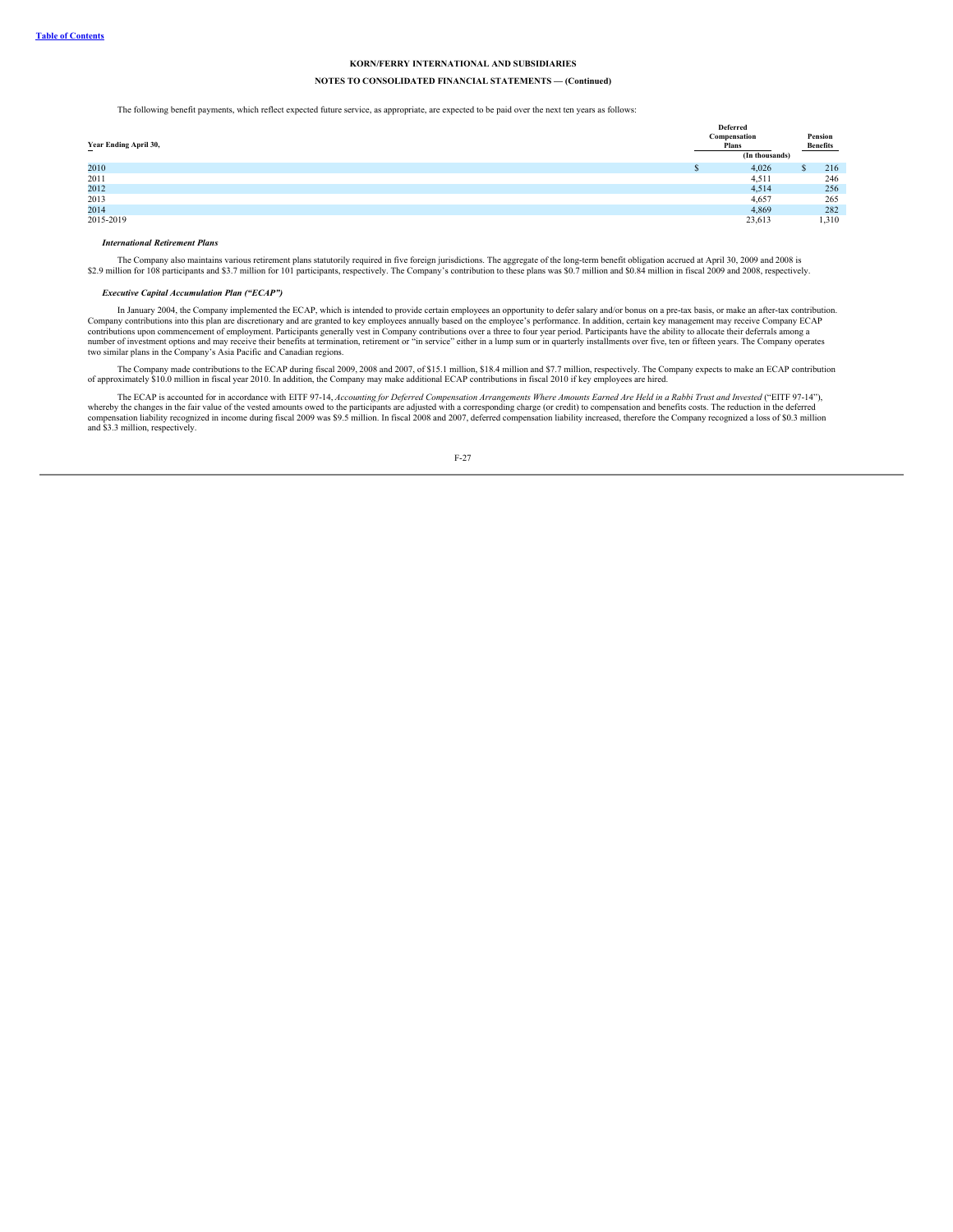The following benefit payments, which reflect expected future service, as appropriate, are expected to be paid over the next ten years as follows:

| Year Ending April 30, | Deferred Compensation Plans | Pension Benefits |
|---|---|---|
| | (In thousands) | |
| 2010 | $ 4,026 | $ 216 |
| 2011 | 4,511 | 246 |
| 2012 | 4,514 | 256 |
| 2013 | 4,657 | 265 |
| 2014 | 4,869 | 282 |
| 2015-2019 | 23,613 | 1,310 |

***International Retirement Plans***

The Company also maintains various retirement plans statutorily required in five foreign jurisdictions. The aggregate of the long-term benefit obligation accrued at April 30, 2009 and 2008 is $2.9 million for 108 participants and $3.7 million for 101 participants, respectively. The Company's contribution to these plans was $0.7 million and $0.84 million in fiscal 2009 and 2008, respectively.

***Executive Capital Accumulation Plan ("ECAP")***

In January 2004, the Company implemented the ECAP, which is intended to provide certain employees an opportunity to defer salary and/or bonus on a pre-tax basis, or make an after-tax contribution. Company contributions into this plan are discretionary and are granted to key employees annually based on the employee's performance. In addition, certain key management may receive Company ECAP contributions upon commencement of employment. Participants generally vest in Company contributions over a three to four year period. Participants have the ability to allocate their deferrals among a number of investment options and may receive their benefits at termination, retirement or "in service" either in a lump sum or in quarterly installments over five, ten or fifteen years. The Company operates two similar plans in the Company's Asia Pacific and Canadian regions.

The Company made contributions to the ECAP during fiscal 2009, 2008 and 2007, of $15.1 million, $18.4 million and $7.7 million, respectively. The Company expects to make an ECAP contribution of approximately $10.0 million in fiscal year 2010. In addition, the Company may make additional ECAP contributions in fiscal 2010 if key employees are hired.

The ECAP is accounted for in accordance with EITF 97-14, *Accounting for Deferred Compensation Arrangements Where Amounts Earned Are Held in a Rabbi Trust and Invested* ("EITF 97-14"), whereby the changes in the fair value of the vested amounts owed to the participants are adjusted with a corresponding charge (or credit) to compensation and benefits costs. The reduction in the deferred compensation liability recognized in income during fiscal 2009 was $9.5 million. In fiscal 2008 and 2007, deferred compensation liability increased, therefore the Company recognized a loss of $0.3 million and $3.3 million, respectively.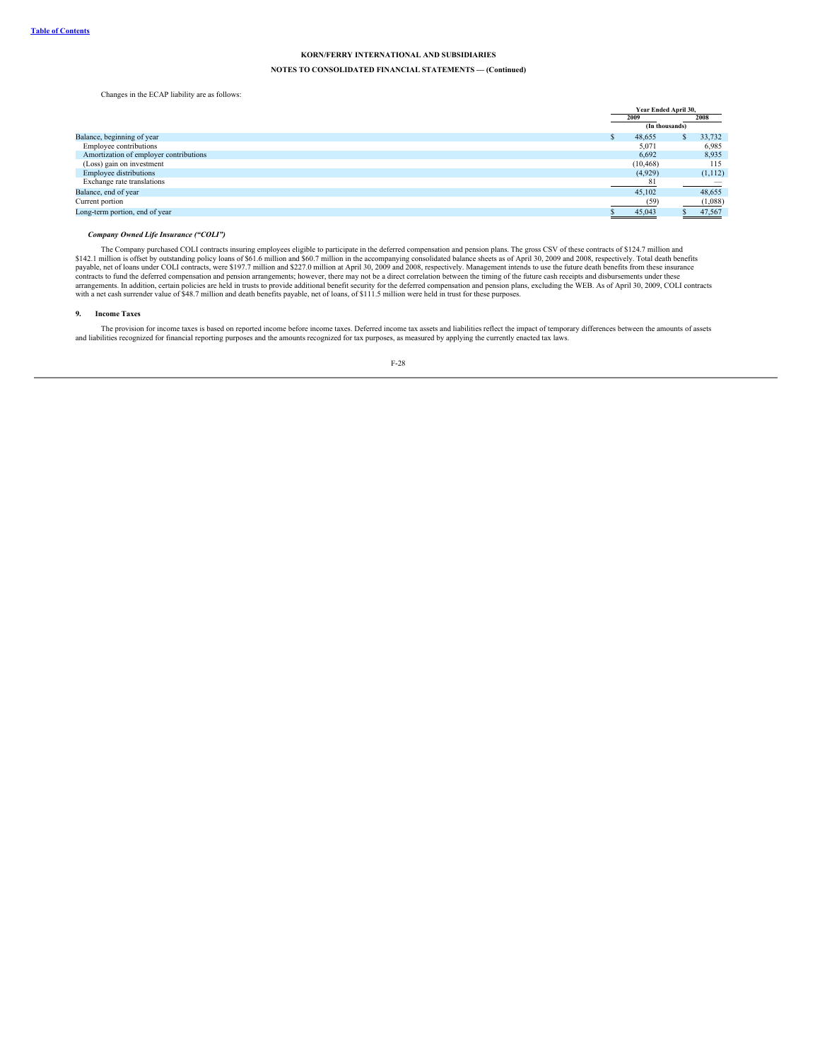Changes in the ECAP liability are as follows:

| | Year Ended April 30, | |
|---|---|---|
| | 2009 | 2008 |
| | (In thousands) | |
| Balance, beginning of year | $ 48,655 | $ 33,732 |
| Employee contributions | 5,071 | 6,985 |
| Amortization of employer contributions | 6,692 | 8,935 |
| (Loss) gain on investment | (10,468) | 115 |
| Employee distributions | (4,929) | (1,112) |
| Exchange rate translations | 81 | — |
| Balance, end of year | 45,102 | 48,655 |
| Current portion | (59) | (1,088) |
| Long-term portion, end of year | $ 45,043 | $ 47,567 |

***Company Owned Life Insurance ("COLI")***

The Company purchased COLI contracts insuring employees eligible to participate in the deferred compensation and pension plans. The gross CSV of these contracts of $124.7 million and $142.1 million is offset by outstanding policy loans of $61.6 million and $60.7 million in the accompanying consolidated balance sheets as of April 30, 2009 and 2008, respectively. Total death benefits payable, net of loans under COLI contracts, were $197.7 million and $227.0 million at April 30, 2009 and 2008, respectively. Management intends to use the future death benefits from these insurance contracts to fund the deferred compensation and pension arrangements; however, there may not be a direct correlation between the timing of the future cash receipts and disbursements under these arrangements. In addition, certain policies are held in trusts to provide additional benefit security for the deferred compensation and pension plans, excluding the WEB. As of April 30, 2009, COLI contracts with a net cash surrender value of $48.7 million and death benefits payable, net of loans, of $111.5 million were held in trust for these purposes.

## 9. Income Taxes

The provision for income taxes is based on reported income before income taxes. Deferred income tax assets and liabilities reflect the impact of temporary differences between the amounts of assets and liabilities recognized for financial reporting purposes and the amounts recognized for tax purposes, as measured by applying the currently enacted tax laws.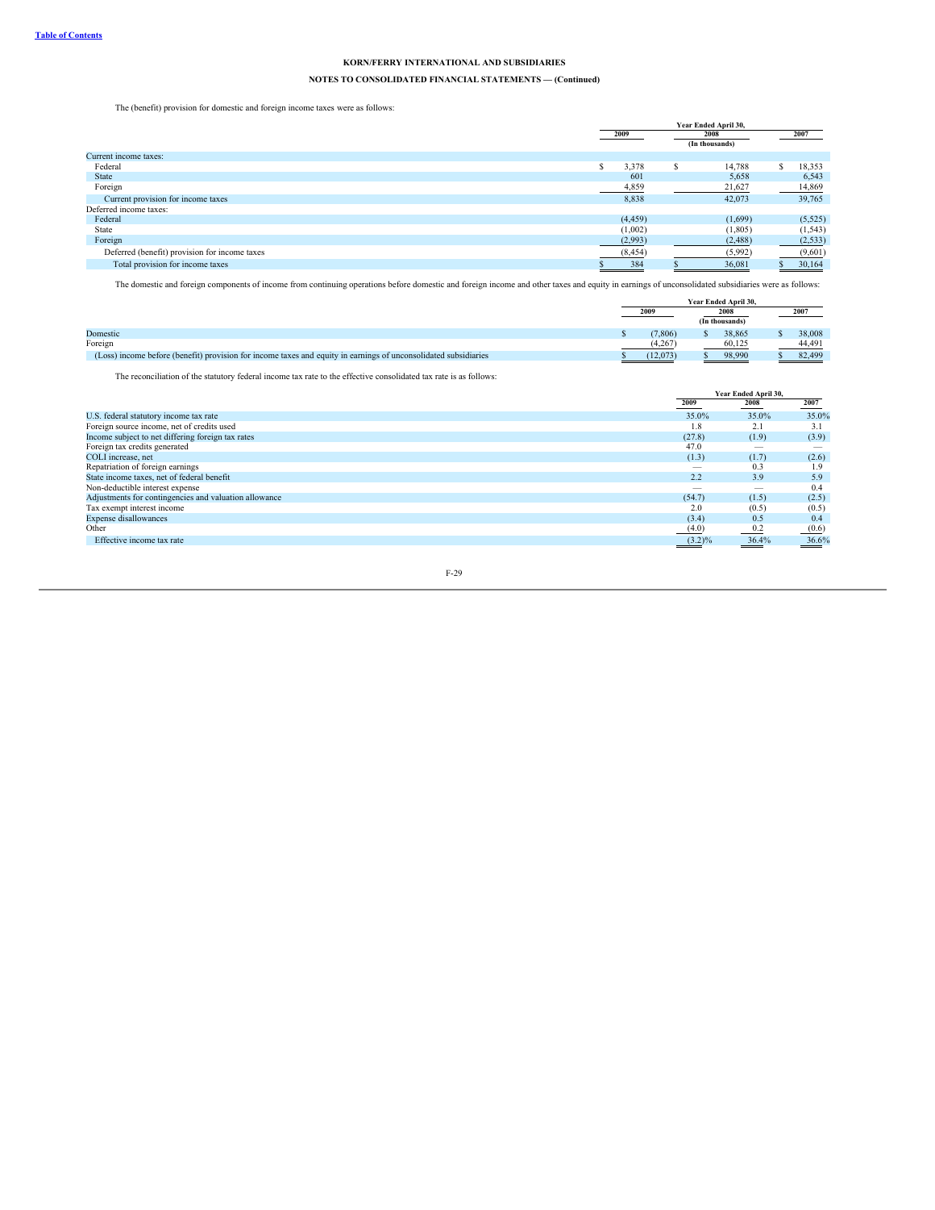**KORN/FERRY INTERNATIONAL AND SUBSIDIARIES**

**NOTES TO CONSOLIDATED FINANCIAL STATEMENTS — (Continued)**

The (benefit) provision for domestic and foreign income taxes were as follows:

| | Year Ended April 30, | | |
|---|---|---|---|
| | 2009 | 2008 | 2007 |
| | | (In thousands) | |
| Current income taxes: | | | |
| Federal | $ 3,378 | $ 14,788 | $ 18,353 |
| State | 601 | 5,658 | 6,543 |
| Foreign | 4,859 | 21,627 | 14,869 |
| Current provision for income taxes | 8,838 | 42,073 | 39,765 |
| Deferred income taxes: | | | |
| Federal | (4,459) | (1,699) | (5,525) |
| State | (1,002) | (1,805) | (1,543) |
| Foreign | (2,993) | (2,488) | (2,533) |
| Deferred (benefit) provision for income taxes | (8,454) | (5,992) | (9,601) |
| Total provision for income taxes | $ 384 | $ 36,081 | $ 30,164 |

The domestic and foreign components of income from continuing operations before domestic and foreign income and other taxes and equity in earnings of unconsolidated subsidiaries were as follows:

| | Year Ended April 30, | | |
|---|---|---|---|
| | 2009 | 2008 | 2007 |
| | | (In thousands) | |
| Domestic | $ (7,806) | $ 38,865 | $ 38,008 |
| Foreign | (4,267) | 60,125 | 44,491 |
| (Loss) income before (benefit) provision for income taxes and equity in earnings of unconsolidated subsidiaries | $ (12,073) | $ 98,990 | $ 82,499 |

The reconciliation of the statutory federal income tax rate to the effective consolidated tax rate is as follows:

| | Year Ended April 30, | | |
|---|---|---|---|
| | 2009 | 2008 | 2007 |
| U.S. federal statutory income tax rate | 35.0% | 35.0% | 35.0% |
| Foreign source income, net of credits used | 1.8 | 2.1 | 3.1 |
| Income subject to net differing foreign tax rates | (27.8) | (1.9) | (3.9) |
| Foreign tax credits generated | 47.0 | — | — |
| COLI increase, net | (1.3) | (1.7) | (2.6) |
| Repatriation of foreign earnings | — | 0.3 | 1.9 |
| State income taxes, net of federal benefit | 2.2 | 3.9 | 5.9 |
| Non-deductible interest expense | — | — | 0.4 |
| Adjustments for contingencies and valuation allowance | (54.7) | (1.5) | (2.5) |
| Tax exempt interest income | 2.0 | (0.5) | (0.5) |
| Expense disallowances | (3.4) | 0.5 | 0.4 |
| Other | (4.0) | 0.2 | (0.6) |
| Effective income tax rate | (3.2)% | 36.4% | 36.6% |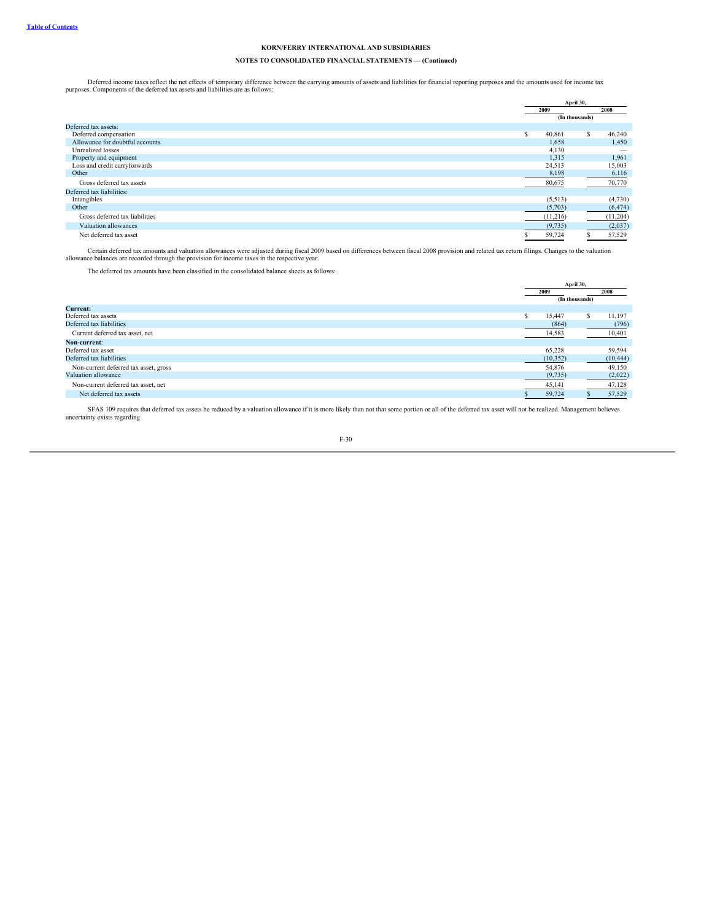# KORN/FERRY INTERNATIONAL AND SUBSIDIARIES

## NOTES TO CONSOLIDATED FINANCIAL STATEMENTS — (Continued)

Deferred income taxes reflect the net effects of temporary difference between the carrying amounts of assets and liabilities for financial reporting purposes and the amounts used for income tax purposes. Components of the deferred tax assets and liabilities are as follows:

| | April 30, | |
|---|---|---|
| | 2009 | 2008 |
| | (In thousands) | |
| Deferred tax assets: | | |
| Deferred compensation | $ 40,861 | $ 46,240 |
| Allowance for doubtful accounts | 1,658 | 1,450 |
| Unrealized losses | 4,130 | — |
| Property and equipment | 1,315 | 1,961 |
| Loss and credit carryforwards | 24,513 | 15,003 |
| Other | 8,198 | 6,116 |
| Gross deferred tax assets | 80,675 | 70,770 |
| Deferred tax liabilities: | | |
| Intangibles | (5,513) | (4,730) |
| Other | (5,703) | (6,474) |
| Gross deferred tax liabilities | (11,216) | (11,204) |
| Valuation allowances | (9,735) | (2,037) |
| Net deferred tax asset | $ 59,724 | $ 57,529 |

Certain deferred tax amounts and valuation allowances were adjusted during fiscal 2009 based on differences between fiscal 2008 provision and related tax return filings. Changes to the valuation allowance balances are recorded through the provision for income taxes in the respective year.

The deferred tax amounts have been classified in the consolidated balance sheets as follows:

| | April 30, | |
|---|---|---|
| | 2009 | 2008 |
| | (In thousands) | |
| **Current:** | | |
| Deferred tax assets | $ 15,447 | $ 11,197 |
| Deferred tax liabilities | (864) | (796) |
| Current deferred tax asset, net | 14,583 | 10,401 |
| **Non-current**: | | |
| Deferred tax asset | 65,228 | 59,594 |
| Deferred tax liabilities | (10,352) | (10,444) |
| Non-current deferred tax asset, gross | 54,876 | 49,150 |
| Valuation allowance | (9,735) | (2,022) |
| Non-current deferred tax asset, net | 45,141 | 47,128 |
| Net deferred tax assets | $ 59,724 | $ 57,529 |

SFAS 109 requires that deferred tax assets be reduced by a valuation allowance if it is more likely than not that some portion or all of the deferred tax asset will not be realized. Management believes uncertainty exists regarding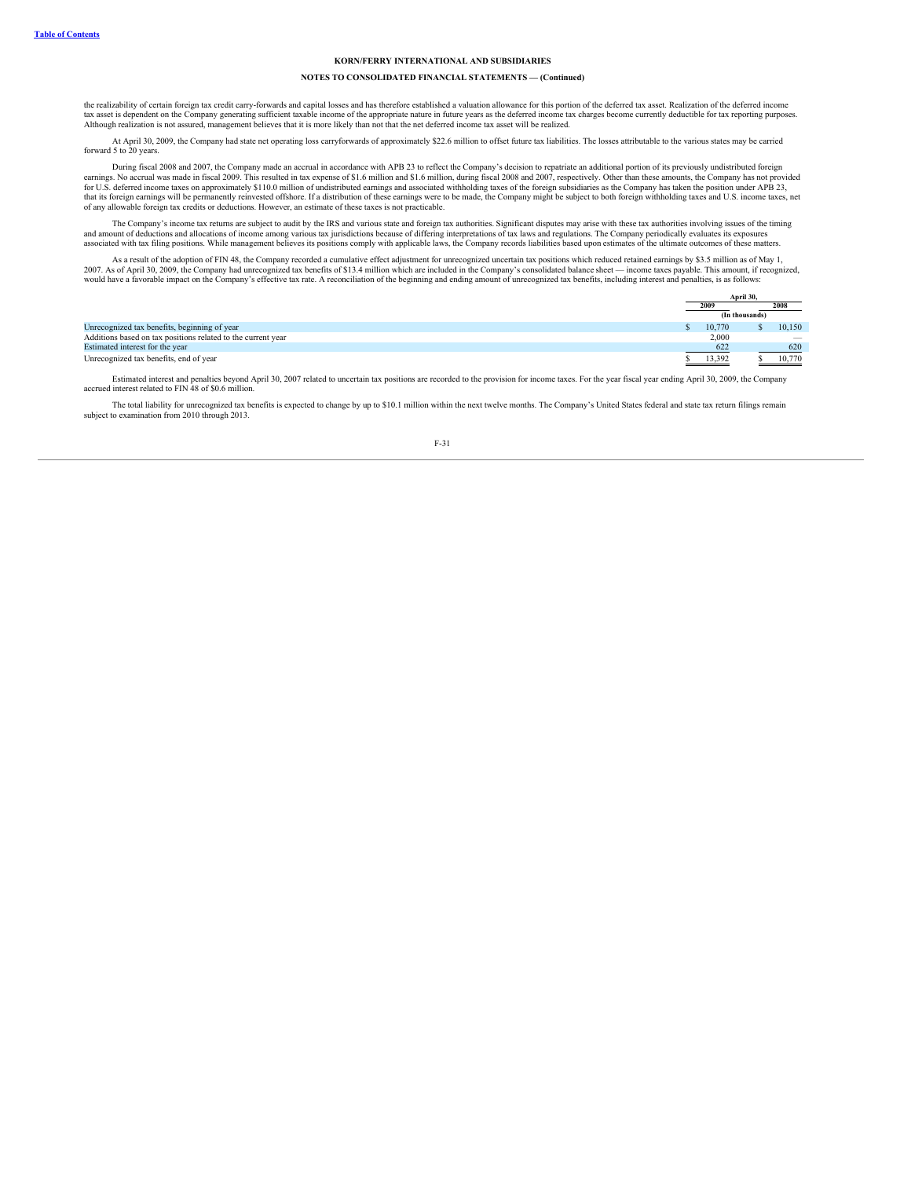the realizability of certain foreign tax credit carry-forwards and capital losses and has therefore established a valuation allowance for this portion of the deferred tax asset. Realization of the deferred income tax asset is dependent on the Company generating sufficient taxable income of the appropriate nature in future years as the deferred income tax charges become currently deductible for tax reporting purposes. Although realization is not assured, management believes that it is more likely than not that the net deferred income tax asset will be realized.

At April 30, 2009, the Company had state net operating loss carryforwards of approximately $22.6 million to offset future tax liabilities. The losses attributable to the various states may be carried forward 5 to 20 years.

During fiscal 2008 and 2007, the Company made an accrual in accordance with APB 23 to reflect the Company's decision to repatriate an additional portion of its previously undistributed foreign earnings. No accrual was made in fiscal 2009. This resulted in tax expense of $1.6 million and $1.6 million, during fiscal 2008 and 2007, respectively. Other than these amounts, the Company has not provided for U.S. deferred income taxes on approximately $110.0 million of undistributed earnings and associated withholding taxes of the foreign subsidiaries as the Company has taken the position under APB 23, that its foreign earnings will be permanently reinvested offshore. If a distribution of these earnings were to be made, the Company might be subject to both foreign withholding taxes and U.S. income taxes, net of any allowable foreign tax credits or deductions. However, an estimate of these taxes is not practicable.

The Company's income tax returns are subject to audit by the IRS and various state and foreign tax authorities. Significant disputes may arise with these tax authorities involving issues of the timing and amount of deductions and allocations of income among various tax jurisdictions because of differing interpretations of tax laws and regulations. The Company periodically evaluates its exposures associated with tax filing positions. While management believes its positions comply with applicable laws, the Company records liabilities based upon estimates of the ultimate outcomes of these matters.

As a result of the adoption of FIN 48, the Company recorded a cumulative effect adjustment for unrecognized uncertain tax positions which reduced retained earnings by $3.5 million as of May 1, 2007. As of April 30, 2009, the Company had unrecognized tax benefits of $13.4 million which are included in the Company's consolidated balance sheet — income taxes payable. This amount, if recognized, would have a favorable impact on the Company's effective tax rate. A reconciliation of the beginning and ending amount of unrecognized tax benefits, including interest and penalties, is as follows:

| | April 30, 2009 | April 30, 2008 |
|---|---|---|
| | (In thousands) | |
| Unrecognized tax benefits, beginning of year | $ 10,770 | $ 10,150 |
| Additions based on tax positions related to the current year | 2,000 | — |
| Estimated interest for the year | 622 | 620 |
| Unrecognized tax benefits, end of year | $ 13,392 | $ 10,770 |

Estimated interest and penalties beyond April 30, 2007 related to uncertain tax positions are recorded to the provision for income taxes. For the year fiscal year ending April 30, 2009, the Company accrued interest related to FIN 48 of $0.6 million.

The total liability for unrecognized tax benefits is expected to change by up to $10.1 million within the next twelve months. The Company's United States federal and state tax return filings remain subject to examination from 2010 through 2013.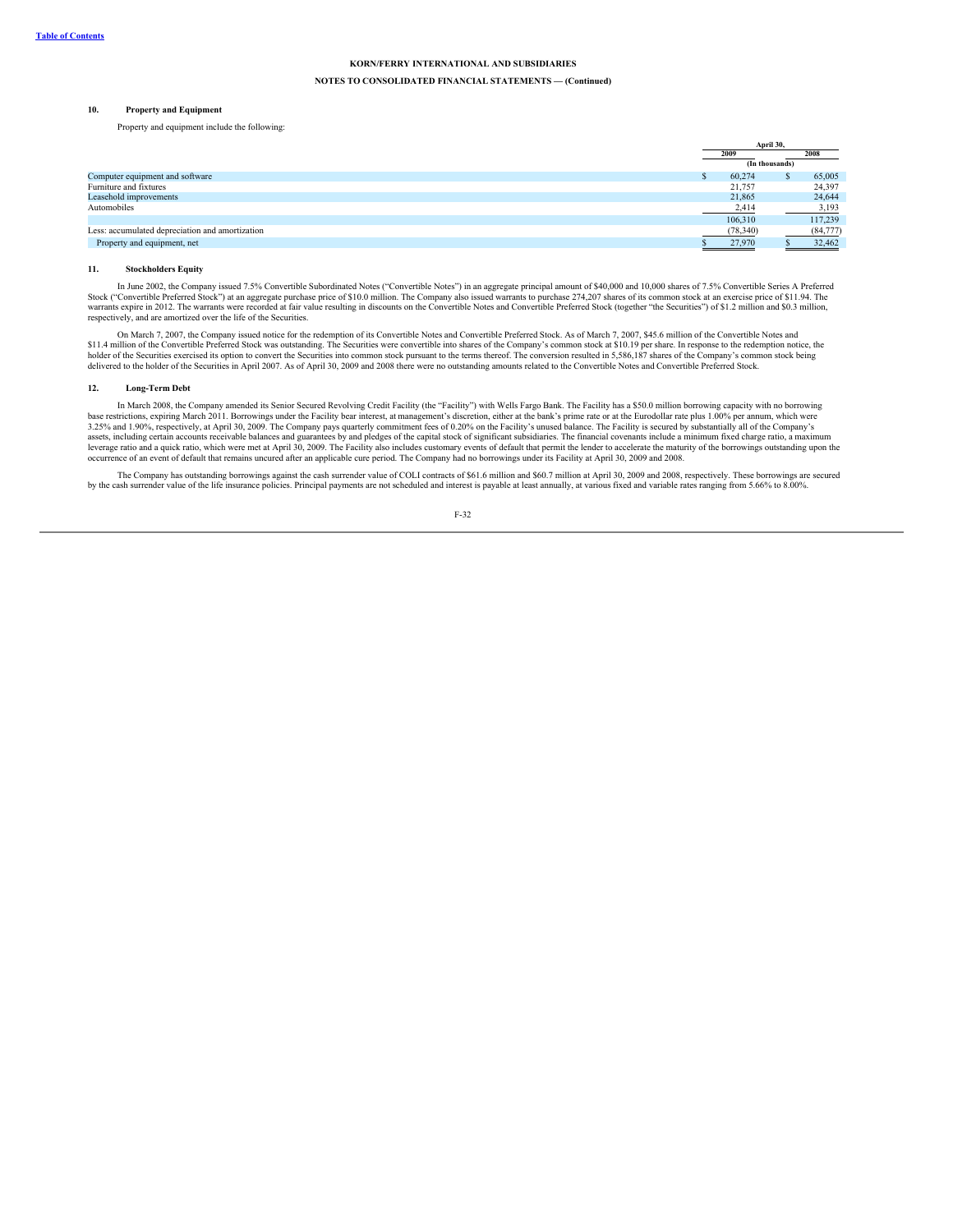KORN/FERRY INTERNATIONAL AND SUBSIDIARIES

NOTES TO CONSOLIDATED FINANCIAL STATEMENTS — (Continued)

## 10. Property and Equipment

Property and equipment include the following:

| | April 30, 2009 | April 30, 2008 |
|---|---|---|
| | (In thousands) | |
| Computer equipment and software | $ 60,274 | $ 65,005 |
| Furniture and fixtures | 21,757 | 24,397 |
| Leasehold improvements | 21,865 | 24,644 |
| Automobiles | 2,414 | 3,193 |
| | 106,310 | 117,239 |
| Less: accumulated depreciation and amortization | (78,340) | (84,777) |
| Property and equipment, net | $ 27,970 | $ 32,462 |

## 11. Stockholders Equity

In June 2002, the Company issued 7.5% Convertible Subordinated Notes ("Convertible Notes") in an aggregate principal amount of $40,000 and 10,000 shares of 7.5% Convertible Series A Preferred Stock ("Convertible Preferred Stock") at an aggregate purchase price of $10.0 million. The Company also issued warrants to purchase 274,207 shares of its common stock at an exercise price of $11.94. The warrants expire in 2012. The warrants were recorded at fair value resulting in discounts on the Convertible Notes and Convertible Preferred Stock (together "the Securities") of $1.2 million and $0.3 million, respectively, and are amortized over the life of the Securities.

On March 7, 2007, the Company issued notice for the redemption of its Convertible Notes and Convertible Preferred Stock. As of March 7, 2007, $45.6 million of the Convertible Notes and $11.4 million of the Convertible Preferred Stock was outstanding. The Securities were convertible into shares of the Company's common stock at $10.19 per share. In response to the redemption notice, the holder of the Securities exercised its option to convert the Securities into common stock pursuant to the terms thereof. The conversion resulted in 5,586,187 shares of the Company's common stock being delivered to the holder of the Securities in April 2007. As of April 30, 2009 and 2008 there were no outstanding amounts related to the Convertible Notes and Convertible Preferred Stock.

## 12. Long-Term Debt

In March 2008, the Company amended its Senior Secured Revolving Credit Facility (the "Facility") with Wells Fargo Bank. The Facility has a $50.0 million borrowing capacity with no borrowing base restrictions, expiring March 2011. Borrowings under the Facility bear interest, at management's discretion, either at the bank's prime rate or at the Eurodollar rate plus 1.00% per annum, which were 3.25% and 1.90%, respectively, at April 30, 2009. The Company pays quarterly commitment fees of 0.20% on the Facility's unused balance. The Facility is secured by substantially all of the Company's assets, including certain accounts receivable balances and guarantees by and pledges of the capital stock of significant subsidiaries. The financial covenants include a minimum fixed charge ratio, a maximum leverage ratio and a quick ratio, which were met at April 30, 2009. The Facility also includes customary events of default that permit the lender to accelerate the maturity of the borrowings outstanding upon the occurrence of an event of default that remains uncured after an applicable cure period. The Company had no borrowings under its Facility at April 30, 2009 and 2008.

The Company has outstanding borrowings against the cash surrender value of COLI contracts of $61.6 million and $60.7 million at April 30, 2009 and 2008, respectively. These borrowings are secured by the cash surrender value of the life insurance policies. Principal payments are not scheduled and interest is payable at least annually, at various fixed and variable rates ranging from 5.66% to 8.00%.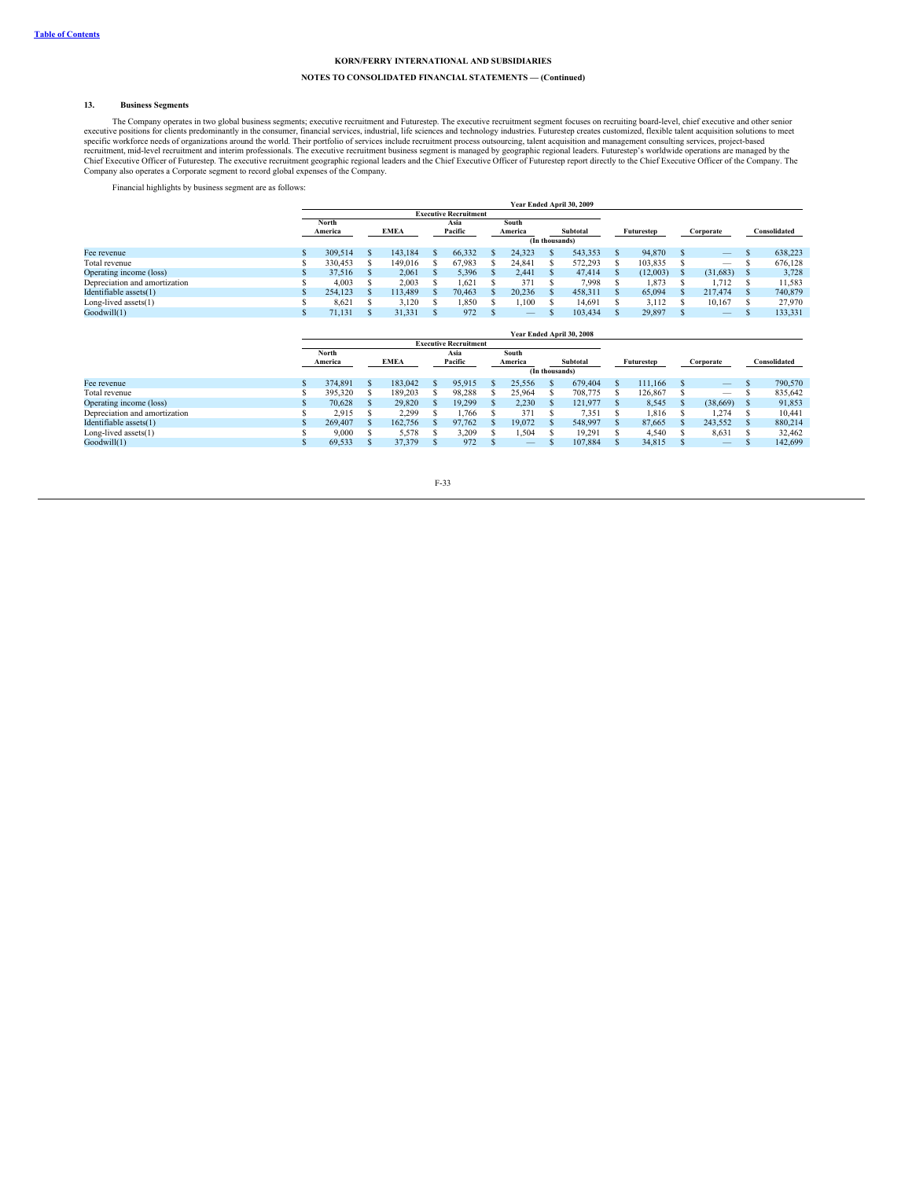**KORN/FERRY INTERNATIONAL AND SUBSIDIARIES**

**NOTES TO CONSOLIDATED FINANCIAL STATEMENTS — (Continued)**

### 13. Business Segments

The Company operates in two global business segments; executive recruitment and Futurestep. The executive recruitment segment focuses on recruiting board-level, chief executive and other senior executive positions for clients predominantly in the consumer, financial services, industrial, life sciences and technology industries. Futurestep creates customized, flexible talent acquisition solutions to meet specific workforce needs of organizations around the world. Their portfolio of services include recruitment process outsourcing, talent acquisition and management consulting services, project-based recruitment, mid-level recruitment and interim professionals. The executive recruitment business segment is managed by geographic regional leaders. Futurestep's worldwide operations are managed by the Chief Executive Officer of Futurestep. The executive recruitment geographic regional leaders and the Chief Executive Officer of Futurestep report directly to the Chief Executive Officer of the Company. The Company also operates a Corporate segment to record global expenses of the Company.

Financial highlights by business segment are as follows:

| | Year Ended April 30, 2009 | | | | | | | |
|---|---|---|---|---|---|---|---|---|
| | Executive Recruitment | | | | | | | |
| | North America | EMEA | Asia Pacific | South America | Subtotal | Futurestep | Corporate | Consolidated |
| | (In thousands) | | | | | | | |
| Fee revenue | $ 309,514 | $ 143,184 | $ 66,332 | $ 24,323 | $ 543,353 | $ 94,870 | $ — | $ 638,223 |
| Total revenue | $ 330,453 | $ 149,016 | $ 67,983 | $ 24,841 | $ 572,293 | $ 103,835 | $ — | $ 676,128 |
| Operating income (loss) | $ 37,516 | $ 2,061 | $ 5,396 | $ 2,441 | $ 47,414 | $ (12,003) | $ (31,683) | $ 3,728 |
| Depreciation and amortization | $ 4,003 | $ 2,003 | $ 1,621 | $ 371 | $ 7,998 | $ 1,873 | $ 1,712 | $ 11,583 |
| Identifiable assets(1) | $ 254,123 | $ 113,489 | $ 70,463 | $ 20,236 | $ 458,311 | $ 65,094 | $ 217,474 | $ 740,879 |
| Long-lived assets(1) | $ 8,621 | $ 3,120 | $ 1,850 | $ 1,100 | $ 14,691 | $ 3,112 | $ 10,167 | $ 27,970 |
| Goodwill(1) | $ 71,131 | $ 31,331 | $ 972 | $ — | $ 103,434 | $ 29,897 | $ — | $ 133,331 |

| | Year Ended April 30, 2008 | | | | | | | |
|---|---|---|---|---|---|---|---|---|
| | Executive Recruitment | | | | | | | |
| | North America | EMEA | Asia Pacific | South America | Subtotal | Futurestep | Corporate | Consolidated |
| | (In thousands) | | | | | | | |
| Fee revenue | $ 374,891 | $ 183,042 | $ 95,915 | $ 25,556 | $ 679,404 | $ 111,166 | $ — | $ 790,570 |
| Total revenue | $ 395,320 | $ 189,203 | $ 98,288 | $ 25,964 | $ 708,775 | $ 126,867 | $ — | $ 835,642 |
| Operating income (loss) | $ 70,628 | $ 29,820 | $ 19,299 | $ 2,230 | $ 121,977 | $ 8,545 | $ (38,669) | $ 91,853 |
| Depreciation and amortization | $ 2,915 | $ 2,299 | $ 1,766 | $ 371 | $ 7,351 | $ 1,816 | $ 1,274 | $ 10,441 |
| Identifiable assets(1) | $ 269,407 | $ 162,756 | $ 97,762 | $ 19,072 | $ 548,997 | $ 87,665 | $ 243,552 | $ 880,214 |
| Long-lived assets(1) | $ 9,000 | $ 5,578 | $ 3,209 | $ 1,504 | $ 19,291 | $ 4,540 | $ 8,631 | $ 32,462 |
| Goodwill(1) | $ 69,533 | $ 37,379 | $ 972 | $ — | $ 107,884 | $ 34,815 | $ — | $ 142,699 |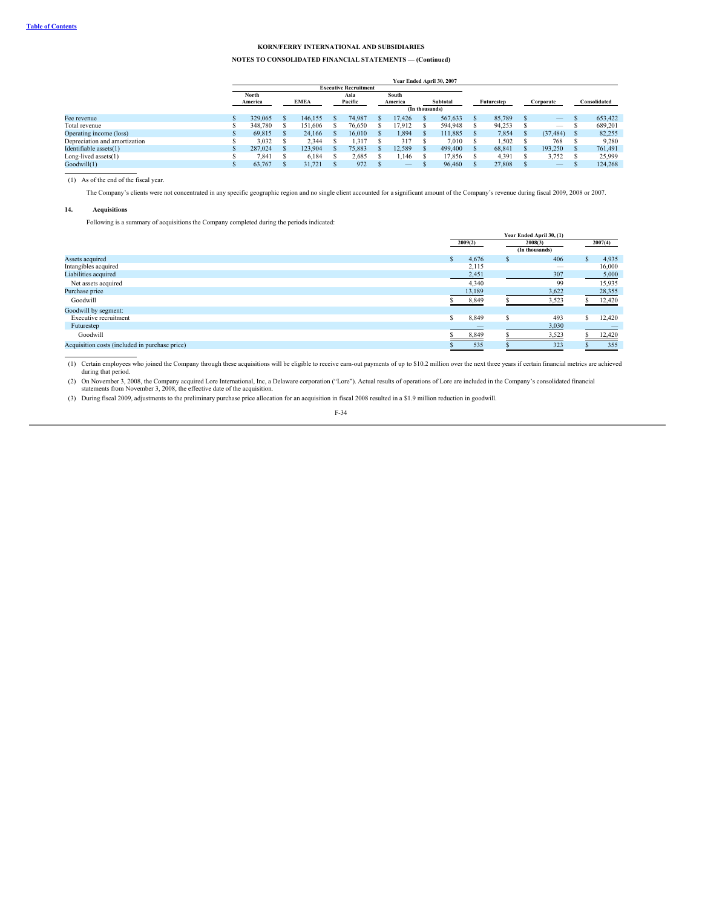KORN/FERRY INTERNATIONAL AND SUBSIDIARIES

NOTES TO CONSOLIDATED FINANCIAL STATEMENTS — (Continued)

| | Year Ended April 30, 2007 | | | | | | | |
|---|---|---|---|---|---|---|---|---|
| | Executive Recruitment | | | | | | | |
| | North America | EMEA | Asia Pacific | South America | Subtotal | Futurestep | Corporate | Consolidated |
| | (In thousands) | | | | | | | |
| Fee revenue | $ 329,065 | $ 146,155 | $ 74,987 | $ 17,426 | $ 567,633 | $ 85,789 | $ — | $ 653,422 |
| Total revenue | $ 348,780 | $ 151,606 | $ 76,650 | $ 17,912 | $ 594,948 | $ 94,253 | $ — | $ 689,201 |
| Operating income (loss) | $ 69,815 | $ 24,166 | $ 16,010 | $ 1,894 | $ 111,885 | $ 7,854 | $ (37,484) | $ 82,255 |
| Depreciation and amortization | $ 3,032 | $ 2,344 | $ 1,317 | $ 317 | $ 7,010 | $ 1,502 | $ 768 | $ 9,280 |
| Identifiable assets(1) | $ 287,024 | $ 123,904 | $ 75,883 | $ 12,589 | $ 499,400 | $ 68,841 | $ 193,250 | $ 761,491 |
| Long-lived assets(1) | $ 7,841 | $ 6,184 | $ 2,685 | $ 1,146 | $ 17,856 | $ 4,391 | $ 3,752 | $ 25,999 |
| Goodwill(1) | $ 63,767 | $ 31,721 | $ 972 | $ — | $ 96,460 | $ 27,808 | $ — | $ 124,268 |

(1) As of the end of the fiscal year.

The Company's clients were not concentrated in any specific geographic region and no single client accounted for a significant amount of the Company's revenue during fiscal 2009, 2008 or 2007.

## 14. Acquisitions

Following is a summary of acquisitions the Company completed during the periods indicated:

| | Year Ended April 30, (1) | | |
|---|---|---|---|
| | 2009(2) | 2008(3) | 2007(4) |
| | (In thousands) | | |
| Assets acquired | $ 4,676 | $ 406 | $ 4,935 |
| Intangibles acquired | 2,115 | — | 16,000 |
| Liabilities acquired | 2,451 | 307 | 5,000 |
| Net assets acquired | 4,340 | 99 | 15,935 |
| Purchase price | 13,189 | 3,622 | 28,355 |
| Goodwill | $ 8,849 | $ 3,523 | $ 12,420 |
| Goodwill by segment: | | | |
| Executive recruitment | $ 8,849 | $ 493 | $ 12,420 |
| Futurestep | — | 3,030 | — |
| Goodwill | $ 8,849 | $ 3,523 | $ 12,420 |
| Acquisition costs (included in purchase price) | $ 535 | $ 323 | $ 355 |

(1) Certain employees who joined the Company through these acquisitions will be eligible to receive earn-out payments of up to $10.2 million over the next three years if certain financial metrics are achieved during that period.

(2) On November 3, 2008, the Company acquired Lore International, Inc, a Delaware corporation ("Lore"). Actual results of operations of Lore are included in the Company's consolidated financial statements from November 3, 2008, the effective date of the acquisition.

(3) During fiscal 2009, adjustments to the preliminary purchase price allocation for an acquisition in fiscal 2008 resulted in a $1.9 million reduction in goodwill.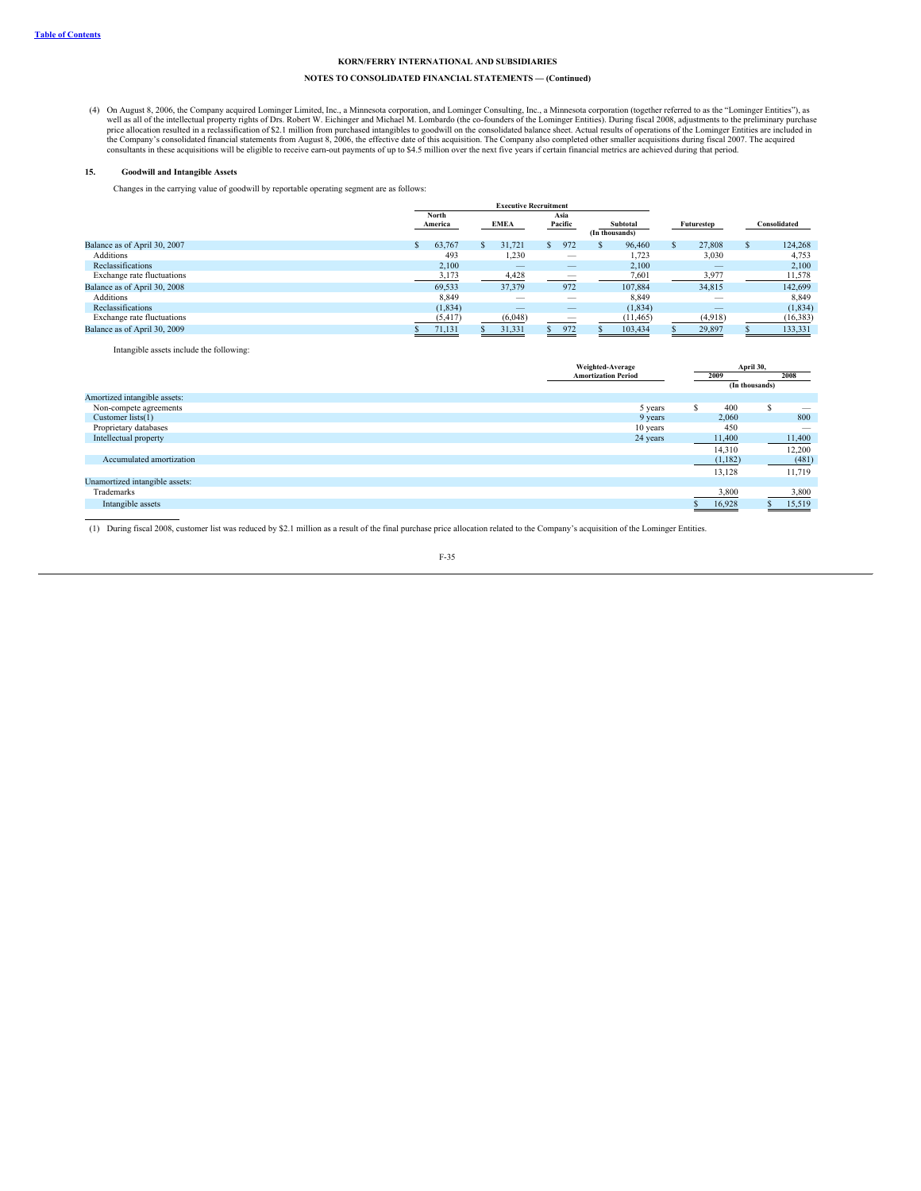KORN/FERRY INTERNATIONAL AND SUBSIDIARIES

NOTES TO CONSOLIDATED FINANCIAL STATEMENTS — (Continued)

(4) On August 8, 2006, the Company acquired Lominger Limited, Inc., a Minnesota corporation, and Lominger Consulting, Inc., a Minnesota corporation (together referred to as the "Lominger Entities"), as well as all of the intellectual property rights of Drs. Robert W. Eichinger and Michael M. Lombardo (the co-founders of the Lominger Entities). During fiscal 2008, adjustments to the preliminary purchase price allocation resulted in a reclassification of $2.1 million from purchased intangibles to goodwill on the consolidated balance sheet. Actual results of operations of the Lominger Entities are included in the Company's consolidated financial statements from August 8, 2006, the effective date of this acquisition. The Company also completed other smaller acquisitions during fiscal 2007. The acquired consultants in these acquisitions will be eligible to receive earn-out payments of up to $4.5 million over the next five years if certain financial metrics are achieved during that period.

## 15. Goodwill and Intangible Assets

Changes in the carrying value of goodwill by reportable operating segment are as follows:

| | Executive Recruitment | | | | | |
|---|---|---|---|---|---|---|
| | North America | EMEA | Asia Pacific | Subtotal | Futurestep | Consolidated |
| | (In thousands) | | | | | |
| Balance as of April 30, 2007 | $ 63,767 | $ 31,721 | $ 972 | $ 96,460 | $ 27,808 | $ 124,268 |
| Additions | 493 | 1,230 | — | 1,723 | 3,030 | 4,753 |
| Reclassifications | 2,100 | — | — | 2,100 | — | 2,100 |
| Exchange rate fluctuations | 3,173 | 4,428 | — | 7,601 | 3,977 | 11,578 |
| Balance as of April 30, 2008 | 69,533 | 37,379 | 972 | 107,884 | 34,815 | 142,699 |
| Additions | 8,849 | — | — | 8,849 | — | 8,849 |
| Reclassifications | (1,834) | — | — | (1,834) | — | (1,834) |
| Exchange rate fluctuations | (5,417) | (6,048) | — | (11,465) | (4,918) | (16,383) |
| Balance as of April 30, 2009 | $ 71,131 | $ 31,331 | $ 972 | $ 103,434 | $ 29,897 | $ 133,331 |

Intangible assets include the following:

| | Weighted-Average Amortization Period | April 30, 2009 | April 30, 2008 |
|---|---|---|---|
| | | (In thousands) | |
| Amortized intangible assets: | | | |
| Non-compete agreements | 5 years | $ 400 | $ — |
| Customer lists(1) | 9 years | 2,060 | 800 |
| Proprietary databases | 10 years | 450 | — |
| Intellectual property | 24 years | 11,400 | 11,400 |
| | | 14,310 | 12,200 |
| Accumulated amortization | | (1,182) | (481) |
| | | 13,128 | 11,719 |
| Unamortized intangible assets: | | | |
| Trademarks | | 3,800 | 3,800 |
| Intangible assets | | $ 16,928 | $ 15,519 |

(1) During fiscal 2008, customer list was reduced by $2.1 million as a result of the final purchase price allocation related to the Company's acquisition of the Lominger Entities.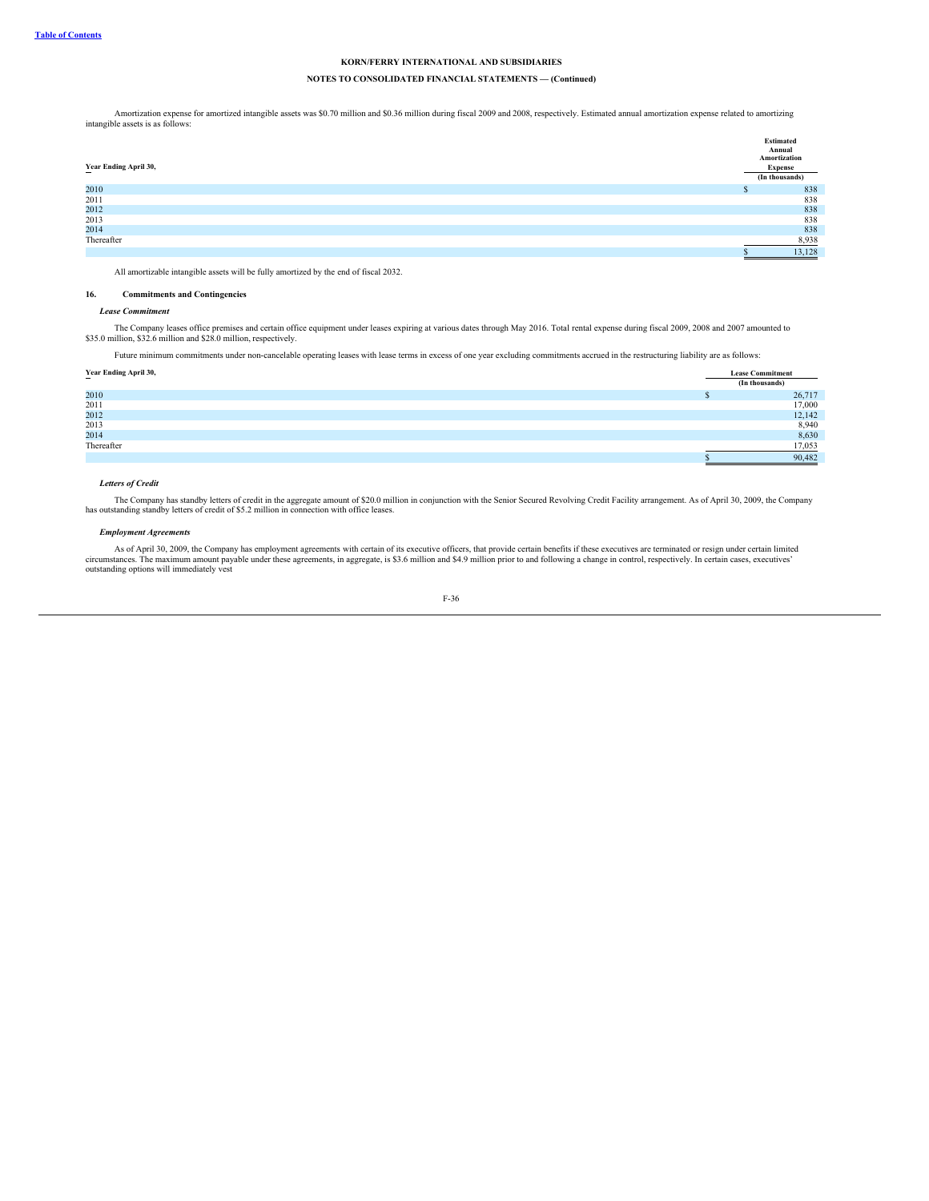Amortization expense for amortized intangible assets was $0.70 million and $0.36 million during fiscal 2009 and 2008, respectively. Estimated annual amortization expense related to amortizing intangible assets is as follows:

| Year Ending April 30, | Estimated Annual Amortization Expense (In thousands) |
|---|---|
| 2010 | $ 838 |
| 2011 | 838 |
| 2012 | 838 |
| 2013 | 838 |
| 2014 | 838 |
| Thereafter | 8,938 |
| | $ 13,128 |

All amortizable intangible assets will be fully amortized by the end of fiscal 2032.

## 16. Commitments and Contingencies

***Lease Commitment***

The Company leases office premises and certain office equipment under leases expiring at various dates through May 2016. Total rental expense during fiscal 2009, 2008 and 2007 amounted to $35.0 million, $32.6 million and $28.0 million, respectively.

Future minimum commitments under non-cancelable operating leases with lease terms in excess of one year excluding commitments accrued in the restructuring liability are as follows:

| Year Ending April 30, | Lease Commitment (In thousands) |
|---|---|
| 2010 | $ 26,717 |
| 2011 | 17,000 |
| 2012 | 12,142 |
| 2013 | 8,940 |
| 2014 | 8,630 |
| Thereafter | 17,053 |
| | $ 90,482 |

***Letters of Credit***

The Company has standby letters of credit in the aggregate amount of $20.0 million in conjunction with the Senior Secured Revolving Credit Facility arrangement. As of April 30, 2009, the Company has outstanding standby letters of credit of $5.2 million in connection with office leases.

***Employment Agreements***

As of April 30, 2009, the Company has employment agreements with certain of its executive officers, that provide certain benefits if these executives are terminated or resign under certain limited circumstances. The maximum amount payable under these agreements, in aggregate, is $3.6 million and $4.9 million prior to and following a change in control, respectively. In certain cases, executives' outstanding options will immediately vest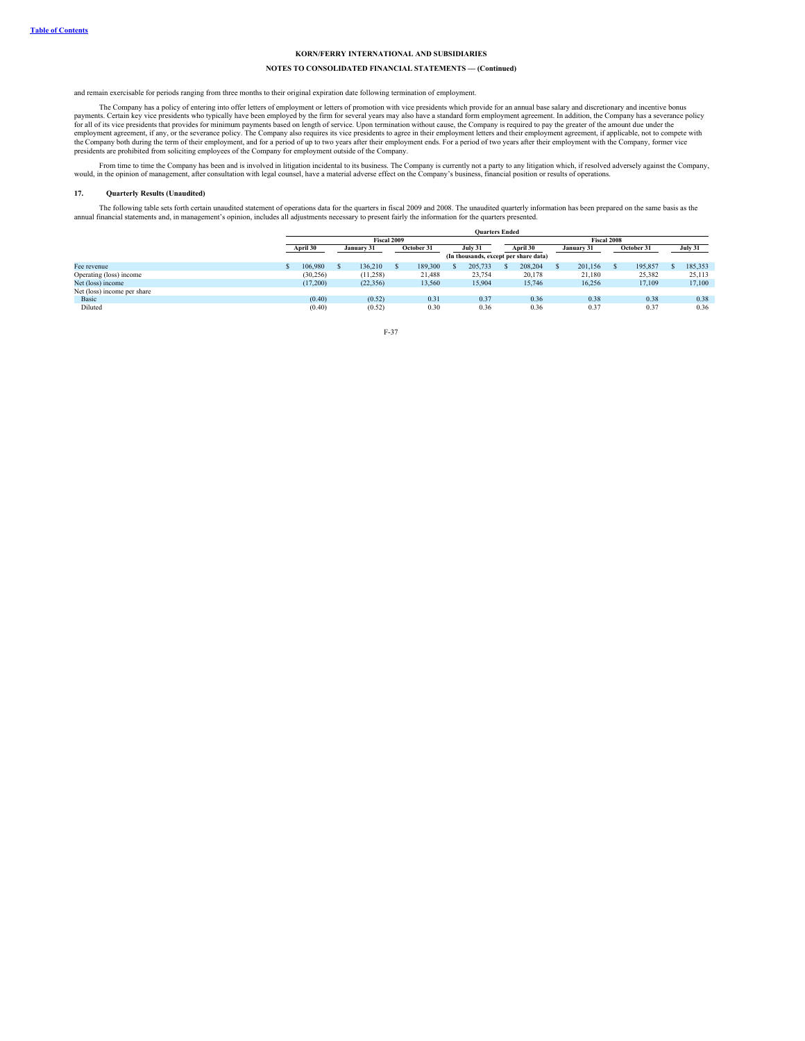and remain exercisable for periods ranging from three months to their original expiration date following termination of employment.

The Company has a policy of entering into offer letters of employment or letters of promotion with vice presidents which provide for an annual base salary and discretionary and incentive bonus payments. Certain key vice presidents who typically have been employed by the firm for several years may also have a standard form employment agreement. In addition, the Company has a severance policy for all of its vice presidents that provides for minimum payments based on length of service. Upon termination without cause, the Company is required to pay the greater of the amount due under the employment agreement, if any, or the severance policy. The Company also requires its vice presidents to agree in their employment letters and their employment agreement, if applicable, not to compete with the Company both during the term of their employment, and for a period of up to two years after their employment ends. For a period of two years after their employment with the Company, former vice presidents are prohibited from soliciting employees of the Company for employment outside of the Company.

From time to time the Company has been and is involved in litigation incidental to its business. The Company is currently not a party to any litigation which, if resolved adversely against the Company, would, in the opinion of management, after consultation with legal counsel, have a material adverse effect on the Company's business, financial position or results of operations.

## 17. Quarterly Results (Unaudited)

The following table sets forth certain unaudited statement of operations data for the quarters in fiscal 2009 and 2008. The unaudited quarterly information has been prepared on the same basis as the annual financial statements and, in management's opinion, includes all adjustments necessary to present fairly the information for the quarters presented.

| | Quarters Ended | | | | | | | |
|---|---|---|---|---|---|---|---|---|
| | Fiscal 2009 | | | | Fiscal 2008 | | | |
| | April 30 | January 31 | October 31 | July 31 | April 30 | January 31 | October 31 | July 31 |
| | (In thousands, except per share data) | | | | | | | |
| Fee revenue | $ 106,980 | $ 136,210 | $ 189,300 | $ 205,733 | $ 208,204 | $ 201,156 | $ 195,857 | $ 185,353 |
| Operating (loss) income | (30,256) | (11,258) | 21,488 | 23,754 | 20,178 | 21,180 | 25,382 | 25,113 |
| Net (loss) income | (17,200) | (22,356) | 13,560 | 15,904 | 15,746 | 16,256 | 17,109 | 17,100 |
| Net (loss) income per share | | | | | | | | |
| Basic | (0.40) | (0.52) | 0.31 | 0.37 | 0.36 | 0.38 | 0.38 | 0.38 |
| Diluted | (0.40) | (0.52) | 0.30 | 0.36 | 0.36 | 0.37 | 0.37 | 0.36 |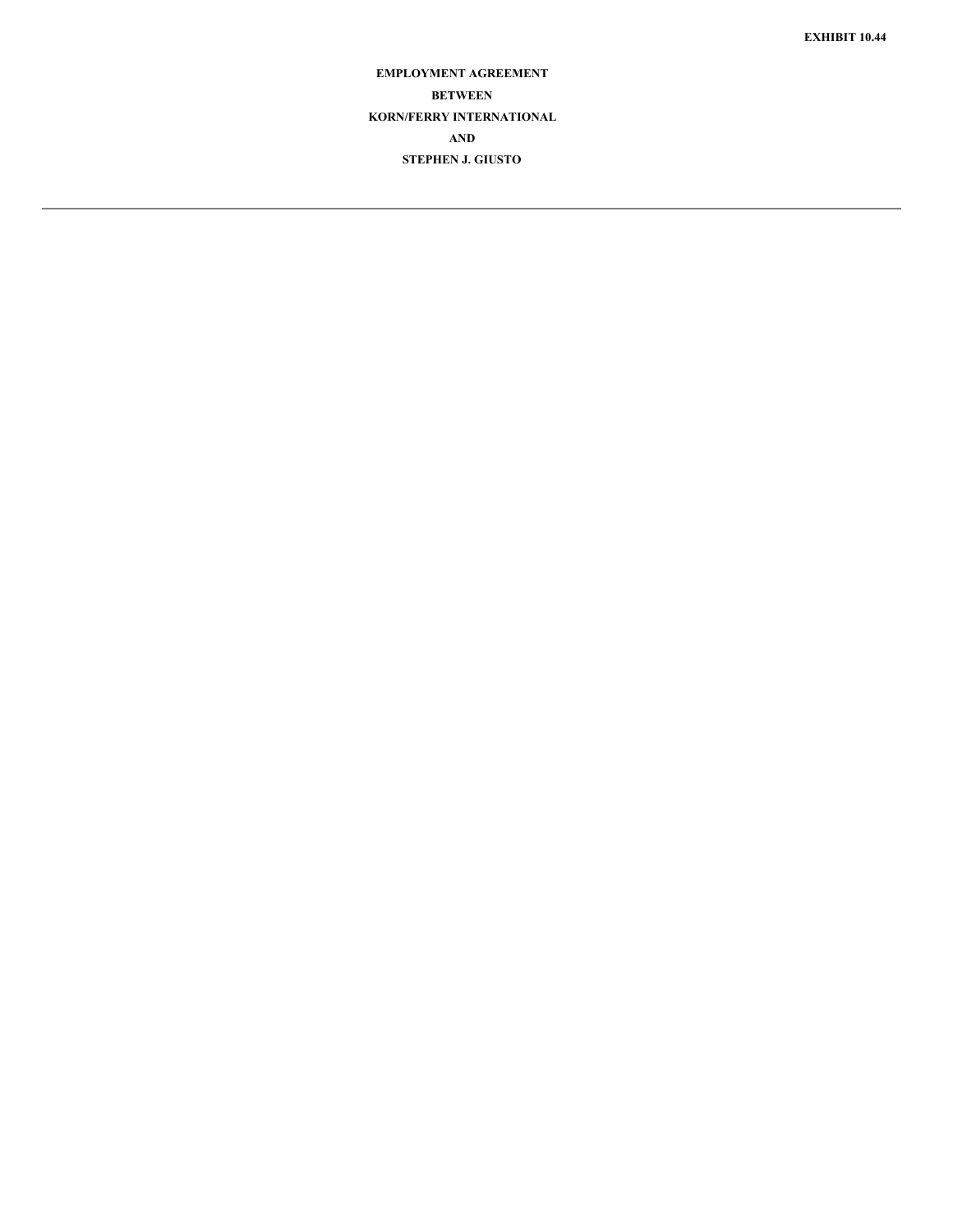**EXHIBIT 10.44**

**EMPLOYMENT AGREEMENT**

**BETWEEN**

**KORN/FERRY INTERNATIONAL**

**AND**

**STEPHEN J. GIUSTO**

---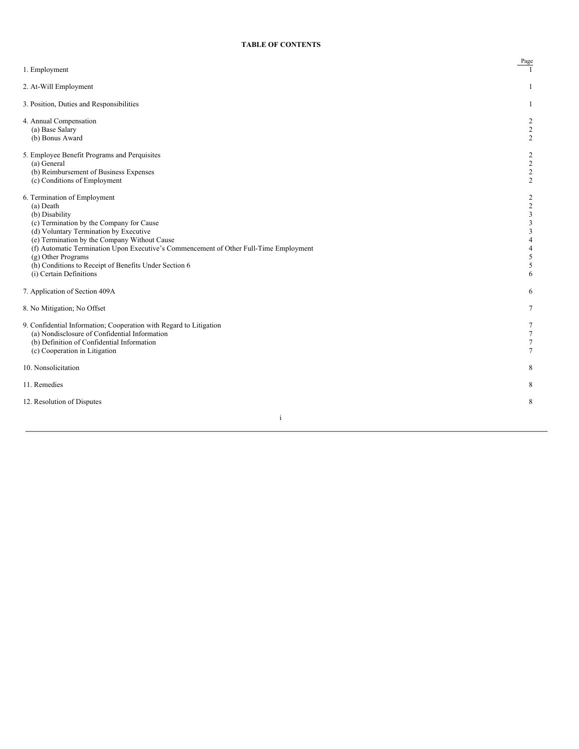**TABLE OF CONTENTS**

| | Page |
|---|---|
| 1. Employment | 1 |
| 2. At-Will Employment | 1 |
| 3. Position, Duties and Responsibilities | 1 |
| 4. Annual Compensation | 2 |
| (a) Base Salary | 2 |
| (b) Bonus Award | 2 |
| 5. Employee Benefit Programs and Perquisites | 2 |
| (a) General | 2 |
| (b) Reimbursement of Business Expenses | 2 |
| (c) Conditions of Employment | 2 |
| 6. Termination of Employment | 2 |
| (a) Death | 2 |
| (b) Disability | 3 |
| (c) Termination by the Company for Cause | 3 |
| (d) Voluntary Termination by Executive | 3 |
| (e) Termination by the Company Without Cause | 4 |
| (f) Automatic Termination Upon Executive's Commencement of Other Full-Time Employment | 4 |
| (g) Other Programs | 5 |
| (h) Conditions to Receipt of Benefits Under Section 6 | 5 |
| (i) Certain Definitions | 6 |
| 7. Application of Section 409A | 6 |
| 8. No Mitigation; No Offset | 7 |
| 9. Confidential Information; Cooperation with Regard to Litigation | 7 |
| (a) Nondisclosure of Confidential Information | 7 |
| (b) Definition of Confidential Information | 7 |
| (c) Cooperation in Litigation | 7 |
| 10. Nonsolicitation | 8 |
| 11. Remedies | 8 |
| 12. Resolution of Disputes | 8 |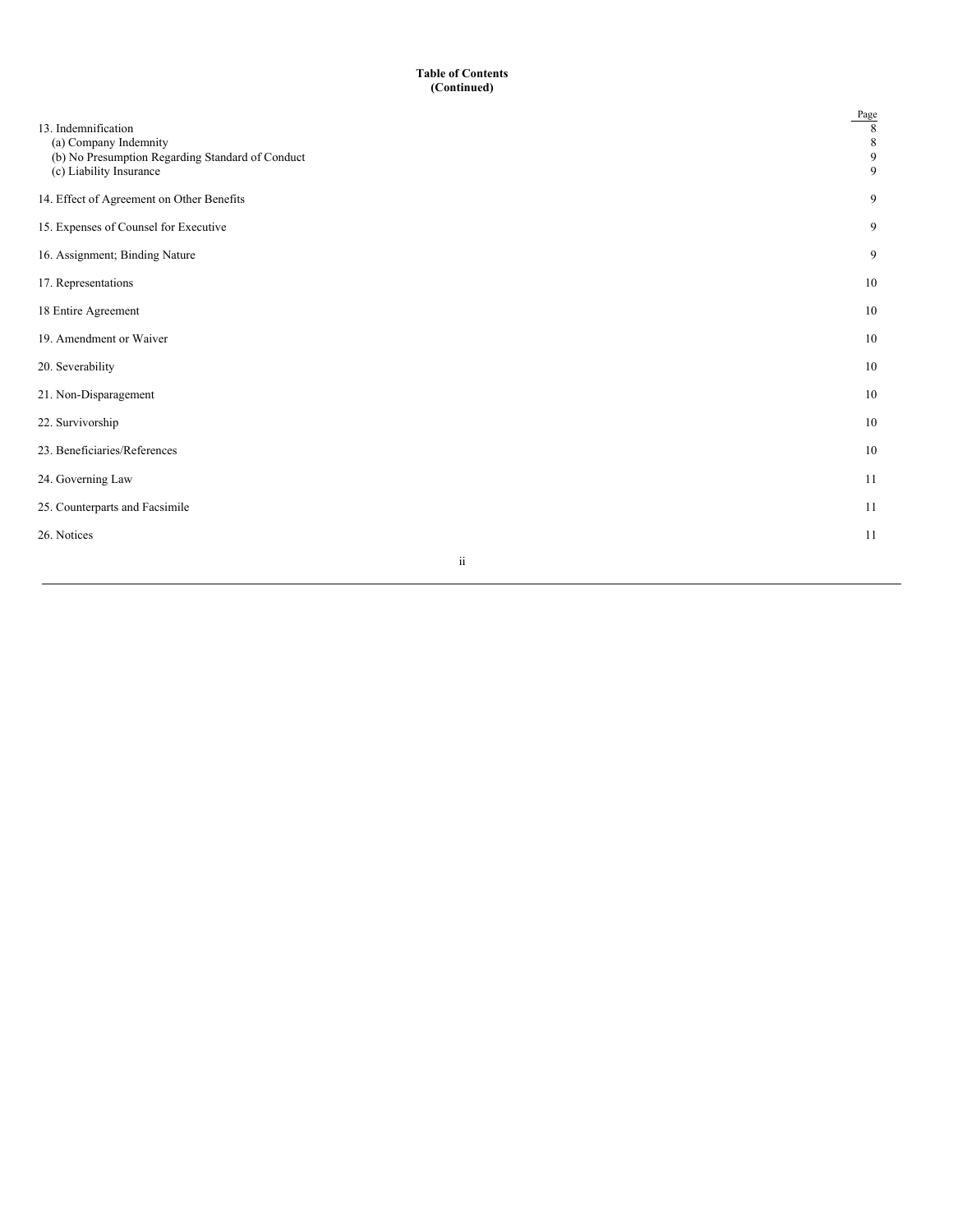**Table of Contents**
**(Continued)**

| | Page |
|---|---|
| 13. Indemnification | 8 |
| (a) Company Indemnity | 8 |
| (b) No Presumption Regarding Standard of Conduct | 9 |
| (c) Liability Insurance | 9 |
| 14. Effect of Agreement on Other Benefits | 9 |
| 15. Expenses of Counsel for Executive | 9 |
| 16. Assignment; Binding Nature | 9 |
| 17. Representations | 10 |
| 18 Entire Agreement | 10 |
| 19. Amendment or Waiver | 10 |
| 20. Severability | 10 |
| 21. Non-Disparagement | 10 |
| 22. Survivorship | 10 |
| 23. Beneficiaries/References | 10 |
| 24. Governing Law | 11 |
| 25. Counterparts and Facsimile | 11 |
| 26. Notices | 11 |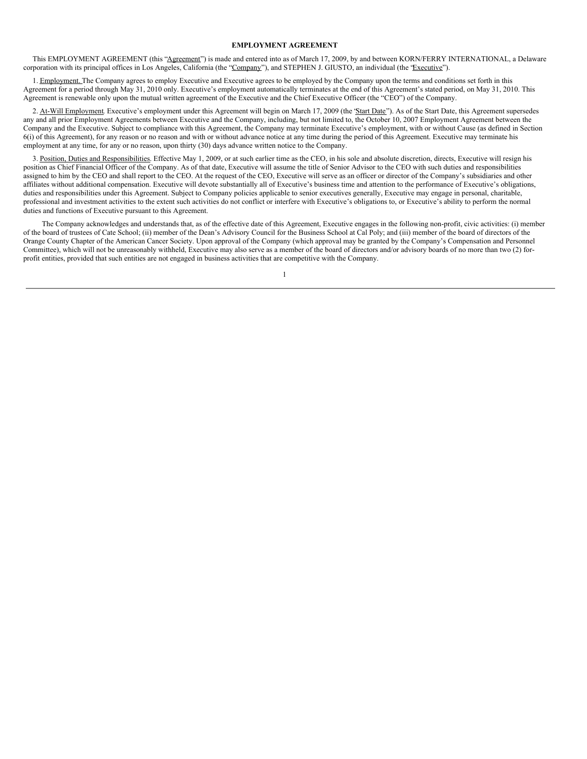# EMPLOYMENT AGREEMENT

This EMPLOYMENT AGREEMENT (this "Agreement") is made and entered into as of March 17, 2009, by and between KORN/FERRY INTERNATIONAL, a Delaware corporation with its principal offices in Los Angeles, California (the "Company"), and STEPHEN J. GIUSTO, an individual (the "Executive").

1. Employment. The Company agrees to employ Executive and Executive agrees to be employed by the Company upon the terms and conditions set forth in this Agreement for a period through May 31, 2010 only. Executive's employment automatically terminates at the end of this Agreement's stated period, on May 31, 2010. This Agreement is renewable only upon the mutual written agreement of the Executive and the Chief Executive Officer (the "CEO") of the Company.

2. At-Will Employment. Executive's employment under this Agreement will begin on March 17, 2009 (the "Start Date"). As of the Start Date, this Agreement supersedes any and all prior Employment Agreements between Executive and the Company, including, but not limited to, the October 10, 2007 Employment Agreement between the Company and the Executive. Subject to compliance with this Agreement, the Company may terminate Executive's employment, with or without Cause (as defined in Section 6(i) of this Agreement), for any reason or no reason and with or without advance notice at any time during the period of this Agreement. Executive may terminate his employment at any time, for any or no reason, upon thirty (30) days advance written notice to the Company.

3. Position, Duties and Responsibilities. Effective May 1, 2009, or at such earlier time as the CEO, in his sole and absolute discretion, directs, Executive will resign his position as Chief Financial Officer of the Company. As of that date, Executive will assume the title of Senior Advisor to the CEO with such duties and responsibilities assigned to him by the CEO and shall report to the CEO. At the request of the CEO, Executive will serve as an officer or director of the Company's subsidiaries and other affiliates without additional compensation. Executive will devote substantially all of Executive's business time and attention to the performance of Executive's obligations, duties and responsibilities under this Agreement. Subject to Company policies applicable to senior executives generally, Executive may engage in personal, charitable, professional and investment activities to the extent such activities do not conflict or interfere with Executive's obligations to, or Executive's ability to perform the normal duties and functions of Executive pursuant to this Agreement.

The Company acknowledges and understands that, as of the effective date of this Agreement, Executive engages in the following non-profit, civic activities: (i) member of the board of trustees of Cate School; (ii) member of the Dean's Advisory Council for the Business School at Cal Poly; and (iii) member of the board of directors of the Orange County Chapter of the American Cancer Society. Upon approval of the Company (which approval may be granted by the Company's Compensation and Personnel Committee), which will not be unreasonably withheld, Executive may also serve as a member of the board of directors and/or advisory boards of no more than two (2) for-profit entities, provided that such entities are not engaged in business activities that are competitive with the Company.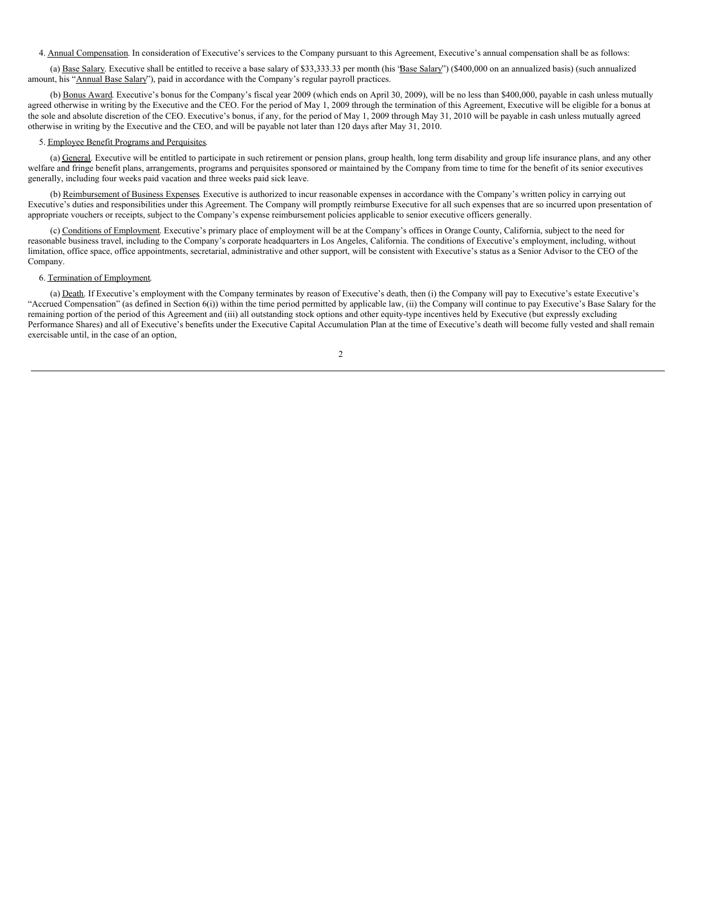4. Annual Compensation. In consideration of Executive's services to the Company pursuant to this Agreement, Executive's annual compensation shall be as follows:

(a) Base Salary. Executive shall be entitled to receive a base salary of $33,333.33 per month (his "Base Salary") ($400,000 on an annualized basis) (such annualized amount, his "Annual Base Salary"), paid in accordance with the Company's regular payroll practices.

(b) Bonus Award. Executive's bonus for the Company's fiscal year 2009 (which ends on April 30, 2009), will be no less than $400,000, payable in cash unless mutually agreed otherwise in writing by the Executive and the CEO. For the period of May 1, 2009 through the termination of this Agreement, Executive will be eligible for a bonus at the sole and absolute discretion of the CEO. Executive's bonus, if any, for the period of May 1, 2009 through May 31, 2010 will be payable in cash unless mutually agreed otherwise in writing by the Executive and the CEO, and will be payable not later than 120 days after May 31, 2010.

5. Employee Benefit Programs and Perquisites.

(a) General. Executive will be entitled to participate in such retirement or pension plans, group health, long term disability and group life insurance plans, and any other welfare and fringe benefit plans, arrangements, programs and perquisites sponsored or maintained by the Company from time to time for the benefit of its senior executives generally, including four weeks paid vacation and three weeks paid sick leave.

(b) Reimbursement of Business Expenses. Executive is authorized to incur reasonable expenses in accordance with the Company's written policy in carrying out Executive's duties and responsibilities under this Agreement. The Company will promptly reimburse Executive for all such expenses that are so incurred upon presentation of appropriate vouchers or receipts, subject to the Company's expense reimbursement policies applicable to senior executive officers generally.

(c) Conditions of Employment. Executive's primary place of employment will be at the Company's offices in Orange County, California, subject to the need for reasonable business travel, including to the Company's corporate headquarters in Los Angeles, California. The conditions of Executive's employment, including, without limitation, office space, office appointments, secretarial, administrative and other support, will be consistent with Executive's status as a Senior Advisor to the CEO of the Company.

6. Termination of Employment.

(a) Death. If Executive's employment with the Company terminates by reason of Executive's death, then (i) the Company will pay to Executive's estate Executive's "Accrued Compensation" (as defined in Section 6(i)) within the time period permitted by applicable law, (ii) the Company will continue to pay Executive's Base Salary for the remaining portion of the period of this Agreement and (iii) all outstanding stock options and other equity-type incentives held by Executive (but expressly excluding Performance Shares) and all of Executive's benefits under the Executive Capital Accumulation Plan at the time of Executive's death will become fully vested and shall remain exercisable until, in the case of an option,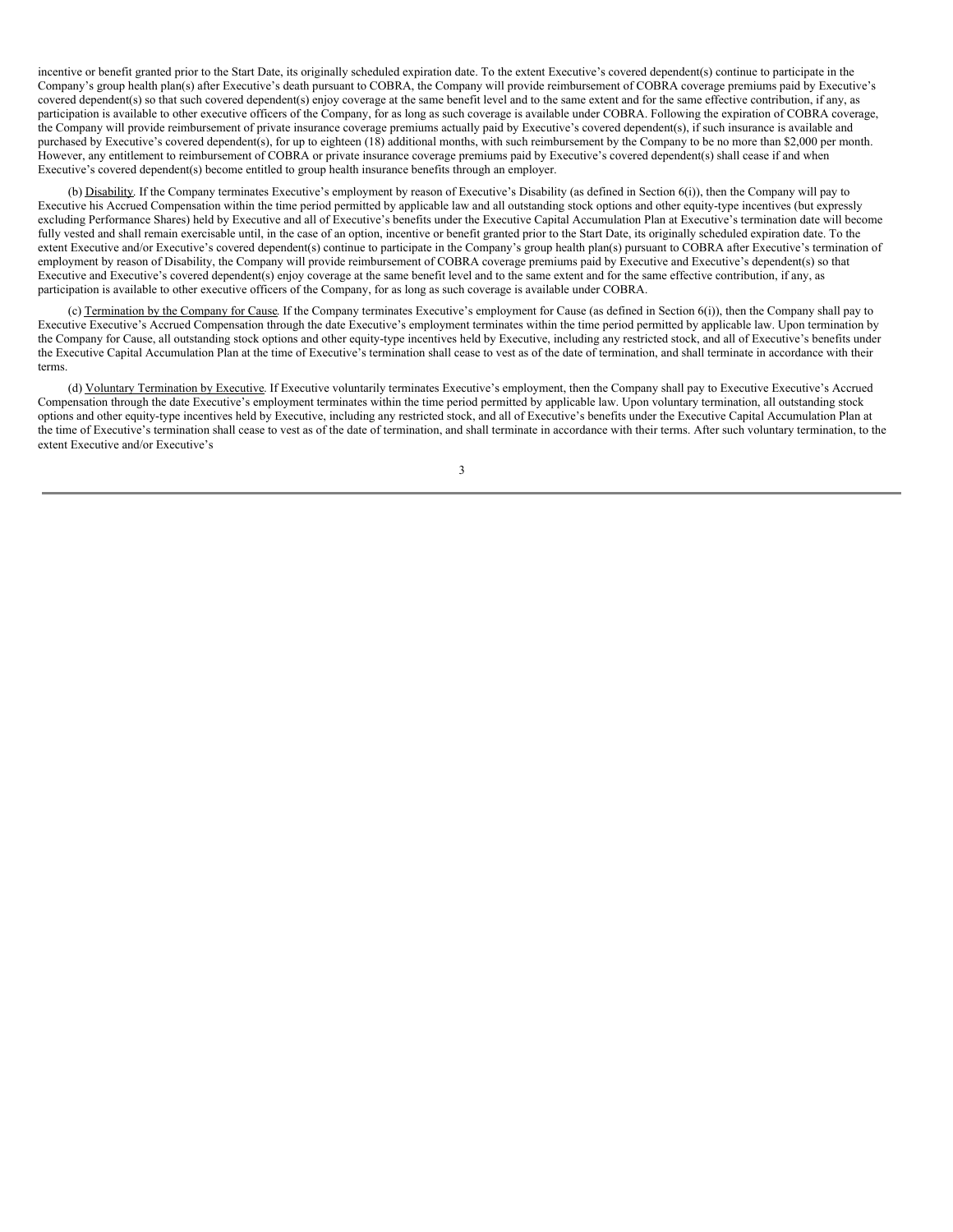incentive or benefit granted prior to the Start Date, its originally scheduled expiration date. To the extent Executive's covered dependent(s) continue to participate in the Company's group health plan(s) after Executive's death pursuant to COBRA, the Company will provide reimbursement of COBRA coverage premiums paid by Executive's covered dependent(s) so that such covered dependent(s) enjoy coverage at the same benefit level and to the same extent and for the same effective contribution, if any, as participation is available to other executive officers of the Company, for as long as such coverage is available under COBRA. Following the expiration of COBRA coverage, the Company will provide reimbursement of private insurance coverage premiums actually paid by Executive's covered dependent(s), if such insurance is available and purchased by Executive's covered dependent(s), for up to eighteen (18) additional months, with such reimbursement by the Company to be no more than $2,000 per month. However, any entitlement to reimbursement of COBRA or private insurance coverage premiums paid by Executive's covered dependent(s) shall cease if and when Executive's covered dependent(s) become entitled to group health insurance benefits through an employer.

(b) Disability. If the Company terminates Executive's employment by reason of Executive's Disability (as defined in Section 6(i)), then the Company will pay to Executive his Accrued Compensation within the time period permitted by applicable law and all outstanding stock options and other equity-type incentives (but expressly excluding Performance Shares) held by Executive and all of Executive's benefits under the Executive Capital Accumulation Plan at Executive's termination date will become fully vested and shall remain exercisable until, in the case of an option, incentive or benefit granted prior to the Start Date, its originally scheduled expiration date. To the extent Executive and/or Executive's covered dependent(s) continue to participate in the Company's group health plan(s) pursuant to COBRA after Executive's termination of employment by reason of Disability, the Company will provide reimbursement of COBRA coverage premiums paid by Executive and Executive's dependent(s) so that Executive and Executive's covered dependent(s) enjoy coverage at the same benefit level and to the same extent and for the same effective contribution, if any, as participation is available to other executive officers of the Company, for as long as such coverage is available under COBRA.

(c) Termination by the Company for Cause. If the Company terminates Executive's employment for Cause (as defined in Section 6(i)), then the Company shall pay to Executive Executive's Accrued Compensation through the date Executive's employment terminates within the time period permitted by applicable law. Upon termination by the Company for Cause, all outstanding stock options and other equity-type incentives held by Executive, including any restricted stock, and all of Executive's benefits under the Executive Capital Accumulation Plan at the time of Executive's termination shall cease to vest as of the date of termination, and shall terminate in accordance with their terms.

(d) Voluntary Termination by Executive. If Executive voluntarily terminates Executive's employment, then the Company shall pay to Executive Executive's Accrued Compensation through the date Executive's employment terminates within the time period permitted by applicable law. Upon voluntary termination, all outstanding stock options and other equity-type incentives held by Executive, including any restricted stock, and all of Executive's benefits under the Executive Capital Accumulation Plan at the time of Executive's termination shall cease to vest as of the date of termination, and shall terminate in accordance with their terms. After such voluntary termination, to the extent Executive and/or Executive's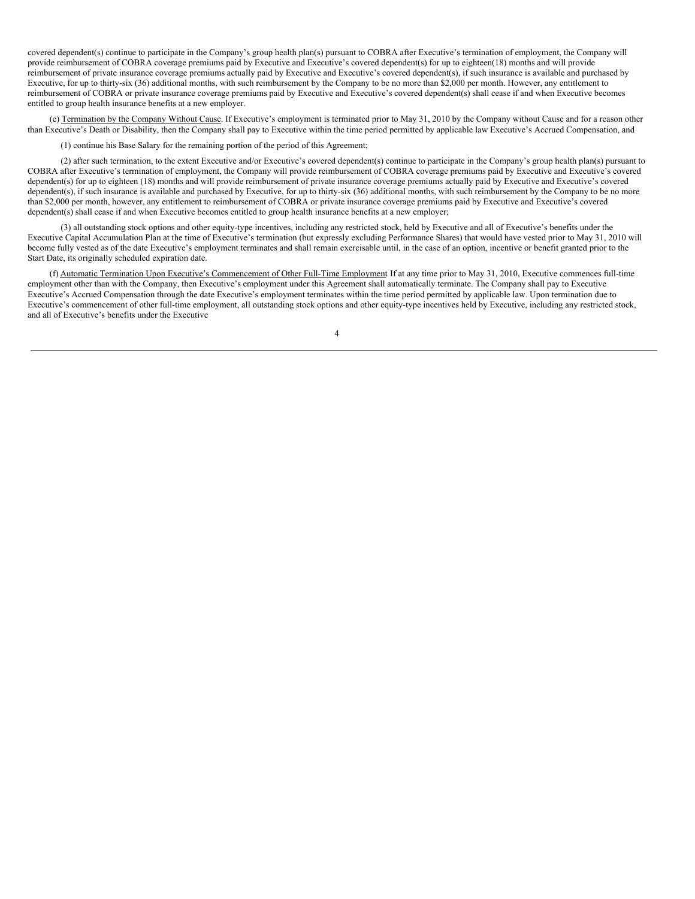covered dependent(s) continue to participate in the Company's group health plan(s) pursuant to COBRA after Executive's termination of employment, the Company will provide reimbursement of COBRA coverage premiums paid by Executive and Executive's covered dependent(s) for up to eighteen(18) months and will provide reimbursement of private insurance coverage premiums actually paid by Executive and Executive's covered dependent(s), if such insurance is available and purchased by Executive, for up to thirty-six (36) additional months, with such reimbursement by the Company to be no more than $2,000 per month. However, any entitlement to reimbursement of COBRA or private insurance coverage premiums paid by Executive and Executive's covered dependent(s) shall cease if and when Executive becomes entitled to group health insurance benefits at a new employer.

(e) Termination by the Company Without Cause. If Executive's employment is terminated prior to May 31, 2010 by the Company without Cause and for a reason other than Executive's Death or Disability, then the Company shall pay to Executive within the time period permitted by applicable law Executive's Accrued Compensation, and

(1) continue his Base Salary for the remaining portion of the period of this Agreement;

(2) after such termination, to the extent Executive and/or Executive's covered dependent(s) continue to participate in the Company's group health plan(s) pursuant to COBRA after Executive's termination of employment, the Company will provide reimbursement of COBRA coverage premiums paid by Executive and Executive's covered dependent(s) for up to eighteen (18) months and will provide reimbursement of private insurance coverage premiums actually paid by Executive and Executive's covered dependent(s), if such insurance is available and purchased by Executive, for up to thirty-six (36) additional months, with such reimbursement by the Company to be no more than $2,000 per month, however, any entitlement to reimbursement of COBRA or private insurance coverage premiums paid by Executive and Executive's covered dependent(s) shall cease if and when Executive becomes entitled to group health insurance benefits at a new employer;

(3) all outstanding stock options and other equity-type incentives, including any restricted stock, held by Executive and all of Executive's benefits under the Executive Capital Accumulation Plan at the time of Executive's termination (but expressly excluding Performance Shares) that would have vested prior to May 31, 2010 will become fully vested as of the date Executive's employment terminates and shall remain exercisable until, in the case of an option, incentive or benefit granted prior to the Start Date, its originally scheduled expiration date.

(f) Automatic Termination Upon Executive's Commencement of Other Full-Time Employment If at any time prior to May 31, 2010, Executive commences full-time employment other than with the Company, then Executive's employment under this Agreement shall automatically terminate. The Company shall pay to Executive Executive's Accrued Compensation through the date Executive's employment terminates within the time period permitted by applicable law. Upon termination due to Executive's commencement of other full-time employment, all outstanding stock options and other equity-type incentives held by Executive, including any restricted stock, and all of Executive's benefits under the Executive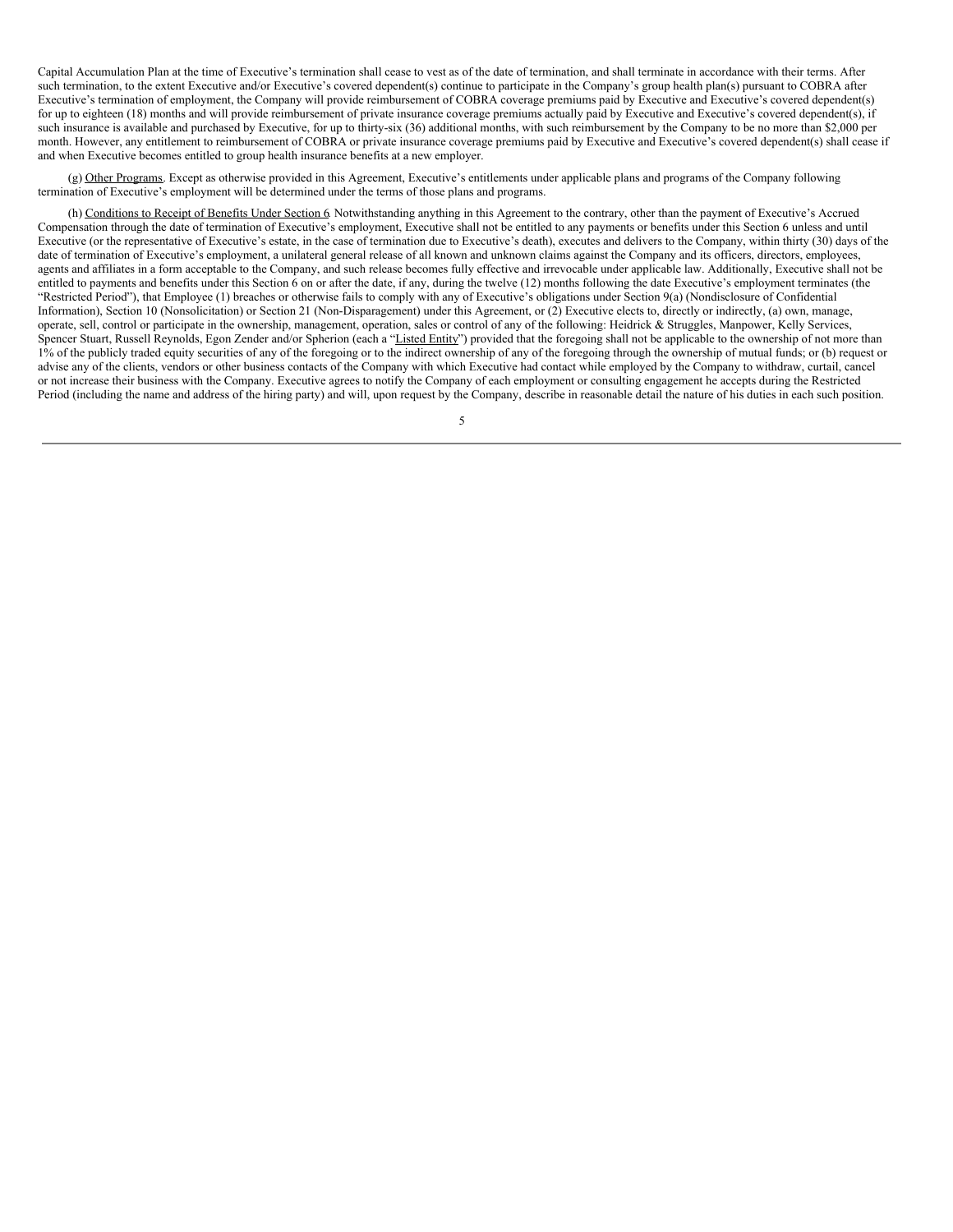Capital Accumulation Plan at the time of Executive's termination shall cease to vest as of the date of termination, and shall terminate in accordance with their terms. After such termination, to the extent Executive and/or Executive's covered dependent(s) continue to participate in the Company's group health plan(s) pursuant to COBRA after Executive's termination of employment, the Company will provide reimbursement of COBRA coverage premiums paid by Executive and Executive's covered dependent(s) for up to eighteen (18) months and will provide reimbursement of private insurance coverage premiums actually paid by Executive and Executive's covered dependent(s), if such insurance is available and purchased by Executive, for up to thirty-six (36) additional months, with such reimbursement by the Company to be no more than $2,000 per month. However, any entitlement to reimbursement of COBRA or private insurance coverage premiums paid by Executive and Executive's covered dependent(s) shall cease if and when Executive becomes entitled to group health insurance benefits at a new employer.

(g) <u>Other Programs</u>. Except as otherwise provided in this Agreement, Executive's entitlements under applicable plans and programs of the Company following termination of Executive's employment will be determined under the terms of those plans and programs.

(h) <u>Conditions to Receipt of Benefits Under Section 6</u>. Notwithstanding anything in this Agreement to the contrary, other than the payment of Executive's Accrued Compensation through the date of termination of Executive's employment, Executive shall not be entitled to any payments or benefits under this Section 6 unless and until Executive (or the representative of Executive's estate, in the case of termination due to Executive's death), executes and delivers to the Company, within thirty (30) days of the date of termination of Executive's employment, a unilateral general release of all known and unknown claims against the Company and its officers, directors, employees, agents and affiliates in a form acceptable to the Company, and such release becomes fully effective and irrevocable under applicable law. Additionally, Executive shall not be entitled to payments and benefits under this Section 6 on or after the date, if any, during the twelve (12) months following the date Executive's employment terminates (the "Restricted Period"), that Employee (1) breaches or otherwise fails to comply with any of Executive's obligations under Section 9(a) (Nondisclosure of Confidential Information), Section 10 (Nonsolicitation) or Section 21 (Non-Disparagement) under this Agreement, or (2) Executive elects to, directly or indirectly, (a) own, manage, operate, sell, control or participate in the ownership, management, operation, sales or control of any of the following: Heidrick & Struggles, Manpower, Kelly Services, Spencer Stuart, Russell Reynolds, Egon Zender and/or Spherion (each a "<u>Listed Entity</u>") provided that the foregoing shall not be applicable to the ownership of not more than 1% of the publicly traded equity securities of any of the foregoing or to the indirect ownership of any of the foregoing through the ownership of mutual funds; or (b) request or advise any of the clients, vendors or other business contacts of the Company with which Executive had contact while employed by the Company to withdraw, curtail, cancel or not increase their business with the Company. Executive agrees to notify the Company of each employment or consulting engagement he accepts during the Restricted Period (including the name and address of the hiring party) and will, upon request by the Company, describe in reasonable detail the nature of his duties in each such position.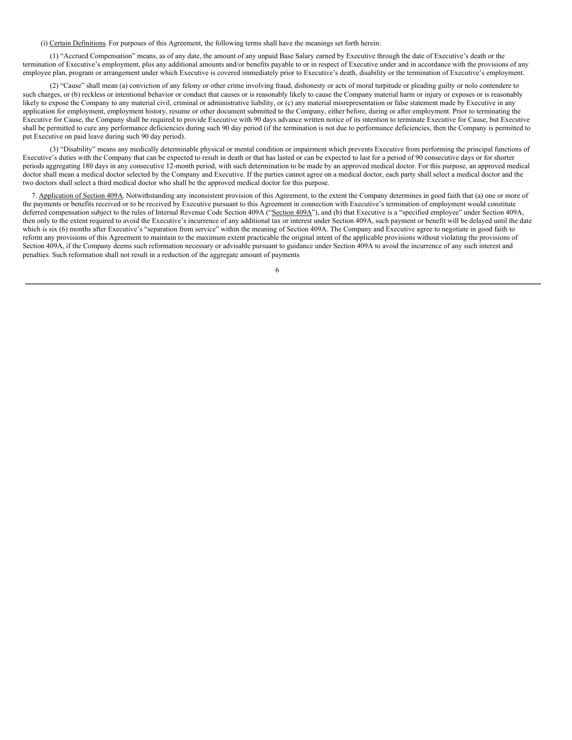(i) Certain Definitions. For purposes of this Agreement, the following terms shall have the meanings set forth herein:

(1) "Accrued Compensation" means, as of any date, the amount of any unpaid Base Salary earned by Executive through the date of Executive's death or the termination of Executive's employment, plus any additional amounts and/or benefits payable to or in respect of Executive under and in accordance with the provisions of any employee plan, program or arrangement under which Executive is covered immediately prior to Executive's death, disability or the termination of Executive's employment.

(2) "Cause" shall mean (a) conviction of any felony or other crime involving fraud, dishonesty or acts of moral turpitude or pleading guilty or nolo contendere to such charges, or (b) reckless or intentional behavior or conduct that causes or is reasonably likely to cause the Company material harm or injury or exposes or is reasonably likely to expose the Company to any material civil, criminal or administrative liability, or (c) any material misrepresentation or false statement made by Executive in any application for employment, employment history, resume or other document submitted to the Company, either before, during or after employment. Prior to terminating the Executive for Cause, the Company shall be required to provide Executive with 90 days advance written notice of its intention to terminate Executive for Cause, but Executive shall be permitted to cure any performance deficiencies during such 90 day period (if the termination is not due to performance deficiencies, then the Company is permitted to put Executive on paid leave during such 90 day period).

(3) "Disability" means any medically determinable physical or mental condition or impairment which prevents Executive from performing the principal functions of Executive's duties with the Company that can be expected to result in death or that has lasted or can be expected to last for a period of 90 consecutive days or for shorter periods aggregating 180 days in any consecutive 12-month period, with such determination to be made by an approved medical doctor. For this purpose, an approved medical doctor shall mean a medical doctor selected by the Company and Executive. If the parties cannot agree on a medical doctor, each party shall select a medical doctor and the two doctors shall select a third medical doctor who shall be the approved medical doctor for this purpose.

7. Application of Section 409A. Notwithstanding any inconsistent provision of this Agreement, to the extent the Company determines in good faith that (a) one or more of the payments or benefits received or to be received by Executive pursuant to this Agreement in connection with Executive's termination of employment would constitute deferred compensation subject to the rules of Internal Revenue Code Section 409A ("Section 409A"), and (b) that Executive is a "specified employee" under Section 409A, then only to the extent required to avoid the Executive's incurrence of any additional tax or interest under Section 409A, such payment or benefit will be delayed until the date which is six (6) months after Executive's "separation from service" within the meaning of Section 409A. The Company and Executive agree to negotiate in good faith to reform any provisions of this Agreement to maintain to the maximum extent practicable the original intent of the applicable provisions without violating the provisions of Section 409A, if the Company deems such reformation necessary or advisable pursuant to guidance under Section 409A to avoid the incurrence of any such interest and penalties. Such reformation shall not result in a reduction of the aggregate amount of payments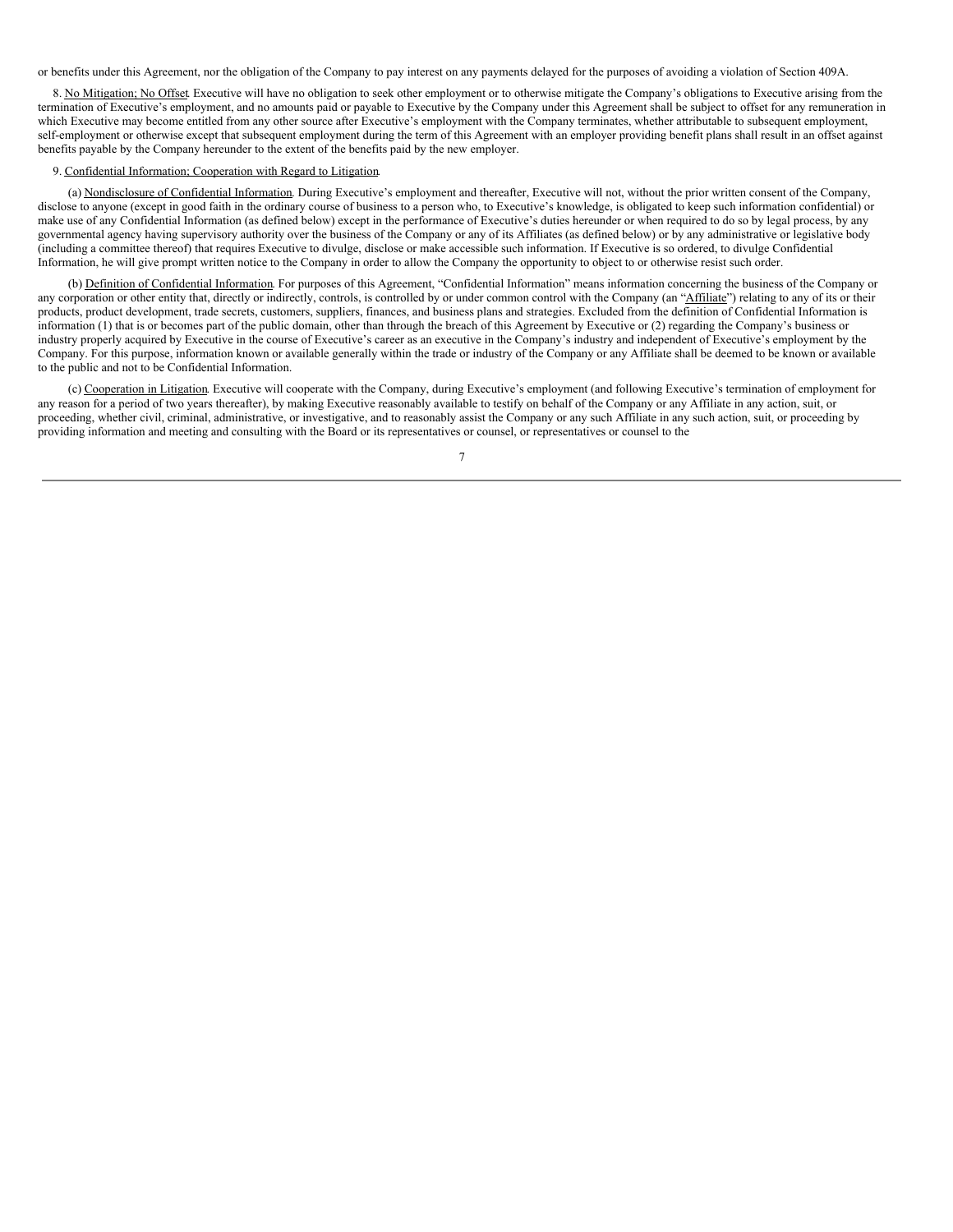or benefits under this Agreement, nor the obligation of the Company to pay interest on any payments delayed for the purposes of avoiding a violation of Section 409A.

8. No Mitigation; No Offset. Executive will have no obligation to seek other employment or to otherwise mitigate the Company's obligations to Executive arising from the termination of Executive's employment, and no amounts paid or payable to Executive by the Company under this Agreement shall be subject to offset for any remuneration in which Executive may become entitled from any other source after Executive's employment with the Company terminates, whether attributable to subsequent employment, self-employment or otherwise except that subsequent employment during the term of this Agreement with an employer providing benefit plans shall result in an offset against benefits payable by the Company hereunder to the extent of the benefits paid by the new employer.

9. Confidential Information; Cooperation with Regard to Litigation.

(a) Nondisclosure of Confidential Information. During Executive's employment and thereafter, Executive will not, without the prior written consent of the Company, disclose to anyone (except in good faith in the ordinary course of business to a person who, to Executive's knowledge, is obligated to keep such information confidential) or make use of any Confidential Information (as defined below) except in the performance of Executive's duties hereunder or when required to do so by legal process, by any governmental agency having supervisory authority over the business of the Company or any of its Affiliates (as defined below) or by any administrative or legislative body (including a committee thereof) that requires Executive to divulge, disclose or make accessible such information. If Executive is so ordered, to divulge Confidential Information, he will give prompt written notice to the Company in order to allow the Company the opportunity to object to or otherwise resist such order.

(b) Definition of Confidential Information. For purposes of this Agreement, "Confidential Information" means information concerning the business of the Company or any corporation or other entity that, directly or indirectly, controls, is controlled by or under common control with the Company (an "Affiliate") relating to any of its or their products, product development, trade secrets, customers, suppliers, finances, and business plans and strategies. Excluded from the definition of Confidential Information is information (1) that is or becomes part of the public domain, other than through the breach of this Agreement by Executive or (2) regarding the Company's business or industry properly acquired by Executive in the course of Executive's career as an executive in the Company's industry and independent of Executive's employment by the Company. For this purpose, information known or available generally within the trade or industry of the Company or any Affiliate shall be deemed to be known or available to the public and not to be Confidential Information.

(c) Cooperation in Litigation. Executive will cooperate with the Company, during Executive's employment (and following Executive's termination of employment for any reason for a period of two years thereafter), by making Executive reasonably available to testify on behalf of the Company or any Affiliate in any action, suit, or proceeding, whether civil, criminal, administrative, or investigative, and to reasonably assist the Company or any such Affiliate in any such action, suit, or proceeding by providing information and meeting and consulting with the Board or its representatives or counsel, or representatives or counsel to the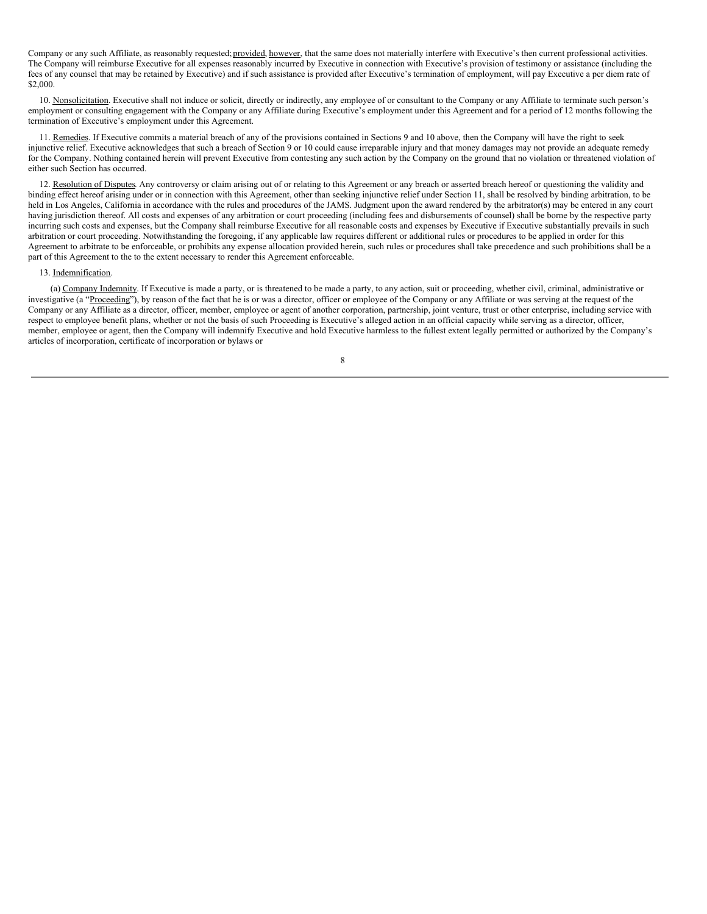Company or any such Affiliate, as reasonably requested; provided, however, that the same does not materially interfere with Executive's then current professional activities. The Company will reimburse Executive for all expenses reasonably incurred by Executive in connection with Executive's provision of testimony or assistance (including the fees of any counsel that may be retained by Executive) and if such assistance is provided after Executive's termination of employment, will pay Executive a per diem rate of $2,000.

10. Nonsolicitation. Executive shall not induce or solicit, directly or indirectly, any employee of or consultant to the Company or any Affiliate to terminate such person's employment or consulting engagement with the Company or any Affiliate during Executive's employment under this Agreement and for a period of 12 months following the termination of Executive's employment under this Agreement.

11. Remedies. If Executive commits a material breach of any of the provisions contained in Sections 9 and 10 above, then the Company will have the right to seek injunctive relief. Executive acknowledges that such a breach of Section 9 or 10 could cause irreparable injury and that money damages may not provide an adequate remedy for the Company. Nothing contained herein will prevent Executive from contesting any such action by the Company on the ground that no violation or threatened violation of either such Section has occurred.

12. Resolution of Disputes. Any controversy or claim arising out of or relating to this Agreement or any breach or asserted breach hereof or questioning the validity and binding effect hereof arising under or in connection with this Agreement, other than seeking injunctive relief under Section 11, shall be resolved by binding arbitration, to be held in Los Angeles, California in accordance with the rules and procedures of the JAMS. Judgment upon the award rendered by the arbitrator(s) may be entered in any court having jurisdiction thereof. All costs and expenses of any arbitration or court proceeding (including fees and disbursements of counsel) shall be borne by the respective party incurring such costs and expenses, but the Company shall reimburse Executive for all reasonable costs and expenses by Executive if Executive substantially prevails in such arbitration or court proceeding. Notwithstanding the foregoing, if any applicable law requires different or additional rules or procedures to be applied in order for this Agreement to arbitrate to be enforceable, or prohibits any expense allocation provided herein, such rules or procedures shall take precedence and such prohibitions shall be a part of this Agreement to the to the extent necessary to render this Agreement enforceable.

13. Indemnification.

(a) Company Indemnity. If Executive is made a party, or is threatened to be made a party, to any action, suit or proceeding, whether civil, criminal, administrative or investigative (a "Proceeding"), by reason of the fact that he is or was a director, officer or employee of the Company or any Affiliate or was serving at the request of the Company or any Affiliate as a director, officer, member, employee or agent of another corporation, partnership, joint venture, trust or other enterprise, including service with respect to employee benefit plans, whether or not the basis of such Proceeding is Executive's alleged action in an official capacity while serving as a director, officer, member, employee or agent, then the Company will indemnify Executive and hold Executive harmless to the fullest extent legally permitted or authorized by the Company's articles of incorporation, certificate of incorporation or bylaws or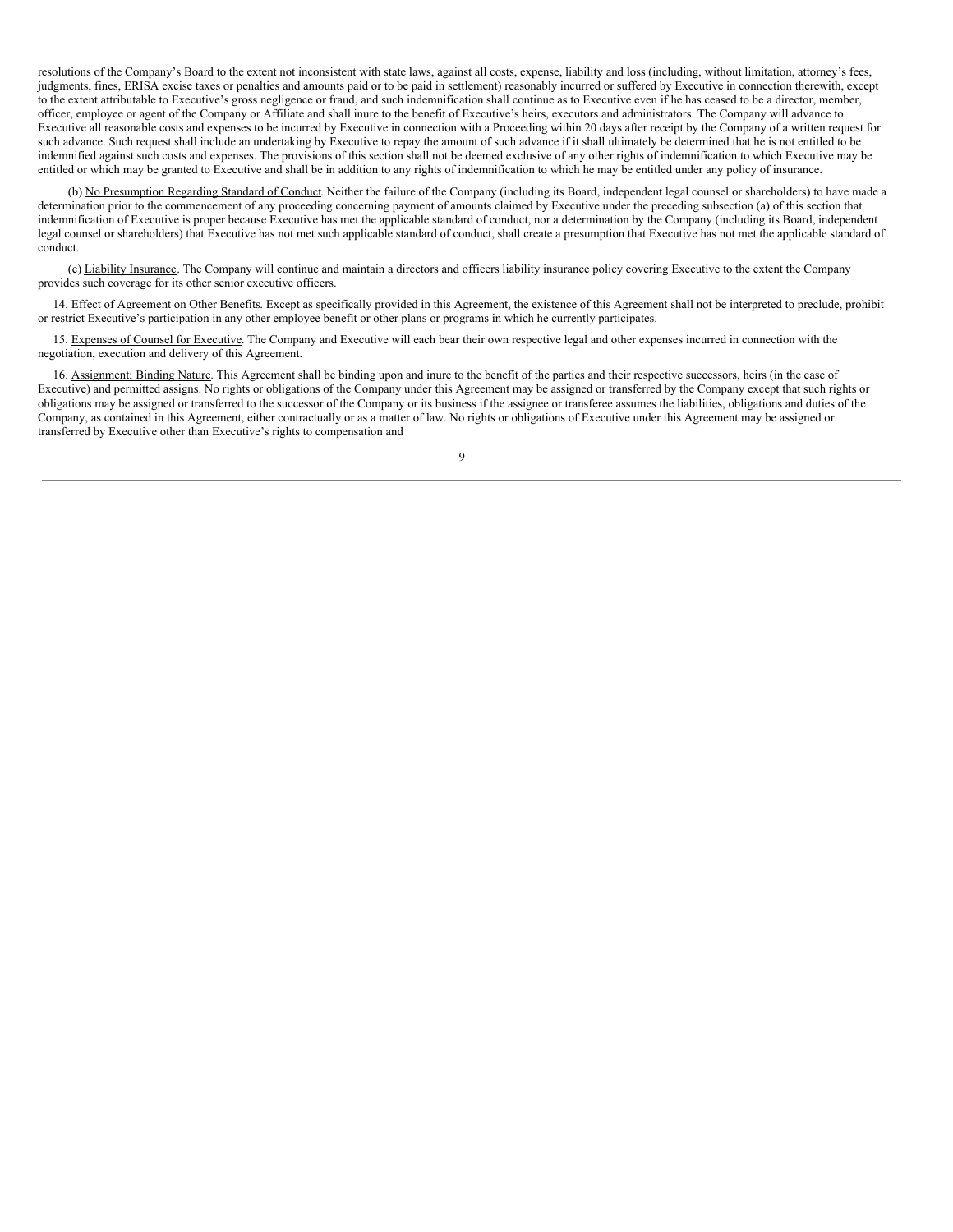resolutions of the Company's Board to the extent not inconsistent with state laws, against all costs, expense, liability and loss (including, without limitation, attorney's fees, judgments, fines, ERISA excise taxes or penalties and amounts paid or to be paid in settlement) reasonably incurred or suffered by Executive in connection therewith, except to the extent attributable to Executive's gross negligence or fraud, and such indemnification shall continue as to Executive even if he has ceased to be a director, member, officer, employee or agent of the Company or Affiliate and shall inure to the benefit of Executive's heirs, executors and administrators. The Company will advance to Executive all reasonable costs and expenses to be incurred by Executive in connection with a Proceeding within 20 days after receipt by the Company of a written request for such advance. Such request shall include an undertaking by Executive to repay the amount of such advance if it shall ultimately be determined that he is not entitled to be indemnified against such costs and expenses. The provisions of this section shall not be deemed exclusive of any other rights of indemnification to which Executive may be entitled or which may be granted to Executive and shall be in addition to any rights of indemnification to which he may be entitled under any policy of insurance.

(b) No Presumption Regarding Standard of Conduct. Neither the failure of the Company (including its Board, independent legal counsel or shareholders) to have made a determination prior to the commencement of any proceeding concerning payment of amounts claimed by Executive under the preceding subsection (a) of this section that indemnification of Executive is proper because Executive has met the applicable standard of conduct, nor a determination by the Company (including its Board, independent legal counsel or shareholders) that Executive has not met such applicable standard of conduct, shall create a presumption that Executive has not met the applicable standard of conduct.

(c) Liability Insurance. The Company will continue and maintain a directors and officers liability insurance policy covering Executive to the extent the Company provides such coverage for its other senior executive officers.

14. Effect of Agreement on Other Benefits. Except as specifically provided in this Agreement, the existence of this Agreement shall not be interpreted to preclude, prohibit or restrict Executive's participation in any other employee benefit or other plans or programs in which he currently participates.

15. Expenses of Counsel for Executive. The Company and Executive will each bear their own respective legal and other expenses incurred in connection with the negotiation, execution and delivery of this Agreement.

16. Assignment; Binding Nature. This Agreement shall be binding upon and inure to the benefit of the parties and their respective successors, heirs (in the case of Executive) and permitted assigns. No rights or obligations of the Company under this Agreement may be assigned or transferred by the Company except that such rights or obligations may be assigned or transferred to the successor of the Company or its business if the assignee or transferee assumes the liabilities, obligations and duties of the Company, as contained in this Agreement, either contractually or as a matter of law. No rights or obligations of Executive under this Agreement may be assigned or transferred by Executive other than Executive's rights to compensation and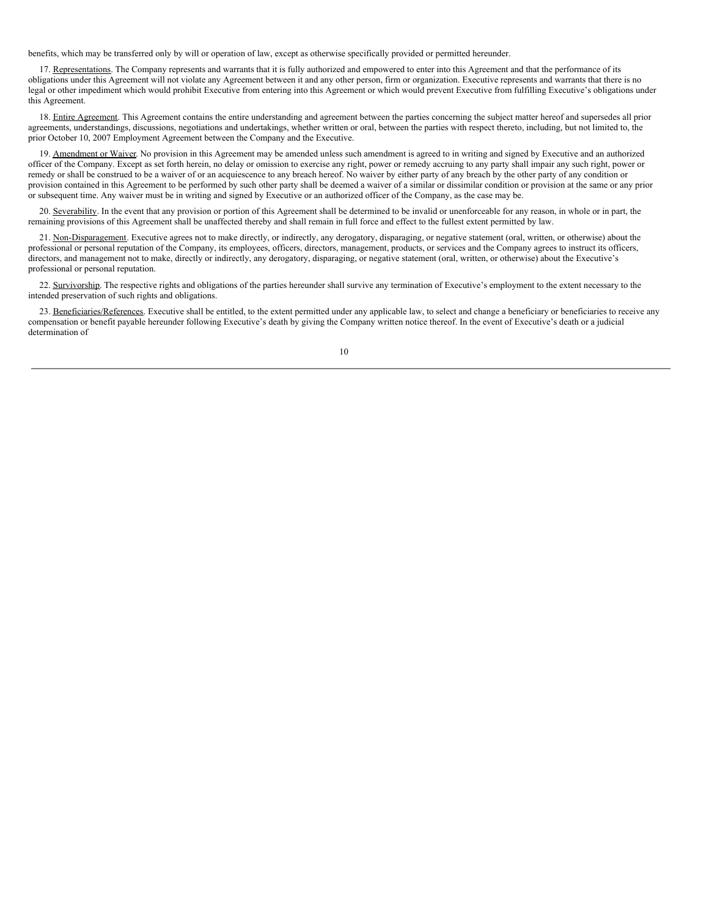benefits, which may be transferred only by will or operation of law, except as otherwise specifically provided or permitted hereunder.

17. Representations. The Company represents and warrants that it is fully authorized and empowered to enter into this Agreement and that the performance of its obligations under this Agreement will not violate any Agreement between it and any other person, firm or organization. Executive represents and warrants that there is no legal or other impediment which would prohibit Executive from entering into this Agreement or which would prevent Executive from fulfilling Executive's obligations under this Agreement.

18. Entire Agreement. This Agreement contains the entire understanding and agreement between the parties concerning the subject matter hereof and supersedes all prior agreements, understandings, discussions, negotiations and undertakings, whether written or oral, between the parties with respect thereto, including, but not limited to, the prior October 10, 2007 Employment Agreement between the Company and the Executive.

19. Amendment or Waiver. No provision in this Agreement may be amended unless such amendment is agreed to in writing and signed by Executive and an authorized officer of the Company. Except as set forth herein, no delay or omission to exercise any right, power or remedy accruing to any party shall impair any such right, power or remedy or shall be construed to be a waiver of or an acquiescence to any breach hereof. No waiver by either party of any breach by the other party of any condition or provision contained in this Agreement to be performed by such other party shall be deemed a waiver of a similar or dissimilar condition or provision at the same or any prior or subsequent time. Any waiver must be in writing and signed by Executive or an authorized officer of the Company, as the case may be.

20. Severability. In the event that any provision or portion of this Agreement shall be determined to be invalid or unenforceable for any reason, in whole or in part, the remaining provisions of this Agreement shall be unaffected thereby and shall remain in full force and effect to the fullest extent permitted by law.

21. Non-Disparagement. Executive agrees not to make directly, or indirectly, any derogatory, disparaging, or negative statement (oral, written, or otherwise) about the professional or personal reputation of the Company, its employees, officers, directors, management, products, or services and the Company agrees to instruct its officers, directors, and management not to make, directly or indirectly, any derogatory, disparaging, or negative statement (oral, written, or otherwise) about the Executive's professional or personal reputation.

22. Survivorship. The respective rights and obligations of the parties hereunder shall survive any termination of Executive's employment to the extent necessary to the intended preservation of such rights and obligations.

23. Beneficiaries/References. Executive shall be entitled, to the extent permitted under any applicable law, to select and change a beneficiary or beneficiaries to receive any compensation or benefit payable hereunder following Executive's death by giving the Company written notice thereof. In the event of Executive's death or a judicial determination of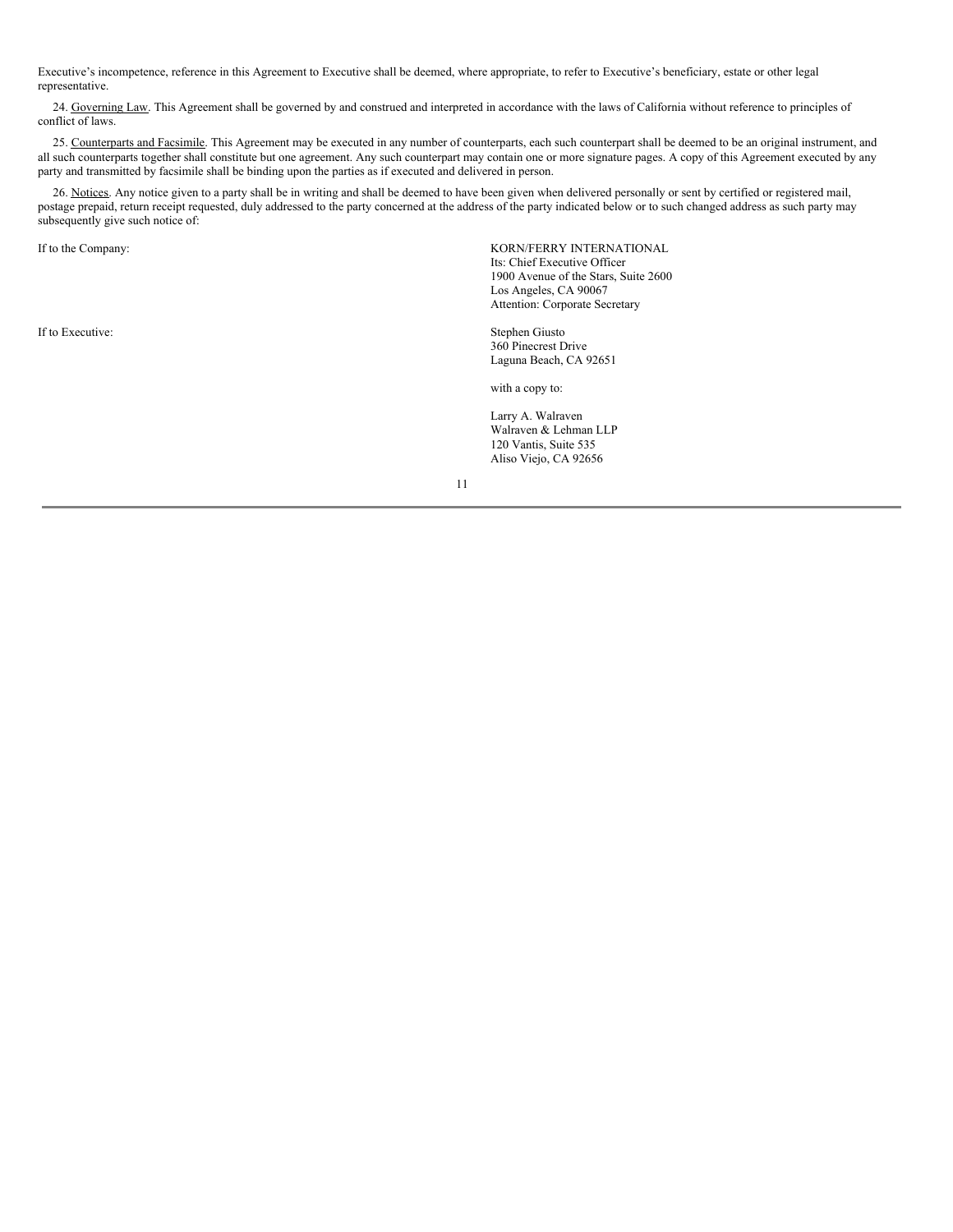Executive's incompetence, reference in this Agreement to Executive shall be deemed, where appropriate, to refer to Executive's beneficiary, estate or other legal representative.

24. Governing Law. This Agreement shall be governed by and construed and interpreted in accordance with the laws of California without reference to principles of conflict of laws.

25. Counterparts and Facsimile. This Agreement may be executed in any number of counterparts, each such counterpart shall be deemed to be an original instrument, and all such counterparts together shall constitute but one agreement. Any such counterpart may contain one or more signature pages. A copy of this Agreement executed by any party and transmitted by facsimile shall be binding upon the parties as if executed and delivered in person.

26. Notices. Any notice given to a party shall be in writing and shall be deemed to have been given when delivered personally or sent by certified or registered mail, postage prepaid, return receipt requested, duly addressed to the party concerned at the address of the party indicated below or to such changed address as such party may subsequently give such notice of:

If to the Company:

KORN/FERRY INTERNATIONAL
Its: Chief Executive Officer
1900 Avenue of the Stars, Suite 2600
Los Angeles, CA 90067
Attention: Corporate Secretary

If to Executive:

Stephen Giusto
360 Pinecrest Drive
Laguna Beach, CA 92651

with a copy to:

Larry A. Walraven
Walraven & Lehman LLP
120 Vantis, Suite 535
Aliso Viejo, CA 92656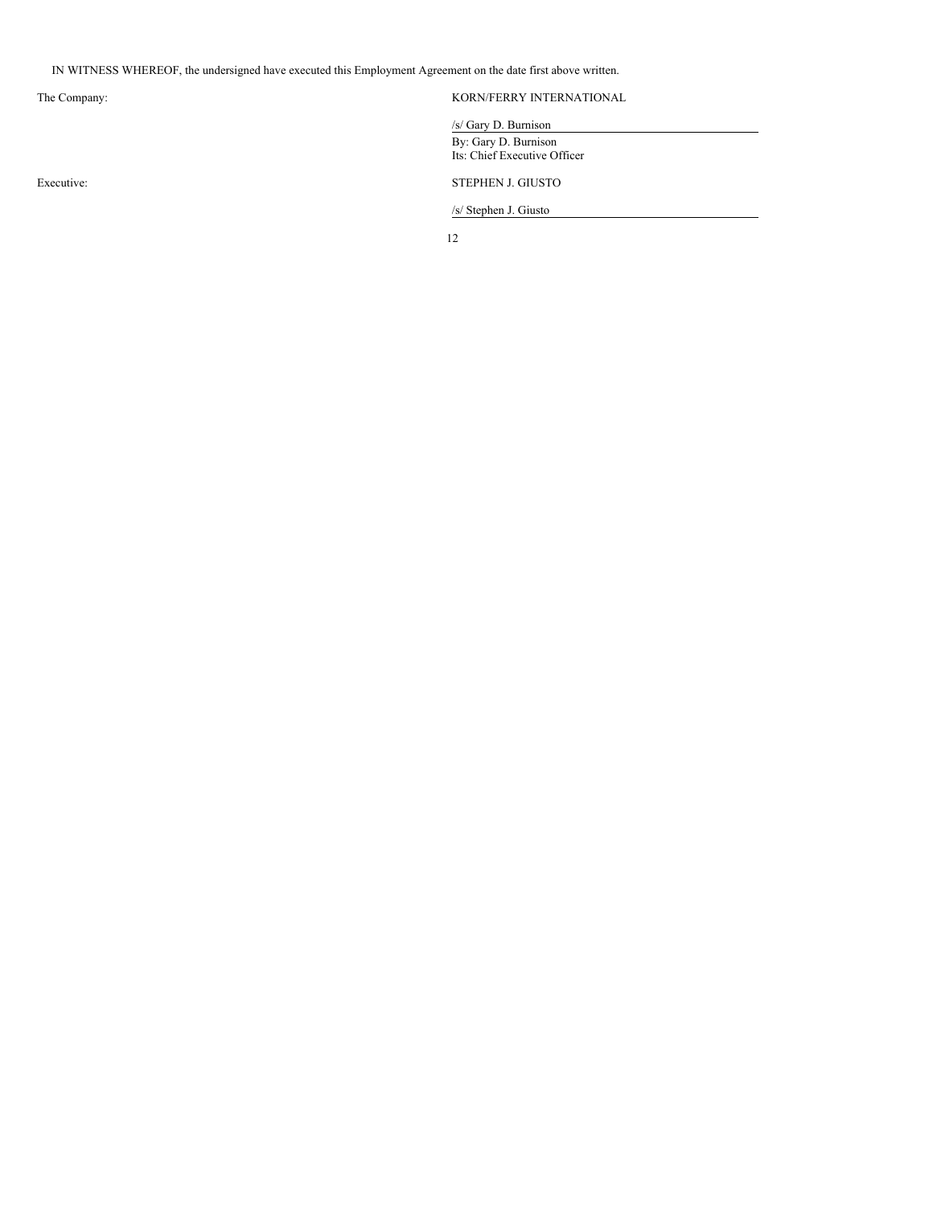IN WITNESS WHEREOF, the undersigned have executed this Employment Agreement on the date first above written.

| | |
|---|---|
| The Company: | KORN/FERRY INTERNATIONAL |
| | /s/ Gary D. Burnison |
| | By: Gary D. Burnison<br>Its: Chief Executive Officer |
| Executive: | STEPHEN J. GIUSTO |
| | /s/ Stephen J. Giusto |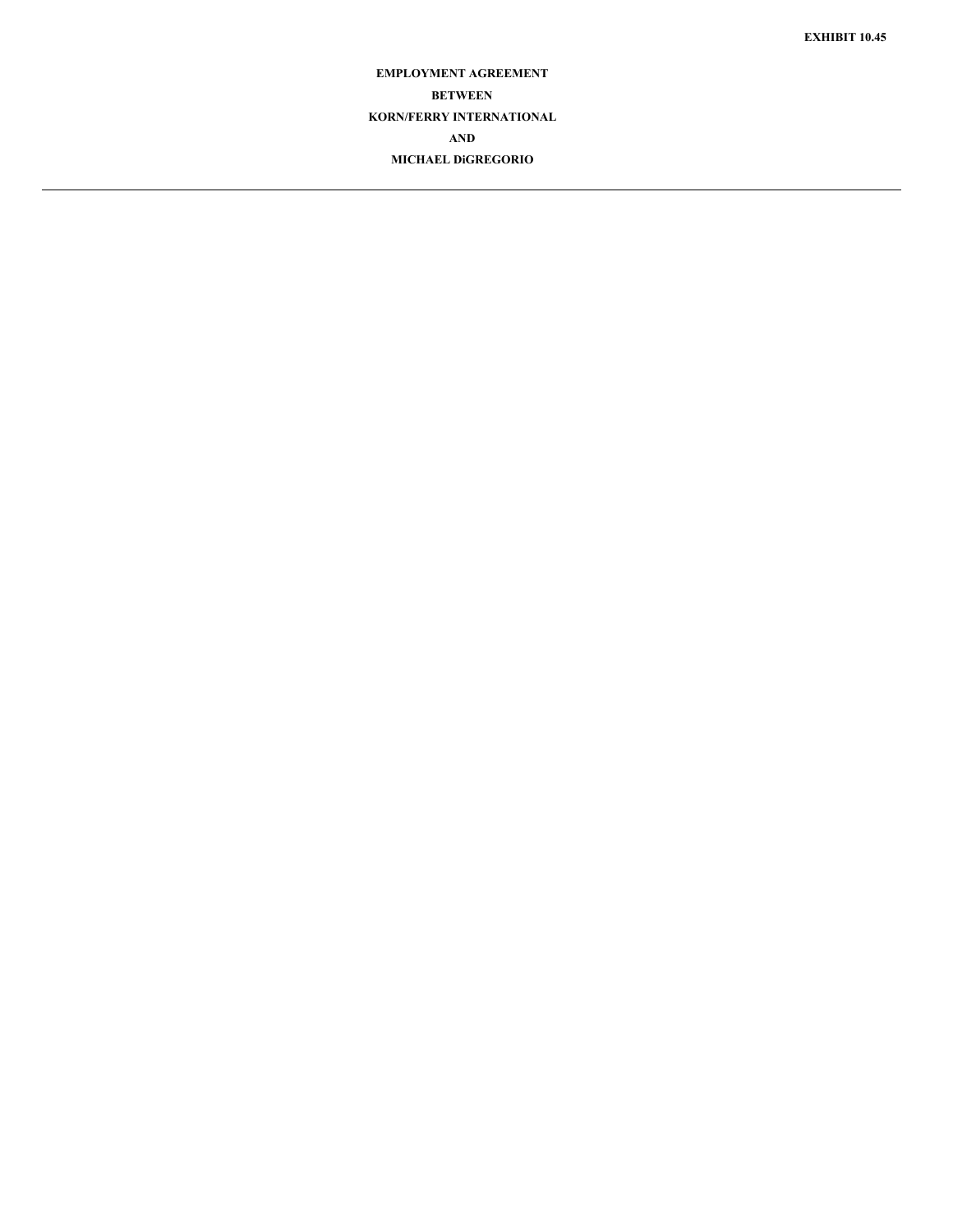**EXHIBIT 10.45**

**EMPLOYMENT AGREEMENT**

**BETWEEN**

**KORN/FERRY INTERNATIONAL**

**AND**

**MICHAEL DiGREGORIO**

---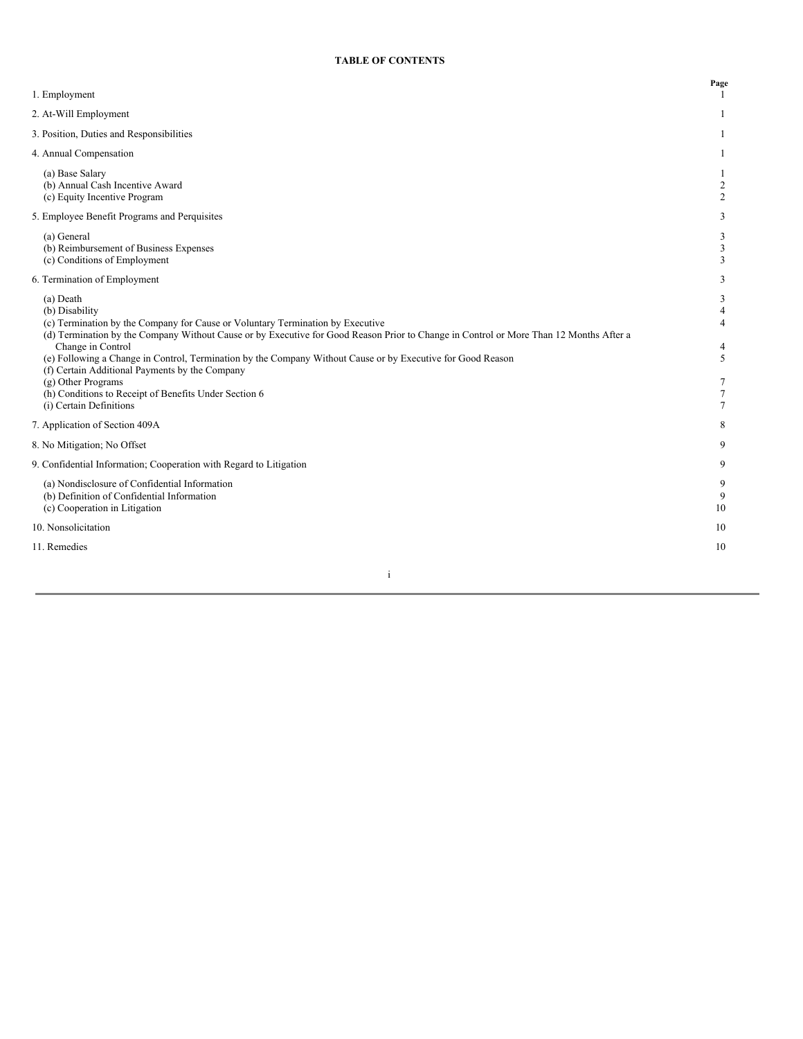**TABLE OF CONTENTS**

| | Page |
|---|---|
| 1. Employment | 1 |
| 2. At-Will Employment | 1 |
| 3. Position, Duties and Responsibilities | 1 |
| 4. Annual Compensation | 1 |
| (a) Base Salary | 1 |
| (b) Annual Cash Incentive Award | 2 |
| (c) Equity Incentive Program | 2 |
| 5. Employee Benefit Programs and Perquisites | 3 |
| (a) General | 3 |
| (b) Reimbursement of Business Expenses | 3 |
| (c) Conditions of Employment | 3 |
| 6. Termination of Employment | 3 |
| (a) Death | 3 |
| (b) Disability | 4 |
| (c) Termination by the Company for Cause or Voluntary Termination by Executive | 4 |
| (d) Termination by the Company Without Cause or by Executive for Good Reason Prior to Change in Control or More Than 12 Months After a Change in Control | 4 |
| (e) Following a Change in Control, Termination by the Company Without Cause or by Executive for Good Reason | 5 |
| (f) Certain Additional Payments by the Company | |
| (g) Other Programs | 7 |
| (h) Conditions to Receipt of Benefits Under Section 6 | 7 |
| (i) Certain Definitions | 7 |
| 7. Application of Section 409A | 8 |
| 8. No Mitigation; No Offset | 9 |
| 9. Confidential Information; Cooperation with Regard to Litigation | 9 |
| (a) Nondisclosure of Confidential Information | 9 |
| (b) Definition of Confidential Information | 9 |
| (c) Cooperation in Litigation | 10 |
| 10. Nonsolicitation | 10 |
| 11. Remedies | 10 |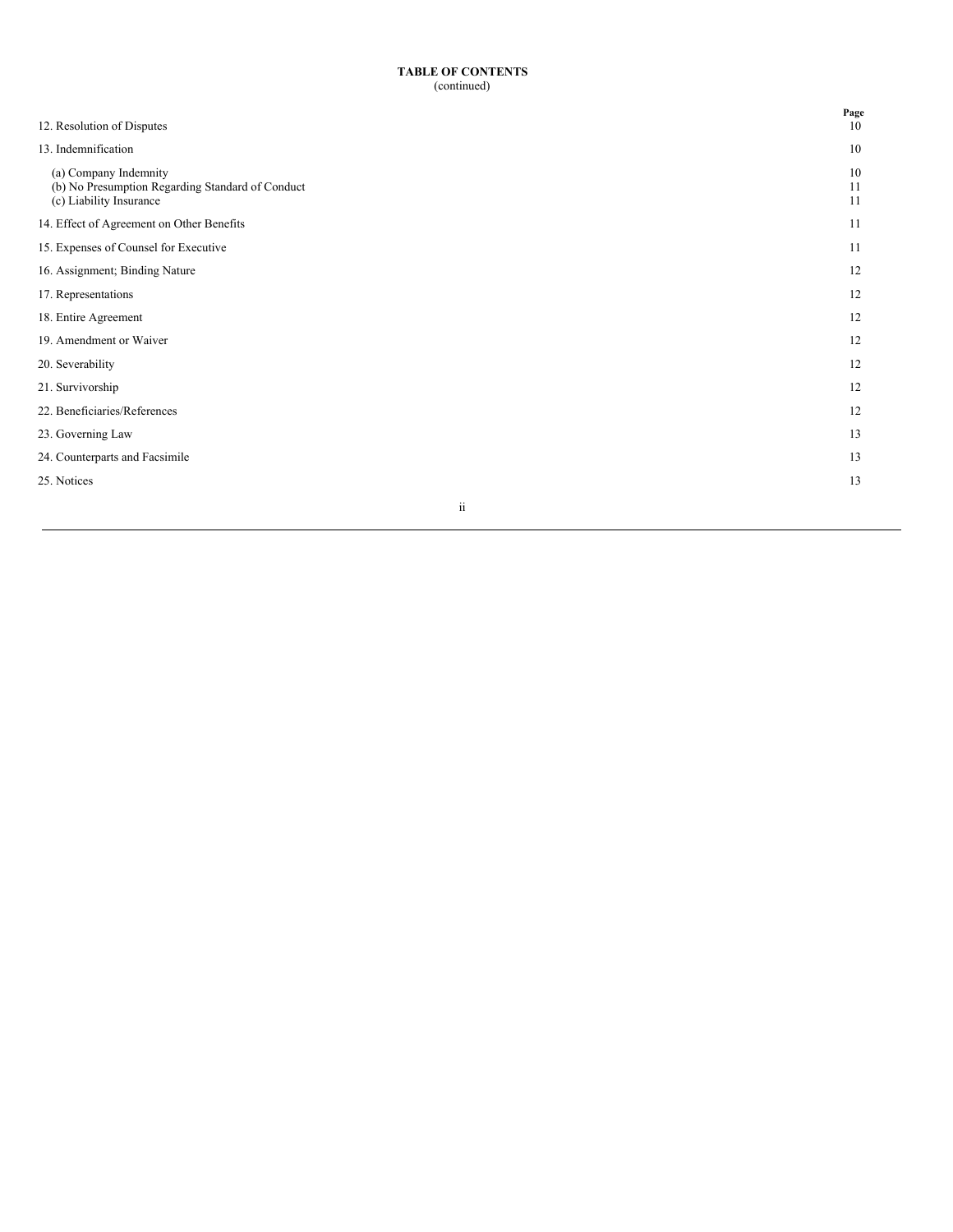**TABLE OF CONTENTS**
(continued)

| | Page |
|---|---|
| 12. Resolution of Disputes | 10 |
| 13. Indemnification | 10 |
| (a) Company Indemnity | 10 |
| (b) No Presumption Regarding Standard of Conduct | 11 |
| (c) Liability Insurance | 11 |
| 14. Effect of Agreement on Other Benefits | 11 |
| 15. Expenses of Counsel for Executive | 11 |
| 16. Assignment; Binding Nature | 12 |
| 17. Representations | 12 |
| 18. Entire Agreement | 12 |
| 19. Amendment or Waiver | 12 |
| 20. Severability | 12 |
| 21. Survivorship | 12 |
| 22. Beneficiaries/References | 12 |
| 23. Governing Law | 13 |
| 24. Counterparts and Facsimile | 13 |
| 25. Notices | 13 |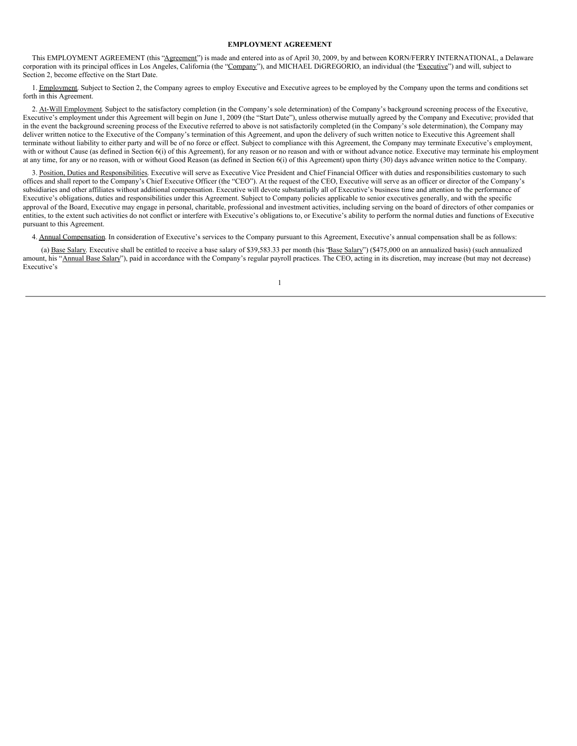**EMPLOYMENT AGREEMENT**

This EMPLOYMENT AGREEMENT (this "Agreement") is made and entered into as of April 30, 2009, by and between KORN/FERRY INTERNATIONAL, a Delaware corporation with its principal offices in Los Angeles, California (the "Company"), and MICHAEL DiGREGORIO, an individual (the "Executive") and will, subject to Section 2, become effective on the Start Date.

1. Employment. Subject to Section 2, the Company agrees to employ Executive and Executive agrees to be employed by the Company upon the terms and conditions set forth in this Agreement.

2. At-Will Employment. Subject to the satisfactory completion (in the Company's sole determination) of the Company's background screening process of the Executive, Executive's employment under this Agreement will begin on June 1, 2009 (the "Start Date"), unless otherwise mutually agreed by the Company and Executive; provided that in the event the background screening process of the Executive referred to above is not satisfactorily completed (in the Company's sole determination), the Company may deliver written notice to the Executive of the Company's termination of this Agreement, and upon the delivery of such written notice to Executive this Agreement shall terminate without liability to either party and will be of no force or effect. Subject to compliance with this Agreement, the Company may terminate Executive's employment, with or without Cause (as defined in Section 6(i) of this Agreement), for any reason or no reason and with or without advance notice. Executive may terminate his employment at any time, for any or no reason, with or without Good Reason (as defined in Section 6(i) of this Agreement) upon thirty (30) days advance written notice to the Company.

3. Position, Duties and Responsibilities. Executive will serve as Executive Vice President and Chief Financial Officer with duties and responsibilities customary to such offices and shall report to the Company's Chief Executive Officer (the "CEO"). At the request of the CEO, Executive will serve as an officer or director of the Company's subsidiaries and other affiliates without additional compensation. Executive will devote substantially all of Executive's business time and attention to the performance of Executive's obligations, duties and responsibilities under this Agreement. Subject to Company policies applicable to senior executives generally, and with the specific approval of the Board, Executive may engage in personal, charitable, professional and investment activities, including serving on the board of directors of other companies or entities, to the extent such activities do not conflict or interfere with Executive's obligations to, or Executive's ability to perform the normal duties and functions of Executive pursuant to this Agreement.

4. Annual Compensation. In consideration of Executive's services to the Company pursuant to this Agreement, Executive's annual compensation shall be as follows:

(a) Base Salary. Executive shall be entitled to receive a base salary of $39,583.33 per month (his "Base Salary") ($475,000 on an annualized basis) (such annualized amount, his "Annual Base Salary"), paid in accordance with the Company's regular payroll practices. The CEO, acting in its discretion, may increase (but may not decrease) Executive's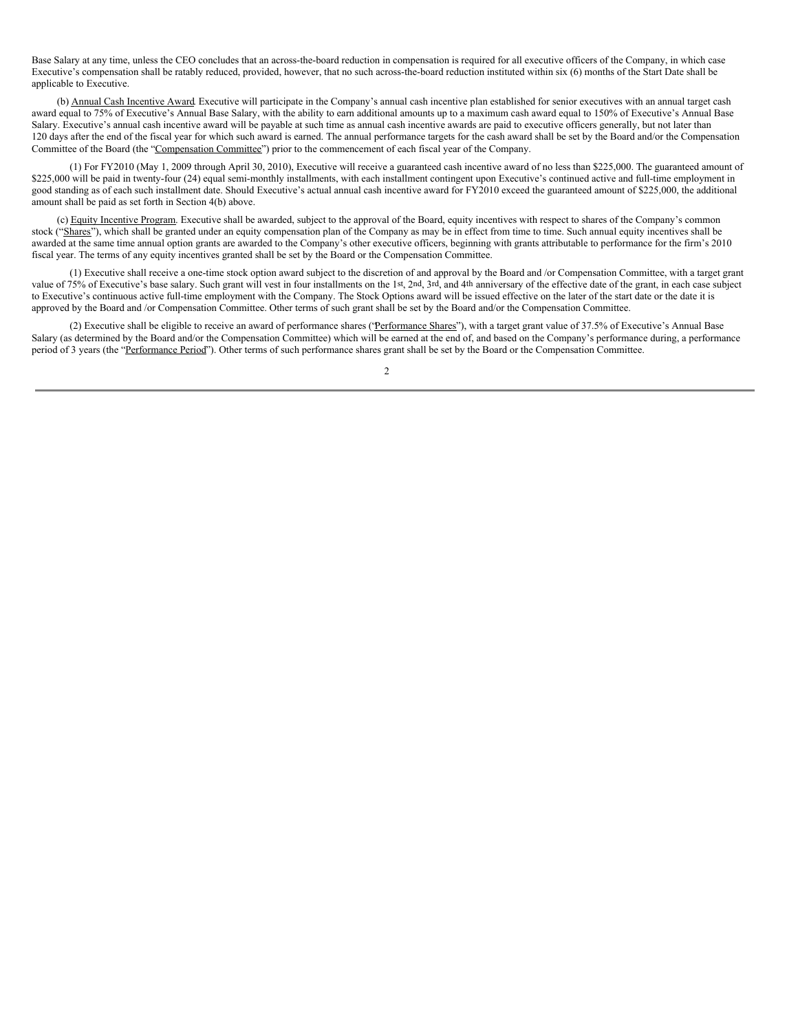Base Salary at any time, unless the CEO concludes that an across-the-board reduction in compensation is required for all executive officers of the Company, in which case Executive's compensation shall be ratably reduced, provided, however, that no such across-the-board reduction instituted within six (6) months of the Start Date shall be applicable to Executive.

(b) Annual Cash Incentive Award. Executive will participate in the Company's annual cash incentive plan established for senior executives with an annual target cash award equal to 75% of Executive's Annual Base Salary, with the ability to earn additional amounts up to a maximum cash award equal to 150% of Executive's Annual Base Salary. Executive's annual cash incentive award will be payable at such time as annual cash incentive awards are paid to executive officers generally, but not later than 120 days after the end of the fiscal year for which such award is earned. The annual performance targets for the cash award shall be set by the Board and/or the Compensation Committee of the Board (the "Compensation Committee") prior to the commencement of each fiscal year of the Company.

(1) For FY2010 (May 1, 2009 through April 30, 2010), Executive will receive a guaranteed cash incentive award of no less than $225,000. The guaranteed amount of $225,000 will be paid in twenty-four (24) equal semi-monthly installments, with each installment contingent upon Executive's continued active and full-time employment in good standing as of each such installment date. Should Executive's actual annual cash incentive award for FY2010 exceed the guaranteed amount of $225,000, the additional amount shall be paid as set forth in Section 4(b) above.

(c) Equity Incentive Program. Executive shall be awarded, subject to the approval of the Board, equity incentives with respect to shares of the Company's common stock ("Shares"), which shall be granted under an equity compensation plan of the Company as may be in effect from time to time. Such annual equity incentives shall be awarded at the same time annual option grants are awarded to the Company's other executive officers, beginning with grants attributable to performance for the firm's 2010 fiscal year. The terms of any equity incentives granted shall be set by the Board or the Compensation Committee.

(1) Executive shall receive a one-time stock option award subject to the discretion of and approval by the Board and /or Compensation Committee, with a target grant value of 75% of Executive's base salary. Such grant will vest in four installments on the 1st, 2nd, 3rd, and 4th anniversary of the effective date of the grant, in each case subject to Executive's continuous active full-time employment with the Company. The Stock Options award will be issued effective on the later of the start date or the date it is approved by the Board and /or Compensation Committee. Other terms of such grant shall be set by the Board and/or the Compensation Committee.

(2) Executive shall be eligible to receive an award of performance shares ('Performance Shares"), with a target grant value of 37.5% of Executive's Annual Base Salary (as determined by the Board and/or the Compensation Committee) which will be earned at the end of, and based on the Company's performance during, a performance period of 3 years (the "Performance Period"). Other terms of such performance shares grant shall be set by the Board or the Compensation Committee.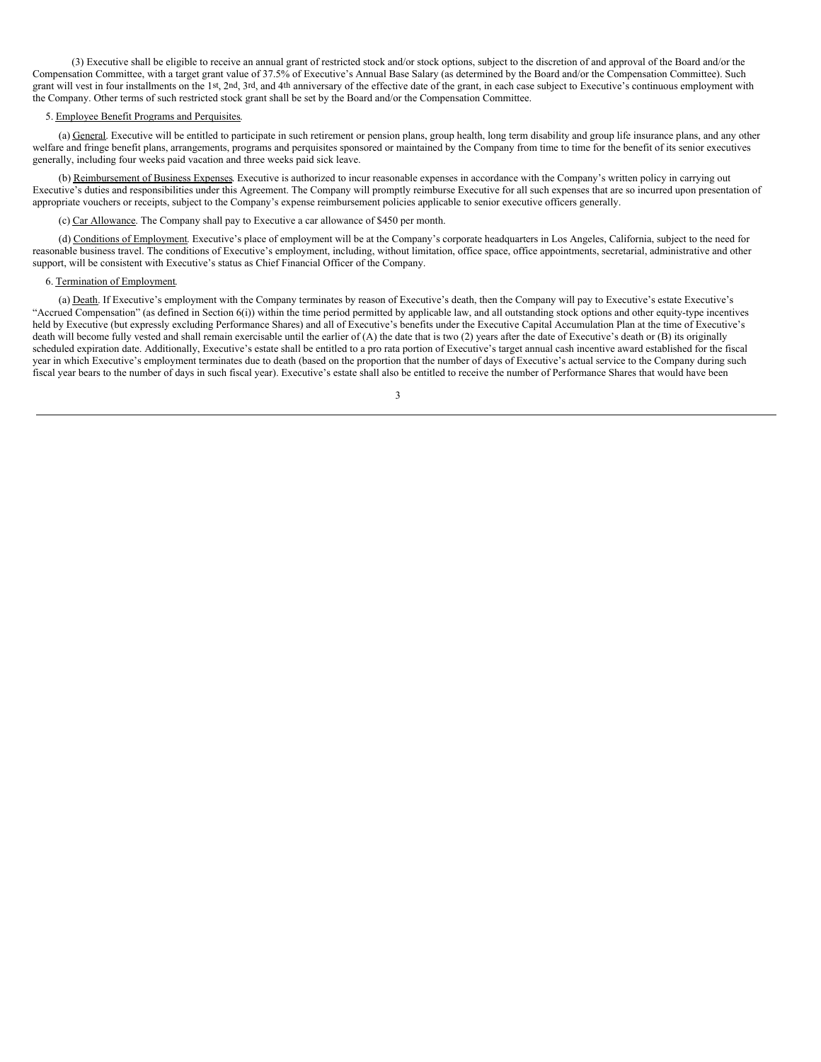(3) Executive shall be eligible to receive an annual grant of restricted stock and/or stock options, subject to the discretion of and approval of the Board and/or the Compensation Committee, with a target grant value of 37.5% of Executive's Annual Base Salary (as determined by the Board and/or the Compensation Committee). Such grant will vest in four installments on the 1st, 2nd, 3rd, and 4th anniversary of the effective date of the grant, in each case subject to Executive's continuous employment with the Company. Other terms of such restricted stock grant shall be set by the Board and/or the Compensation Committee.

5. Employee Benefit Programs and Perquisites.

(a) General. Executive will be entitled to participate in such retirement or pension plans, group health, long term disability and group life insurance plans, and any other welfare and fringe benefit plans, arrangements, programs and perquisites sponsored or maintained by the Company from time to time for the benefit of its senior executives generally, including four weeks paid vacation and three weeks paid sick leave.

(b) Reimbursement of Business Expenses. Executive is authorized to incur reasonable expenses in accordance with the Company's written policy in carrying out Executive's duties and responsibilities under this Agreement. The Company will promptly reimburse Executive for all such expenses that are so incurred upon presentation of appropriate vouchers or receipts, subject to the Company's expense reimbursement policies applicable to senior executive officers generally.

(c) Car Allowance. The Company shall pay to Executive a car allowance of $450 per month.

(d) Conditions of Employment. Executive's place of employment will be at the Company's corporate headquarters in Los Angeles, California, subject to the need for reasonable business travel. The conditions of Executive's employment, including, without limitation, office space, office appointments, secretarial, administrative and other support, will be consistent with Executive's status as Chief Financial Officer of the Company.

6. Termination of Employment.

(a) Death. If Executive's employment with the Company terminates by reason of Executive's death, then the Company will pay to Executive's estate Executive's "Accrued Compensation" (as defined in Section 6(i)) within the time period permitted by applicable law, and all outstanding stock options and other equity-type incentives held by Executive (but expressly excluding Performance Shares) and all of Executive's benefits under the Executive Capital Accumulation Plan at the time of Executive's death will become fully vested and shall remain exercisable until the earlier of (A) the date that is two (2) years after the date of Executive's death or (B) its originally scheduled expiration date. Additionally, Executive's estate shall be entitled to a pro rata portion of Executive's target annual cash incentive award established for the fiscal year in which Executive's employment terminates due to death (based on the proportion that the number of days of Executive's actual service to the Company during such fiscal year bears to the number of days in such fiscal year). Executive's estate shall also be entitled to receive the number of Performance Shares that would have been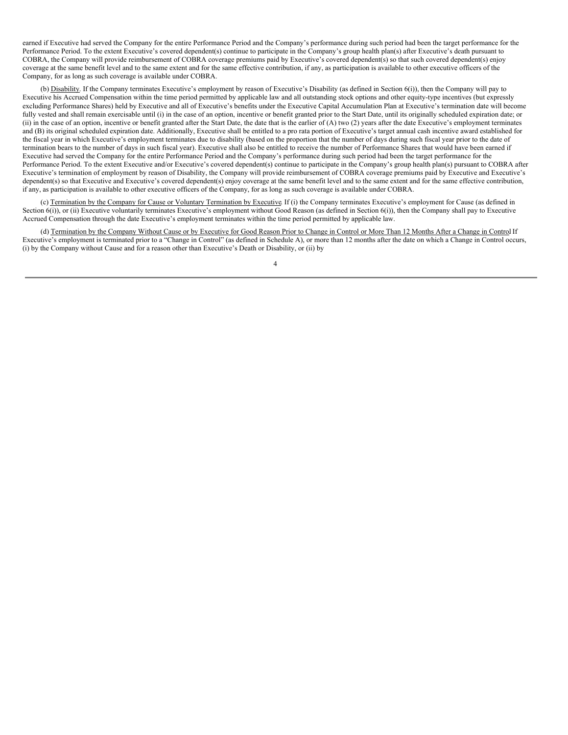earned if Executive had served the Company for the entire Performance Period and the Company's performance during such period had been the target performance for the Performance Period. To the extent Executive's covered dependent(s) continue to participate in the Company's group health plan(s) after Executive's death pursuant to COBRA, the Company will provide reimbursement of COBRA coverage premiums paid by Executive's covered dependent(s) so that such covered dependent(s) enjoy coverage at the same benefit level and to the same extent and for the same effective contribution, if any, as participation is available to other executive officers of the Company, for as long as such coverage is available under COBRA.

(b) Disability. If the Company terminates Executive's employment by reason of Executive's Disability (as defined in Section 6(i)), then the Company will pay to Executive his Accrued Compensation within the time period permitted by applicable law and all outstanding stock options and other equity-type incentives (but expressly excluding Performance Shares) held by Executive and all of Executive's benefits under the Executive Capital Accumulation Plan at Executive's termination date will become fully vested and shall remain exercisable until (i) in the case of an option, incentive or benefit granted prior to the Start Date, until its originally scheduled expiration date; or (ii) in the case of an option, incentive or benefit granted after the Start Date, the date that is the earlier of (A) two (2) years after the date Executive's employment terminates and (B) its original scheduled expiration date. Additionally, Executive shall be entitled to a pro rata portion of Executive's target annual cash incentive award established for the fiscal year in which Executive's employment terminates due to disability (based on the proportion that the number of days during such fiscal year prior to the date of termination bears to the number of days in such fiscal year). Executive shall also be entitled to receive the number of Performance Shares that would have been earned if Executive had served the Company for the entire Performance Period and the Company's performance during such period had been the target performance for the Performance Period. To the extent Executive and/or Executive's covered dependent(s) continue to participate in the Company's group health plan(s) pursuant to COBRA after Executive's termination of employment by reason of Disability, the Company will provide reimbursement of COBRA coverage premiums paid by Executive and Executive's dependent(s) so that Executive and Executive's covered dependent(s) enjoy coverage at the same benefit level and to the same extent and for the same effective contribution, if any, as participation is available to other executive officers of the Company, for as long as such coverage is available under COBRA.

(c) Termination by the Company for Cause or Voluntary Termination by Executive. If (i) the Company terminates Executive's employment for Cause (as defined in Section 6(i)), or (ii) Executive voluntarily terminates Executive's employment without Good Reason (as defined in Section 6(i)), then the Company shall pay to Executive Accrued Compensation through the date Executive's employment terminates within the time period permitted by applicable law.

(d) Termination by the Company Without Cause or by Executive for Good Reason Prior to Change in Control or More Than 12 Months After a Change in Control. If Executive's employment is terminated prior to a "Change in Control" (as defined in Schedule A), or more than 12 months after the date on which a Change in Control occurs, (i) by the Company without Cause and for a reason other than Executive's Death or Disability, or (ii) by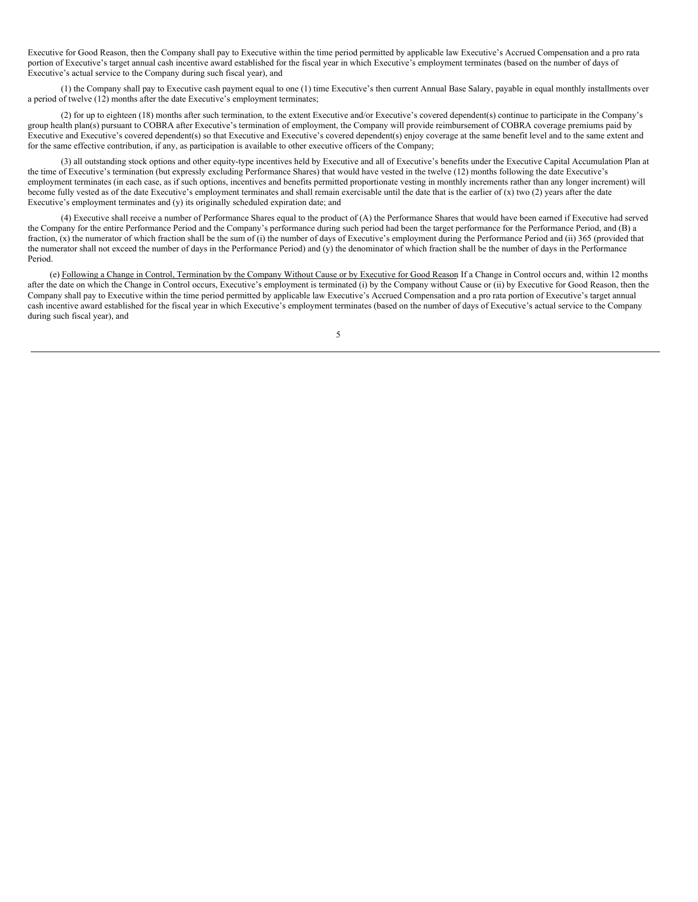Executive for Good Reason, then the Company shall pay to Executive within the time period permitted by applicable law Executive's Accrued Compensation and a pro rata portion of Executive's target annual cash incentive award established for the fiscal year in which Executive's employment terminates (based on the number of days of Executive's actual service to the Company during such fiscal year), and

(1) the Company shall pay to Executive cash payment equal to one (1) time Executive's then current Annual Base Salary, payable in equal monthly installments over a period of twelve (12) months after the date Executive's employment terminates;

(2) for up to eighteen (18) months after such termination, to the extent Executive and/or Executive's covered dependent(s) continue to participate in the Company's group health plan(s) pursuant to COBRA after Executive's termination of employment, the Company will provide reimbursement of COBRA coverage premiums paid by Executive and Executive's covered dependent(s) so that Executive and Executive's covered dependent(s) enjoy coverage at the same benefit level and to the same extent and for the same effective contribution, if any, as participation is available to other executive officers of the Company;

(3) all outstanding stock options and other equity-type incentives held by Executive and all of Executive's benefits under the Executive Capital Accumulation Plan at the time of Executive's termination (but expressly excluding Performance Shares) that would have vested in the twelve (12) months following the date Executive's employment terminates (in each case, as if such options, incentives and benefits permitted proportionate vesting in monthly increments rather than any longer increment) will become fully vested as of the date Executive's employment terminates and shall remain exercisable until the date that is the earlier of (x) two (2) years after the date Executive's employment terminates and (y) its originally scheduled expiration date; and

(4) Executive shall receive a number of Performance Shares equal to the product of (A) the Performance Shares that would have been earned if Executive had served the Company for the entire Performance Period and the Company's performance during such period had been the target performance for the Performance Period, and (B) a fraction, (x) the numerator of which fraction shall be the sum of (i) the number of days of Executive's employment during the Performance Period and (ii) 365 (provided that the numerator shall not exceed the number of days in the Performance Period) and (y) the denominator of which fraction shall be the number of days in the Performance Period.

(e) Following a Change in Control, Termination by the Company Without Cause or by Executive for Good Reason If a Change in Control occurs and, within 12 months after the date on which the Change in Control occurs, Executive's employment is terminated (i) by the Company without Cause or (ii) by Executive for Good Reason, then the Company shall pay to Executive within the time period permitted by applicable law Executive's Accrued Compensation and a pro rata portion of Executive's target annual cash incentive award established for the fiscal year in which Executive's employment terminates (based on the number of days of Executive's actual service to the Company during such fiscal year), and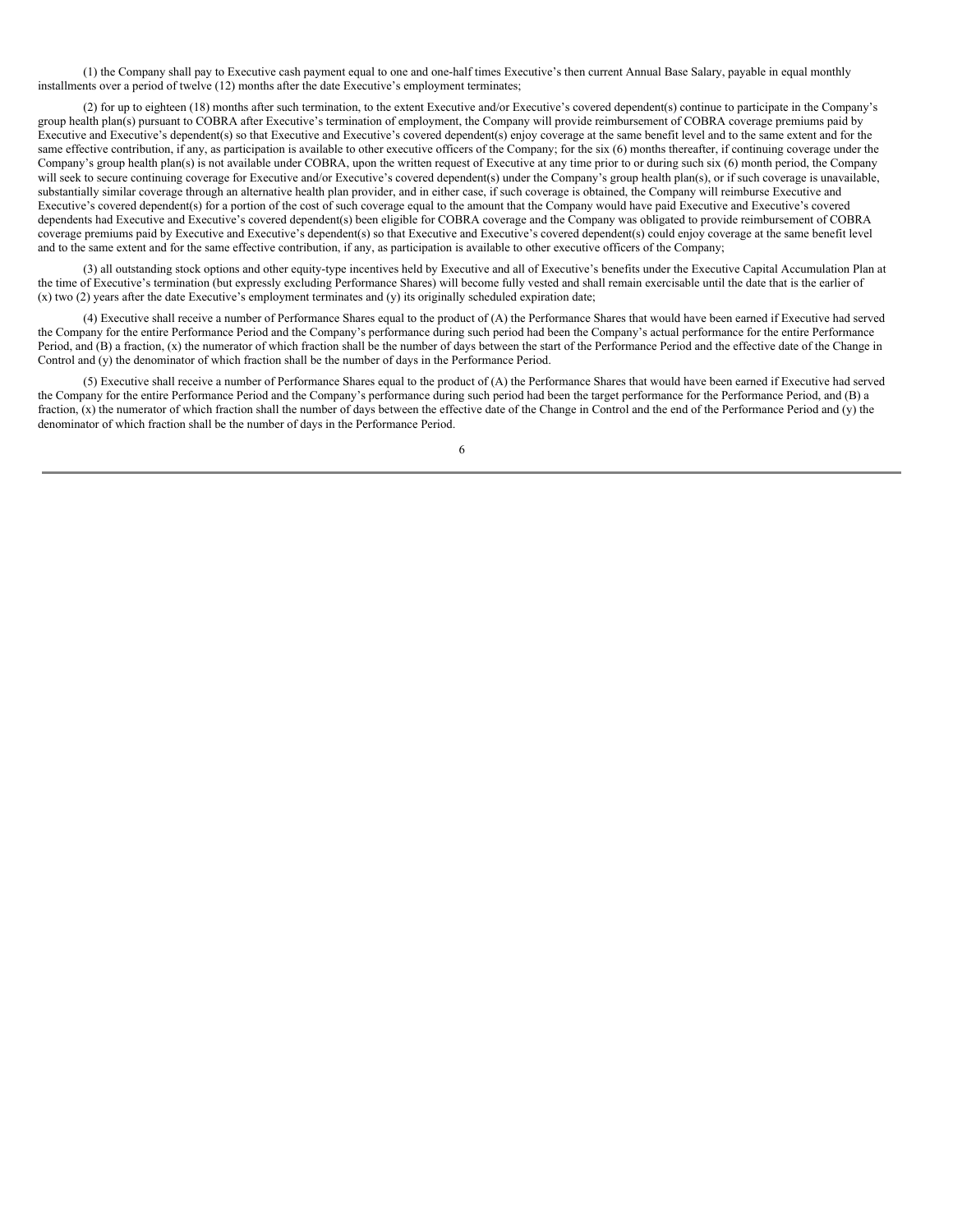(1) the Company shall pay to Executive cash payment equal to one and one-half times Executive's then current Annual Base Salary, payable in equal monthly installments over a period of twelve (12) months after the date Executive's employment terminates;

(2) for up to eighteen (18) months after such termination, to the extent Executive and/or Executive's covered dependent(s) continue to participate in the Company's group health plan(s) pursuant to COBRA after Executive's termination of employment, the Company will provide reimbursement of COBRA coverage premiums paid by Executive and Executive's dependent(s) so that Executive and Executive's covered dependent(s) enjoy coverage at the same benefit level and to the same extent and for the same effective contribution, if any, as participation is available to other executive officers of the Company; for the six (6) months thereafter, if continuing coverage under the Company's group health plan(s) is not available under COBRA, upon the written request of Executive at any time prior to or during such six (6) month period, the Company will seek to secure continuing coverage for Executive and/or Executive's covered dependent(s) under the Company's group health plan(s), or if such coverage is unavailable, substantially similar coverage through an alternative health plan provider, and in either case, if such coverage is obtained, the Company will reimburse Executive and Executive's covered dependent(s) for a portion of the cost of such coverage equal to the amount that the Company would have paid Executive and Executive's covered dependents had Executive and Executive's covered dependent(s) been eligible for COBRA coverage and the Company was obligated to provide reimbursement of COBRA coverage premiums paid by Executive and Executive's dependent(s) so that Executive and Executive's covered dependent(s) could enjoy coverage at the same benefit level and to the same extent and for the same effective contribution, if any, as participation is available to other executive officers of the Company;

(3) all outstanding stock options and other equity-type incentives held by Executive and all of Executive's benefits under the Executive Capital Accumulation Plan at the time of Executive's termination (but expressly excluding Performance Shares) will become fully vested and shall remain exercisable until the date that is the earlier of (x) two (2) years after the date Executive's employment terminates and (y) its originally scheduled expiration date;

(4) Executive shall receive a number of Performance Shares equal to the product of (A) the Performance Shares that would have been earned if Executive had served the Company for the entire Performance Period and the Company's performance during such period had been the Company's actual performance for the entire Performance Period, and (B) a fraction, (x) the numerator of which fraction shall be the number of days between the start of the Performance Period and the effective date of the Change in Control and (y) the denominator of which fraction shall be the number of days in the Performance Period.

(5) Executive shall receive a number of Performance Shares equal to the product of (A) the Performance Shares that would have been earned if Executive had served the Company for the entire Performance Period and the Company's performance during such period had been the target performance for the Performance Period, and (B) a fraction, (x) the numerator of which fraction shall the number of days between the effective date of the Change in Control and the end of the Performance Period and (y) the denominator of which fraction shall be the number of days in the Performance Period.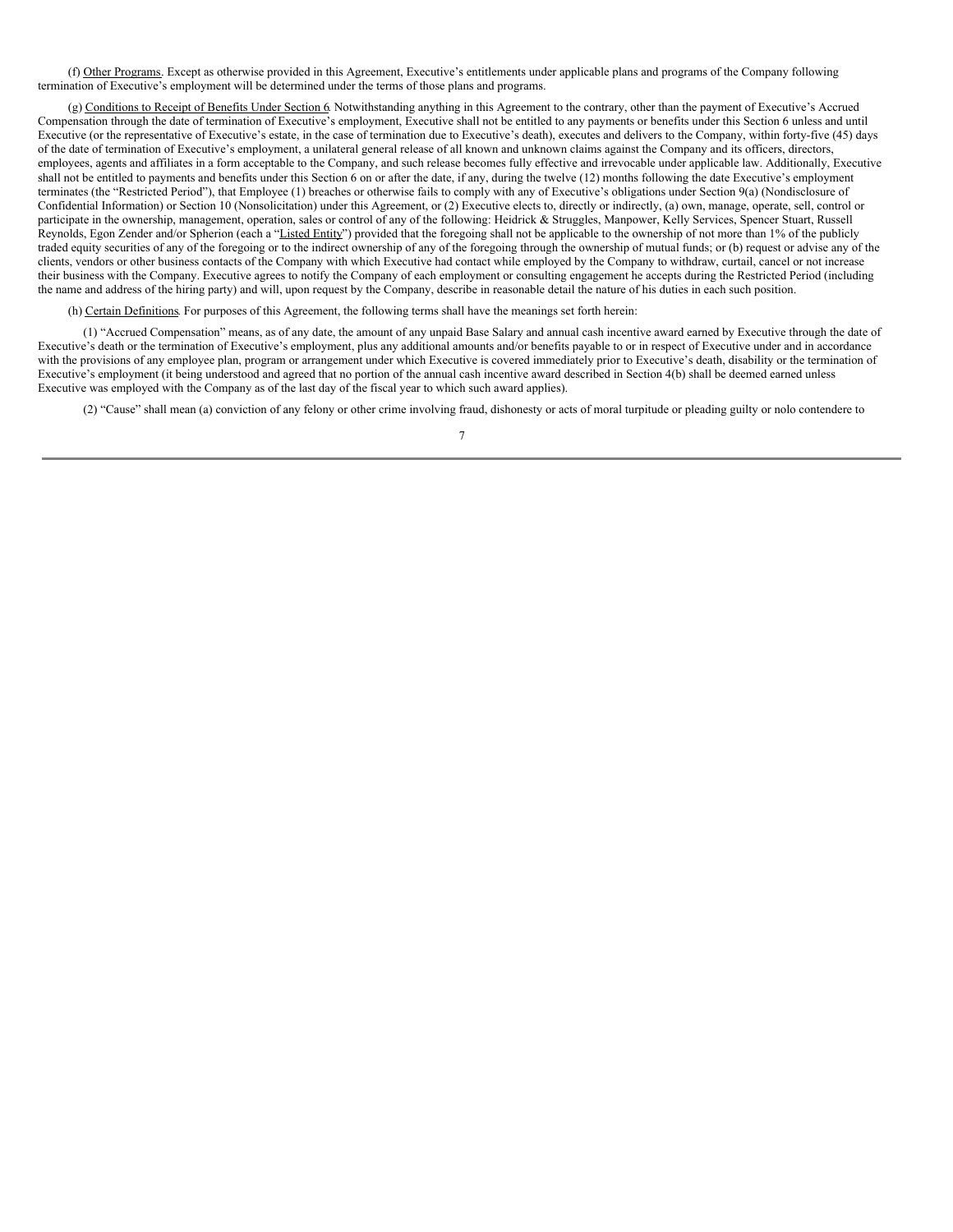(f) Other Programs. Except as otherwise provided in this Agreement, Executive's entitlements under applicable plans and programs of the Company following termination of Executive's employment will be determined under the terms of those plans and programs.

(g) Conditions to Receipt of Benefits Under Section 6. Notwithstanding anything in this Agreement to the contrary, other than the payment of Executive's Accrued Compensation through the date of termination of Executive's employment, Executive shall not be entitled to any payments or benefits under this Section 6 unless and until Executive (or the representative of Executive's estate, in the case of termination due to Executive's death), executes and delivers to the Company, within forty-five (45) days of the date of termination of Executive's employment, a unilateral general release of all known and unknown claims against the Company and its officers, directors, employees, agents and affiliates in a form acceptable to the Company, and such release becomes fully effective and irrevocable under applicable law. Additionally, Executive shall not be entitled to payments and benefits under this Section 6 on or after the date, if any, during the twelve (12) months following the date Executive's employment terminates (the "Restricted Period"), that Employee (1) breaches or otherwise fails to comply with any of Executive's obligations under Section 9(a) (Nondisclosure of Confidential Information) or Section 10 (Nonsolicitation) under this Agreement, or (2) Executive elects to, directly or indirectly, (a) own, manage, operate, sell, control or participate in the ownership, management, operation, sales or control of any of the following: Heidrick & Struggles, Manpower, Kelly Services, Spencer Stuart, Russell Reynolds, Egon Zender and/or Spherion (each a "Listed Entity") provided that the foregoing shall not be applicable to the ownership of not more than 1% of the publicly traded equity securities of any of the foregoing or to the indirect ownership of any of the foregoing through the ownership of mutual funds; or (b) request or advise any of the clients, vendors or other business contacts of the Company with which Executive had contact while employed by the Company to withdraw, curtail, cancel or not increase their business with the Company. Executive agrees to notify the Company of each employment or consulting engagement he accepts during the Restricted Period (including the name and address of the hiring party) and will, upon request by the Company, describe in reasonable detail the nature of his duties in each such position.

(h) Certain Definitions. For purposes of this Agreement, the following terms shall have the meanings set forth herein:

(1) "Accrued Compensation" means, as of any date, the amount of any unpaid Base Salary and annual cash incentive award earned by Executive through the date of Executive's death or the termination of Executive's employment, plus any additional amounts and/or benefits payable to or in respect of Executive under and in accordance with the provisions of any employee plan, program or arrangement under which Executive is covered immediately prior to Executive's death, disability or the termination of Executive's employment (it being understood and agreed that no portion of the annual cash incentive award described in Section 4(b) shall be deemed earned unless Executive was employed with the Company as of the last day of the fiscal year to which such award applies).

(2) "Cause" shall mean (a) conviction of any felony or other crime involving fraud, dishonesty or acts of moral turpitude or pleading guilty or nolo contendere to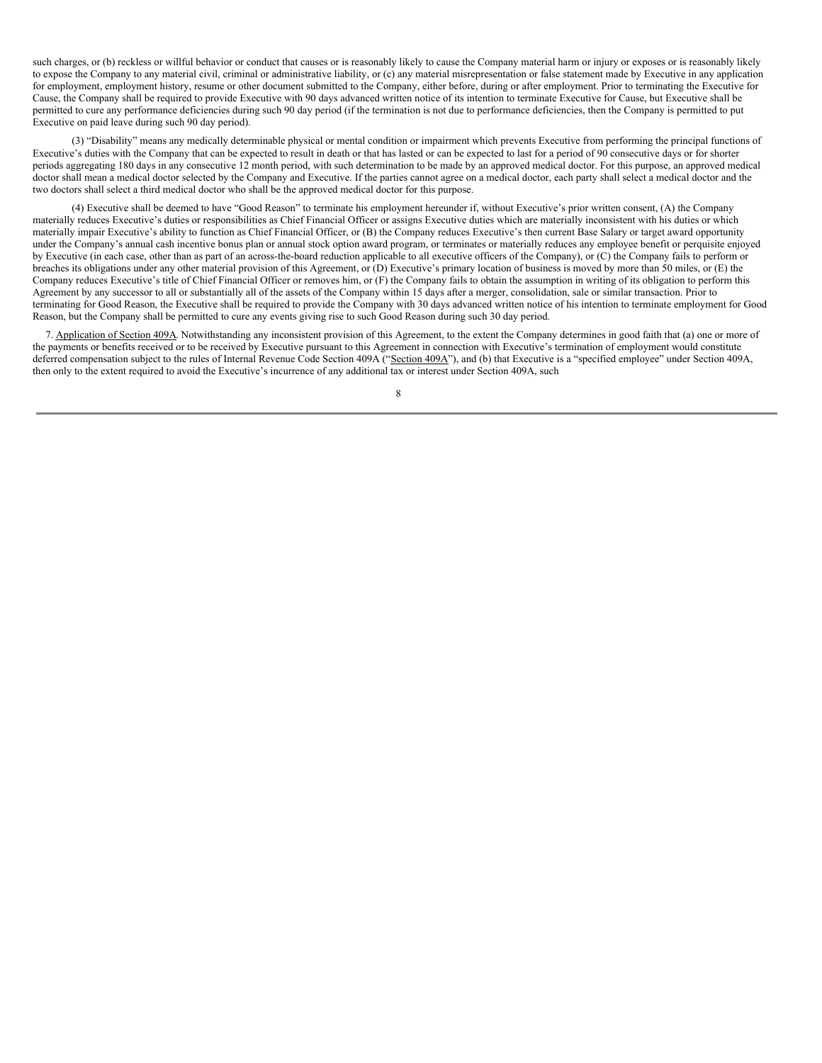such charges, or (b) reckless or willful behavior or conduct that causes or is reasonably likely to cause the Company material harm or injury or exposes or is reasonably likely to expose the Company to any material civil, criminal or administrative liability, or (c) any material misrepresentation or false statement made by Executive in any application for employment, employment history, resume or other document submitted to the Company, either before, during or after employment. Prior to terminating the Executive for Cause, the Company shall be required to provide Executive with 90 days advanced written notice of its intention to terminate Executive for Cause, but Executive shall be permitted to cure any performance deficiencies during such 90 day period (if the termination is not due to performance deficiencies, then the Company is permitted to put Executive on paid leave during such 90 day period).

(3) "Disability" means any medically determinable physical or mental condition or impairment which prevents Executive from performing the principal functions of Executive's duties with the Company that can be expected to result in death or that has lasted or can be expected to last for a period of 90 consecutive days or for shorter periods aggregating 180 days in any consecutive 12 month period, with such determination to be made by an approved medical doctor. For this purpose, an approved medical doctor shall mean a medical doctor selected by the Company and Executive. If the parties cannot agree on a medical doctor, each party shall select a medical doctor and the two doctors shall select a third medical doctor who shall be the approved medical doctor for this purpose.

(4) Executive shall be deemed to have "Good Reason" to terminate his employment hereunder if, without Executive's prior written consent, (A) the Company materially reduces Executive's duties or responsibilities as Chief Financial Officer or assigns Executive duties which are materially inconsistent with his duties or which materially impair Executive's ability to function as Chief Financial Officer, or (B) the Company reduces Executive's then current Base Salary or target award opportunity under the Company's annual cash incentive bonus plan or annual stock option award program, or terminates or materially reduces any employee benefit or perquisite enjoyed by Executive (in each case, other than as part of an across-the-board reduction applicable to all executive officers of the Company), or (C) the Company fails to perform or breaches its obligations under any other material provision of this Agreement, or (D) Executive's primary location of business is moved by more than 50 miles, or (E) the Company reduces Executive's title of Chief Financial Officer or removes him, or (F) the Company fails to obtain the assumption in writing of its obligation to perform this Agreement by any successor to all or substantially all of the assets of the Company within 15 days after a merger, consolidation, sale or similar transaction. Prior to terminating for Good Reason, the Executive shall be required to provide the Company with 30 days advanced written notice of his intention to terminate employment for Good Reason, but the Company shall be permitted to cure any events giving rise to such Good Reason during such 30 day period.

7. Application of Section 409A. Notwithstanding any inconsistent provision of this Agreement, to the extent the Company determines in good faith that (a) one or more of the payments or benefits received or to be received by Executive pursuant to this Agreement in connection with Executive's termination of employment would constitute deferred compensation subject to the rules of Internal Revenue Code Section 409A ("Section 409A"), and (b) that Executive is a "specified employee" under Section 409A, then only to the extent required to avoid the Executive's incurrence of any additional tax or interest under Section 409A, such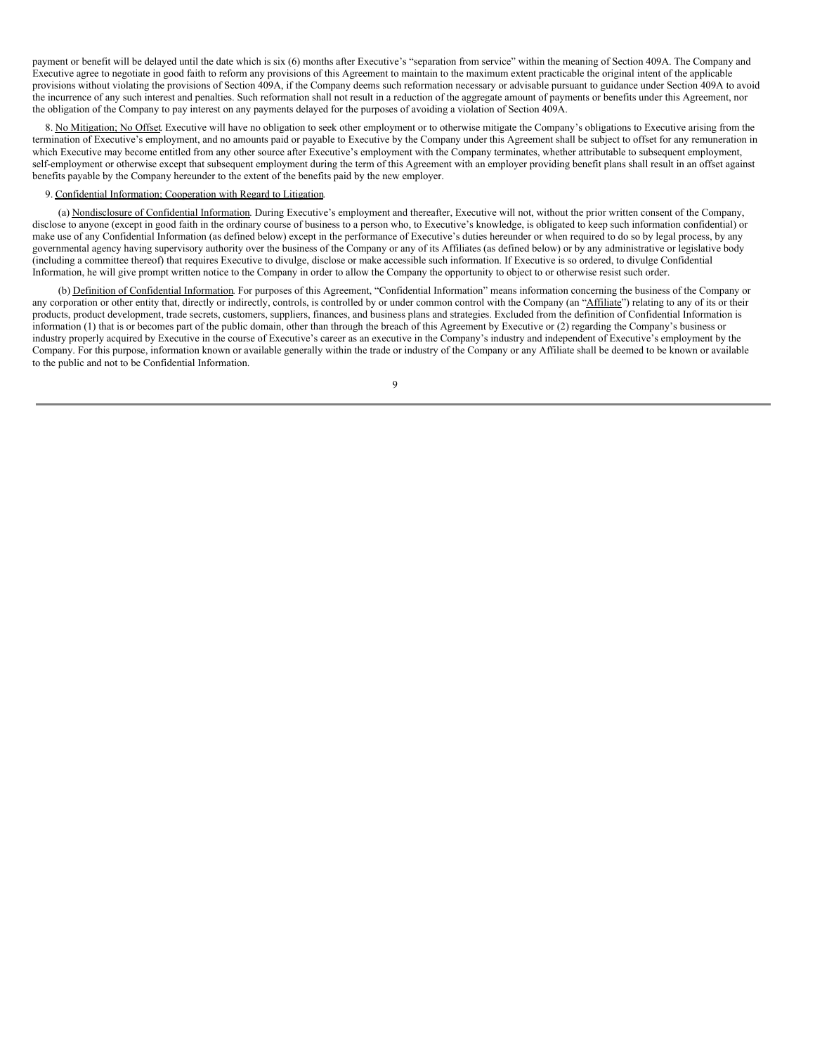payment or benefit will be delayed until the date which is six (6) months after Executive's "separation from service" within the meaning of Section 409A. The Company and Executive agree to negotiate in good faith to reform any provisions of this Agreement to maintain to the maximum extent practicable the original intent of the applicable provisions without violating the provisions of Section 409A, if the Company deems such reformation necessary or advisable pursuant to guidance under Section 409A to avoid the incurrence of any such interest and penalties. Such reformation shall not result in a reduction of the aggregate amount of payments or benefits under this Agreement, nor the obligation of the Company to pay interest on any payments delayed for the purposes of avoiding a violation of Section 409A.

8. No Mitigation; No Offset. Executive will have no obligation to seek other employment or to otherwise mitigate the Company's obligations to Executive arising from the termination of Executive's employment, and no amounts paid or payable to Executive by the Company under this Agreement shall be subject to offset for any remuneration in which Executive may become entitled from any other source after Executive's employment with the Company terminates, whether attributable to subsequent employment, self-employment or otherwise except that subsequent employment during the term of this Agreement with an employer providing benefit plans shall result in an offset against benefits payable by the Company hereunder to the extent of the benefits paid by the new employer.

9. Confidential Information; Cooperation with Regard to Litigation.

(a) Nondisclosure of Confidential Information. During Executive's employment and thereafter, Executive will not, without the prior written consent of the Company, disclose to anyone (except in good faith in the ordinary course of business to a person who, to Executive's knowledge, is obligated to keep such information confidential) or make use of any Confidential Information (as defined below) except in the performance of Executive's duties hereunder or when required to do so by legal process, by any governmental agency having supervisory authority over the business of the Company or any of its Affiliates (as defined below) or by any administrative or legislative body (including a committee thereof) that requires Executive to divulge, disclose or make accessible such information. If Executive is so ordered, to divulge Confidential Information, he will give prompt written notice to the Company in order to allow the Company the opportunity to object to or otherwise resist such order.

(b) Definition of Confidential Information. For purposes of this Agreement, "Confidential Information" means information concerning the business of the Company or any corporation or other entity that, directly or indirectly, controls, is controlled by or under common control with the Company (an "Affiliate") relating to any of its or their products, product development, trade secrets, customers, suppliers, finances, and business plans and strategies. Excluded from the definition of Confidential Information is information (1) that is or becomes part of the public domain, other than through the breach of this Agreement by Executive or (2) regarding the Company's business or industry properly acquired by Executive in the course of Executive's career as an executive in the Company's industry and independent of Executive's employment by the Company. For this purpose, information known or available generally within the trade or industry of the Company or any Affiliate shall be deemed to be known or available to the public and not to be Confidential Information.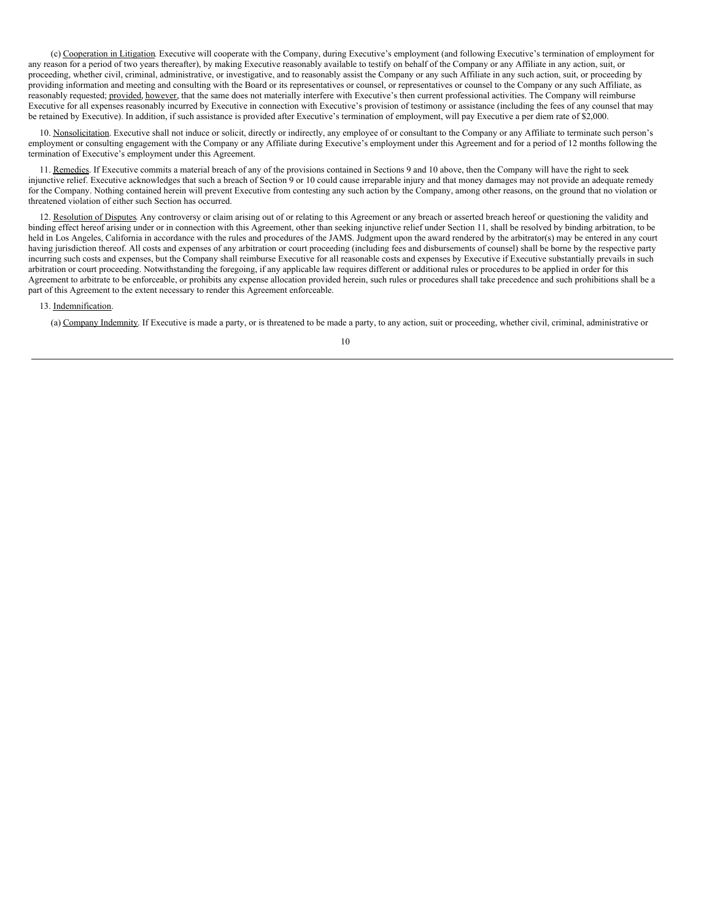(c) Cooperation in Litigation. Executive will cooperate with the Company, during Executive's employment (and following Executive's termination of employment for any reason for a period of two years thereafter), by making Executive reasonably available to testify on behalf of the Company or any Affiliate in any action, suit, or proceeding, whether civil, criminal, administrative, or investigative, and to reasonably assist the Company or any such Affiliate in any such action, suit, or proceeding by providing information and meeting and consulting with the Board or its representatives or counsel, or representatives or counsel to the Company or any such Affiliate, as reasonably requested; provided, however, that the same does not materially interfere with Executive's then current professional activities. The Company will reimburse Executive for all expenses reasonably incurred by Executive in connection with Executive's provision of testimony or assistance (including the fees of any counsel that may be retained by Executive). In addition, if such assistance is provided after Executive's termination of employment, will pay Executive a per diem rate of $2,000.

10. Nonsolicitation. Executive shall not induce or solicit, directly or indirectly, any employee of or consultant to the Company or any Affiliate to terminate such person's employment or consulting engagement with the Company or any Affiliate during Executive's employment under this Agreement and for a period of 12 months following the termination of Executive's employment under this Agreement.

11. Remedies. If Executive commits a material breach of any of the provisions contained in Sections 9 and 10 above, then the Company will have the right to seek injunctive relief. Executive acknowledges that such a breach of Section 9 or 10 could cause irreparable injury and that money damages may not provide an adequate remedy for the Company. Nothing contained herein will prevent Executive from contesting any such action by the Company, among other reasons, on the ground that no violation or threatened violation of either such Section has occurred.

12. Resolution of Disputes. Any controversy or claim arising out of or relating to this Agreement or any breach or asserted breach hereof or questioning the validity and binding effect hereof arising under or in connection with this Agreement, other than seeking injunctive relief under Section 11, shall be resolved by binding arbitration, to be held in Los Angeles, California in accordance with the rules and procedures of the JAMS. Judgment upon the award rendered by the arbitrator(s) may be entered in any court having jurisdiction thereof. All costs and expenses of any arbitration or court proceeding (including fees and disbursements of counsel) shall be borne by the respective party incurring such costs and expenses, but the Company shall reimburse Executive for all reasonable costs and expenses by Executive if Executive substantially prevails in such arbitration or court proceeding. Notwithstanding the foregoing, if any applicable law requires different or additional rules or procedures to be applied in order for this Agreement to arbitrate to be enforceable, or prohibits any expense allocation provided herein, such rules or procedures shall take precedence and such prohibitions shall be a part of this Agreement to the extent necessary to render this Agreement enforceable.

13. Indemnification.

(a) Company Indemnity. If Executive is made a party, or is threatened to be made a party, to any action, suit or proceeding, whether civil, criminal, administrative or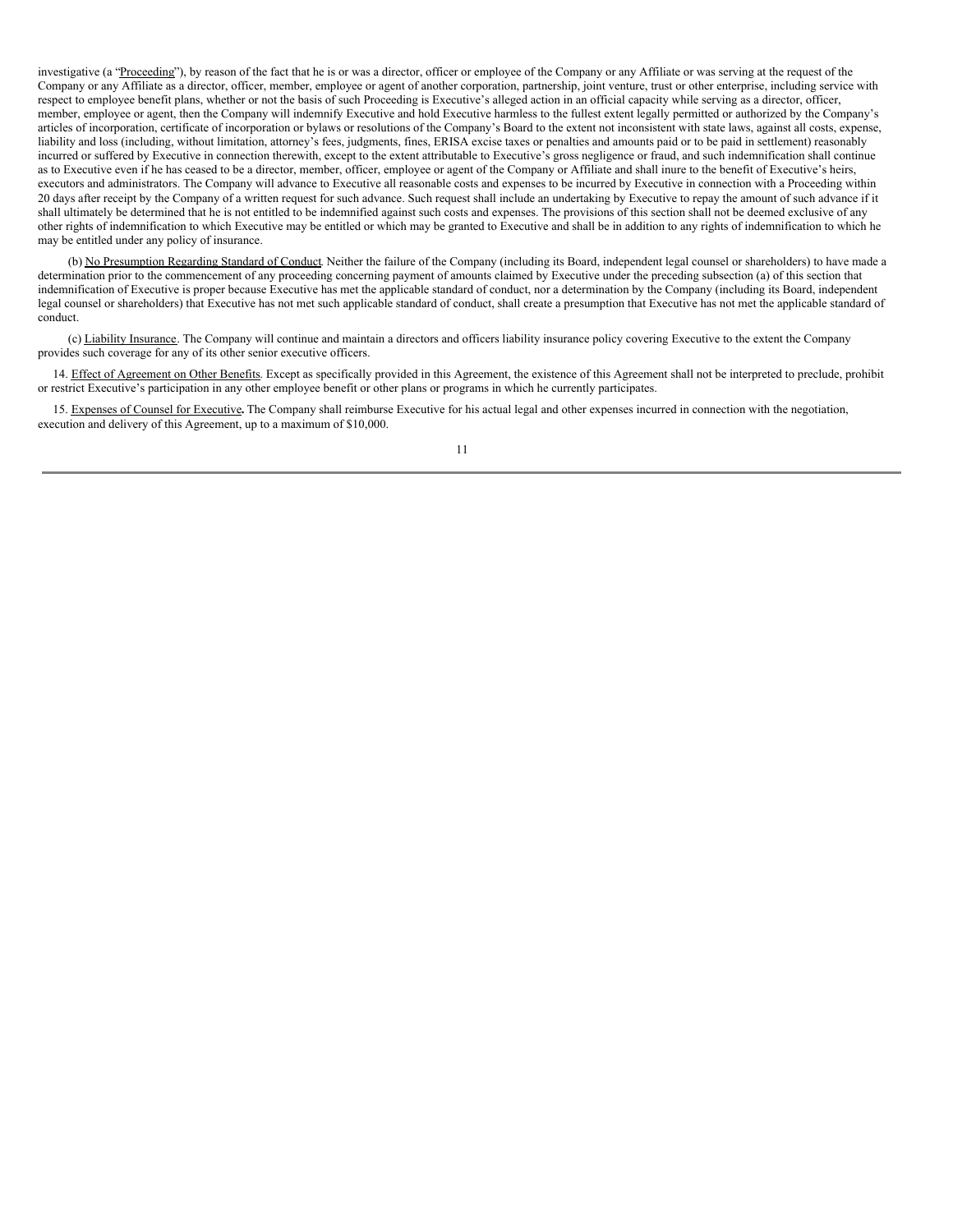investigative (a "Proceeding"), by reason of the fact that he is or was a director, officer or employee of the Company or any Affiliate or was serving at the request of the Company or any Affiliate as a director, officer, member, employee or agent of another corporation, partnership, joint venture, trust or other enterprise, including service with respect to employee benefit plans, whether or not the basis of such Proceeding is Executive's alleged action in an official capacity while serving as a director, officer, member, employee or agent, then the Company will indemnify Executive and hold Executive harmless to the fullest extent legally permitted or authorized by the Company's articles of incorporation, certificate of incorporation or bylaws or resolutions of the Company's Board to the extent not inconsistent with state laws, against all costs, expense, liability and loss (including, without limitation, attorney's fees, judgments, fines, ERISA excise taxes or penalties and amounts paid or to be paid in settlement) reasonably incurred or suffered by Executive in connection therewith, except to the extent attributable to Executive's gross negligence or fraud, and such indemnification shall continue as to Executive even if he has ceased to be a director, member, officer, employee or agent of the Company or Affiliate and shall inure to the benefit of Executive's heirs, executors and administrators. The Company will advance to Executive all reasonable costs and expenses to be incurred by Executive in connection with a Proceeding within 20 days after receipt by the Company of a written request for such advance. Such request shall include an undertaking by Executive to repay the amount of such advance if it shall ultimately be determined that he is not entitled to be indemnified against such costs and expenses. The provisions of this section shall not be deemed exclusive of any other rights of indemnification to which Executive may be entitled or which may be granted to Executive and shall be in addition to any rights of indemnification to which he may be entitled under any policy of insurance.

(b) No Presumption Regarding Standard of Conduct. Neither the failure of the Company (including its Board, independent legal counsel or shareholders) to have made a determination prior to the commencement of any proceeding concerning payment of amounts claimed by Executive under the preceding subsection (a) of this section that indemnification of Executive is proper because Executive has met the applicable standard of conduct, nor a determination by the Company (including its Board, independent legal counsel or shareholders) that Executive has not met such applicable standard of conduct, shall create a presumption that Executive has not met the applicable standard of conduct.

(c) Liability Insurance. The Company will continue and maintain a directors and officers liability insurance policy covering Executive to the extent the Company provides such coverage for any of its other senior executive officers.

14. Effect of Agreement on Other Benefits. Except as specifically provided in this Agreement, the existence of this Agreement shall not be interpreted to preclude, prohibit or restrict Executive's participation in any other employee benefit or other plans or programs in which he currently participates.

15. Expenses of Counsel for Executive**.** The Company shall reimburse Executive for his actual legal and other expenses incurred in connection with the negotiation, execution and delivery of this Agreement, up to a maximum of $10,000.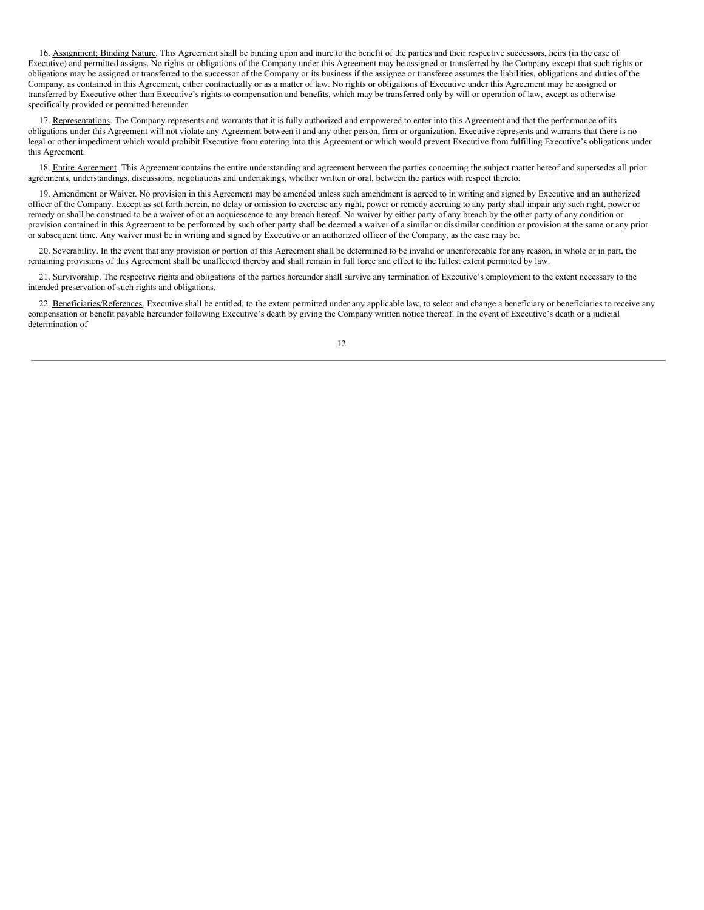16. Assignment; Binding Nature. This Agreement shall be binding upon and inure to the benefit of the parties and their respective successors, heirs (in the case of Executive) and permitted assigns. No rights or obligations of the Company under this Agreement may be assigned or transferred by the Company except that such rights or obligations may be assigned or transferred to the successor of the Company or its business if the assignee or transferee assumes the liabilities, obligations and duties of the Company, as contained in this Agreement, either contractually or as a matter of law. No rights or obligations of Executive under this Agreement may be assigned or transferred by Executive other than Executive's rights to compensation and benefits, which may be transferred only by will or operation of law, except as otherwise specifically provided or permitted hereunder.

17. Representations. The Company represents and warrants that it is fully authorized and empowered to enter into this Agreement and that the performance of its obligations under this Agreement will not violate any Agreement between it and any other person, firm or organization. Executive represents and warrants that there is no legal or other impediment which would prohibit Executive from entering into this Agreement or which would prevent Executive from fulfilling Executive's obligations under this Agreement.

18. Entire Agreement. This Agreement contains the entire understanding and agreement between the parties concerning the subject matter hereof and supersedes all prior agreements, understandings, discussions, negotiations and undertakings, whether written or oral, between the parties with respect thereto.

19. Amendment or Waiver. No provision in this Agreement may be amended unless such amendment is agreed to in writing and signed by Executive and an authorized officer of the Company. Except as set forth herein, no delay or omission to exercise any right, power or remedy accruing to any party shall impair any such right, power or remedy or shall be construed to be a waiver of or an acquiescence to any breach hereof. No waiver by either party of any breach by the other party of any condition or provision contained in this Agreement to be performed by such other party shall be deemed a waiver of a similar or dissimilar condition or provision at the same or any prior or subsequent time. Any waiver must be in writing and signed by Executive or an authorized officer of the Company, as the case may be.

20. Severability. In the event that any provision or portion of this Agreement shall be determined to be invalid or unenforceable for any reason, in whole or in part, the remaining provisions of this Agreement shall be unaffected thereby and shall remain in full force and effect to the fullest extent permitted by law.

21. Survivorship. The respective rights and obligations of the parties hereunder shall survive any termination of Executive's employment to the extent necessary to the intended preservation of such rights and obligations.

22. Beneficiaries/References. Executive shall be entitled, to the extent permitted under any applicable law, to select and change a beneficiary or beneficiaries to receive any compensation or benefit payable hereunder following Executive's death by giving the Company written notice thereof. In the event of Executive's death or a judicial determination of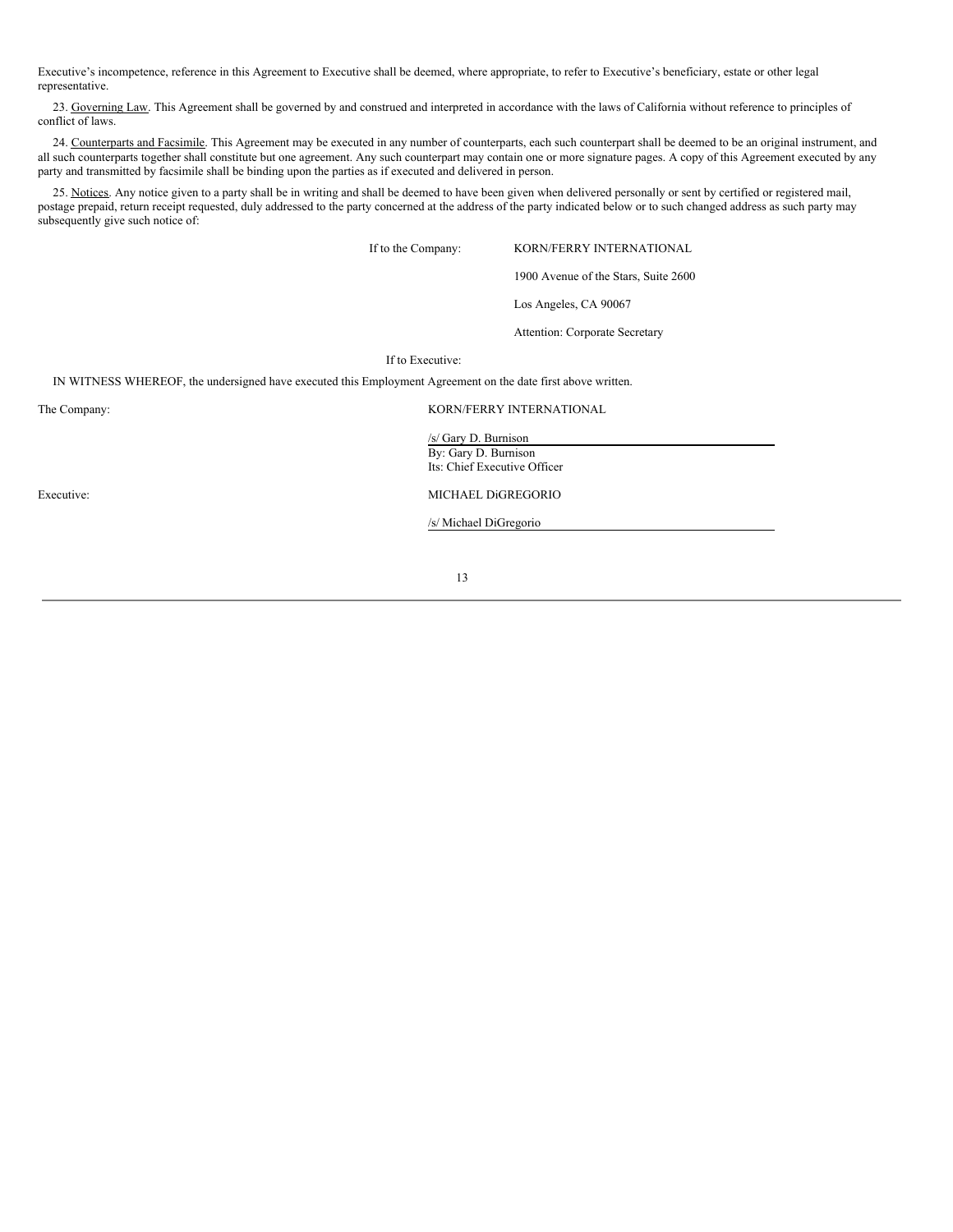Executive's incompetence, reference in this Agreement to Executive shall be deemed, where appropriate, to refer to Executive's beneficiary, estate or other legal representative.

23. Governing Law. This Agreement shall be governed by and construed and interpreted in accordance with the laws of California without reference to principles of conflict of laws.

24. Counterparts and Facsimile. This Agreement may be executed in any number of counterparts, each such counterpart shall be deemed to be an original instrument, and all such counterparts together shall constitute but one agreement. Any such counterpart may contain one or more signature pages. A copy of this Agreement executed by any party and transmitted by facsimile shall be binding upon the parties as if executed and delivered in person.

25. Notices. Any notice given to a party shall be in writing and shall be deemed to have been given when delivered personally or sent by certified or registered mail, postage prepaid, return receipt requested, duly addressed to the party concerned at the address of the party indicated below or to such changed address as such party may subsequently give such notice of:

If to the Company:

KORN/FERRY INTERNATIONAL

1900 Avenue of the Stars, Suite 2600

Los Angeles, CA 90067

Attention: Corporate Secretary

If to Executive:

IN WITNESS WHEREOF, the undersigned have executed this Employment Agreement on the date first above written.

The Company: KORN/FERRY INTERNATIONAL

/s/ Gary D. Burnison
By: Gary D. Burnison
Its: Chief Executive Officer

Executive: MICHAEL DiGREGORIO

/s/ Michael DiGregorio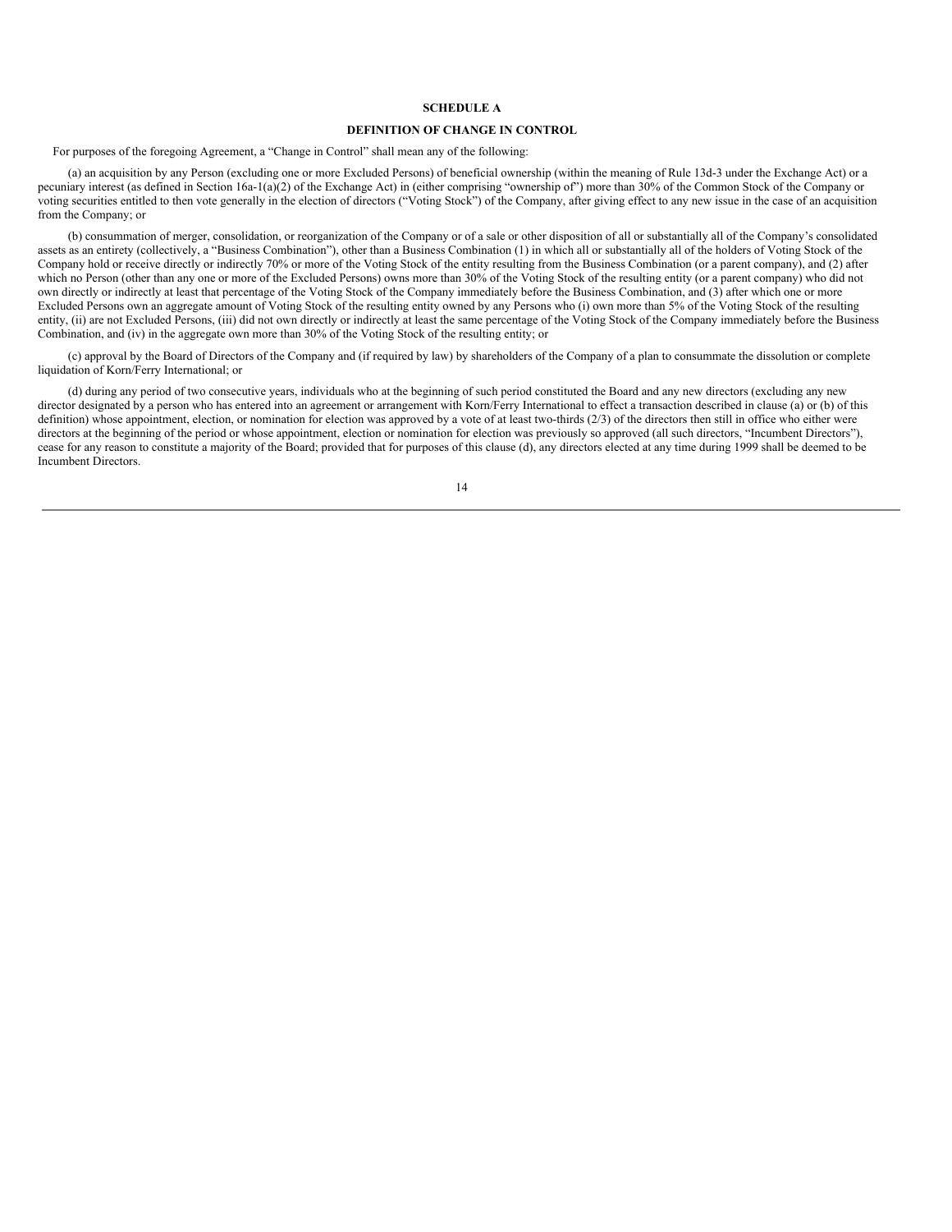**SCHEDULE A**

**DEFINITION OF CHANGE IN CONTROL**

For purposes of the foregoing Agreement, a "Change in Control" shall mean any of the following:

(a) an acquisition by any Person (excluding one or more Excluded Persons) of beneficial ownership (within the meaning of Rule 13d-3 under the Exchange Act) or a pecuniary interest (as defined in Section 16a-1(a)(2) of the Exchange Act) in (either comprising "ownership of") more than 30% of the Common Stock of the Company or voting securities entitled to then vote generally in the election of directors ("Voting Stock") of the Company, after giving effect to any new issue in the case of an acquisition from the Company; or

(b) consummation of merger, consolidation, or reorganization of the Company or of a sale or other disposition of all or substantially all of the Company's consolidated assets as an entirety (collectively, a "Business Combination"), other than a Business Combination (1) in which all or substantially all of the holders of Voting Stock of the Company hold or receive directly or indirectly 70% or more of the Voting Stock of the entity resulting from the Business Combination (or a parent company), and (2) after which no Person (other than any one or more of the Excluded Persons) owns more than 30% of the Voting Stock of the resulting entity (or a parent company) who did not own directly or indirectly at least that percentage of the Voting Stock of the Company immediately before the Business Combination, and (3) after which one or more Excluded Persons own an aggregate amount of Voting Stock of the resulting entity owned by any Persons who (i) own more than 5% of the Voting Stock of the resulting entity, (ii) are not Excluded Persons, (iii) did not own directly or indirectly at least the same percentage of the Voting Stock of the Company immediately before the Business Combination, and (iv) in the aggregate own more than 30% of the Voting Stock of the resulting entity; or

(c) approval by the Board of Directors of the Company and (if required by law) by shareholders of the Company of a plan to consummate the dissolution or complete liquidation of Korn/Ferry International; or

(d) during any period of two consecutive years, individuals who at the beginning of such period constituted the Board and any new directors (excluding any new director designated by a person who has entered into an agreement or arrangement with Korn/Ferry International to effect a transaction described in clause (a) or (b) of this definition) whose appointment, election, or nomination for election was approved by a vote of at least two-thirds (2/3) of the directors then still in office who either were directors at the beginning of the period or whose appointment, election or nomination for election was previously so approved (all such directors, "Incumbent Directors"), cease for any reason to constitute a majority of the Board; provided that for purposes of this clause (d), any directors elected at any time during 1999 shall be deemed to be Incumbent Directors.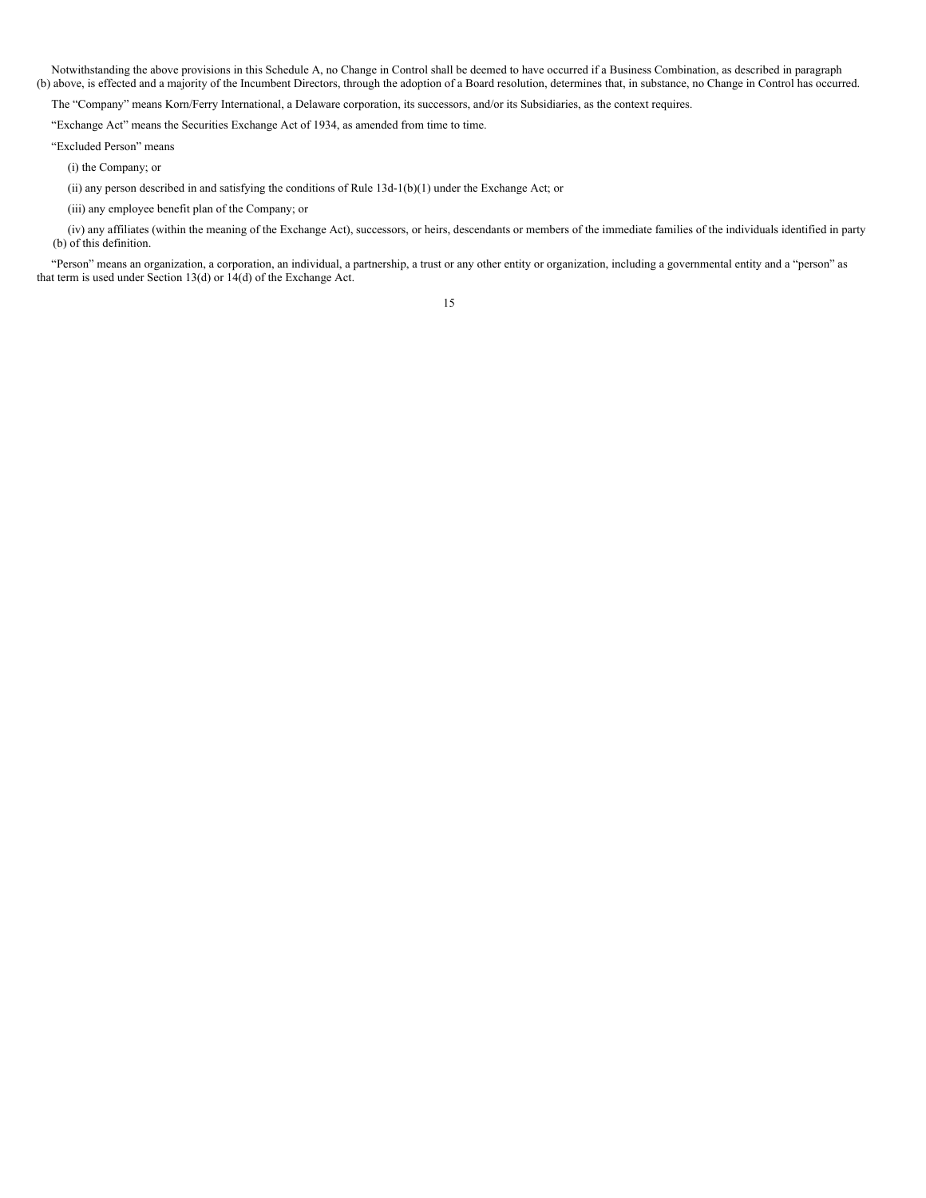Notwithstanding the above provisions in this Schedule A, no Change in Control shall be deemed to have occurred if a Business Combination, as described in paragraph (b) above, is effected and a majority of the Incumbent Directors, through the adoption of a Board resolution, determines that, in substance, no Change in Control has occurred.

The "Company" means Korn/Ferry International, a Delaware corporation, its successors, and/or its Subsidiaries, as the context requires.

"Exchange Act" means the Securities Exchange Act of 1934, as amended from time to time.

"Excluded Person" means

(i) the Company; or

(ii) any person described in and satisfying the conditions of Rule 13d-1(b)(1) under the Exchange Act; or

(iii) any employee benefit plan of the Company; or

(iv) any affiliates (within the meaning of the Exchange Act), successors, or heirs, descendants or members of the immediate families of the individuals identified in party (b) of this definition.

"Person" means an organization, a corporation, an individual, a partnership, a trust or any other entity or organization, including a governmental entity and a "person" as that term is used under Section 13(d) or 14(d) of the Exchange Act.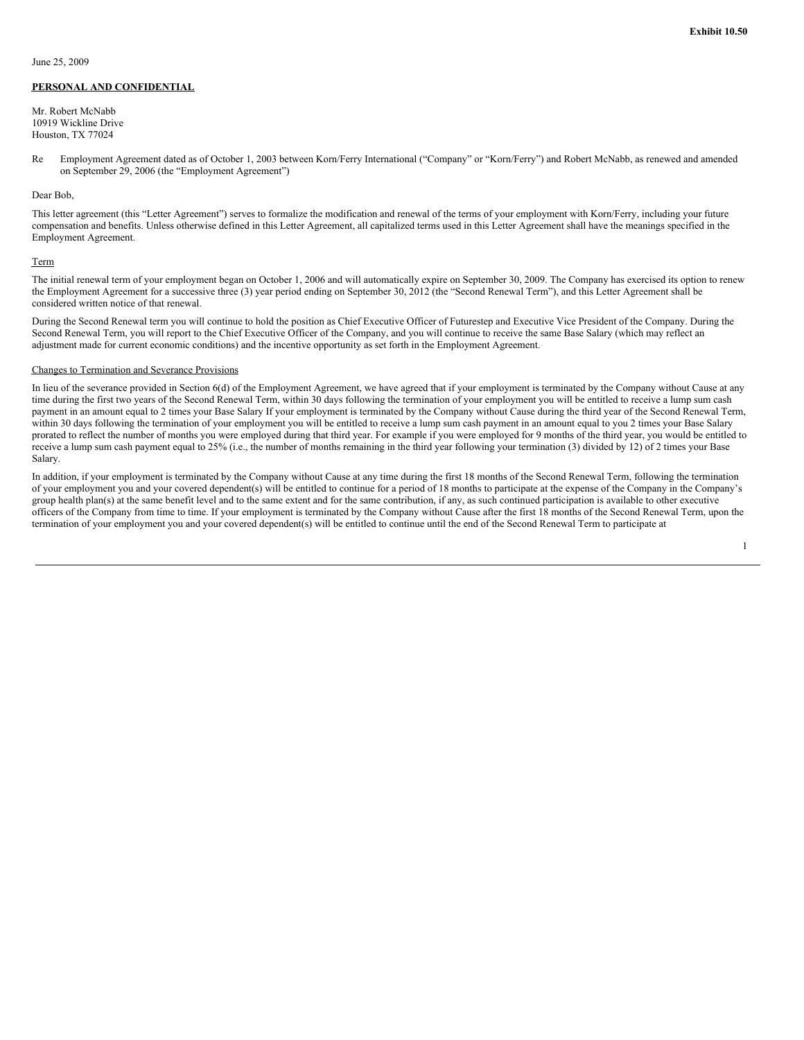**Exhibit 10.50**

June 25, 2009

**PERSONAL AND CONFIDENTIAL**

Mr. Robert McNabb
10919 Wickline Drive
Houston, TX 77024

Re Employment Agreement dated as of October 1, 2003 between Korn/Ferry International ("Company" or "Korn/Ferry") and Robert McNabb, as renewed and amended on September 29, 2006 (the "Employment Agreement")

Dear Bob,

This letter agreement (this "Letter Agreement") serves to formalize the modification and renewal of the terms of your employment with Korn/Ferry, including your future compensation and benefits. Unless otherwise defined in this Letter Agreement, all capitalized terms used in this Letter Agreement shall have the meanings specified in the Employment Agreement.

Term

The initial renewal term of your employment began on October 1, 2006 and will automatically expire on September 30, 2009. The Company has exercised its option to renew the Employment Agreement for a successive three (3) year period ending on September 30, 2012 (the "Second Renewal Term"), and this Letter Agreement shall be considered written notice of that renewal.

During the Second Renewal term you will continue to hold the position as Chief Executive Officer of Futurestep and Executive Vice President of the Company. During the Second Renewal Term, you will report to the Chief Executive Officer of the Company, and you will continue to receive the same Base Salary (which may reflect an adjustment made for current economic conditions) and the incentive opportunity as set forth in the Employment Agreement.

Changes to Termination and Severance Provisions

In lieu of the severance provided in Section 6(d) of the Employment Agreement, we have agreed that if your employment is terminated by the Company without Cause at any time during the first two years of the Second Renewal Term, within 30 days following the termination of your employment you will be entitled to receive a lump sum cash payment in an amount equal to 2 times your Base Salary If your employment is terminated by the Company without Cause during the third year of the Second Renewal Term, within 30 days following the termination of your employment you will be entitled to receive a lump sum cash payment in an amount equal to you 2 times your Base Salary prorated to reflect the number of months you were employed during that third year. For example if you were employed for 9 months of the third year, you would be entitled to receive a lump sum cash payment equal to 25% (i.e., the number of months remaining in the third year following your termination (3) divided by 12) of 2 times your Base Salary.

In addition, if your employment is terminated by the Company without Cause at any time during the first 18 months of the Second Renewal Term, following the termination of your employment you and your covered dependent(s) will be entitled to continue for a period of 18 months to participate at the expense of the Company in the Company's group health plan(s) at the same benefit level and to the same extent and for the same contribution, if any, as such continued participation is available to other executive officers of the Company from time to time. If your employment is terminated by the Company without Cause after the first 18 months of the Second Renewal Term, upon the termination of your employment you and your covered dependent(s) will be entitled to continue until the end of the Second Renewal Term to participate at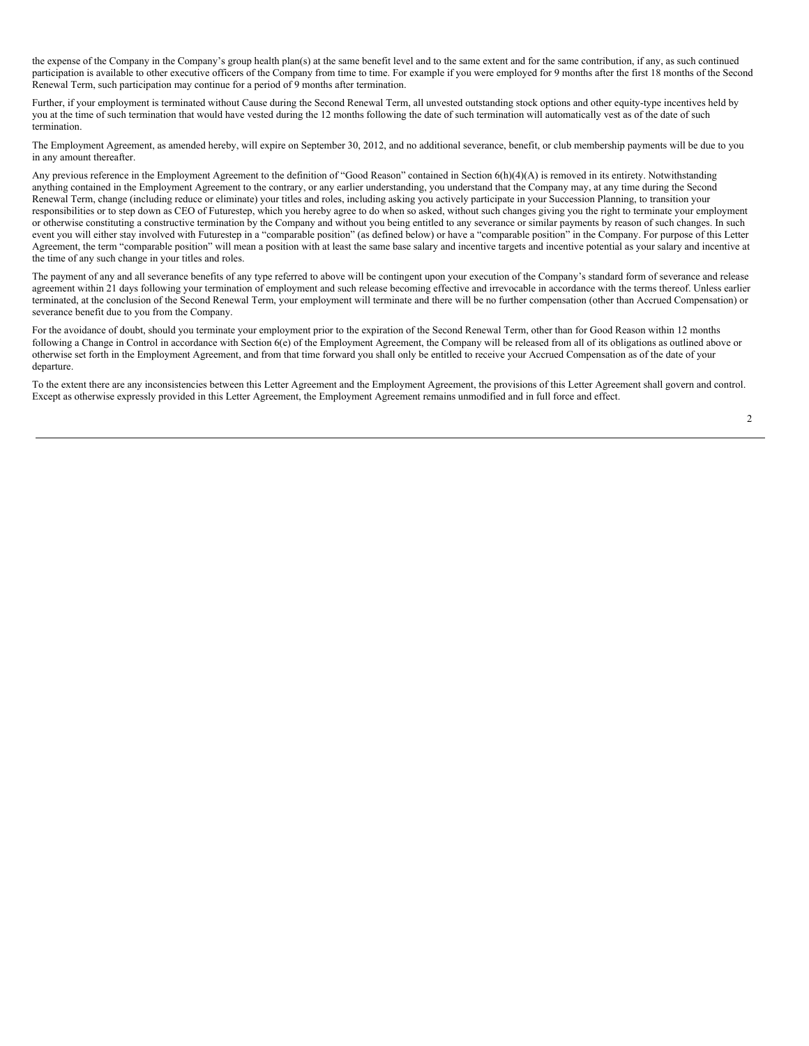the expense of the Company in the Company's group health plan(s) at the same benefit level and to the same extent and for the same contribution, if any, as such continued participation is available to other executive officers of the Company from time to time. For example if you were employed for 9 months after the first 18 months of the Second Renewal Term, such participation may continue for a period of 9 months after termination.

Further, if your employment is terminated without Cause during the Second Renewal Term, all unvested outstanding stock options and other equity-type incentives held by you at the time of such termination that would have vested during the 12 months following the date of such termination will automatically vest as of the date of such termination.

The Employment Agreement, as amended hereby, will expire on September 30, 2012, and no additional severance, benefit, or club membership payments will be due to you in any amount thereafter.

Any previous reference in the Employment Agreement to the definition of "Good Reason" contained in Section 6(h)(4)(A) is removed in its entirety. Notwithstanding anything contained in the Employment Agreement to the contrary, or any earlier understanding, you understand that the Company may, at any time during the Second Renewal Term, change (including reduce or eliminate) your titles and roles, including asking you actively participate in your Succession Planning, to transition your responsibilities or to step down as CEO of Futurestep, which you hereby agree to do when so asked, without such changes giving you the right to terminate your employment or otherwise constituting a constructive termination by the Company and without you being entitled to any severance or similar payments by reason of such changes. In such event you will either stay involved with Futurestep in a "comparable position" (as defined below) or have a "comparable position" in the Company. For purpose of this Letter Agreement, the term "comparable position" will mean a position with at least the same base salary and incentive targets and incentive potential as your salary and incentive at the time of any such change in your titles and roles.

The payment of any and all severance benefits of any type referred to above will be contingent upon your execution of the Company's standard form of severance and release agreement within 21 days following your termination of employment and such release becoming effective and irrevocable in accordance with the terms thereof. Unless earlier terminated, at the conclusion of the Second Renewal Term, your employment will terminate and there will be no further compensation (other than Accrued Compensation) or severance benefit due to you from the Company.

For the avoidance of doubt, should you terminate your employment prior to the expiration of the Second Renewal Term, other than for Good Reason within 12 months following a Change in Control in accordance with Section 6(e) of the Employment Agreement, the Company will be released from all of its obligations as outlined above or otherwise set forth in the Employment Agreement, and from that time forward you shall only be entitled to receive your Accrued Compensation as of the date of your departure.

To the extent there are any inconsistencies between this Letter Agreement and the Employment Agreement, the provisions of this Letter Agreement shall govern and control. Except as otherwise expressly provided in this Letter Agreement, the Employment Agreement remains unmodified and in full force and effect.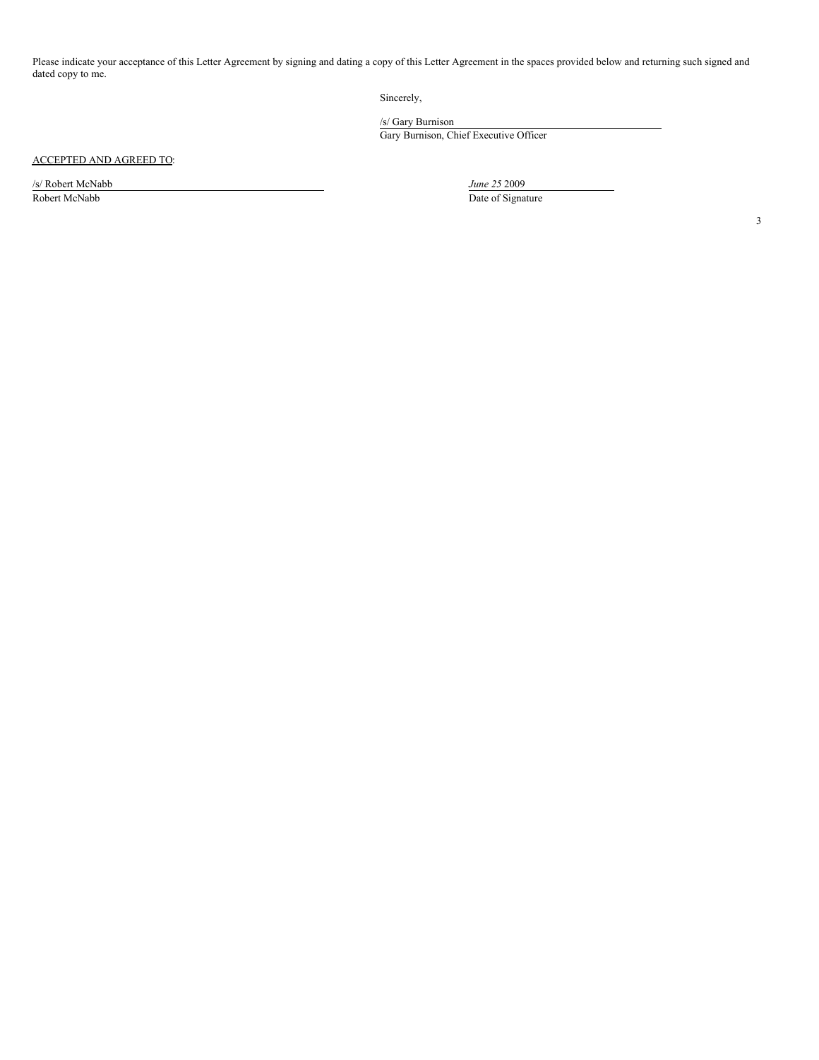Please indicate your acceptance of this Letter Agreement by signing and dating a copy of this Letter Agreement in the spaces provided below and returning such signed and dated copy to me.

Sincerely,

/s/ Gary Burnison
Gary Burnison, Chief Executive Officer

ACCEPTED AND AGREED TO:

/s/ Robert McNabb
Robert McNabb

*June 25* 2009
Date of Signature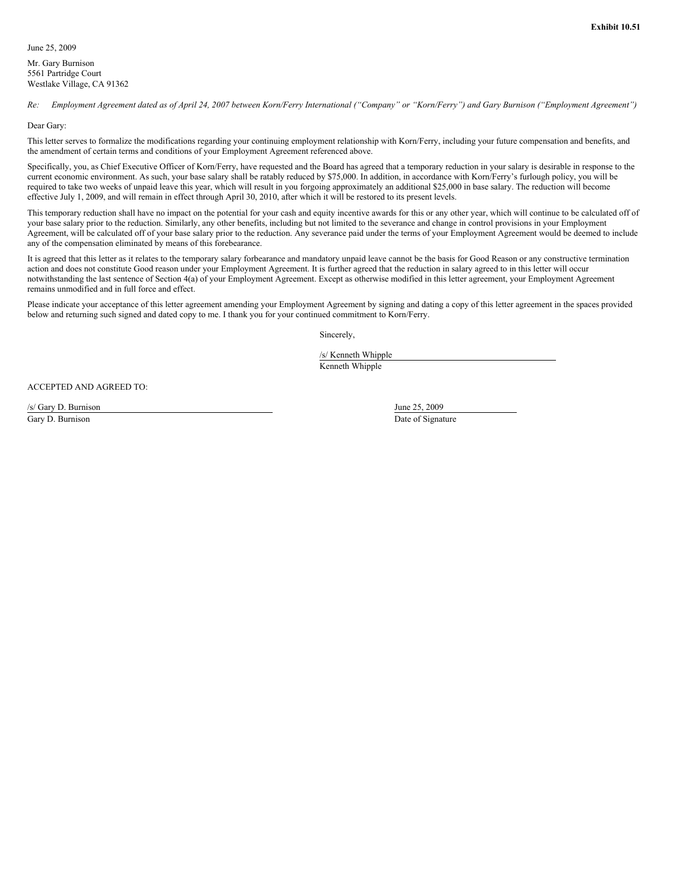**Exhibit 10.51**

June 25, 2009

Mr. Gary Burnison
5561 Partridge Court
Westlake Village, CA 91362

*Re: Employment Agreement dated as of April 24, 2007 between Korn/Ferry International ("Company" or "Korn/Ferry") and Gary Burnison ("Employment Agreement")*

Dear Gary:

This letter serves to formalize the modifications regarding your continuing employment relationship with Korn/Ferry, including your future compensation and benefits, and the amendment of certain terms and conditions of your Employment Agreement referenced above.

Specifically, you, as Chief Executive Officer of Korn/Ferry, have requested and the Board has agreed that a temporary reduction in your salary is desirable in response to the current economic environment. As such, your base salary shall be ratably reduced by $75,000. In addition, in accordance with Korn/Ferry's furlough policy, you will be required to take two weeks of unpaid leave this year, which will result in you forgoing approximately an additional $25,000 in base salary. The reduction will become effective July 1, 2009, and will remain in effect through April 30, 2010, after which it will be restored to its present levels.

This temporary reduction shall have no impact on the potential for your cash and equity incentive awards for this or any other year, which will continue to be calculated off of your base salary prior to the reduction. Similarly, any other benefits, including but not limited to the severance and change in control provisions in your Employment Agreement, will be calculated off of your base salary prior to the reduction. Any severance paid under the terms of your Employment Agreement would be deemed to include any of the compensation eliminated by means of this forebearance.

It is agreed that this letter as it relates to the temporary salary forbearance and mandatory unpaid leave cannot be the basis for Good Reason or any constructive termination action and does not constitute Good reason under your Employment Agreement. It is further agreed that the reduction in salary agreed to in this letter will occur notwithstanding the last sentence of Section 4(a) of your Employment Agreement. Except as otherwise modified in this letter agreement, your Employment Agreement remains unmodified and in full force and effect.

Please indicate your acceptance of this letter agreement amending your Employment Agreement by signing and dating a copy of this letter agreement in the spaces provided below and returning such signed and dated copy to me. I thank you for your continued commitment to Korn/Ferry.

Sincerely,

/s/ Kenneth Whipple
Kenneth Whipple

ACCEPTED AND AGREED TO:

/s/ Gary D. Burnison
Gary D. Burnison

June 25, 2009
Date of Signature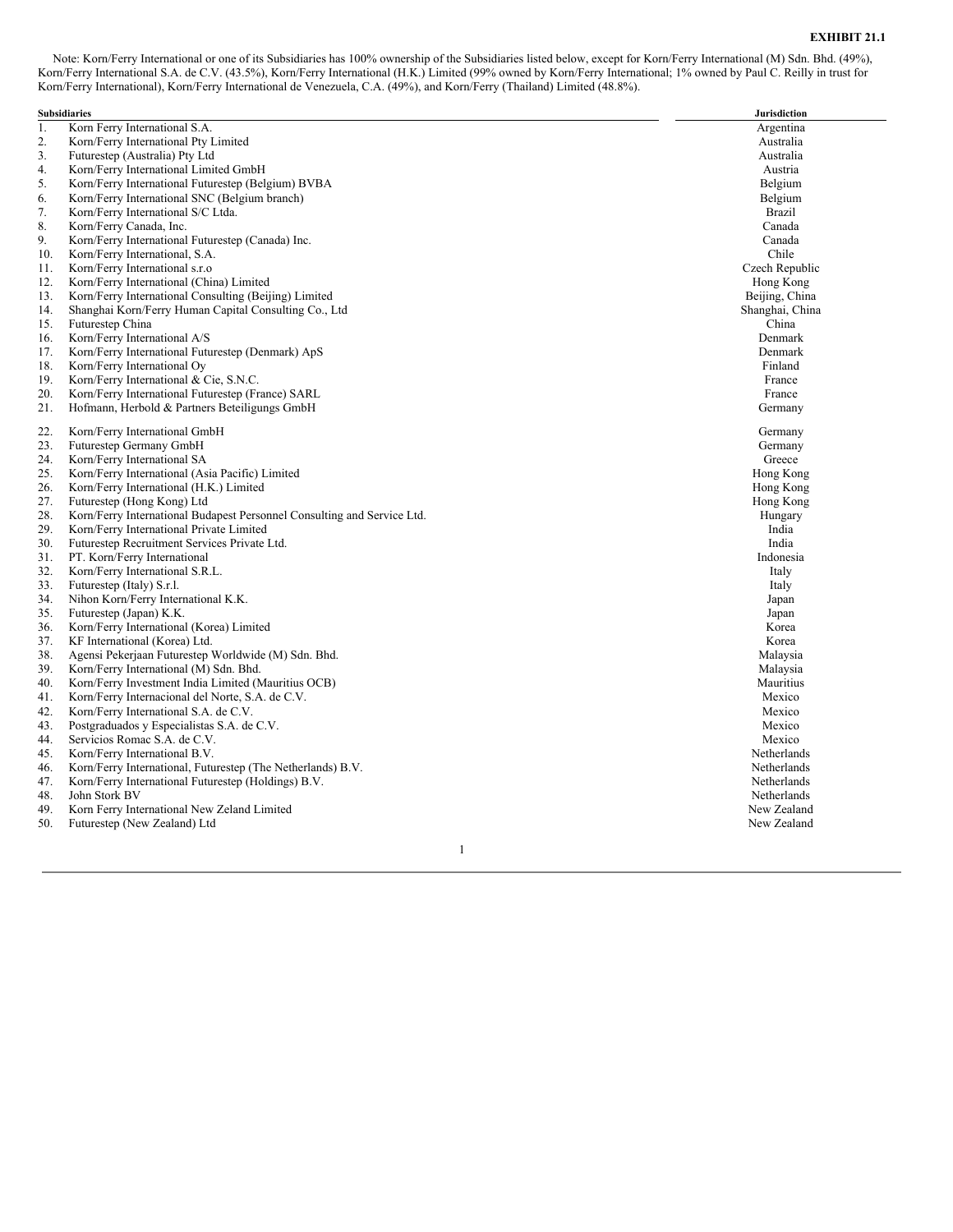**EXHIBIT 21.1**

Note: Korn/Ferry International or one of its Subsidiaries has 100% ownership of the Subsidiaries listed below, except for Korn/Ferry International (M) Sdn. Bhd. (49%), Korn/Ferry International S.A. de C.V. (43.5%), Korn/Ferry International (H.K.) Limited (99% owned by Korn/Ferry International; 1% owned by Paul C. Reilly in trust for Korn/Ferry International), Korn/Ferry International de Venezuela, C.A. (49%), and Korn/Ferry (Thailand) Limited (48.8%).

| | Subsidiaries | Jurisdiction |
|---|---|---|
| 1. | Korn Ferry International S.A. | Argentina |
| 2. | Korn/Ferry International Pty Limited | Australia |
| 3. | Futurestep (Australia) Pty Ltd | Australia |
| 4. | Korn/Ferry International Limited GmbH | Austria |
| 5. | Korn/Ferry International Futurestep (Belgium) BVBA | Belgium |
| 6. | Korn/Ferry International SNC (Belgium branch) | Belgium |
| 7. | Korn/Ferry International S/C Ltda. | Brazil |
| 8. | Korn/Ferry Canada, Inc. | Canada |
| 9. | Korn/Ferry International Futurestep (Canada) Inc. | Canada |
| 10. | Korn/Ferry International, S.A. | Chile |
| 11. | Korn/Ferry International s.r.o | Czech Republic |
| 12. | Korn/Ferry International (China) Limited | Hong Kong |
| 13. | Korn/Ferry International Consulting (Beijing) Limited | Beijing, China |
| 14. | Shanghai Korn/Ferry Human Capital Consulting Co., Ltd | Shanghai, China |
| 15. | Futurestep China | China |
| 16. | Korn/Ferry International A/S | Denmark |
| 17. | Korn/Ferry International Futurestep (Denmark) ApS | Denmark |
| 18. | Korn/Ferry International Oy | Finland |
| 19. | Korn/Ferry International & Cie, S.N.C. | France |
| 20. | Korn/Ferry International Futurestep (France) SARL | France |
| 21. | Hofmann, Herbold & Partners Beteiligungs GmbH | Germany |
| 22. | Korn/Ferry International GmbH | Germany |
| 23. | Futurestep Germany GmbH | Germany |
| 24. | Korn/Ferry International SA | Greece |
| 25. | Korn/Ferry International (Asia Pacific) Limited | Hong Kong |
| 26. | Korn/Ferry International (H.K.) Limited | Hong Kong |
| 27. | Futurestep (Hong Kong) Ltd | Hong Kong |
| 28. | Korn/Ferry International Budapest Personnel Consulting and Service Ltd. | Hungary |
| 29. | Korn/Ferry International Private Limited | India |
| 30. | Futurestep Recruitment Services Private Ltd. | India |
| 31. | PT. Korn/Ferry International | Indonesia |
| 32. | Korn/Ferry International S.R.L. | Italy |
| 33. | Futurestep (Italy) S.r.l. | Italy |
| 34. | Nihon Korn/Ferry International K.K. | Japan |
| 35. | Futurestep (Japan) K.K. | Japan |
| 36. | Korn/Ferry International (Korea) Limited | Korea |
| 37. | KF International (Korea) Ltd. | Korea |
| 38. | Agensi Pekerjaan Futurestep Worldwide (M) Sdn. Bhd. | Malaysia |
| 39. | Korn/Ferry International (M) Sdn. Bhd. | Malaysia |
| 40. | Korn/Ferry Investment India Limited (Mauritius OCB) | Mauritius |
| 41. | Korn/Ferry Internacional del Norte, S.A. de C.V. | Mexico |
| 42. | Korn/Ferry International S.A. de C.V. | Mexico |
| 43. | Postgraduados y Especialistas S.A. de C.V. | Mexico |
| 44. | Servicios Romac S.A. de C.V. | Mexico |
| 45. | Korn/Ferry International B.V. | Netherlands |
| 46. | Korn/Ferry International, Futurestep (The Netherlands) B.V. | Netherlands |
| 47. | Korn/Ferry International Futurestep (Holdings) B.V. | Netherlands |
| 48. | John Stork BV | Netherlands |
| 49. | Korn Ferry International New Zeland Limited | New Zealand |
| 50. | Futurestep (New Zealand) Ltd | New Zealand |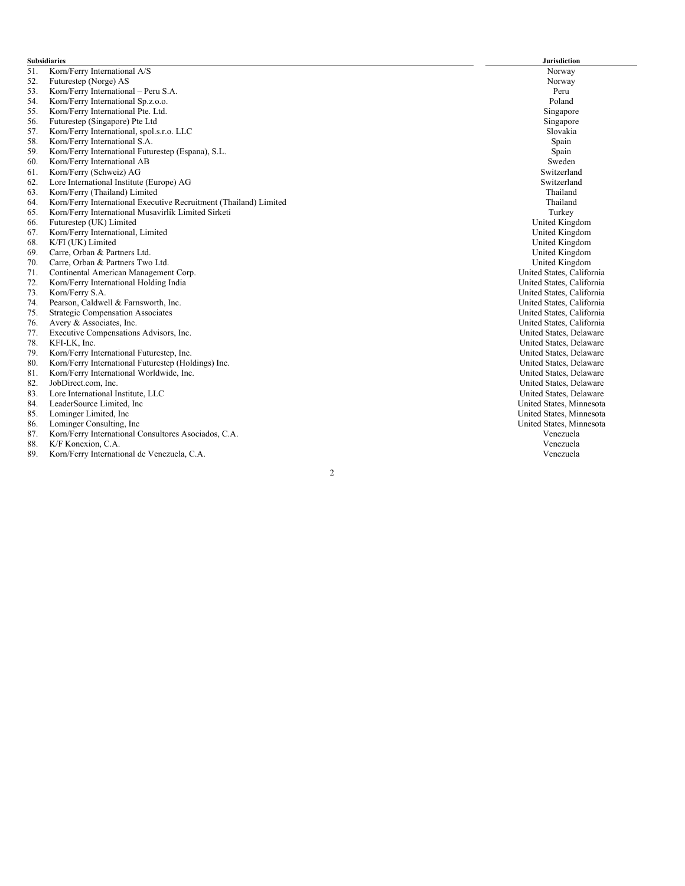| Subsidiaries | Jurisdiction |
|---|---|
| 51. Korn/Ferry International A/S | Norway |
| 52. Futurestep (Norge) AS | Norway |
| 53. Korn/Ferry International – Peru S.A. | Peru |
| 54. Korn/Ferry International Sp.z.o.o. | Poland |
| 55. Korn/Ferry International Pte. Ltd. | Singapore |
| 56. Futurestep (Singapore) Pte Ltd | Singapore |
| 57. Korn/Ferry International, spol.s.r.o. LLC | Slovakia |
| 58. Korn/Ferry International S.A. | Spain |
| 59. Korn/Ferry International Futurestep (Espana), S.L. | Spain |
| 60. Korn/Ferry International AB | Sweden |
| 61. Korn/Ferry (Schweiz) AG | Switzerland |
| 62. Lore International Institute (Europe) AG | Switzerland |
| 63. Korn/Ferry (Thailand) Limited | Thailand |
| 64. Korn/Ferry International Executive Recruitment (Thailand) Limited | Thailand |
| 65. Korn/Ferry International Musavirlik Limited Sirketi | Turkey |
| 66. Futurestep (UK) Limited | United Kingdom |
| 67. Korn/Ferry International, Limited | United Kingdom |
| 68. K/FI (UK) Limited | United Kingdom |
| 69. Carre, Orban & Partners Ltd. | United Kingdom |
| 70. Carre, Orban & Partners Two Ltd. | United Kingdom |
| 71. Continental American Management Corp. | United States, California |
| 72. Korn/Ferry International Holding India | United States, California |
| 73. Korn/Ferry S.A. | United States, California |
| 74. Pearson, Caldwell & Farnsworth, Inc. | United States, California |
| 75. Strategic Compensation Associates | United States, California |
| 76. Avery & Associates, Inc. | United States, California |
| 77. Executive Compensations Advisors, Inc. | United States, Delaware |
| 78. KFI-LK, Inc. | United States, Delaware |
| 79. Korn/Ferry International Futurestep, Inc. | United States, Delaware |
| 80. Korn/Ferry International Futurestep (Holdings) Inc. | United States, Delaware |
| 81. Korn/Ferry International Worldwide, Inc. | United States, Delaware |
| 82. JobDirect.com, Inc. | United States, Delaware |
| 83. Lore International Institute, LLC | United States, Delaware |
| 84. LeaderSource Limited, Inc | United States, Minnesota |
| 85. Lominger Limited, Inc | United States, Minnesota |
| 86. Lominger Consulting, Inc | United States, Minnesota |
| 87. Korn/Ferry International Consultores Asociados, C.A. | Venezuela |
| 88. K/F Konexion, C.A. | Venezuela |
| 89. Korn/Ferry International de Venezuela, C.A. | Venezuela |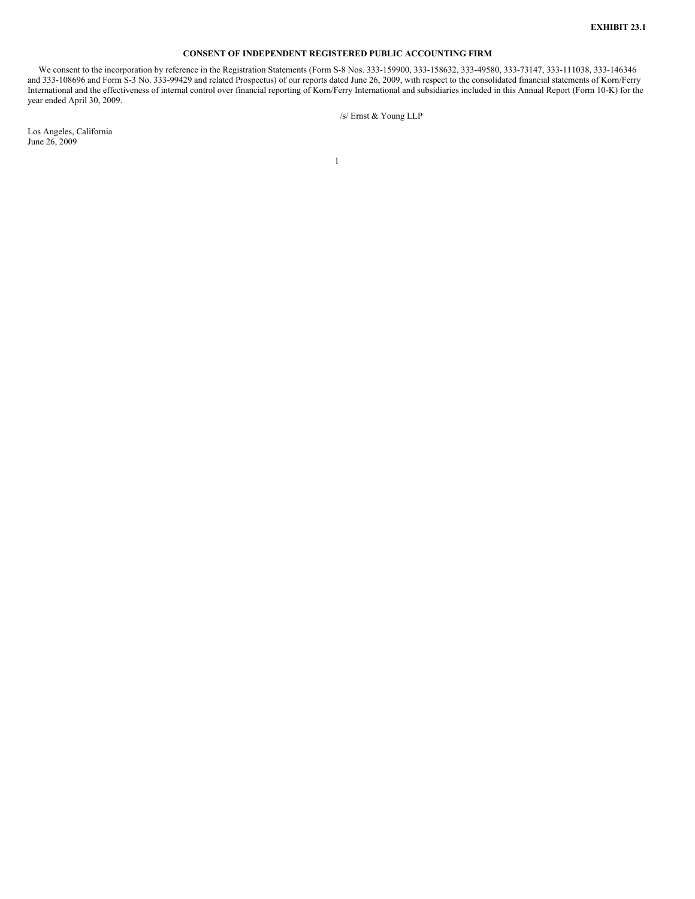**EXHIBIT 23.1**

**CONSENT OF INDEPENDENT REGISTERED PUBLIC ACCOUNTING FIRM**

We consent to the incorporation by reference in the Registration Statements (Form S-8 Nos. 333-159900, 333-158632, 333-49580, 333-73147, 333-111038, 333-146346 and 333-108696 and Form S-3 No. 333-99429 and related Prospectus) of our reports dated June 26, 2009, with respect to the consolidated financial statements of Korn/Ferry International and the effectiveness of internal control over financial reporting of Korn/Ferry International and subsidiaries included in this Annual Report (Form 10-K) for the year ended April 30, 2009.

/s/ Ernst & Young LLP

Los Angeles, California
June 26, 2009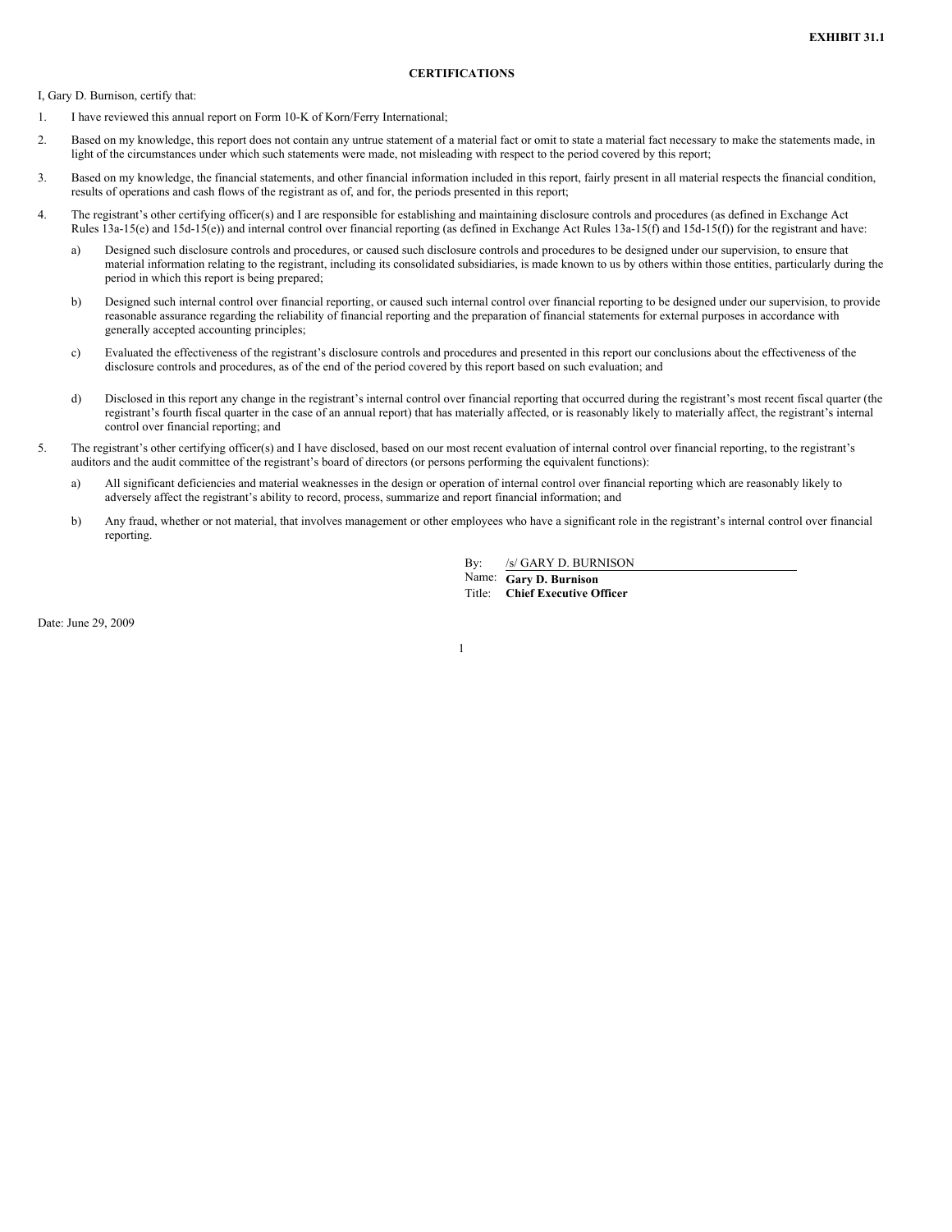**EXHIBIT 31.1**

**CERTIFICATIONS**

I, Gary D. Burnison, certify that:

1. I have reviewed this annual report on Form 10-K of Korn/Ferry International;
2. Based on my knowledge, this report does not contain any untrue statement of a material fact or omit to state a material fact necessary to make the statements made, in light of the circumstances under which such statements were made, not misleading with respect to the period covered by this report;
3. Based on my knowledge, the financial statements, and other financial information included in this report, fairly present in all material respects the financial condition, results of operations and cash flows of the registrant as of, and for, the periods presented in this report;
4. The registrant's other certifying officer(s) and I are responsible for establishing and maintaining disclosure controls and procedures (as defined in Exchange Act Rules 13a-15(e) and 15d-15(e)) and internal control over financial reporting (as defined in Exchange Act Rules 13a-15(f) and 15d-15(f)) for the registrant and have:
   a) Designed such disclosure controls and procedures, or caused such disclosure controls and procedures to be designed under our supervision, to ensure that material information relating to the registrant, including its consolidated subsidiaries, is made known to us by others within those entities, particularly during the period in which this report is being prepared;
   b) Designed such internal control over financial reporting, or caused such internal control over financial reporting to be designed under our supervision, to provide reasonable assurance regarding the reliability of financial reporting and the preparation of financial statements for external purposes in accordance with generally accepted accounting principles;
   c) Evaluated the effectiveness of the registrant's disclosure controls and procedures and presented in this report our conclusions about the effectiveness of the disclosure controls and procedures, as of the end of the period covered by this report based on such evaluation; and
   d) Disclosed in this report any change in the registrant's internal control over financial reporting that occurred during the registrant's most recent fiscal quarter (the registrant's fourth fiscal quarter in the case of an annual report) that has materially affected, or is reasonably likely to materially affect, the registrant's internal control over financial reporting; and
5. The registrant's other certifying officer(s) and I have disclosed, based on our most recent evaluation of internal control over financial reporting, to the registrant's auditors and the audit committee of the registrant's board of directors (or persons performing the equivalent functions):
   a) All significant deficiencies and material weaknesses in the design or operation of internal control over financial reporting which are reasonably likely to adversely affect the registrant's ability to record, process, summarize and report financial information; and
   b) Any fraud, whether or not material, that involves management or other employees who have a significant role in the registrant's internal control over financial reporting.

By: /s/ GARY D. BURNISON
Name: **Gary D. Burnison**
Title: **Chief Executive Officer**

Date: June 29, 2009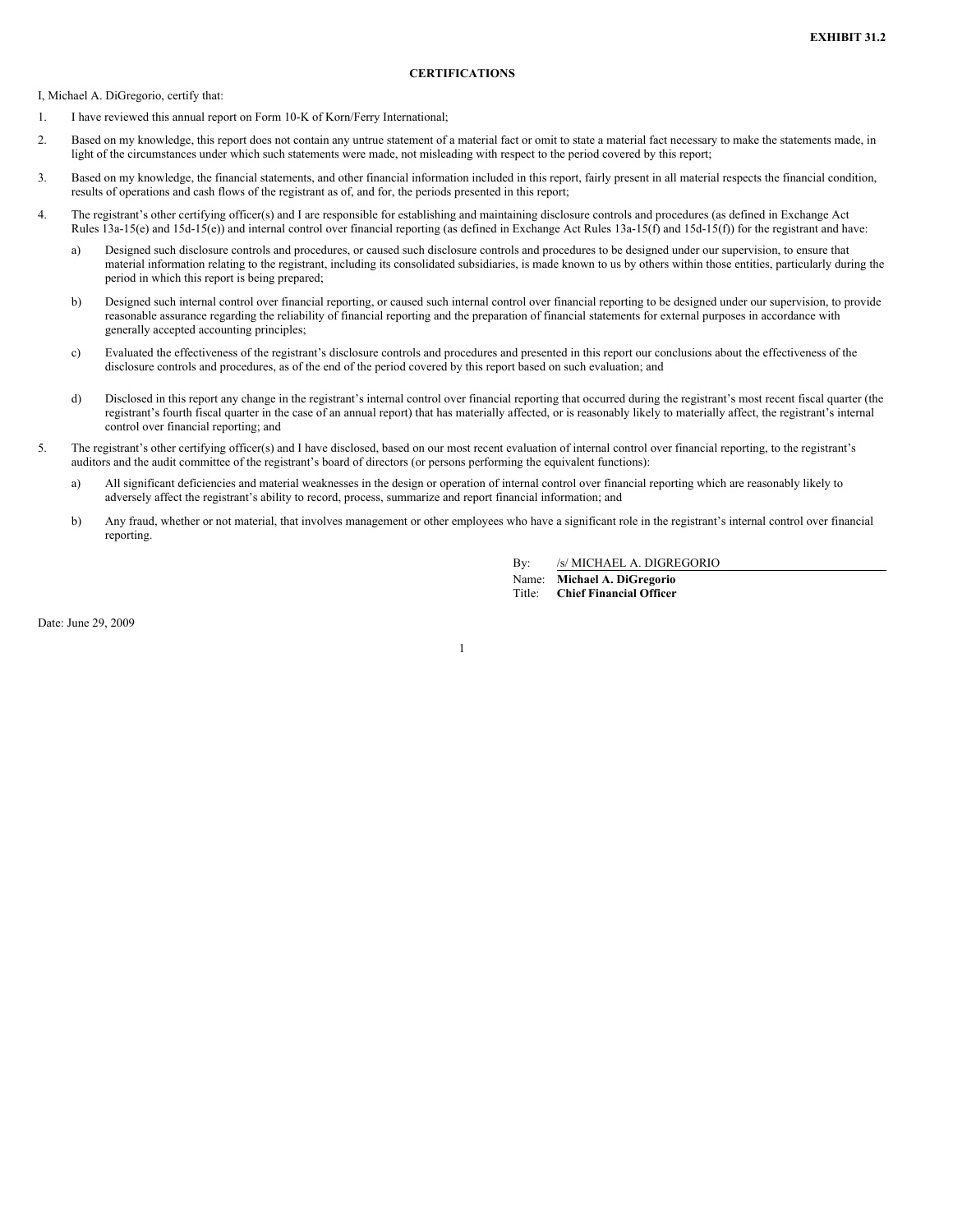**EXHIBIT 31.2**

**CERTIFICATIONS**

I, Michael A. DiGregorio, certify that:

1. I have reviewed this annual report on Form 10-K of Korn/Ferry International;
2. Based on my knowledge, this report does not contain any untrue statement of a material fact or omit to state a material fact necessary to make the statements made, in light of the circumstances under which such statements were made, not misleading with respect to the period covered by this report;
3. Based on my knowledge, the financial statements, and other financial information included in this report, fairly present in all material respects the financial condition, results of operations and cash flows of the registrant as of, and for, the periods presented in this report;
4. The registrant's other certifying officer(s) and I are responsible for establishing and maintaining disclosure controls and procedures (as defined in Exchange Act Rules 13a-15(e) and 15d-15(e)) and internal control over financial reporting (as defined in Exchange Act Rules 13a-15(f) and 15d-15(f)) for the registrant and have:
   a) Designed such disclosure controls and procedures, or caused such disclosure controls and procedures to be designed under our supervision, to ensure that material information relating to the registrant, including its consolidated subsidiaries, is made known to us by others within those entities, particularly during the period in which this report is being prepared;
   b) Designed such internal control over financial reporting, or caused such internal control over financial reporting to be designed under our supervision, to provide reasonable assurance regarding the reliability of financial reporting and the preparation of financial statements for external purposes in accordance with generally accepted accounting principles;
   c) Evaluated the effectiveness of the registrant's disclosure controls and procedures and presented in this report our conclusions about the effectiveness of the disclosure controls and procedures, as of the end of the period covered by this report based on such evaluation; and
   d) Disclosed in this report any change in the registrant's internal control over financial reporting that occurred during the registrant's most recent fiscal quarter (the registrant's fourth fiscal quarter in the case of an annual report) that has materially affected, or is reasonably likely to materially affect, the registrant's internal control over financial reporting; and
5. The registrant's other certifying officer(s) and I have disclosed, based on our most recent evaluation of internal control over financial reporting, to the registrant's auditors and the audit committee of the registrant's board of directors (or persons performing the equivalent functions):
   a) All significant deficiencies and material weaknesses in the design or operation of internal control over financial reporting which are reasonably likely to adversely affect the registrant's ability to record, process, summarize and report financial information; and
   b) Any fraud, whether or not material, that involves management or other employees who have a significant role in the registrant's internal control over financial reporting.

By: /s/ MICHAEL A. DIGREGORIO
Name: **Michael A. DiGregorio**
Title: **Chief Financial Officer**

Date: June 29, 2009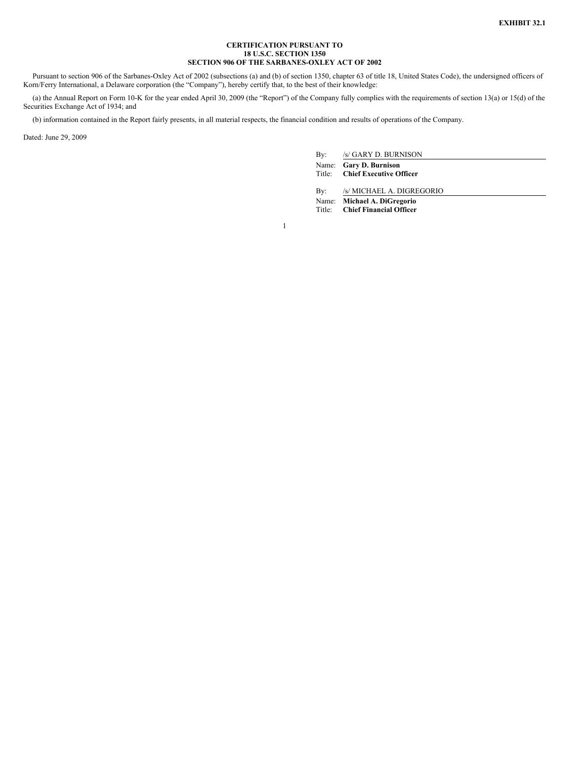**EXHIBIT 32.1**

**CERTIFICATION PURSUANT TO**
**18 U.S.C. SECTION 1350**
**SECTION 906 OF THE SARBANES-OXLEY ACT OF 2002**

Pursuant to section 906 of the Sarbanes-Oxley Act of 2002 (subsections (a) and (b) of section 1350, chapter 63 of title 18, United States Code), the undersigned officers of Korn/Ferry International, a Delaware corporation (the "Company"), hereby certify that, to the best of their knowledge:

(a) the Annual Report on Form 10-K for the year ended April 30, 2009 (the "Report") of the Company fully complies with the requirements of section 13(a) or 15(d) of the Securities Exchange Act of 1934; and

(b) information contained in the Report fairly presents, in all material respects, the financial condition and results of operations of the Company.

Dated: June 29, 2009

By: /s/ GARY D. BURNISON
Name: **Gary D. Burnison**
Title: **Chief Executive Officer**

By: /s/ MICHAEL A. DIGREGORIO
Name: **Michael A. DiGregorio**
Title: **Chief Financial Officer**